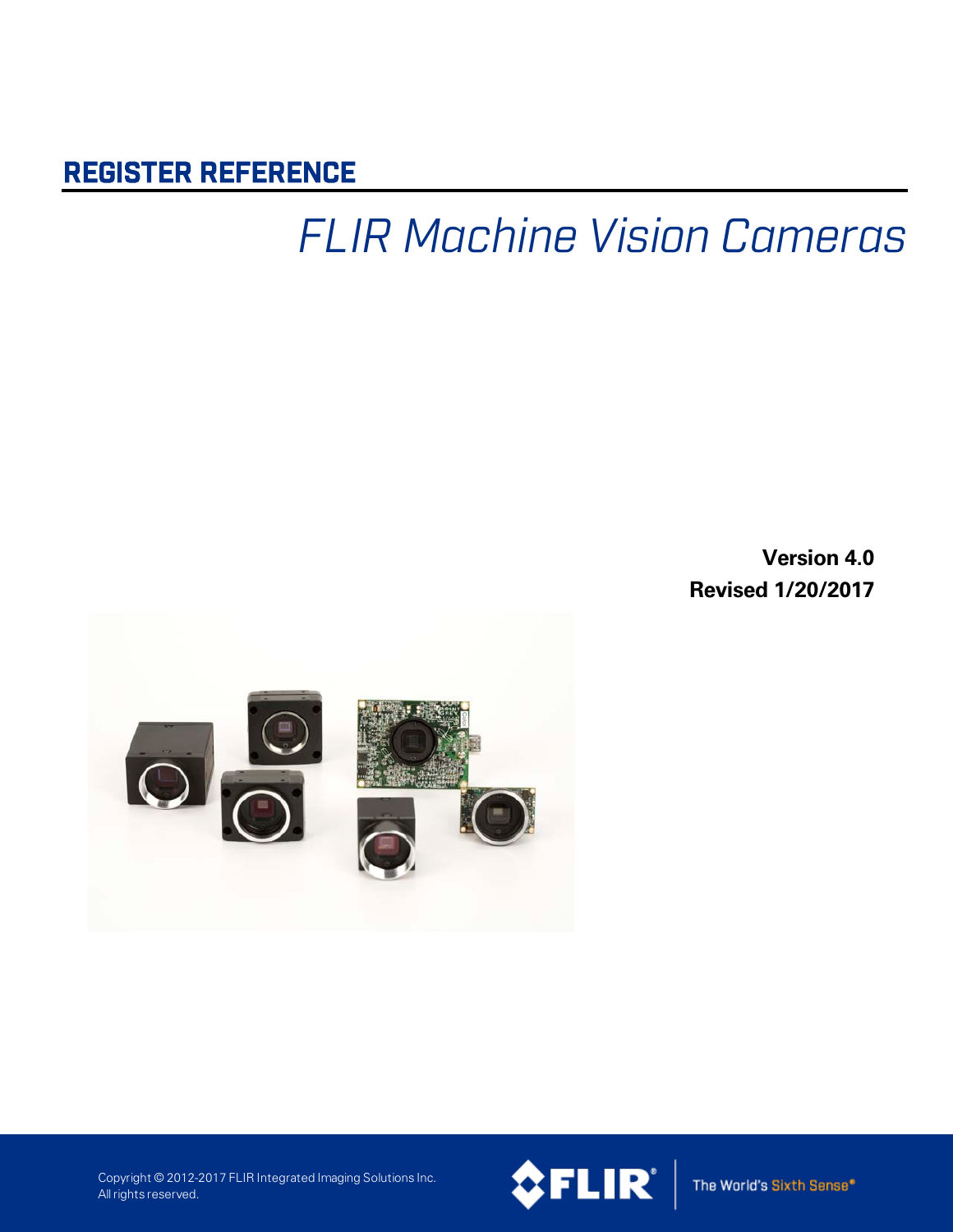# REGISTER REFERENCE

## *FLIR Machine Vision Cameras*

**Version 4.0**
**Revised 1/20/2017**

Copyright © 2012-2017 FLIR Integrated Imaging Solutions Inc.
All rights reserved.

FLIR

The World's Sixth Sense®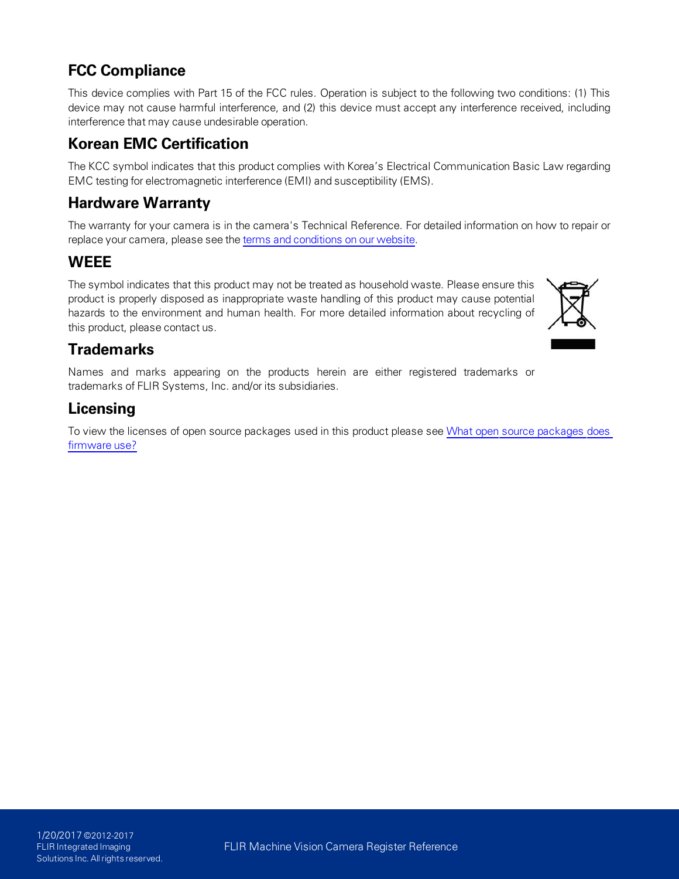## FCC Compliance

This device complies with Part 15 of the FCC rules. Operation is subject to the following two conditions: (1) This device may not cause harmful interference, and (2) this device must accept any interference received, including interference that may cause undesirable operation.

## Korean EMC Certification

The KCC symbol indicates that this product complies with Korea's Electrical Communication Basic Law regarding EMC testing for electromagnetic interference (EMI) and susceptibility (EMS).

## Hardware Warranty

The warranty for your camera is in the camera's Technical Reference. For detailed information on how to repair or replace your camera, please see the terms and conditions on our website.

## WEEE

The symbol indicates that this product may not be treated as household waste. Please ensure this product is properly disposed as inappropriate waste handling of this product may cause potential hazards to the environment and human health. For more detailed information about recycling of this product, please contact us.

## Trademarks

Names and marks appearing on the products herein are either registered trademarks or trademarks of FLIR Systems, Inc. and/or its subsidiaries.

## Licensing

To view the licenses of open source packages used in this product please see What open source packages does firmware use?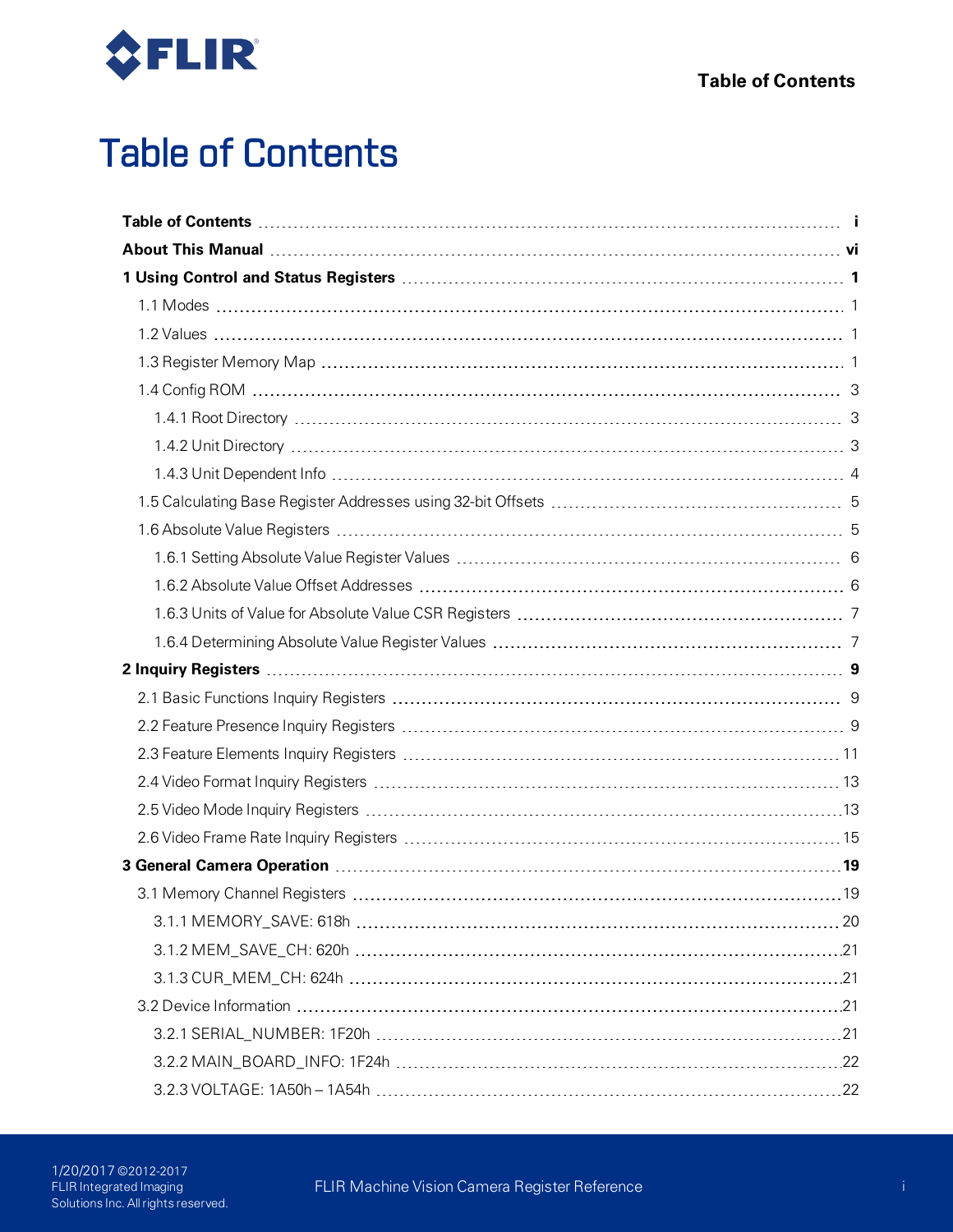# Table of Contents

**Table of Contents** ..... **i**

**About This Manual** ..... **vi**

**1 Using Control and Status Registers** ..... **1**

- 1.1 Modes ..... 1
- 1.2 Values ..... 1
- 1.3 Register Memory Map ..... 1
- 1.4 Config ROM ..... 3
  - 1.4.1 Root Directory ..... 3
  - 1.4.2 Unit Directory ..... 3
  - 1.4.3 Unit Dependent Info ..... 4
- 1.5 Calculating Base Register Addresses using 32-bit Offsets ..... 5
- 1.6 Absolute Value Registers ..... 5
  - 1.6.1 Setting Absolute Value Register Values ..... 6
  - 1.6.2 Absolute Value Offset Addresses ..... 6
  - 1.6.3 Units of Value for Absolute Value CSR Registers ..... 7
  - 1.6.4 Determining Absolute Value Register Values ..... 7

**2 Inquiry Registers** ..... **9**

- 2.1 Basic Functions Inquiry Registers ..... 9
- 2.2 Feature Presence Inquiry Registers ..... 9
- 2.3 Feature Elements Inquiry Registers ..... 11
- 2.4 Video Format Inquiry Registers ..... 13
- 2.5 Video Mode Inquiry Registers ..... 13
- 2.6 Video Frame Rate Inquiry Registers ..... 15

**3 General Camera Operation** ..... **19**

- 3.1 Memory Channel Registers ..... 19
  - 3.1.1 MEMORY_SAVE: 618h ..... 20
  - 3.1.2 MEM_SAVE_CH: 620h ..... 21
  - 3.1.3 CUR_MEM_CH: 624h ..... 21
- 3.2 Device Information ..... 21
  - 3.2.1 SERIAL_NUMBER: 1F20h ..... 21
  - 3.2.2 MAIN_BOARD_INFO: 1F24h ..... 22
  - 3.2.3 VOLTAGE: 1A50h – 1A54h ..... 22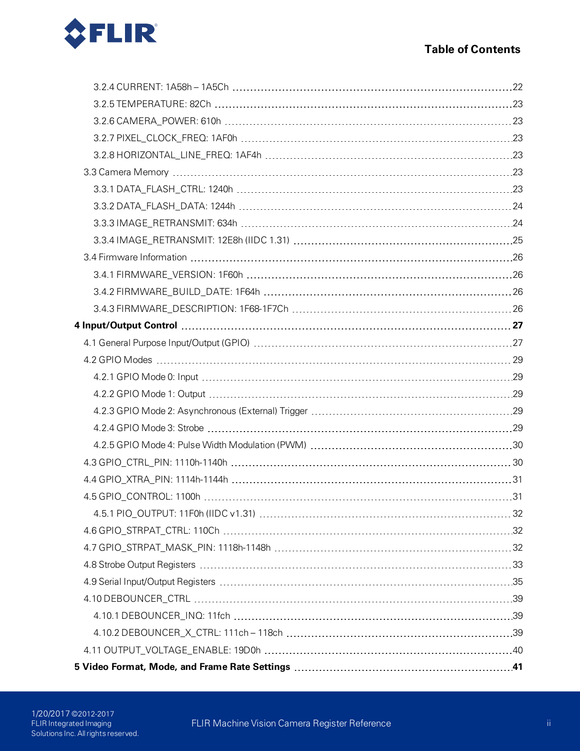3.2.4 CURRENT: 1A58h – 1A5Ch ........ 22
3.2.5 TEMPERATURE: 82Ch ........ 23
3.2.6 CAMERA_POWER: 610h ........ 23
3.2.7 PIXEL_CLOCK_FREQ: 1AF0h ........ 23
3.2.8 HORIZONTAL_LINE_FREQ: 1AF4h ........ 23
3.3 Camera Memory ........ 23
3.3.1 DATA_FLASH_CTRL: 1240h ........ 23
3.3.2 DATA_FLASH_DATA: 1244h ........ 24
3.3.3 IMAGE_RETRANSMIT: 634h ........ 24
3.3.4 IMAGE_RETRANSMIT: 12E8h (IIDC 1.31) ........ 25
3.4 Firmware Information ........ 26
3.4.1 FIRMWARE_VERSION: 1F60h ........ 26
3.4.2 FIRMWARE_BUILD_DATE: 1F64h ........ 26
3.4.3 FIRMWARE_DESCRIPTION: 1F68-1F7Ch ........ 26

**4 Input/Output Control ........ 27**

4.1 General Purpose Input/Output (GPIO) ........ 27
4.2 GPIO Modes ........ 29
4.2.1 GPIO Mode 0: Input ........ 29
4.2.2 GPIO Mode 1: Output ........ 29
4.2.3 GPIO Mode 2: Asynchronous (External) Trigger ........ 29
4.2.4 GPIO Mode 3: Strobe ........ 29
4.2.5 GPIO Mode 4: Pulse Width Modulation (PWM) ........ 30
4.3 GPIO_CTRL_PIN: 1110h-1140h ........ 30
4.4 GPIO_XTRA_PIN: 1114h-1144h ........ 31
4.5 GPIO_CONTROL: 1100h ........ 31
4.5.1 PIO_OUTPUT: 11F0h (IIDC v1.31) ........ 32
4.6 GPIO_STRPAT_CTRL: 110Ch ........ 32
4.7 GPIO_STRPAT_MASK_PIN: 1118h-1148h ........ 32
4.8 Strobe Output Registers ........ 33
4.9 Serial Input/Output Registers ........ 35
4.10 DEBOUNCER_CTRL ........ 39
4.10.1 DEBOUNCER_INQ: 11fch ........ 39
4.10.2 DEBOUNCER_X_CTRL: 111ch – 118ch ........ 39
4.11 OUTPUT_VOLTAGE_ENABLE: 19D0h ........ 40

**5 Video Format, Mode, and Frame Rate Settings ........ 41**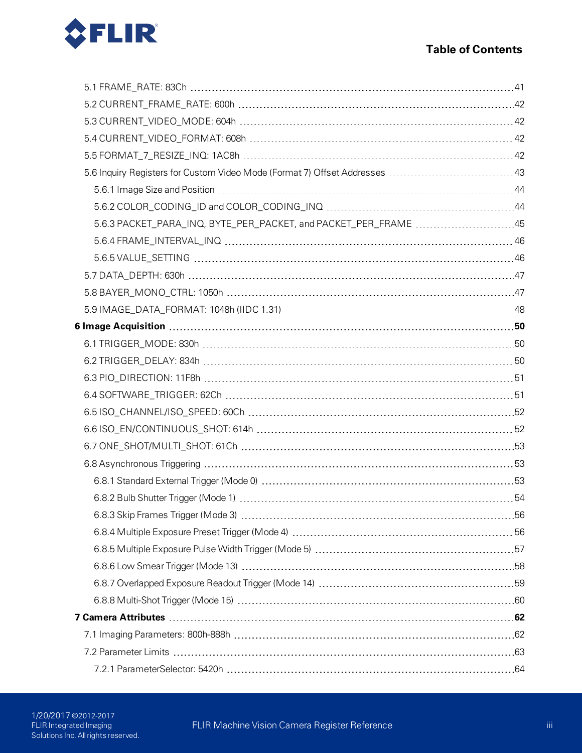5.1 FRAME_RATE: 83Ch ..... 41

5.2 CURRENT_FRAME_RATE: 600h ..... 42

5.3 CURRENT_VIDEO_MODE: 604h ..... 42

5.4 CURRENT_VIDEO_FORMAT: 608h ..... 42

5.5 FORMAT_7_RESIZE_INQ: 1AC8h ..... 42

5.6 Inquiry Registers for Custom Video Mode (Format 7) Offset Addresses ..... 43

- 5.6.1 Image Size and Position ..... 44
- 5.6.2 COLOR_CODING_ID and COLOR_CODING_INQ ..... 44
- 5.6.3 PACKET_PARA_INQ, BYTE_PER_PACKET, and PACKET_PER_FRAME ..... 45
- 5.6.4 FRAME_INTERVAL_INQ ..... 46
- 5.6.5 VALUE_SETTING ..... 46

5.7 DATA_DEPTH: 630h ..... 47

5.8 BAYER_MONO_CTRL: 1050h ..... 47

5.9 IMAGE_DATA_FORMAT: 1048h (IIDC 1.31) ..... 48

**6 Image Acquisition ..... 50**

6.1 TRIGGER_MODE: 830h ..... 50

6.2 TRIGGER_DELAY: 834h ..... 50

6.3 PIO_DIRECTION: 11F8h ..... 51

6.4 SOFTWARE_TRIGGER: 62Ch ..... 51

6.5 ISO_CHANNEL/ISO_SPEED: 60Ch ..... 52

6.6 ISO_EN/CONTINUOUS_SHOT: 614h ..... 52

6.7 ONE_SHOT/MULTI_SHOT: 61Ch ..... 53

6.8 Asynchronous Triggering ..... 53

- 6.8.1 Standard External Trigger (Mode 0) ..... 53
- 6.8.2 Bulb Shutter Trigger (Mode 1) ..... 54
- 6.8.3 Skip Frames Trigger (Mode 3) ..... 56
- 6.8.4 Multiple Exposure Preset Trigger (Mode 4) ..... 56
- 6.8.5 Multiple Exposure Pulse Width Trigger (Mode 5) ..... 57
- 6.8.6 Low Smear Trigger (Mode 13) ..... 58
- 6.8.7 Overlapped Exposure Readout Trigger (Mode 14) ..... 59
- 6.8.8 Multi-Shot Trigger (Mode 15) ..... 60

**7 Camera Attributes ..... 62**

7.1 Imaging Parameters: 800h-888h ..... 62

7.2 Parameter Limits ..... 63

- 7.2.1 ParameterSelector: 5420h ..... 64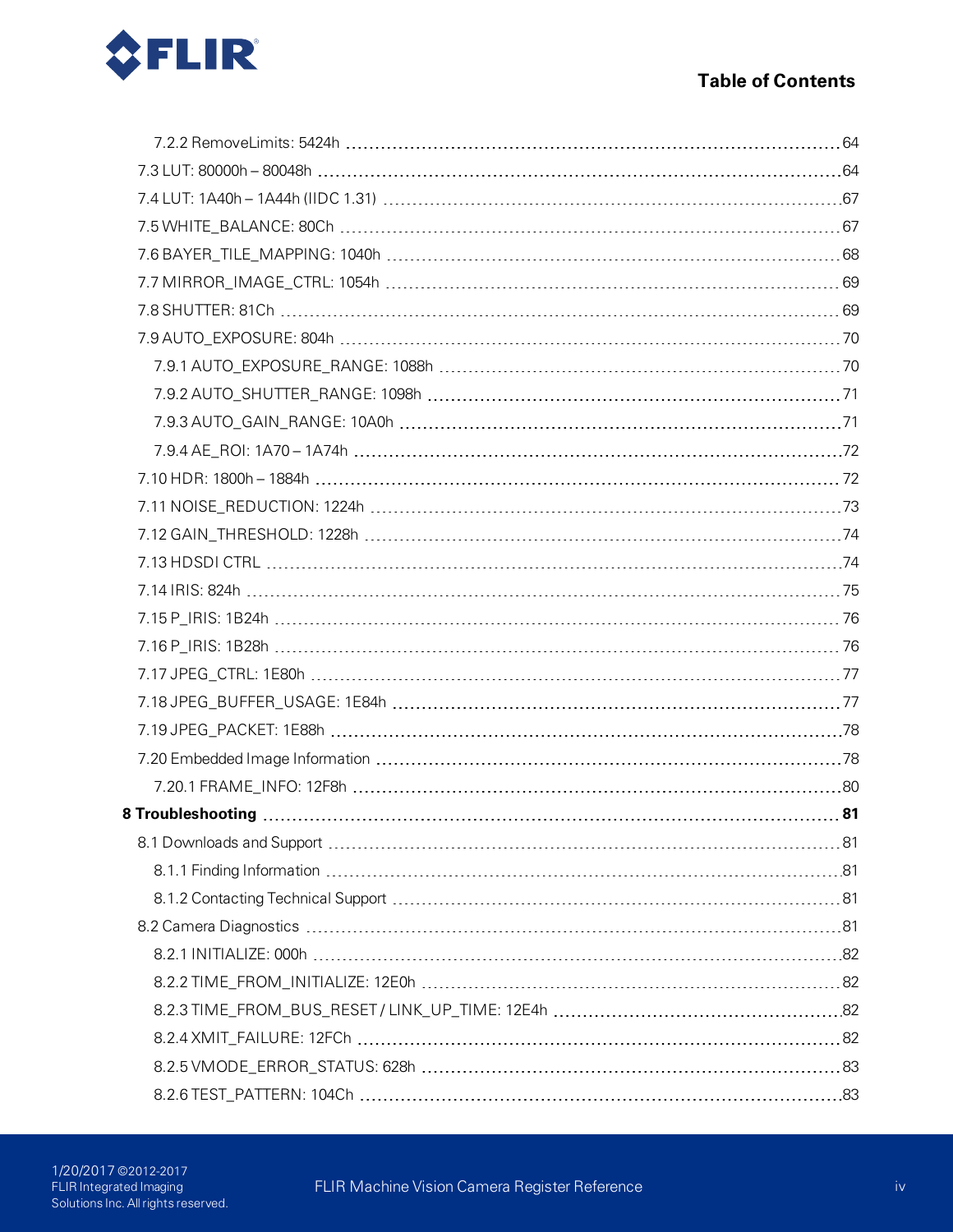7.2.2 RemoveLimits: 5424h 64

7.3 LUT: 80000h – 80048h 64

7.4 LUT: 1A40h – 1A44h (IIDC 1.31) 67

7.5 WHITE_BALANCE: 80Ch 67

7.6 BAYER_TILE_MAPPING: 1040h 68

7.7 MIRROR_IMAGE_CTRL: 1054h 69

7.8 SHUTTER: 81Ch 69

7.9 AUTO_EXPOSURE: 804h 70

7.9.1 AUTO_EXPOSURE_RANGE: 1088h 70

7.9.2 AUTO_SHUTTER_RANGE: 1098h 71

7.9.3 AUTO_GAIN_RANGE: 10A0h 71

7.9.4 AE_ROI: 1A70 – 1A74h 72

7.10 HDR: 1800h – 1884h 72

7.11 NOISE_REDUCTION: 1224h 73

7.12 GAIN_THRESHOLD: 1228h 74

7.13 HDSDI CTRL 74

7.14 IRIS: 824h 75

7.15 P_IRIS: 1B24h 76

7.16 P_IRIS: 1B28h 76

7.17 JPEG_CTRL: 1E80h 77

7.18 JPEG_BUFFER_USAGE: 1E84h 77

7.19 JPEG_PACKET: 1E88h 78

7.20 Embedded Image Information 78

7.20.1 FRAME_INFO: 12F8h 80

**8 Troubleshooting 81**

8.1 Downloads and Support 81

8.1.1 Finding Information 81

8.1.2 Contacting Technical Support 81

8.2 Camera Diagnostics 81

8.2.1 INITIALIZE: 000h 82

8.2.2 TIME_FROM_INITIALIZE: 12E0h 82

8.2.3 TIME_FROM_BUS_RESET / LINK_UP_TIME: 12E4h 82

8.2.4 XMIT_FAILURE: 12FCh 82

8.2.5 VMODE_ERROR_STATUS: 628h 83

8.2.6 TEST_PATTERN: 104Ch 83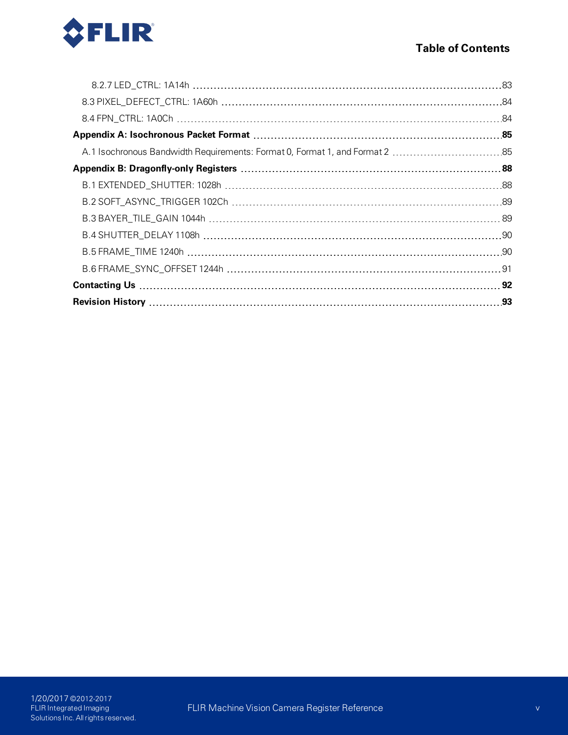8.2.7 LED_CTRL: 1A14h ... 83

8.3 PIXEL_DEFECT_CTRL: 1A60h ... 84

8.4 FPN_CTRL: 1A0Ch ... 84

**Appendix A: Isochronous Packet Format ... 85**

A.1 Isochronous Bandwidth Requirements: Format 0, Format 1, and Format 2 ... 85

**Appendix B: Dragonfly-only Registers ... 88**

B.1 EXTENDED_SHUTTER: 1028h ... 88

B.2 SOFT_ASYNC_TRIGGER 102Ch ... 89

B.3 BAYER_TILE_GAIN 1044h ... 89

B.4 SHUTTER_DELAY 1108h ... 90

B.5 FRAME_TIME 1240h ... 90

B.6 FRAME_SYNC_OFFSET 1244h ... 91

**Contacting Us ... 92**

**Revision History ... 93**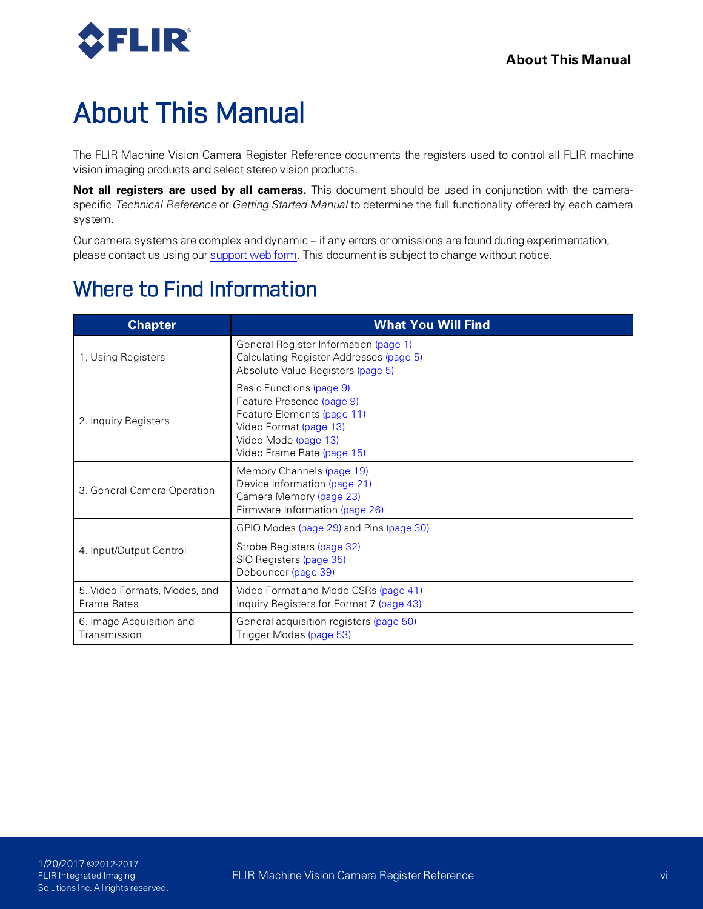# About This Manual

The FLIR Machine Vision Camera Register Reference documents the registers used to control all FLIR machine vision imaging products and select stereo vision products.

**Not all registers are used by all cameras.** This document should be used in conjunction with the camera-specific *Technical Reference* or *Getting Started Manual* to determine the full functionality offered by each camera system.

Our camera systems are complex and dynamic – if any errors or omissions are found during experimentation, please contact us using our support web form. This document is subject to change without notice.

## Where to Find Information

| Chapter | What You Will Find |
|---|---|
| 1. Using Registers | General Register Information (page 1)<br>Calculating Register Addresses (page 5)<br>Absolute Value Registers (page 5) |
| 2. Inquiry Registers | Basic Functions (page 9)<br>Feature Presence (page 9)<br>Feature Elements (page 11)<br>Video Format (page 13)<br>Video Mode (page 13)<br>Video Frame Rate (page 15) |
| 3. General Camera Operation | Memory Channels (page 19)<br>Device Information (page 21)<br>Camera Memory (page 23)<br>Firmware Information (page 26) |
| 4. Input/Output Control | GPIO Modes (page 29) and Pins (page 30)<br>Strobe Registers (page 32)<br>SIO Registers (page 35)<br>Debouncer (page 39) |
| 5. Video Formats, Modes, and Frame Rates | Video Format and Mode CSRs (page 41)<br>Inquiry Registers for Format 7 (page 43) |
| 6. Image Acquisition and Transmission | General acquisition registers (page 50)<br>Trigger Modes (page 53) |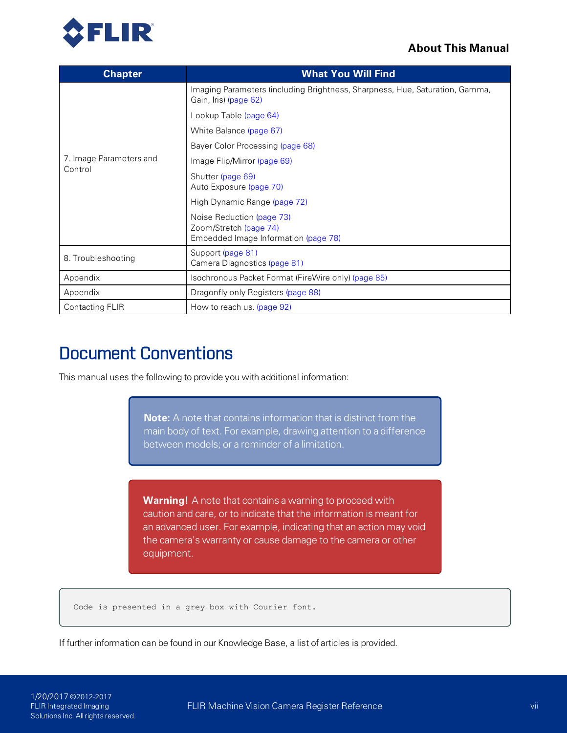| Chapter | What You Will Find |
|---|---|
| 7. Image Parameters and Control | Imaging Parameters (including Brightness, Sharpness, Hue, Saturation, Gamma, Gain, Iris) (page 62)<br>Lookup Table (page 64)<br>White Balance (page 67)<br>Bayer Color Processing (page 68)<br>Image Flip/Mirror (page 69)<br>Shutter (page 69)<br>Auto Exposure (page 70)<br>High Dynamic Range (page 72)<br>Noise Reduction (page 73)<br>Zoom/Stretch (page 74)<br>Embedded Image Information (page 78) |
| 8. Troubleshooting | Support (page 81)<br>Camera Diagnostics (page 81) |
| Appendix | Isochronous Packet Format (FireWire only) (page 85) |
| Appendix | Dragonfly only Registers (page 88) |
| Contacting FLIR | How to reach us. (page 92) |

# Document Conventions

This manual uses the following to provide you with additional information:

**Note:** A note that contains information that is distinct from the main body of text. For example, drawing attention to a difference between models; or a reminder of a limitation.

**Warning!** A note that contains a warning to proceed with caution and care, or to indicate that the information is meant for an advanced user. For example, indicating that an action may void the camera's warranty or cause damage to the camera or other equipment.

```
Code is presented in a grey box with Courier font.
```

If further information can be found in our Knowledge Base, a list of articles is provided.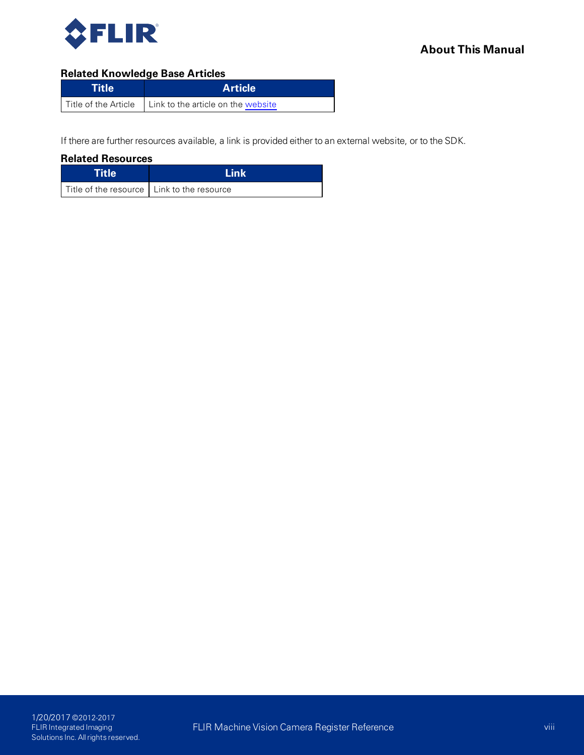### Related Knowledge Base Articles

| Title | Article |
| --- | --- |
| Title of the Article | Link to the article on the website |

If there are further resources available, a link is provided either to an external website, or to the SDK.

### Related Resources

| Title | Link |
| --- | --- |
| Title of the resource | Link to the resource |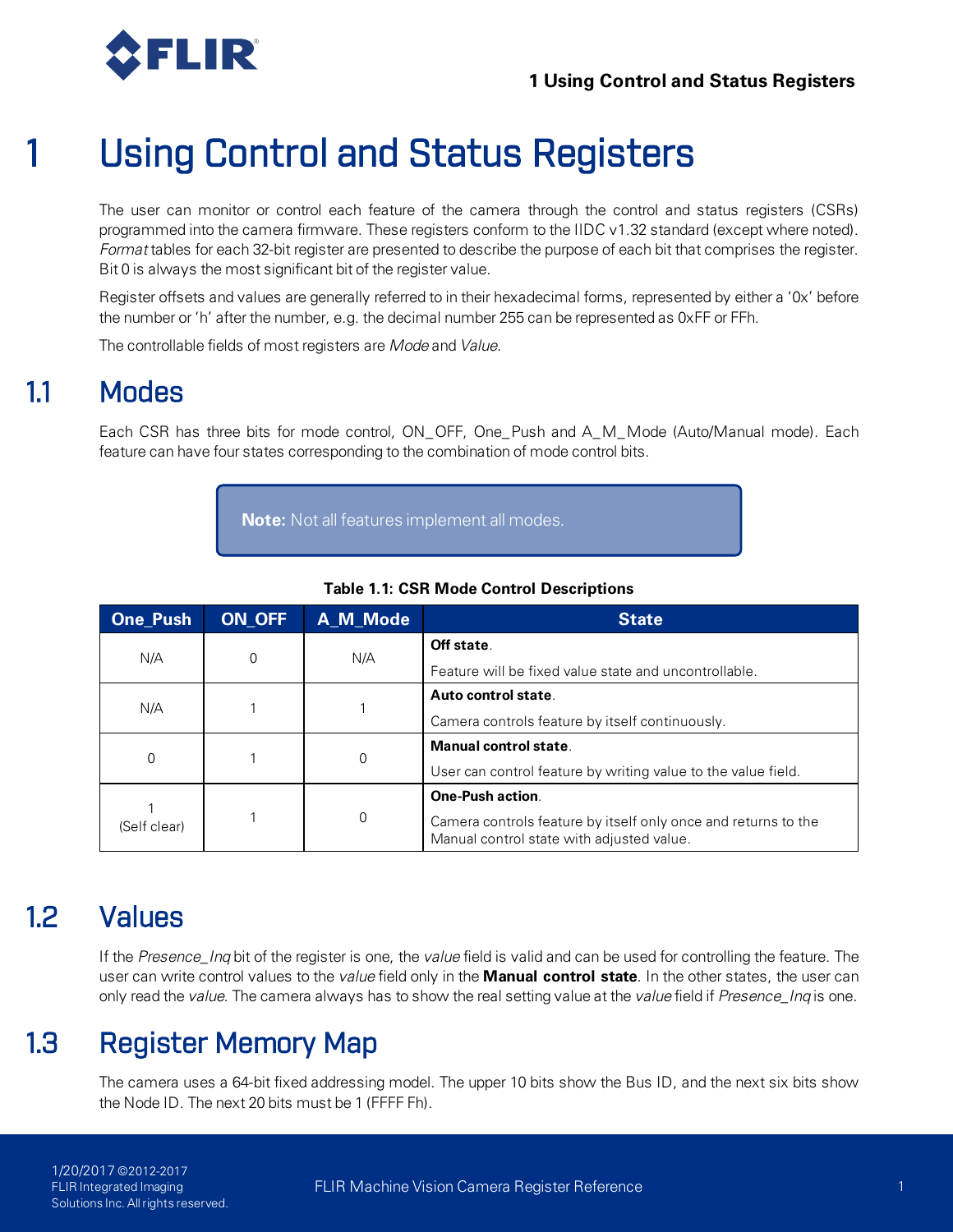# 1 Using Control and Status Registers

The user can monitor or control each feature of the camera through the control and status registers (CSRs) programmed into the camera firmware. These registers conform to the IIDC v1.32 standard (except where noted). *Format* tables for each 32-bit register are presented to describe the purpose of each bit that comprises the register. Bit 0 is always the most significant bit of the register value.

Register offsets and values are generally referred to in their hexadecimal forms, represented by either a '0x' before the number or 'h' after the number, e.g. the decimal number 255 can be represented as 0xFF or FFh.

The controllable fields of most registers are *Mode* and *Value*.

## 1.1 Modes

Each CSR has three bits for mode control, ON_OFF, One_Push and A_M_Mode (Auto/Manual mode). Each feature can have four states corresponding to the combination of mode control bits.

**Note:** Not all features implement all modes.

**Table 1.1: CSR Mode Control Descriptions**

| One_Push | ON_OFF | A_M_Mode | State |
|---|---|---|---|
| N/A | 0 | N/A | **Off state**. Feature will be fixed value state and uncontrollable. |
| N/A | 1 | 1 | **Auto control state**. Camera controls feature by itself continuously. |
| 0 | 1 | 0 | **Manual control state**. User can control feature by writing value to the value field. |
| 1 (Self clear) | 1 | 0 | **One-Push action**. Camera controls feature by itself only once and returns to the Manual control state with adjusted value. |

## 1.2 Values

If the *Presence_Inq* bit of the register is one, the *value* field is valid and can be used for controlling the feature. The user can write control values to the *value* field only in the **Manual control state**. In the other states, the user can only read the *value*. The camera always has to show the real setting value at the *value* field if *Presence_Inq* is one.

## 1.3 Register Memory Map

The camera uses a 64-bit fixed addressing model. The upper 10 bits show the Bus ID, and the next six bits show the Node ID. The next 20 bits must be 1 (FFFF Fh).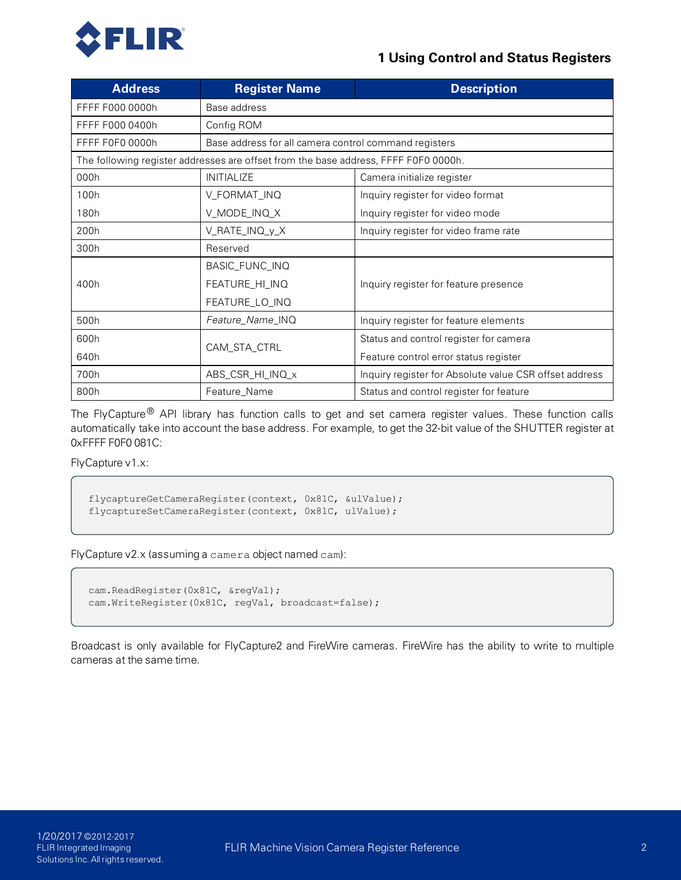| Address | Register Name | Description |
|---|---|---|
| FFFF F000 0000h | Base address | |
| FFFF F000 0400h | Config ROM | |
| FFFF F0F0 0000h | Base address for all camera control command registers | |
| The following register addresses are offset from the base address, FFFF F0F0 0000h. | | |
| 000h | INITIALIZE | Camera initialize register |
| 100h<br>180h | V_FORMAT_INQ<br>V_MODE_INQ_X | Inquiry register for video format<br>Inquiry register for video mode |
| 200h | V_RATE_INQ_y_X | Inquiry register for video frame rate |
| 300h | Reserved | |
| 400h | BASIC_FUNC_INQ<br>FEATURE_HI_INQ<br>FEATURE_LO_INQ | Inquiry register for feature presence |
| 500h | *Feature_Name*_INQ | Inquiry register for feature elements |
| 600h<br>640h | CAM_STA_CTRL | Status and control register for camera<br>Feature control error status register |
| 700h | ABS_CSR_HI_INQ_x | Inquiry register for Absolute value CSR offset address |
| 800h | Feature_Name | Status and control register for feature |

The FlyCapture® API library has function calls to get and set camera register values. These function calls automatically take into account the base address. For example, to get the 32-bit value of the SHUTTER register at 0xFFFF F0F0 081C:

FlyCapture v1.x:

```
flycaptureGetCameraRegister(context, 0x81C, &ulValue);
flycaptureSetCameraRegister(context, 0x81C, ulValue);
```

FlyCapture v2.x (assuming a `camera` object named `cam`):

```
cam.ReadRegister(0x81C, &regVal);
cam.WriteRegister(0x81C, regVal, broadcast=false);
```

Broadcast is only available for FlyCapture2 and FireWire cameras. FireWire has the ability to write to multiple cameras at the same time.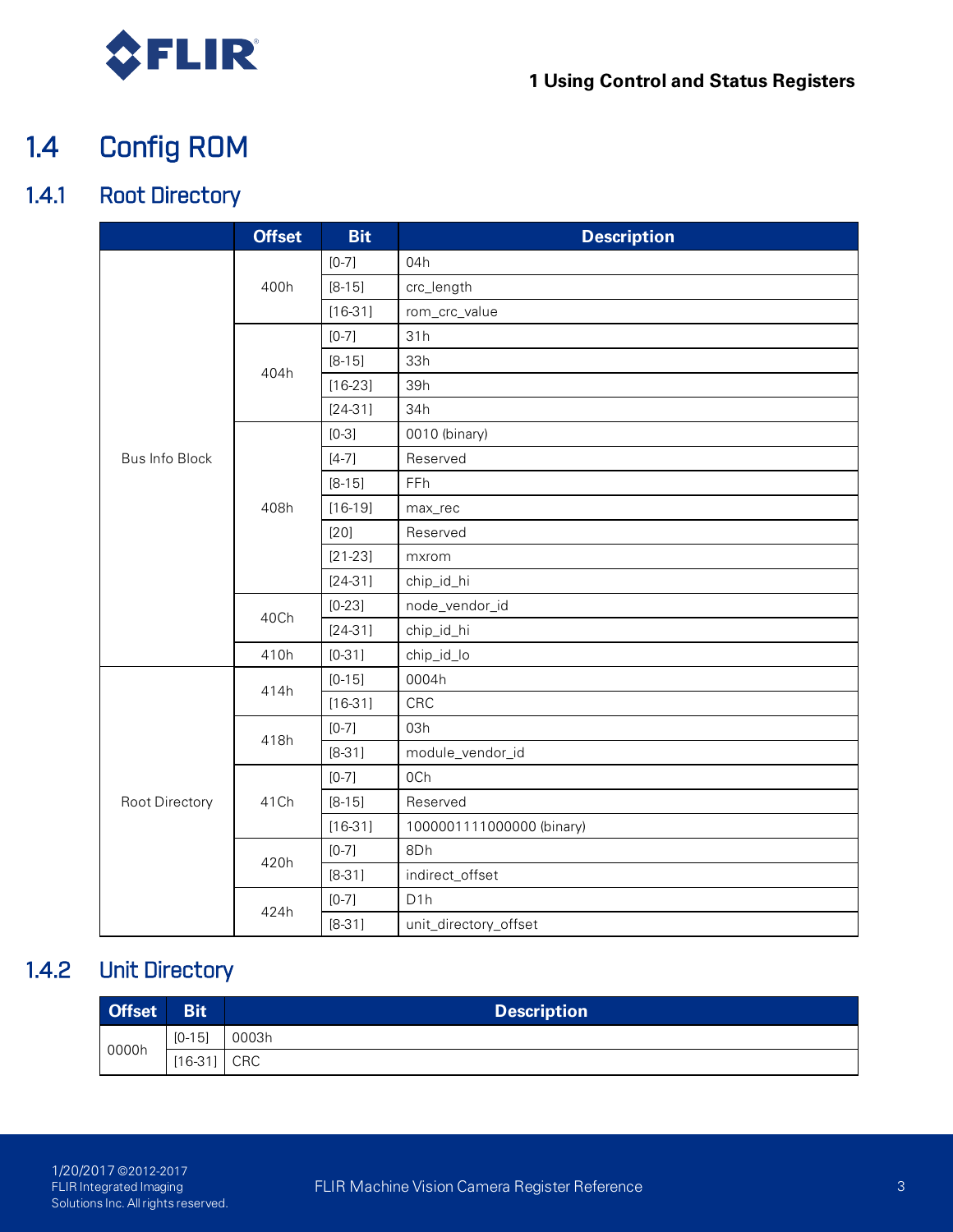## 1.4 Config ROM

### 1.4.1 Root Directory

| | Offset | Bit | Description |
|---|---|---|---|
| Bus Info Block | 400h | [0-7] | 04h |
| | | [8-15] | crc_length |
| | | [16-31] | rom_crc_value |
| | 404h | [0-7] | 31h |
| | | [8-15] | 33h |
| | | [16-23] | 39h |
| | | [24-31] | 34h |
| | 408h | [0-3] | 0010 (binary) |
| | | [4-7] | Reserved |
| | | [8-15] | FFh |
| | | [16-19] | max_rec |
| | | [20] | Reserved |
| | | [21-23] | mxrom |
| | | [24-31] | chip_id_hi |
| | 40Ch | [0-23] | node_vendor_id |
| | | [24-31] | chip_id_hi |
| | 410h | [0-31] | chip_id_lo |
| Root Directory | 414h | [0-15] | 0004h |
| | | [16-31] | CRC |
| | 418h | [0-7] | 03h |
| | | [8-31] | module_vendor_id |
| | 41Ch | [0-7] | 0Ch |
| | | [8-15] | Reserved |
| | | [16-31] | 1000001111000000 (binary) |
| | 420h | [0-7] | 8Dh |
| | | [8-31] | indirect_offset |
| | 424h | [0-7] | D1h |
| | | [8-31] | unit_directory_offset |

### 1.4.2 Unit Directory

| Offset | Bit | Description |
|---|---|---|
| 0000h | [0-15] | 0003h |
| | [16-31] | CRC |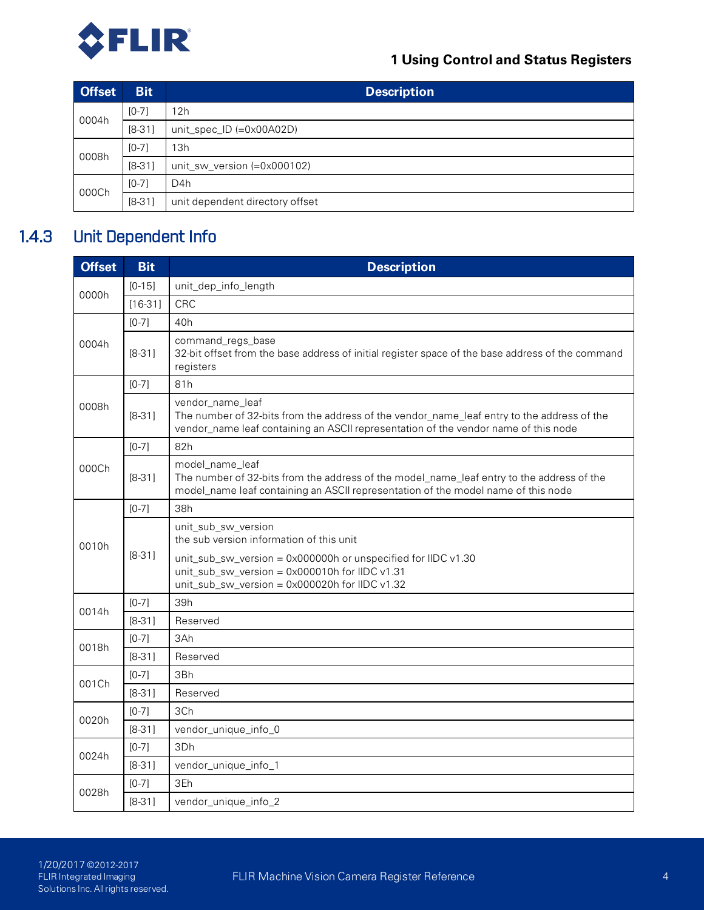| Offset | Bit | Description |
|---|---|---|
| 0004h | [0-7] | 12h |
| | [8-31] | unit_spec_ID (=0x00A02D) |
| 0008h | [0-7] | 13h |
| | [8-31] | unit_sw_version (=0x000102) |
| 000Ch | [0-7] | D4h |
| | [8-31] | unit dependent directory offset |

### 1.4.3 Unit Dependent Info

| Offset | Bit | Description |
|---|---|---|
| 0000h | [0-15] | unit_dep_info_length |
| | [16-31] | CRC |
| 0004h | [0-7] | 40h |
| | [8-31] | command_regs_base<br>32-bit offset from the base address of initial register space of the base address of the command registers |
| 0008h | [0-7] | 81h |
| | [8-31] | vendor_name_leaf<br>The number of 32-bits from the address of the vendor_name_leaf entry to the address of the vendor_name leaf containing an ASCII representation of the vendor name of this node |
| 000Ch | [0-7] | 82h |
| | [8-31] | model_name_leaf<br>The number of 32-bits from the address of the model_name_leaf entry to the address of the model_name leaf containing an ASCII representation of the model name of this node |
| 0010h | [0-7] | 38h |
| | [8-31] | unit_sub_sw_version<br>the sub version information of this unit<br>unit_sub_sw_version = 0x000000h or unspecified for IIDC v1.30<br>unit_sub_sw_version = 0x000010h for IIDC v1.31<br>unit_sub_sw_version = 0x000020h for IIDC v1.32 |
| 0014h | [0-7] | 39h |
| | [8-31] | Reserved |
| 0018h | [0-7] | 3Ah |
| | [8-31] | Reserved |
| 001Ch | [0-7] | 3Bh |
| | [8-31] | Reserved |
| 0020h | [0-7] | 3Ch |
| | [8-31] | vendor_unique_info_0 |
| 0024h | [0-7] | 3Dh |
| | [8-31] | vendor_unique_info_1 |
| 0028h | [0-7] | 3Eh |
| | [8-31] | vendor_unique_info_2 |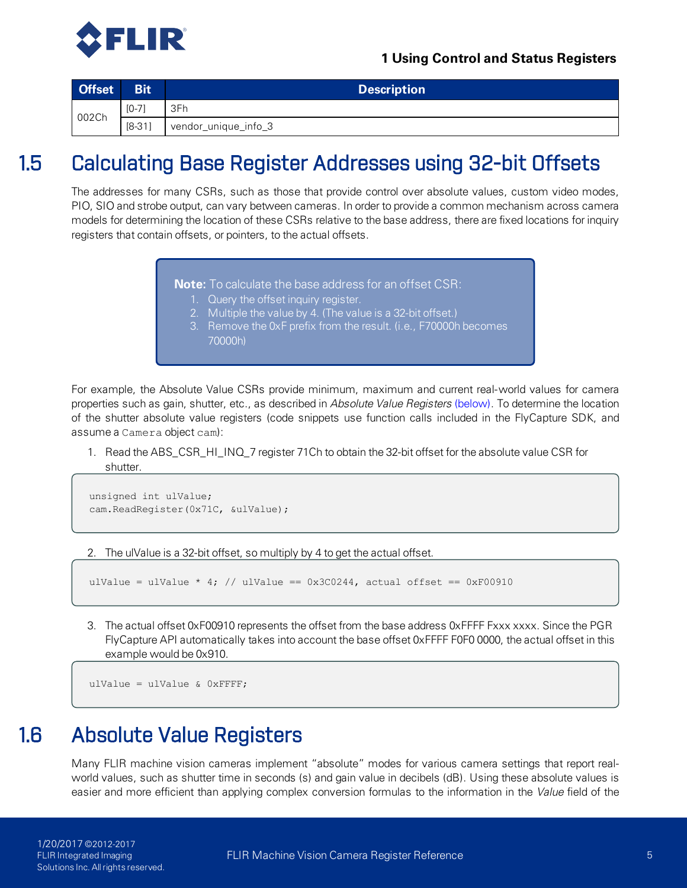| Offset | Bit | Description |
|---|---|---|
| 002Ch | [0-7] | 3Fh |
| | [8-31] | vendor_unique_info_3 |

## 1.5 Calculating Base Register Addresses using 32-bit Offsets

The addresses for many CSRs, such as those that provide control over absolute values, custom video modes, PIO, SIO and strobe output, can vary between cameras. In order to provide a common mechanism across camera models for determining the location of these CSRs relative to the base address, there are fixed locations for inquiry registers that contain offsets, or pointers, to the actual offsets.

> **Note:** To calculate the base address for an offset CSR:
> 1. Query the offset inquiry register.
> 2. Multiple the value by 4. (The value is a 32-bit offset.)
> 3. Remove the 0xF prefix from the result. (i.e., F70000h becomes 70000h)

For example, the Absolute Value CSRs provide minimum, maximum and current real-world values for camera properties such as gain, shutter, etc., as described in *Absolute Value Registers* (below). To determine the location of the shutter absolute value registers (code snippets use function calls included in the FlyCapture SDK, and assume a `Camera` object `cam`):

1. Read the ABS_CSR_HI_INQ_7 register 71Ch to obtain the 32-bit offset for the absolute value CSR for shutter.

```
unsigned int ulValue;
cam.ReadRegister(0x71C, &ulValue);
```

2. The ulValue is a 32-bit offset, so multiply by 4 to get the actual offset.

```
ulValue = ulValue * 4; // ulValue == 0x3C0244, actual offset == 0xF00910
```

3. The actual offset 0xF00910 represents the offset from the base address 0xFFFF Fxxx xxxx. Since the PGR FlyCapture API automatically takes into account the base offset 0xFFFF F0F0 0000, the actual offset in this example would be 0x910.

```
ulValue = ulValue & 0xFFFF;
```

## 1.6 Absolute Value Registers

Many FLIR machine vision cameras implement "absolute" modes for various camera settings that report real-world values, such as shutter time in seconds (s) and gain value in decibels (dB). Using these absolute values is easier and more efficient than applying complex conversion formulas to the information in the *Value* field of the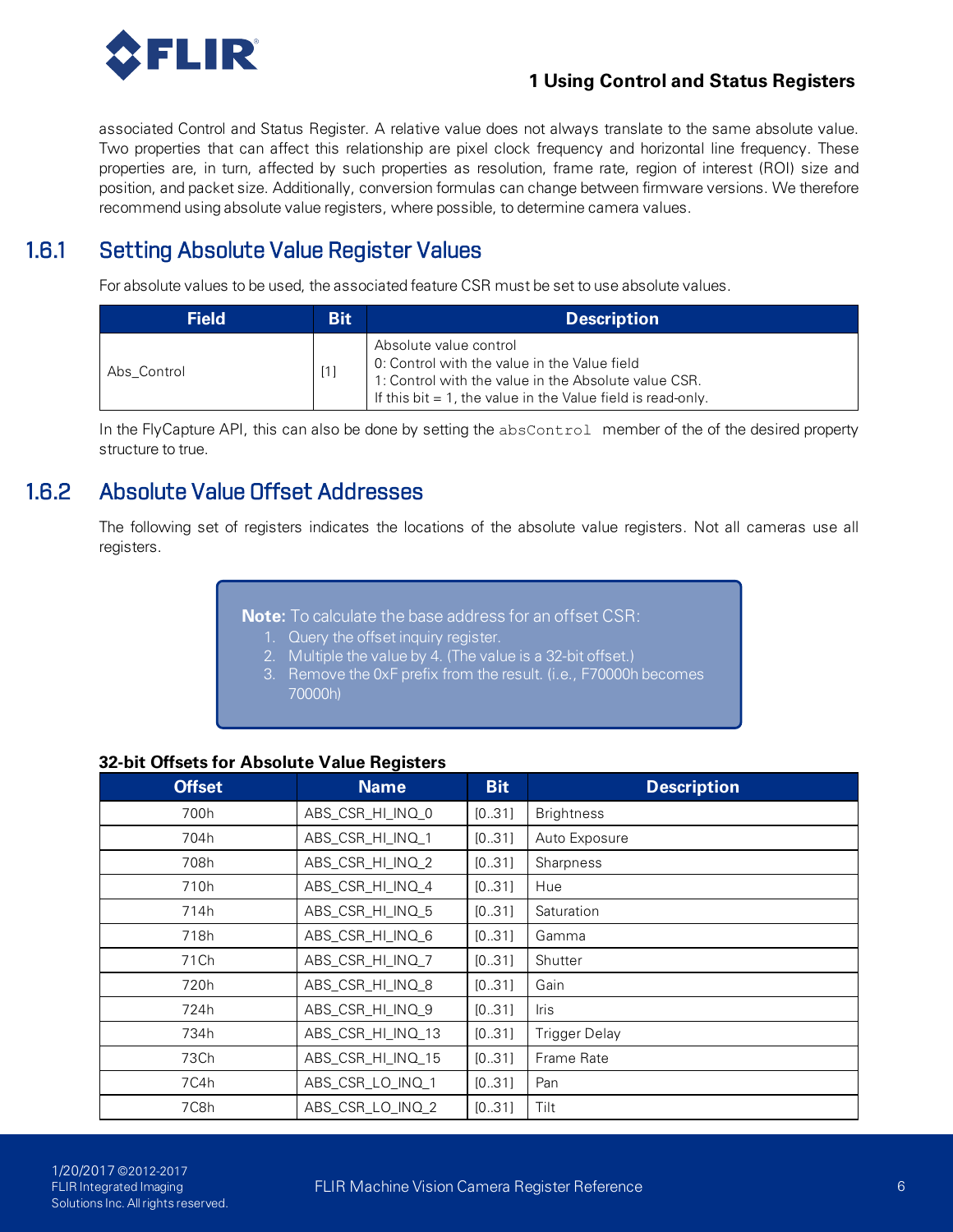associated Control and Status Register. A relative value does not always translate to the same absolute value. Two properties that can affect this relationship are pixel clock frequency and horizontal line frequency. These properties are, in turn, affected by such properties as resolution, frame rate, region of interest (ROI) size and position, and packet size. Additionally, conversion formulas can change between firmware versions. We therefore recommend using absolute value registers, where possible, to determine camera values.

## 1.6.1 Setting Absolute Value Register Values

For absolute values to be used, the associated feature CSR must be set to use absolute values.

| Field | Bit | Description |
|---|---|---|
| Abs_Control | [1] | Absolute value control<br>0: Control with the value in the Value field<br>1: Control with the value in the Absolute value CSR.<br>If this bit = 1, the value in the Value field is read-only. |

In the FlyCapture API, this can also be done by setting the `absControl` member of the of the desired property structure to true.

## 1.6.2 Absolute Value Offset Addresses

The following set of registers indicates the locations of the absolute value registers. Not all cameras use all registers.

> **Note:** To calculate the base address for an offset CSR:
> 1. Query the offset inquiry register.
> 2. Multiple the value by 4. (The value is a 32-bit offset.)
> 3. Remove the 0xF prefix from the result. (i.e., F70000h becomes 70000h)

**32-bit Offsets for Absolute Value Registers**

| Offset | Name | Bit | Description |
|---|---|---|---|
| 700h | ABS_CSR_HI_INQ_0 | [0..31] | Brightness |
| 704h | ABS_CSR_HI_INQ_1 | [0..31] | Auto Exposure |
| 708h | ABS_CSR_HI_INQ_2 | [0..31] | Sharpness |
| 710h | ABS_CSR_HI_INQ_4 | [0..31] | Hue |
| 714h | ABS_CSR_HI_INQ_5 | [0..31] | Saturation |
| 718h | ABS_CSR_HI_INQ_6 | [0..31] | Gamma |
| 71Ch | ABS_CSR_HI_INQ_7 | [0..31] | Shutter |
| 720h | ABS_CSR_HI_INQ_8 | [0..31] | Gain |
| 724h | ABS_CSR_HI_INQ_9 | [0..31] | Iris |
| 734h | ABS_CSR_HI_INQ_13 | [0..31] | Trigger Delay |
| 73Ch | ABS_CSR_HI_INQ_15 | [0..31] | Frame Rate |
| 7C4h | ABS_CSR_LO_INQ_1 | [0..31] | Pan |
| 7C8h | ABS_CSR_LO_INQ_2 | [0..31] | Tilt |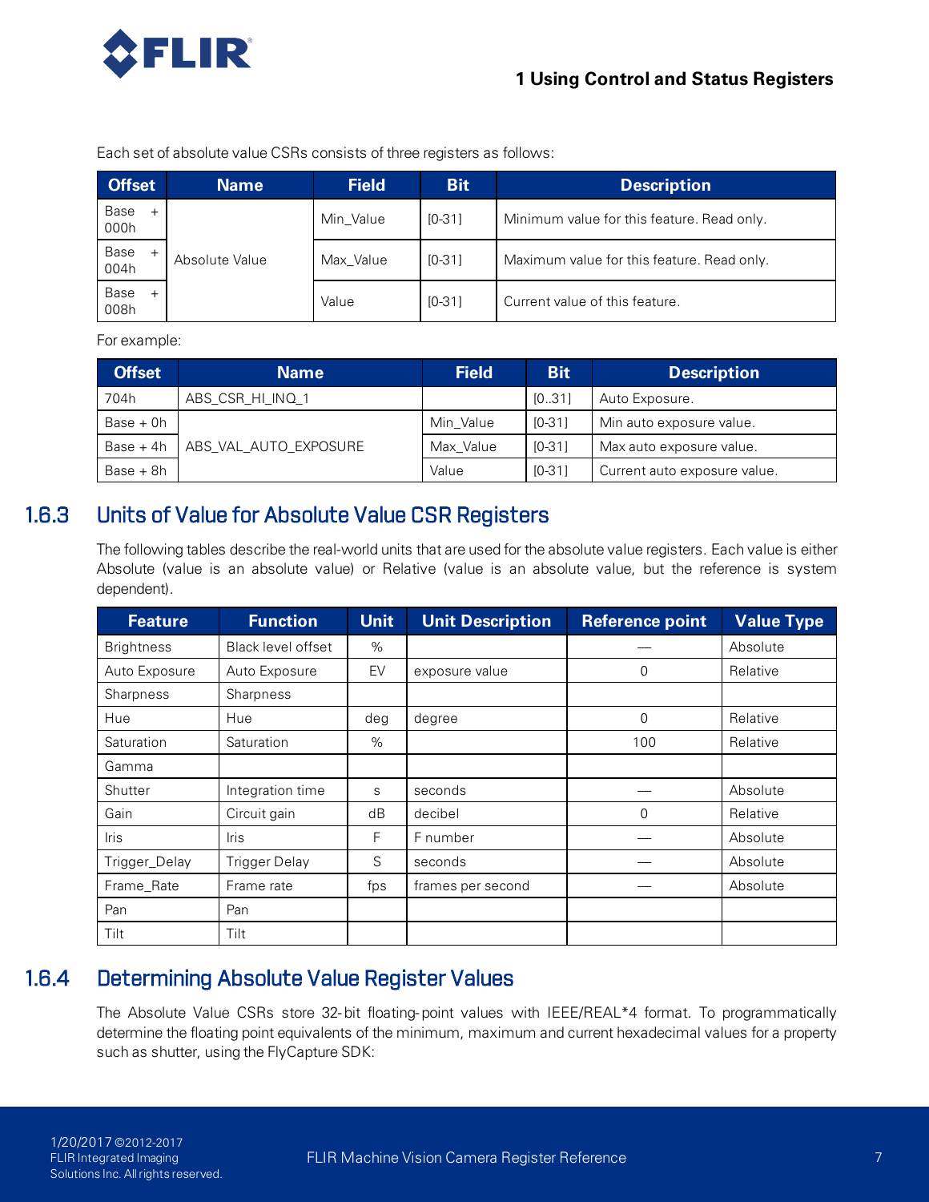Each set of absolute value CSRs consists of three registers as follows:

| Offset | Name | Field | Bit | Description |
| --- | --- | --- | --- | --- |
| Base + 000h | Absolute Value | Min_Value | [0-31] | Minimum value for this feature. Read only. |
| Base + 004h | | Max_Value | [0-31] | Maximum value for this feature. Read only. |
| Base + 008h | | Value | [0-31] | Current value of this feature. |

For example:

| Offset | Name | Field | Bit | Description |
| --- | --- | --- | --- | --- |
| 704h | ABS_CSR_HI_INQ_1 | | [0..31] | Auto Exposure. |
| Base + 0h | ABS_VAL_AUTO_EXPOSURE | Min_Value | [0-31] | Min auto exposure value. |
| Base + 4h | | Max_Value | [0-31] | Max auto exposure value. |
| Base + 8h | | Value | [0-31] | Current auto exposure value. |

## 1.6.3 Units of Value for Absolute Value CSR Registers

The following tables describe the real-world units that are used for the absolute value registers. Each value is either Absolute (value is an absolute value) or Relative (value is an absolute value, but the reference is system dependent).

| Feature | Function | Unit | Unit Description | Reference point | Value Type |
| --- | --- | --- | --- | --- | --- |
| Brightness | Black level offset | % | | — | Absolute |
| Auto Exposure | Auto Exposure | EV | exposure value | 0 | Relative |
| Sharpness | Sharpness | | | | |
| Hue | Hue | deg | degree | 0 | Relative |
| Saturation | Saturation | % | | 100 | Relative |
| Gamma | | | | | |
| Shutter | Integration time | s | seconds | — | Absolute |
| Gain | Circuit gain | dB | decibel | 0 | Relative |
| Iris | Iris | F | F number | — | Absolute |
| Trigger_Delay | Trigger Delay | S | seconds | — | Absolute |
| Frame_Rate | Frame rate | fps | frames per second | — | Absolute |
| Pan | Pan | | | | |
| Tilt | Tilt | | | | |

## 1.6.4 Determining Absolute Value Register Values

The Absolute Value CSRs store 32-bit floating-point values with IEEE/REAL*4 format. To programmatically determine the floating point equivalents of the minimum, maximum and current hexadecimal values for a property such as shutter, using the FlyCapture SDK: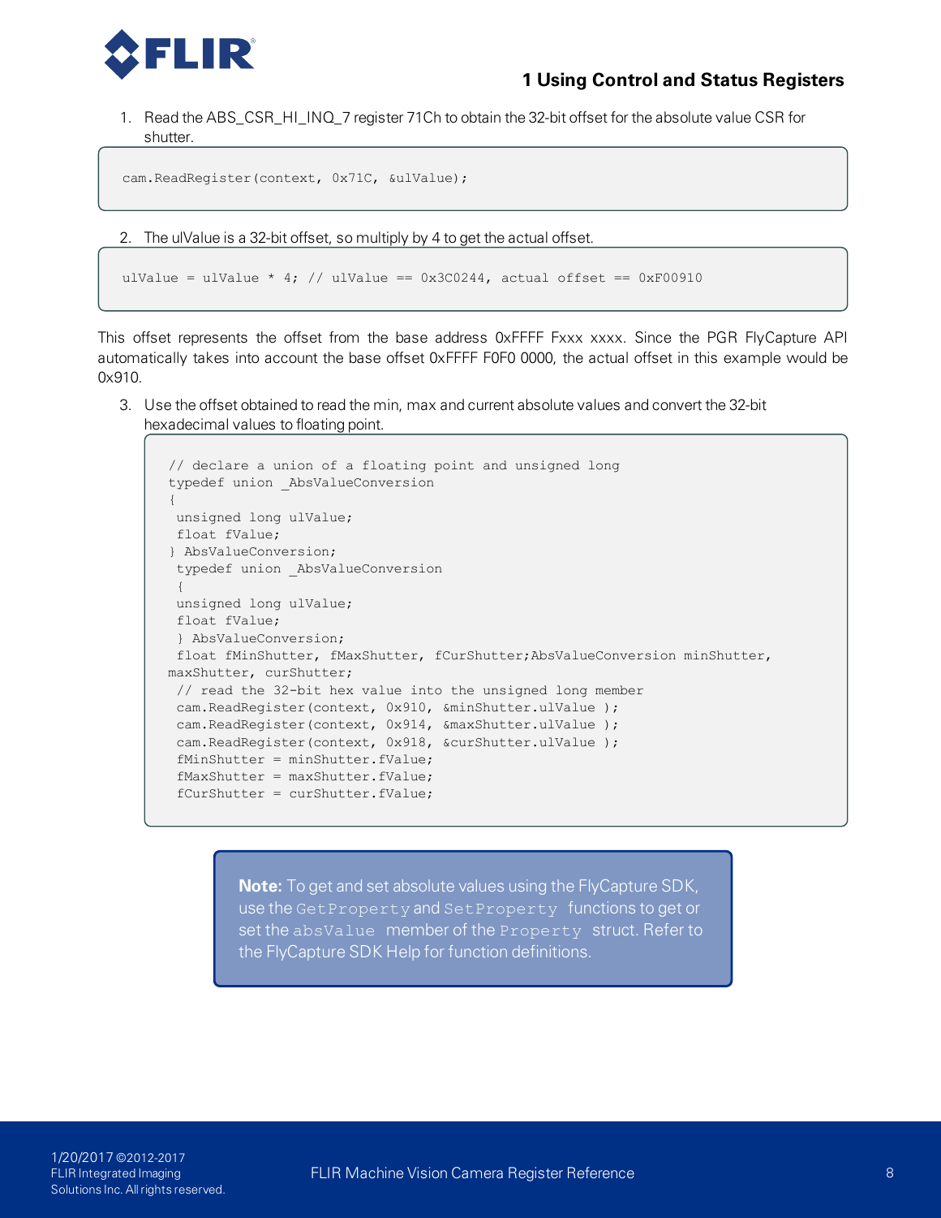1. Read the ABS_CSR_HI_INQ_7 register 71Ch to obtain the 32-bit offset for the absolute value CSR for shutter.

```
cam.ReadRegister(context, 0x71C, &ulValue);
```

2. The ulValue is a 32-bit offset, so multiply by 4 to get the actual offset.

```
ulValue = ulValue * 4; // ulValue == 0x3C0244, actual offset == 0xF00910
```

This offset represents the offset from the base address 0xFFFF Fxxx xxxx. Since the PGR FlyCapture API automatically takes into account the base offset 0xFFFF F0F0 0000, the actual offset in this example would be 0x910.

3. Use the offset obtained to read the min, max and current absolute values and convert the 32-bit hexadecimal values to floating point.

```
// declare a union of a floating point and unsigned long
typedef union _AbsValueConversion
{
 unsigned long ulValue;
 float fValue;
} AbsValueConversion;
 typedef union _AbsValueConversion
 {
 unsigned long ulValue;
 float fValue;
 } AbsValueConversion;
 float fMinShutter, fMaxShutter, fCurShutter;AbsValueConversion minShutter,
maxShutter, curShutter;
 // read the 32-bit hex value into the unsigned long member
 cam.ReadRegister(context, 0x910, &minShutter.ulValue );
 cam.ReadRegister(context, 0x914, &maxShutter.ulValue );
 cam.ReadRegister(context, 0x918, &curShutter.ulValue );
 fMinShutter = minShutter.fValue;
 fMaxShutter = maxShutter.fValue;
 fCurShutter = curShutter.fValue;
```

**Note:** To get and set absolute values using the FlyCapture SDK, use the `GetProperty` and `SetProperty` functions to get or set the `absValue` member of the `Property` struct. Refer to the FlyCapture SDK Help for function definitions.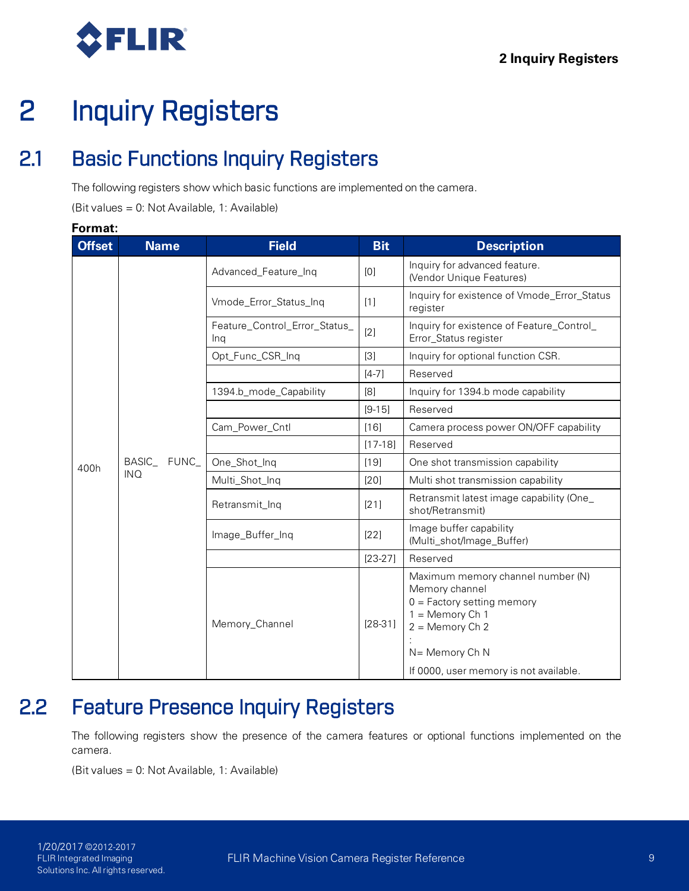# 2 Inquiry Registers

## 2.1 Basic Functions Inquiry Registers

The following registers show which basic functions are implemented on the camera.

(Bit values = 0: Not Available, 1: Available)

**Format:**

| Offset | Name | Field | Bit | Description |
|---|---|---|---|---|
| 400h | BASIC_ FUNC_ INQ | Advanced_Feature_Inq | [0] | Inquiry for advanced feature. (Vendor Unique Features) |
| | | Vmode_Error_Status_Inq | [1] | Inquiry for existence of Vmode_Error_Status register |
| | | Feature_Control_Error_Status_ Inq | [2] | Inquiry for existence of Feature_Control_ Error_Status register |
| | | Opt_Func_CSR_Inq | [3] | Inquiry for optional function CSR. |
| | | | [4-7] | Reserved |
| | | 1394.b_mode_Capability | [8] | Inquiry for 1394.b mode capability |
| | | | [9-15] | Reserved |
| | | Cam_Power_Cntl | [16] | Camera process power ON/OFF capability |
| | | | [17-18] | Reserved |
| | | One_Shot_Inq | [19] | One shot transmission capability |
| | | Multi_Shot_Inq | [20] | Multi shot transmission capability |
| | | Retransmit_Inq | [21] | Retransmit latest image capability (One_ shot/Retransmit) |
| | | Image_Buffer_Inq | [22] | Image buffer capability (Multi_shot/Image_Buffer) |
| | | | [23-27] | Reserved |
| | | Memory_Channel | [28-31] | Maximum memory channel number (N) Memory channel 0 = Factory setting memory 1 = Memory Ch 1 2 = Memory Ch 2 : N= Memory Ch N If 0000, user memory is not available. |

## 2.2 Feature Presence Inquiry Registers

The following registers show the presence of the camera features or optional functions implemented on the camera.

(Bit values = 0: Not Available, 1: Available)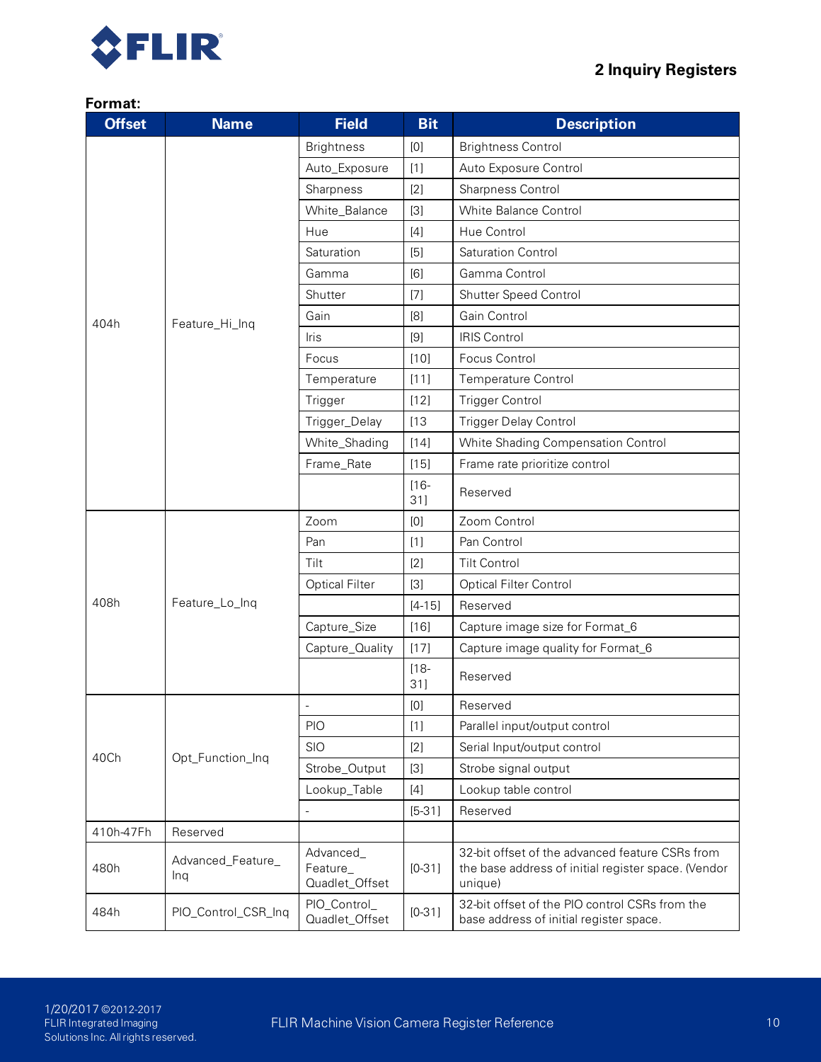**Format:**

| Offset | Name | Field | Bit | Description |
|---|---|---|---|---|
| 404h | Feature_Hi_Inq | Brightness | [0] | Brightness Control |
| | | Auto_Exposure | [1] | Auto Exposure Control |
| | | Sharpness | [2] | Sharpness Control |
| | | White_Balance | [3] | White Balance Control |
| | | Hue | [4] | Hue Control |
| | | Saturation | [5] | Saturation Control |
| | | Gamma | [6] | Gamma Control |
| | | Shutter | [7] | Shutter Speed Control |
| | | Gain | [8] | Gain Control |
| | | Iris | [9] | IRIS Control |
| | | Focus | [10] | Focus Control |
| | | Temperature | [11] | Temperature Control |
| | | Trigger | [12] | Trigger Control |
| | | Trigger_Delay | [13 | Trigger Delay Control |
| | | White_Shading | [14] | White Shading Compensation Control |
| | | Frame_Rate | [15] | Frame rate prioritize control |
| | | | [16-31] | Reserved |
| 408h | Feature_Lo_Inq | Zoom | [0] | Zoom Control |
| | | Pan | [1] | Pan Control |
| | | Tilt | [2] | Tilt Control |
| | | Optical Filter | [3] | Optical Filter Control |
| | | | [4-15] | Reserved |
| | | Capture_Size | [16] | Capture image size for Format_6 |
| | | Capture_Quality | [17] | Capture image quality for Format_6 |
| | | | [18-31] | Reserved |
| 40Ch | Opt_Function_Inq | - | [0] | Reserved |
| | | PIO | [1] | Parallel input/output control |
| | | SIO | [2] | Serial Input/output control |
| | | Strobe_Output | [3] | Strobe signal output |
| | | Lookup_Table | [4] | Lookup table control |
| | | - | [5-31] | Reserved |
| 410h-47Fh | Reserved | | | |
| 480h | Advanced_Feature_Inq | Advanced_Feature_Quadlet_Offset | [0-31] | 32-bit offset of the advanced feature CSRs from the base address of initial register space. (Vendor unique) |
| 484h | PIO_Control_CSR_Inq | PIO_Control_Quadlet_Offset | [0-31] | 32-bit offset of the PIO control CSRs from the base address of initial register space. |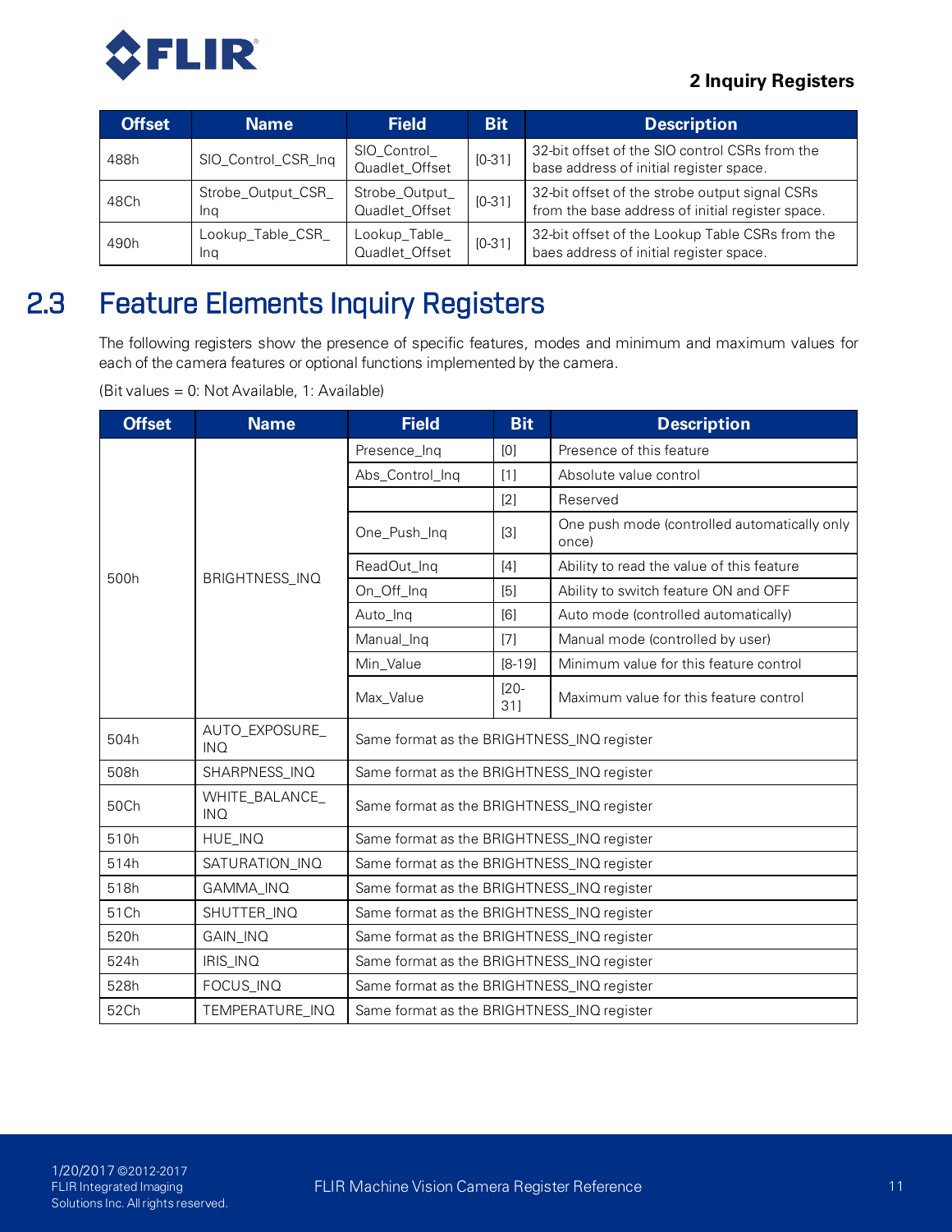| Offset | Name | Field | Bit | Description |
|---|---|---|---|---|
| 488h | SIO_Control_CSR_Inq | SIO_Control_ Quadlet_Offset | [0-31] | 32-bit offset of the SIO control CSRs from the base address of initial register space. |
| 48Ch | Strobe_Output_CSR_ Inq | Strobe_Output_ Quadlet_Offset | [0-31] | 32-bit offset of the strobe output signal CSRs from the base address of initial register space. |
| 490h | Lookup_Table_CSR_ Inq | Lookup_Table_ Quadlet_Offset | [0-31] | 32-bit offset of the Lookup Table CSRs from the baes address of initial register space. |

## 2.3 Feature Elements Inquiry Registers

The following registers show the presence of specific features, modes and minimum and maximum values for each of the camera features or optional functions implemented by the camera.

(Bit values = 0: Not Available, 1: Available)

| Offset | Name | Field | Bit | Description |
|---|---|---|---|---|
| 500h | BRIGHTNESS_INQ | Presence_Inq | [0] | Presence of this feature |
| | | Abs_Control_Inq | [1] | Absolute value control |
| | | | [2] | Reserved |
| | | One_Push_Inq | [3] | One push mode (controlled automatically only once) |
| | | ReadOut_Inq | [4] | Ability to read the value of this feature |
| | | On_Off_Inq | [5] | Ability to switch feature ON and OFF |
| | | Auto_Inq | [6] | Auto mode (controlled automatically) |
| | | Manual_Inq | [7] | Manual mode (controlled by user) |
| | | Min_Value | [8-19] | Minimum value for this feature control |
| | | Max_Value | [20-31] | Maximum value for this feature control |
| 504h | AUTO_EXPOSURE_ INQ | Same format as the BRIGHTNESS_INQ register | | |
| 508h | SHARPNESS_INQ | Same format as the BRIGHTNESS_INQ register | | |
| 50Ch | WHITE_BALANCE_ INQ | Same format as the BRIGHTNESS_INQ register | | |
| 510h | HUE_INQ | Same format as the BRIGHTNESS_INQ register | | |
| 514h | SATURATION_INQ | Same format as the BRIGHTNESS_INQ register | | |
| 518h | GAMMA_INQ | Same format as the BRIGHTNESS_INQ register | | |
| 51Ch | SHUTTER_INQ | Same format as the BRIGHTNESS_INQ register | | |
| 520h | GAIN_INQ | Same format as the BRIGHTNESS_INQ register | | |
| 524h | IRIS_INQ | Same format as the BRIGHTNESS_INQ register | | |
| 528h | FOCUS_INQ | Same format as the BRIGHTNESS_INQ register | | |
| 52Ch | TEMPERATURE_INQ | Same format as the BRIGHTNESS_INQ register | | |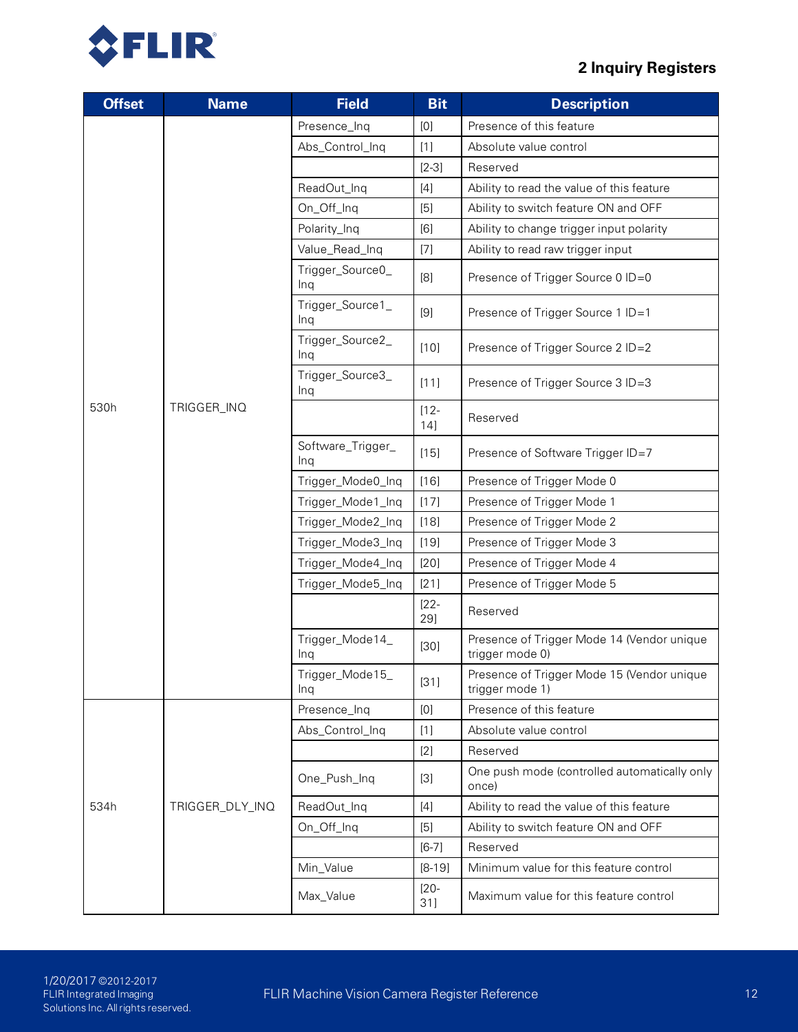| Offset | Name | Field | Bit | Description |
|---|---|---|---|---|
| 530h | TRIGGER_INQ | Presence_Inq | [0] | Presence of this feature |
| | | Abs_Control_Inq | [1] | Absolute value control |
| | | | [2-3] | Reserved |
| | | ReadOut_Inq | [4] | Ability to read the value of this feature |
| | | On_Off_Inq | [5] | Ability to switch feature ON and OFF |
| | | Polarity_Inq | [6] | Ability to change trigger input polarity |
| | | Value_Read_Inq | [7] | Ability to read raw trigger input |
| | | Trigger_Source0_Inq | [8] | Presence of Trigger Source 0 ID=0 |
| | | Trigger_Source1_Inq | [9] | Presence of Trigger Source 1 ID=1 |
| | | Trigger_Source2_Inq | [10] | Presence of Trigger Source 2 ID=2 |
| | | Trigger_Source3_Inq | [11] | Presence of Trigger Source 3 ID=3 |
| | | | [12-14] | Reserved |
| | | Software_Trigger_Inq | [15] | Presence of Software Trigger ID=7 |
| | | Trigger_Mode0_Inq | [16] | Presence of Trigger Mode 0 |
| | | Trigger_Mode1_Inq | [17] | Presence of Trigger Mode 1 |
| | | Trigger_Mode2_Inq | [18] | Presence of Trigger Mode 2 |
| | | Trigger_Mode3_Inq | [19] | Presence of Trigger Mode 3 |
| | | Trigger_Mode4_Inq | [20] | Presence of Trigger Mode 4 |
| | | Trigger_Mode5_Inq | [21] | Presence of Trigger Mode 5 |
| | | | [22-29] | Reserved |
| | | Trigger_Mode14_Inq | [30] | Presence of Trigger Mode 14 (Vendor unique trigger mode 0) |
| | | Trigger_Mode15_Inq | [31] | Presence of Trigger Mode 15 (Vendor unique trigger mode 1) |
| 534h | TRIGGER_DLY_INQ | Presence_Inq | [0] | Presence of this feature |
| | | Abs_Control_Inq | [1] | Absolute value control |
| | | | [2] | Reserved |
| | | One_Push_Inq | [3] | One push mode (controlled automatically only once) |
| | | ReadOut_Inq | [4] | Ability to read the value of this feature |
| | | On_Off_Inq | [5] | Ability to switch feature ON and OFF |
| | | | [6-7] | Reserved |
| | | Min_Value | [8-19] | Minimum value for this feature control |
| | | Max_Value | [20-31] | Maximum value for this feature control |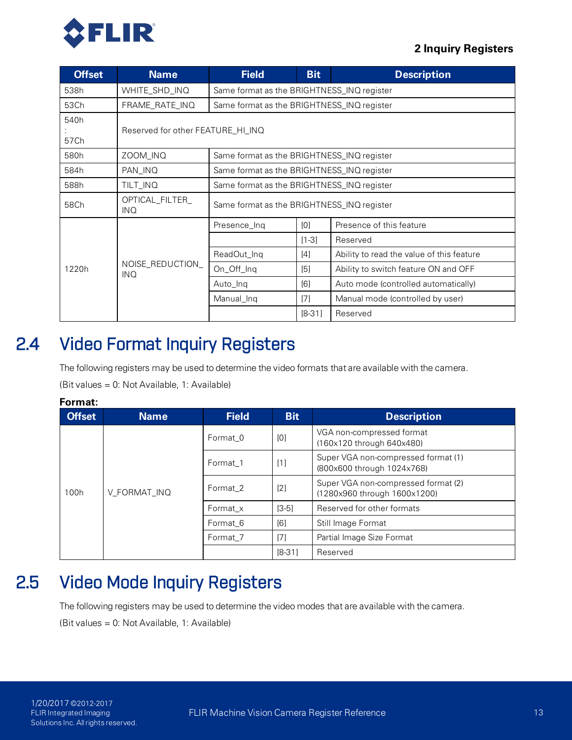| Offset | Name | Field | Bit | Description |
|---|---|---|---|---|
| 538h | WHITE_SHD_INQ | Same format as the BRIGHTNESS_INQ register | | |
| 53Ch | FRAME_RATE_INQ | Same format as the BRIGHTNESS_INQ register | | |
| 540h : 57Ch | Reserved for other FEATURE_HI_INQ | | | |
| 580h | ZOOM_INQ | Same format as the BRIGHTNESS_INQ register | | |
| 584h | PAN_INQ | Same format as the BRIGHTNESS_INQ register | | |
| 588h | TILT_INQ | Same format as the BRIGHTNESS_INQ register | | |
| 58Ch | OPTICAL_FILTER_INQ | Same format as the BRIGHTNESS_INQ register | | |
| 1220h | NOISE_REDUCTION_INQ | Presence_Inq | [0] | Presence of this feature |
| | | | [1-3] | Reserved |
| | | ReadOut_Inq | [4] | Ability to read the value of this feature |
| | | On_Off_Inq | [5] | Ability to switch feature ON and OFF |
| | | Auto_Inq | [6] | Auto mode (controlled automatically) |
| | | Manual_Inq | [7] | Manual mode (controlled by user) |
| | | | [8-31] | Reserved |

## 2.4 Video Format Inquiry Registers

The following registers may be used to determine the video formats that are available with the camera.

(Bit values = 0: Not Available, 1: Available)

**Format:**

| Offset | Name | Field | Bit | Description |
|---|---|---|---|---|
| 100h | V_FORMAT_INQ | Format_0 | [0] | VGA non-compressed format (160x120 through 640x480) |
| | | Format_1 | [1] | Super VGA non-compressed format (1) (800x600 through 1024x768) |
| | | Format_2 | [2] | Super VGA non-compressed format (2) (1280x960 through 1600x1200) |
| | | Format_x | [3-5] | Reserved for other formats |
| | | Format_6 | [6] | Still Image Format |
| | | Format_7 | [7] | Partial Image Size Format |
| | | | [8-31] | Reserved |

## 2.5 Video Mode Inquiry Registers

The following registers may be used to determine the video modes that are available with the camera.

(Bit values = 0: Not Available, 1: Available)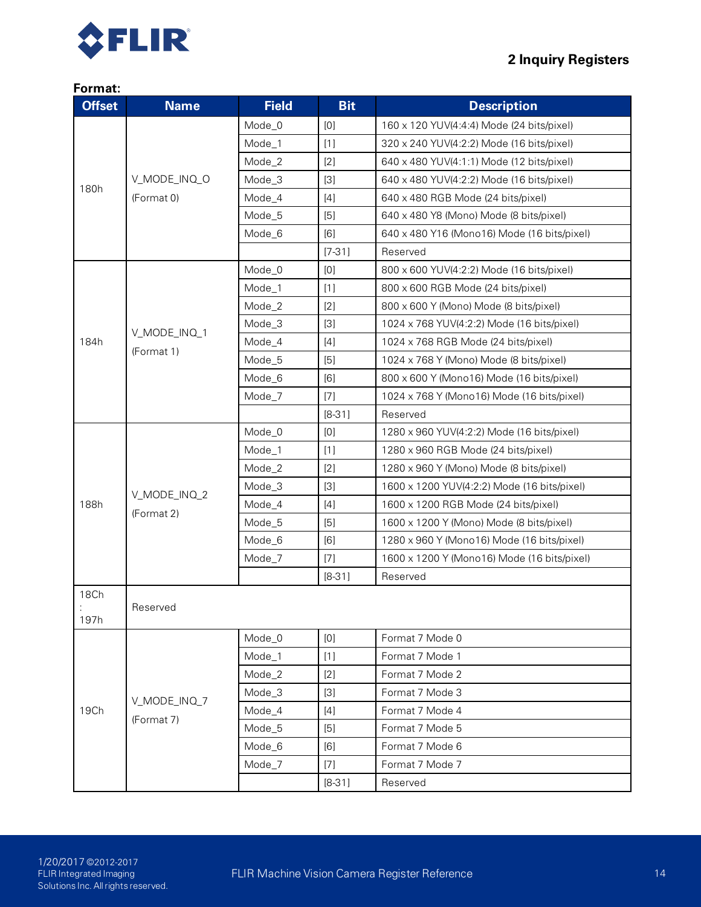**Format:**

| Offset | Name | Field | Bit | Description |
|---|---|---|---|---|
| 180h | V_MODE_INQ_O (Format 0) | Mode_0 | [0] | 160 x 120 YUV(4:4:4) Mode (24 bits/pixel) |
| | | Mode_1 | [1] | 320 x 240 YUV(4:2:2) Mode (16 bits/pixel) |
| | | Mode_2 | [2] | 640 x 480 YUV(4:1:1) Mode (12 bits/pixel) |
| | | Mode_3 | [3] | 640 x 480 YUV(4:2:2) Mode (16 bits/pixel) |
| | | Mode_4 | [4] | 640 x 480 RGB Mode (24 bits/pixel) |
| | | Mode_5 | [5] | 640 x 480 Y8 (Mono) Mode (8 bits/pixel) |
| | | Mode_6 | [6] | 640 x 480 Y16 (Mono16) Mode (16 bits/pixel) |
| | | | [7-31] | Reserved |
| 184h | V_MODE_INQ_1 (Format 1) | Mode_0 | [0] | 800 x 600 YUV(4:2:2) Mode (16 bits/pixel) |
| | | Mode_1 | [1] | 800 x 600 RGB Mode (24 bits/pixel) |
| | | Mode_2 | [2] | 800 x 600 Y (Mono) Mode (8 bits/pixel) |
| | | Mode_3 | [3] | 1024 x 768 YUV(4:2:2) Mode (16 bits/pixel) |
| | | Mode_4 | [4] | 1024 x 768 RGB Mode (24 bits/pixel) |
| | | Mode_5 | [5] | 1024 x 768 Y (Mono) Mode (8 bits/pixel) |
| | | Mode_6 | [6] | 800 x 600 Y (Mono16) Mode (16 bits/pixel) |
| | | Mode_7 | [7] | 1024 x 768 Y (Mono16) Mode (16 bits/pixel) |
| | | | [8-31] | Reserved |
| 188h | V_MODE_INQ_2 (Format 2) | Mode_0 | [0] | 1280 x 960 YUV(4:2:2) Mode (16 bits/pixel) |
| | | Mode_1 | [1] | 1280 x 960 RGB Mode (24 bits/pixel) |
| | | Mode_2 | [2] | 1280 x 960 Y (Mono) Mode (8 bits/pixel) |
| | | Mode_3 | [3] | 1600 x 1200 YUV(4:2:2) Mode (16 bits/pixel) |
| | | Mode_4 | [4] | 1600 x 1200 RGB Mode (24 bits/pixel) |
| | | Mode_5 | [5] | 1600 x 1200 Y (Mono) Mode (8 bits/pixel) |
| | | Mode_6 | [6] | 1280 x 960 Y (Mono16) Mode (16 bits/pixel) |
| | | Mode_7 | [7] | 1600 x 1200 Y (Mono16) Mode (16 bits/pixel) |
| | | | [8-31] | Reserved |
| 18Ch : 197h | Reserved | | | |
| 19Ch | V_MODE_INQ_7 (Format 7) | Mode_0 | [0] | Format 7 Mode 0 |
| | | Mode_1 | [1] | Format 7 Mode 1 |
| | | Mode_2 | [2] | Format 7 Mode 2 |
| | | Mode_3 | [3] | Format 7 Mode 3 |
| | | Mode_4 | [4] | Format 7 Mode 4 |
| | | Mode_5 | [5] | Format 7 Mode 5 |
| | | Mode_6 | [6] | Format 7 Mode 6 |
| | | Mode_7 | [7] | Format 7 Mode 7 |
| | | | [8-31] | Reserved |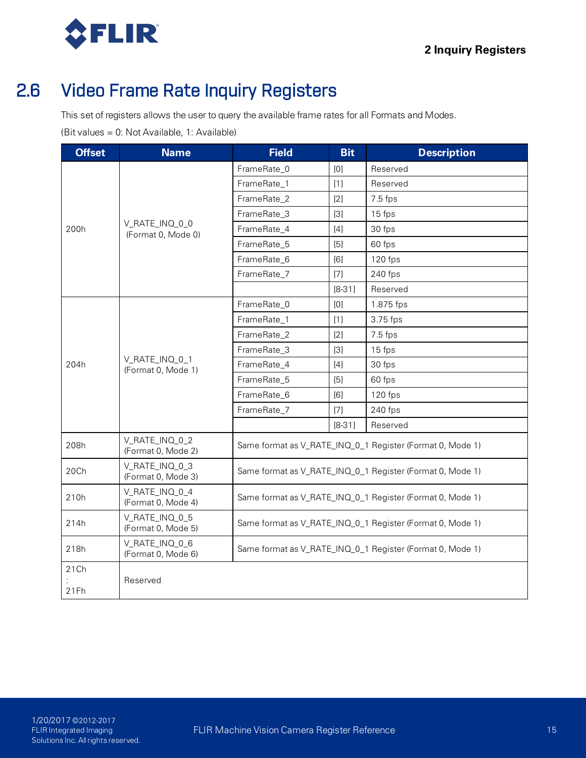## 2.6 Video Frame Rate Inquiry Registers

This set of registers allows the user to query the available frame rates for all Formats and Modes.

(Bit values = 0: Not Available, 1: Available)

| Offset | Name | Field | Bit | Description |
|---|---|---|---|---|
| 200h | V_RATE_INQ_0_0 (Format 0, Mode 0) | FrameRate_0 | [0] | Reserved |
| | | FrameRate_1 | [1] | Reserved |
| | | FrameRate_2 | [2] | 7.5 fps |
| | | FrameRate_3 | [3] | 15 fps |
| | | FrameRate_4 | [4] | 30 fps |
| | | FrameRate_5 | [5] | 60 fps |
| | | FrameRate_6 | [6] | 120 fps |
| | | FrameRate_7 | [7] | 240 fps |
| | | | [8-31] | Reserved |
| 204h | V_RATE_INQ_0_1 (Format 0, Mode 1) | FrameRate_0 | [0] | 1.875 fps |
| | | FrameRate_1 | [1] | 3.75 fps |
| | | FrameRate_2 | [2] | 7.5 fps |
| | | FrameRate_3 | [3] | 15 fps |
| | | FrameRate_4 | [4] | 30 fps |
| | | FrameRate_5 | [5] | 60 fps |
| | | FrameRate_6 | [6] | 120 fps |
| | | FrameRate_7 | [7] | 240 fps |
| | | | [8-31] | Reserved |
| 208h | V_RATE_INQ_0_2 (Format 0, Mode 2) | Same format as V_RATE_INQ_0_1 Register (Format 0, Mode 1) | | |
| 20Ch | V_RATE_INQ_0_3 (Format 0, Mode 3) | Same format as V_RATE_INQ_0_1 Register (Format 0, Mode 1) | | |
| 210h | V_RATE_INQ_0_4 (Format 0, Mode 4) | Same format as V_RATE_INQ_0_1 Register (Format 0, Mode 1) | | |
| 214h | V_RATE_INQ_0_5 (Format 0, Mode 5) | Same format as V_RATE_INQ_0_1 Register (Format 0, Mode 1) | | |
| 218h | V_RATE_INQ_0_6 (Format 0, Mode 6) | Same format as V_RATE_INQ_0_1 Register (Format 0, Mode 1) | | |
| 21Ch : 21Fh | Reserved | | | |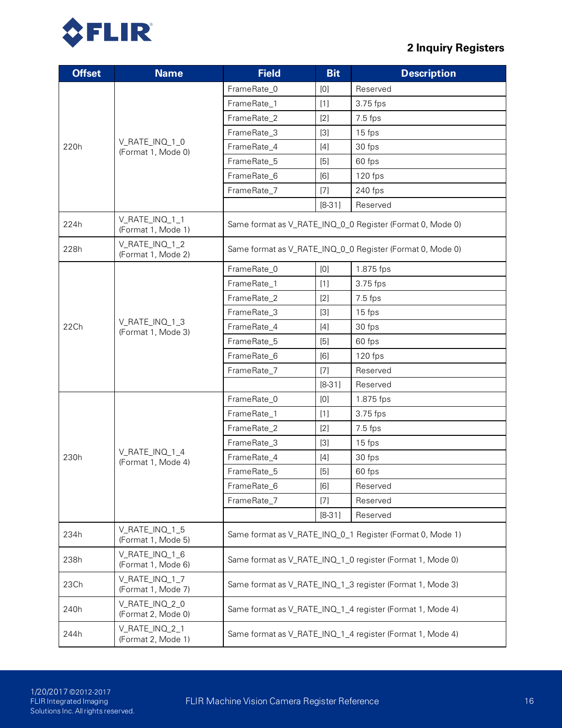| Offset | Name | Field | Bit | Description |
|---|---|---|---|---|
| 220h | V_RATE_INQ_1_0 (Format 1, Mode 0) | FrameRate_0 | [0] | Reserved |
| | | FrameRate_1 | [1] | 3.75 fps |
| | | FrameRate_2 | [2] | 7.5 fps |
| | | FrameRate_3 | [3] | 15 fps |
| | | FrameRate_4 | [4] | 30 fps |
| | | FrameRate_5 | [5] | 60 fps |
| | | FrameRate_6 | [6] | 120 fps |
| | | FrameRate_7 | [7] | 240 fps |
| | | | [8-31] | Reserved |
| 224h | V_RATE_INQ_1_1 (Format 1, Mode 1) | Same format as V_RATE_INQ_0_0 Register (Format 0, Mode 0) | | |
| 228h | V_RATE_INQ_1_2 (Format 1, Mode 2) | Same format as V_RATE_INQ_0_0 Register (Format 0, Mode 0) | | |
| 22Ch | V_RATE_INQ_1_3 (Format 1, Mode 3) | FrameRate_0 | [0] | 1.875 fps |
| | | FrameRate_1 | [1] | 3.75 fps |
| | | FrameRate_2 | [2] | 7.5 fps |
| | | FrameRate_3 | [3] | 15 fps |
| | | FrameRate_4 | [4] | 30 fps |
| | | FrameRate_5 | [5] | 60 fps |
| | | FrameRate_6 | [6] | 120 fps |
| | | FrameRate_7 | [7] | Reserved |
| | | | [8-31] | Reserved |
| 230h | V_RATE_INQ_1_4 (Format 1, Mode 4) | FrameRate_0 | [0] | 1.875 fps |
| | | FrameRate_1 | [1] | 3.75 fps |
| | | FrameRate_2 | [2] | 7.5 fps |
| | | FrameRate_3 | [3] | 15 fps |
| | | FrameRate_4 | [4] | 30 fps |
| | | FrameRate_5 | [5] | 60 fps |
| | | FrameRate_6 | [6] | Reserved |
| | | FrameRate_7 | [7] | Reserved |
| | | | [8-31] | Reserved |
| 234h | V_RATE_INQ_1_5 (Format 1, Mode 5) | Same format as V_RATE_INQ_0_1 Register (Format 0, Mode 1) | | |
| 238h | V_RATE_INQ_1_6 (Format 1, Mode 6) | Same format as V_RATE_INQ_1_0 register (Format 1, Mode 0) | | |
| 23Ch | V_RATE_INQ_1_7 (Format 1, Mode 7) | Same format as V_RATE_INQ_1_3 register (Format 1, Mode 3) | | |
| 240h | V_RATE_INQ_2_0 (Format 2, Mode 0) | Same format as V_RATE_INQ_1_4 register (Format 1, Mode 4) | | |
| 244h | V_RATE_INQ_2_1 (Format 2, Mode 1) | Same format as V_RATE_INQ_1_4 register (Format 1, Mode 4) | | |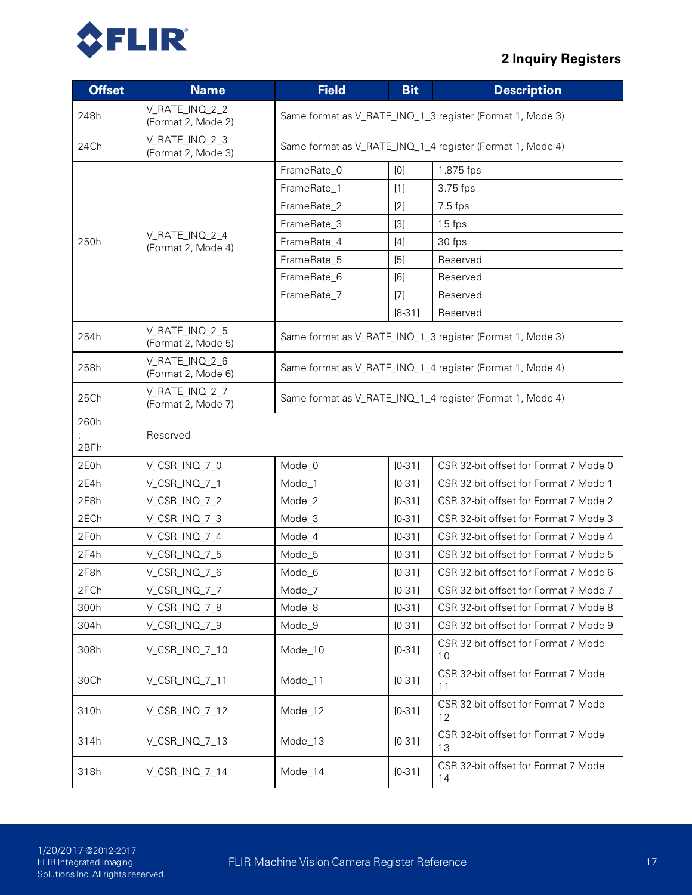| Offset | Name | Field | Bit | Description |
|---|---|---|---|---|
| 248h | V_RATE_INQ_2_2 (Format 2, Mode 2) | Same format as V_RATE_INQ_1_3 register (Format 1, Mode 3) | | |
| 24Ch | V_RATE_INQ_2_3 (Format 2, Mode 3) | Same format as V_RATE_INQ_1_4 register (Format 1, Mode 4) | | |
| 250h | V_RATE_INQ_2_4 (Format 2, Mode 4) | FrameRate_0 | [0] | 1.875 fps |
| | | FrameRate_1 | [1] | 3.75 fps |
| | | FrameRate_2 | [2] | 7.5 fps |
| | | FrameRate_3 | [3] | 15 fps |
| | | FrameRate_4 | [4] | 30 fps |
| | | FrameRate_5 | [5] | Reserved |
| | | FrameRate_6 | [6] | Reserved |
| | | FrameRate_7 | [7] | Reserved |
| | | | [8-31] | Reserved |
| 254h | V_RATE_INQ_2_5 (Format 2, Mode 5) | Same format as V_RATE_INQ_1_3 register (Format 1, Mode 3) | | |
| 258h | V_RATE_INQ_2_6 (Format 2, Mode 6) | Same format as V_RATE_INQ_1_4 register (Format 1, Mode 4) | | |
| 25Ch | V_RATE_INQ_2_7 (Format 2, Mode 7) | Same format as V_RATE_INQ_1_4 register (Format 1, Mode 4) | | |
| 260h : 2BFh | Reserved | | | |
| 2E0h | V_CSR_INQ_7_0 | Mode_0 | [0-31] | CSR 32-bit offset for Format 7 Mode 0 |
| 2E4h | V_CSR_INQ_7_1 | Mode_1 | [0-31] | CSR 32-bit offset for Format 7 Mode 1 |
| 2E8h | V_CSR_INQ_7_2 | Mode_2 | [0-31] | CSR 32-bit offset for Format 7 Mode 2 |
| 2ECh | V_CSR_INQ_7_3 | Mode_3 | [0-31] | CSR 32-bit offset for Format 7 Mode 3 |
| 2F0h | V_CSR_INQ_7_4 | Mode_4 | [0-31] | CSR 32-bit offset for Format 7 Mode 4 |
| 2F4h | V_CSR_INQ_7_5 | Mode_5 | [0-31] | CSR 32-bit offset for Format 7 Mode 5 |
| 2F8h | V_CSR_INQ_7_6 | Mode_6 | [0-31] | CSR 32-bit offset for Format 7 Mode 6 |
| 2FCh | V_CSR_INQ_7_7 | Mode_7 | [0-31] | CSR 32-bit offset for Format 7 Mode 7 |
| 300h | V_CSR_INQ_7_8 | Mode_8 | [0-31] | CSR 32-bit offset for Format 7 Mode 8 |
| 304h | V_CSR_INQ_7_9 | Mode_9 | [0-31] | CSR 32-bit offset for Format 7 Mode 9 |
| 308h | V_CSR_INQ_7_10 | Mode_10 | [0-31] | CSR 32-bit offset for Format 7 Mode 10 |
| 30Ch | V_CSR_INQ_7_11 | Mode_11 | [0-31] | CSR 32-bit offset for Format 7 Mode 11 |
| 310h | V_CSR_INQ_7_12 | Mode_12 | [0-31] | CSR 32-bit offset for Format 7 Mode 12 |
| 314h | V_CSR_INQ_7_13 | Mode_13 | [0-31] | CSR 32-bit offset for Format 7 Mode 13 |
| 318h | V_CSR_INQ_7_14 | Mode_14 | [0-31] | CSR 32-bit offset for Format 7 Mode 14 |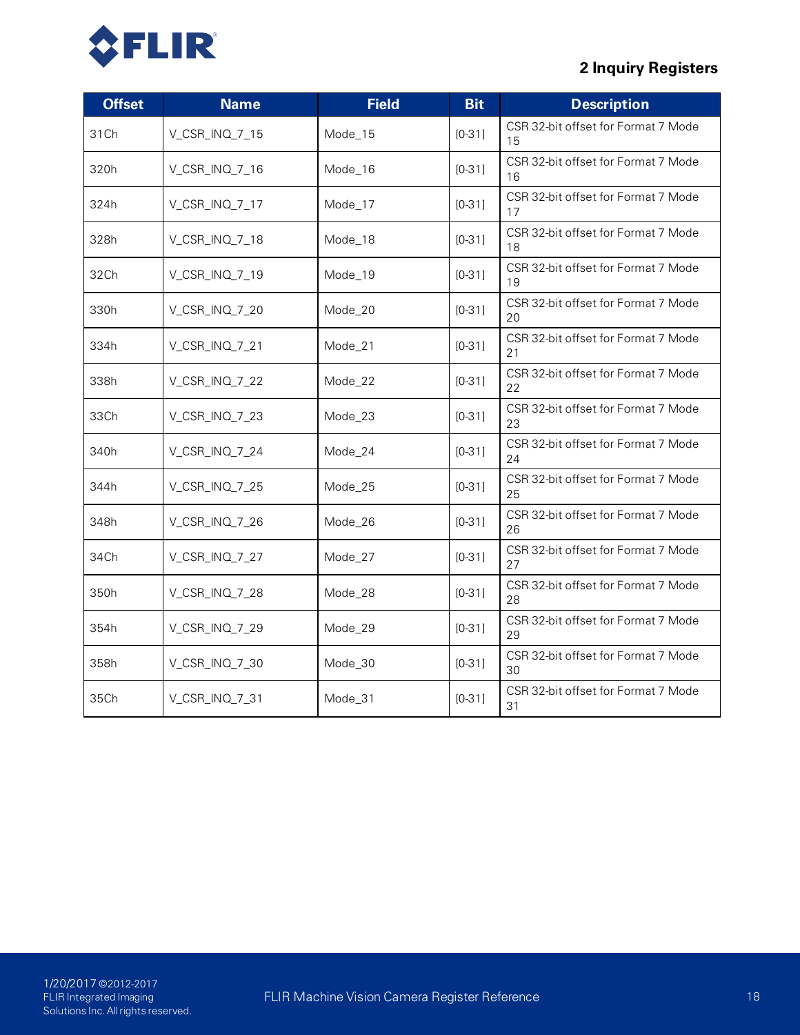| Offset | Name | Field | Bit | Description |
|---|---|---|---|---|
| 31Ch | V_CSR_INQ_7_15 | Mode_15 | [0-31] | CSR 32-bit offset for Format 7 Mode 15 |
| 320h | V_CSR_INQ_7_16 | Mode_16 | [0-31] | CSR 32-bit offset for Format 7 Mode 16 |
| 324h | V_CSR_INQ_7_17 | Mode_17 | [0-31] | CSR 32-bit offset for Format 7 Mode 17 |
| 328h | V_CSR_INQ_7_18 | Mode_18 | [0-31] | CSR 32-bit offset for Format 7 Mode 18 |
| 32Ch | V_CSR_INQ_7_19 | Mode_19 | [0-31] | CSR 32-bit offset for Format 7 Mode 19 |
| 330h | V_CSR_INQ_7_20 | Mode_20 | [0-31] | CSR 32-bit offset for Format 7 Mode 20 |
| 334h | V_CSR_INQ_7_21 | Mode_21 | [0-31] | CSR 32-bit offset for Format 7 Mode 21 |
| 338h | V_CSR_INQ_7_22 | Mode_22 | [0-31] | CSR 32-bit offset for Format 7 Mode 22 |
| 33Ch | V_CSR_INQ_7_23 | Mode_23 | [0-31] | CSR 32-bit offset for Format 7 Mode 23 |
| 340h | V_CSR_INQ_7_24 | Mode_24 | [0-31] | CSR 32-bit offset for Format 7 Mode 24 |
| 344h | V_CSR_INQ_7_25 | Mode_25 | [0-31] | CSR 32-bit offset for Format 7 Mode 25 |
| 348h | V_CSR_INQ_7_26 | Mode_26 | [0-31] | CSR 32-bit offset for Format 7 Mode 26 |
| 34Ch | V_CSR_INQ_7_27 | Mode_27 | [0-31] | CSR 32-bit offset for Format 7 Mode 27 |
| 350h | V_CSR_INQ_7_28 | Mode_28 | [0-31] | CSR 32-bit offset for Format 7 Mode 28 |
| 354h | V_CSR_INQ_7_29 | Mode_29 | [0-31] | CSR 32-bit offset for Format 7 Mode 29 |
| 358h | V_CSR_INQ_7_30 | Mode_30 | [0-31] | CSR 32-bit offset for Format 7 Mode 30 |
| 35Ch | V_CSR_INQ_7_31 | Mode_31 | [0-31] | CSR 32-bit offset for Format 7 Mode 31 |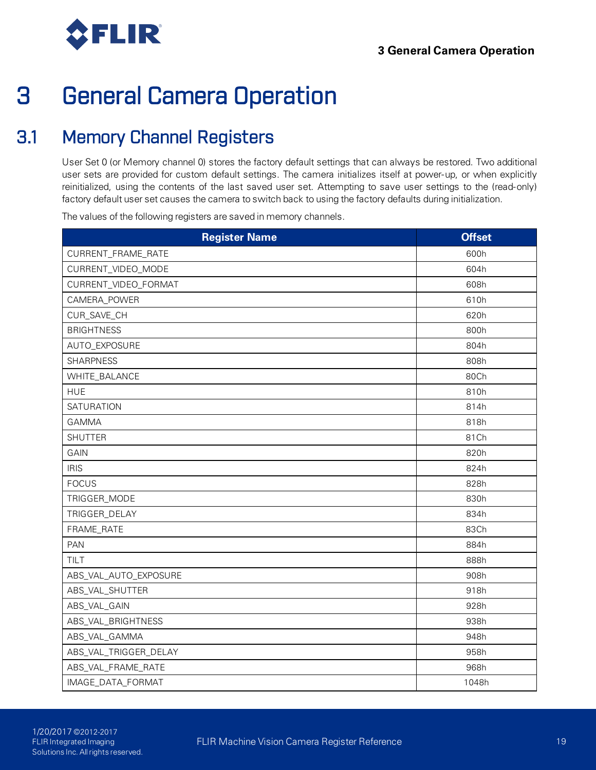# 3 General Camera Operation

## 3.1 Memory Channel Registers

User Set 0 (or Memory channel 0) stores the factory default settings that can always be restored. Two additional user sets are provided for custom default settings. The camera initializes itself at power-up, or when explicitly reinitialized, using the contents of the last saved user set. Attempting to save user settings to the (read-only) factory default user set causes the camera to switch back to using the factory defaults during initialization.

The values of the following registers are saved in memory channels.

| Register Name | Offset |
|---|---|
| CURRENT_FRAME_RATE | 600h |
| CURRENT_VIDEO_MODE | 604h |
| CURRENT_VIDEO_FORMAT | 608h |
| CAMERA_POWER | 610h |
| CUR_SAVE_CH | 620h |
| BRIGHTNESS | 800h |
| AUTO_EXPOSURE | 804h |
| SHARPNESS | 808h |
| WHITE_BALANCE | 80Ch |
| HUE | 810h |
| SATURATION | 814h |
| GAMMA | 818h |
| SHUTTER | 81Ch |
| GAIN | 820h |
| IRIS | 824h |
| FOCUS | 828h |
| TRIGGER_MODE | 830h |
| TRIGGER_DELAY | 834h |
| FRAME_RATE | 83Ch |
| PAN | 884h |
| TILT | 888h |
| ABS_VAL_AUTO_EXPOSURE | 908h |
| ABS_VAL_SHUTTER | 918h |
| ABS_VAL_GAIN | 928h |
| ABS_VAL_BRIGHTNESS | 938h |
| ABS_VAL_GAMMA | 948h |
| ABS_VAL_TRIGGER_DELAY | 958h |
| ABS_VAL_FRAME_RATE | 968h |
| IMAGE_DATA_FORMAT | 1048h |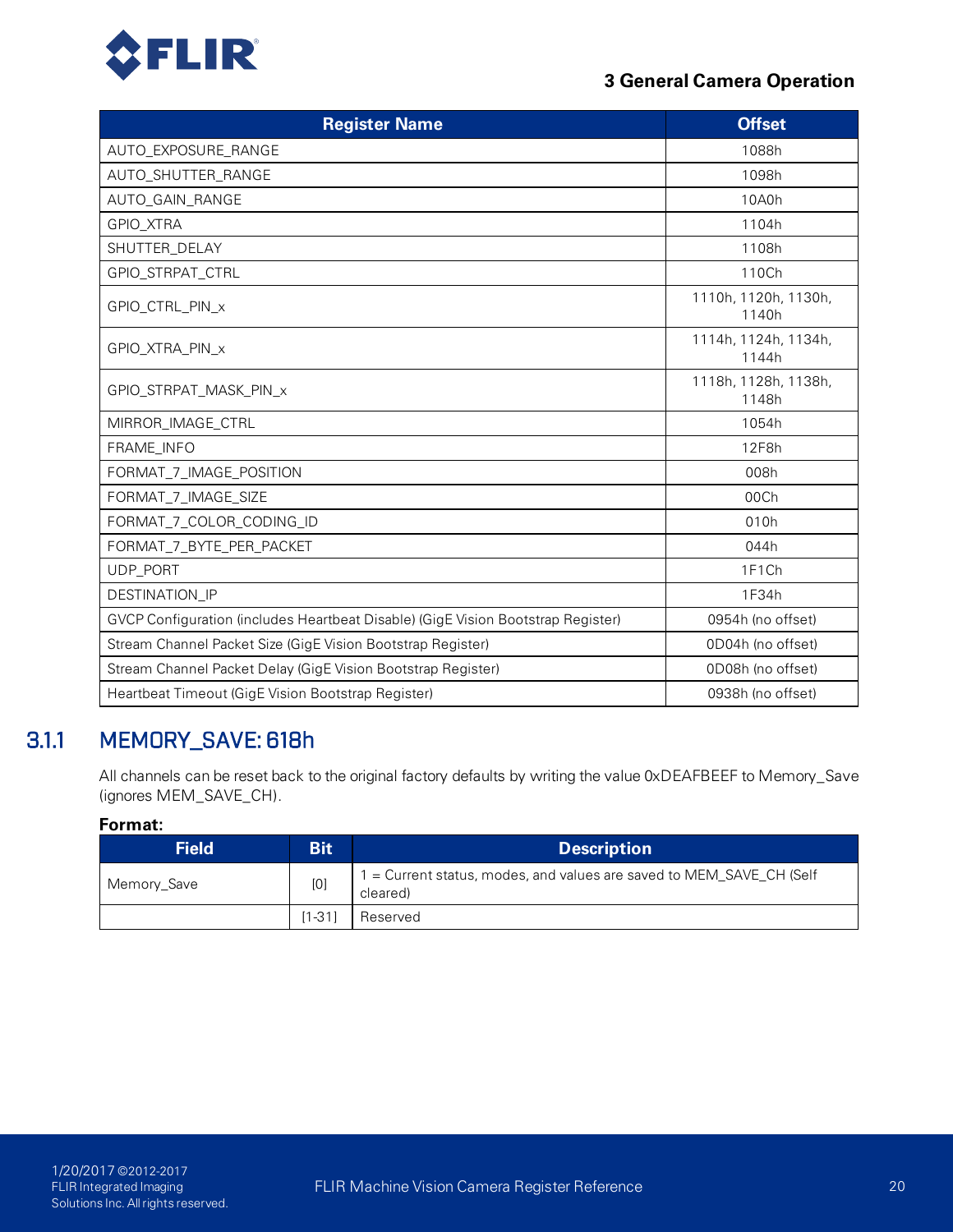| Register Name | Offset |
| --- | --- |
| AUTO_EXPOSURE_RANGE | 1088h |
| AUTO_SHUTTER_RANGE | 1098h |
| AUTO_GAIN_RANGE | 10A0h |
| GPIO_XTRA | 1104h |
| SHUTTER_DELAY | 1108h |
| GPIO_STRPAT_CTRL | 110Ch |
| GPIO_CTRL_PIN_x | 1110h, 1120h, 1130h, 1140h |
| GPIO_XTRA_PIN_x | 1114h, 1124h, 1134h, 1144h |
| GPIO_STRPAT_MASK_PIN_x | 1118h, 1128h, 1138h, 1148h |
| MIRROR_IMAGE_CTRL | 1054h |
| FRAME_INFO | 12F8h |
| FORMAT_7_IMAGE_POSITION | 008h |
| FORMAT_7_IMAGE_SIZE | 00Ch |
| FORMAT_7_COLOR_CODING_ID | 010h |
| FORMAT_7_BYTE_PER_PACKET | 044h |
| UDP_PORT | 1F1Ch |
| DESTINATION_IP | 1F34h |
| GVCP Configuration (includes Heartbeat Disable) (GigE Vision Bootstrap Register) | 0954h (no offset) |
| Stream Channel Packet Size (GigE Vision Bootstrap Register) | 0D04h (no offset) |
| Stream Channel Packet Delay (GigE Vision Bootstrap Register) | 0D08h (no offset) |
| Heartbeat Timeout (GigE Vision Bootstrap Register) | 0938h (no offset) |

### 3.1.1 MEMORY_SAVE: 618h

All channels can be reset back to the original factory defaults by writing the value 0xDEAFBEEF to Memory_Save (ignores MEM_SAVE_CH).

**Format:**

| Field | Bit | Description |
| --- | --- | --- |
| Memory_Save | [0] | 1 = Current status, modes, and values are saved to MEM_SAVE_CH (Self cleared) |
| | [1-31] | Reserved |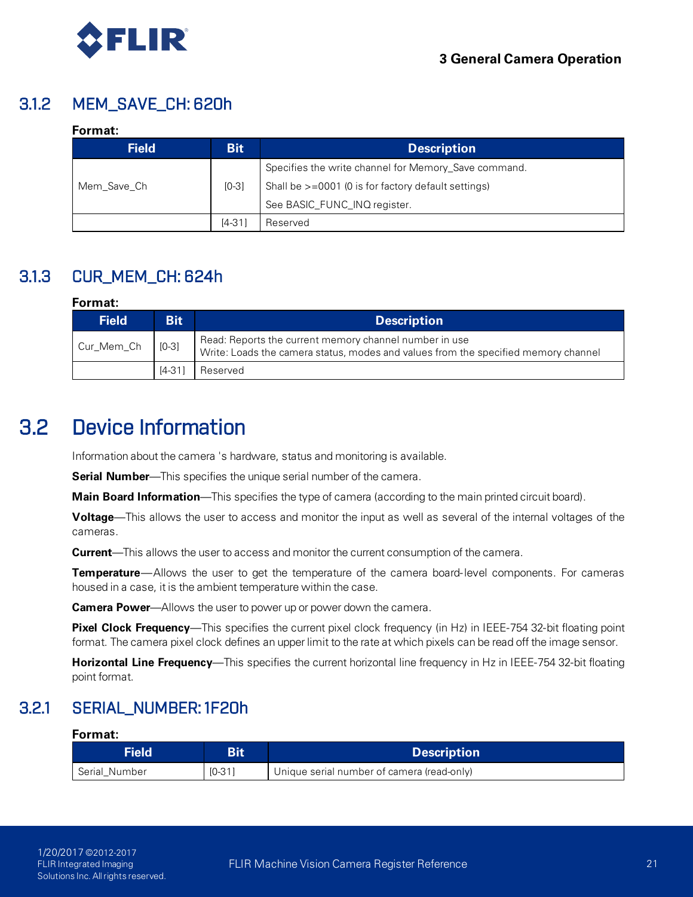### 3.1.2 MEM_SAVE_CH: 620h

**Format:**

| Field | Bit | Description |
|---|---|---|
| Mem_Save_Ch | [0-3] | Specifies the write channel for Memory_Save command.<br>Shall be >=0001 (0 is for factory default settings)<br>See BASIC_FUNC_INQ register. |
| | [4-31] | Reserved |

### 3.1.3 CUR_MEM_CH: 624h

**Format:**

| Field | Bit | Description |
|---|---|---|
| Cur_Mem_Ch | [0-3] | Read: Reports the current memory channel number in use<br>Write: Loads the camera status, modes and values from the specified memory channel |
| | [4-31] | Reserved |

## 3.2 Device Information

Information about the camera 's hardware, status and monitoring is available.

**Serial Number**—This specifies the unique serial number of the camera.

**Main Board Information**—This specifies the type of camera (according to the main printed circuit board).

**Voltage**—This allows the user to access and monitor the input as well as several of the internal voltages of the cameras.

**Current**—This allows the user to access and monitor the current consumption of the camera.

**Temperature**—Allows the user to get the temperature of the camera board-level components. For cameras housed in a case, it is the ambient temperature within the case.

**Camera Power**—Allows the user to power up or power down the camera.

**Pixel Clock Frequency**—This specifies the current pixel clock frequency (in Hz) in IEEE-754 32-bit floating point format. The camera pixel clock defines an upper limit to the rate at which pixels can be read off the image sensor.

**Horizontal Line Frequency**—This specifies the current horizontal line frequency in Hz in IEEE-754 32-bit floating point format.

### 3.2.1 SERIAL_NUMBER: 1F20h

**Format:**

| Field | Bit | Description |
|---|---|---|
| Serial_Number | [0-31] | Unique serial number of camera (read-only) |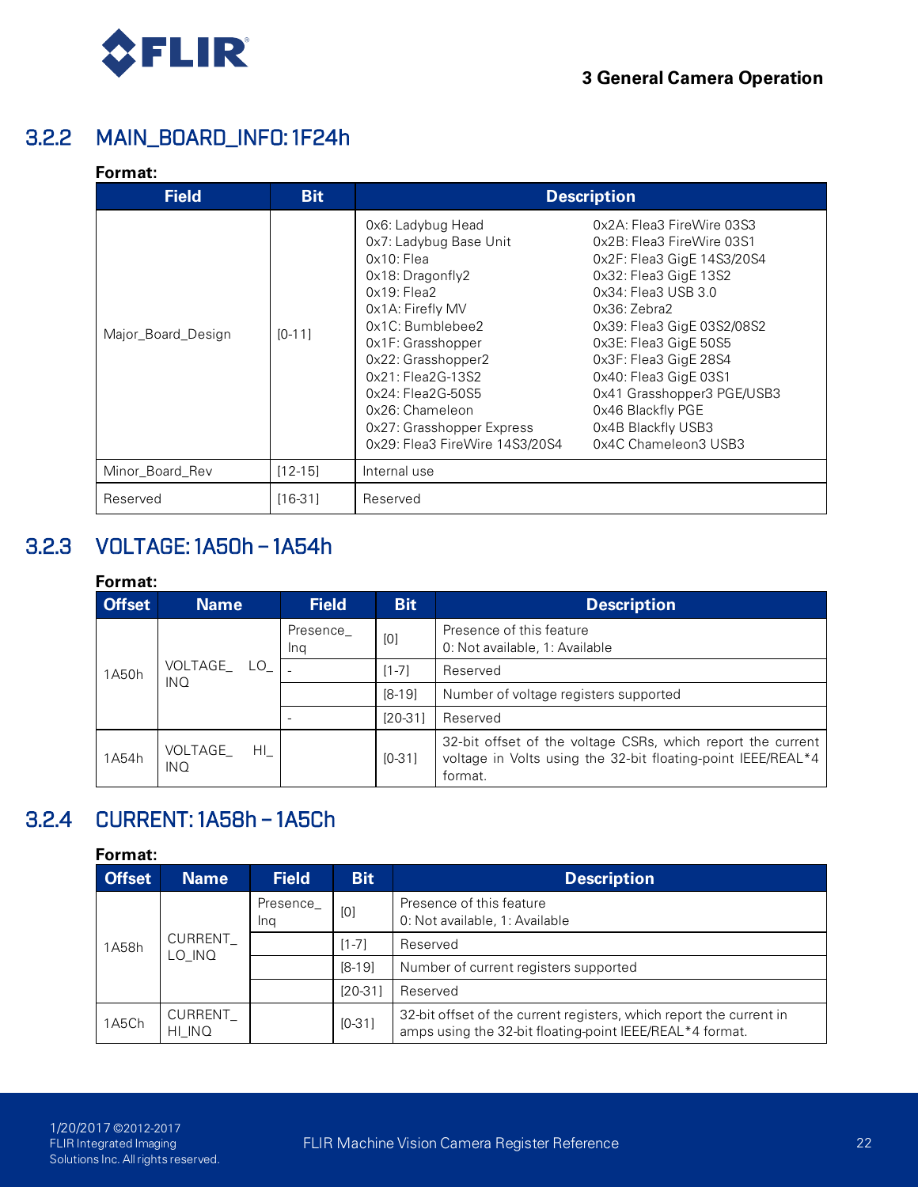### 3.2.2 MAIN_BOARD_INFO: 1F24h

**Format:**

| Field | Bit | Description | |
|---|---|---|---|
| Major_Board_Design | [0-11] | 0x6: Ladybug Head<br>0x7: Ladybug Base Unit<br>0x10: Flea<br>0x18: Dragonfly2<br>0x19: Flea2<br>0x1A: Firefly MV<br>0x1C: Bumblebee2<br>0x1F: Grasshopper<br>0x22: Grasshopper2<br>0x21: Flea2G-13S2<br>0x24: Flea2G-50S5<br>0x26: Chameleon<br>0x27: Grasshopper Express<br>0x29: Flea3 FireWire 14S3/20S4 | 0x2A: Flea3 FireWire 03S3<br>0x2B: Flea3 FireWire 03S1<br>0x2F: Flea3 GigE 14S3/20S4<br>0x32: Flea3 GigE 13S2<br>0x34: Flea3 USB 3.0<br>0x36: Zebra2<br>0x39: Flea3 GigE 03S2/08S2<br>0x3E: Flea3 GigE 50S5<br>0x3F: Flea3 GigE 28S4<br>0x40: Flea3 GigE 03S1<br>0x41 Grasshopper3 PGE/USB3<br>0x46 Blackfly PGE<br>0x4B Blackfly USB3<br>0x4C Chameleon3 USB3 |
| Minor_Board_Rev | [12-15] | Internal use | |
| Reserved | [16-31] | Reserved | |

### 3.2.3 VOLTAGE: 1A50h – 1A54h

**Format:**

| Offset | Name | Field | Bit | Description |
|---|---|---|---|---|
| 1A50h | VOLTAGE_LO_INQ | Presence_Inq | [0] | Presence of this feature<br>0: Not available, 1: Available |
| | | - | [1-7] | Reserved |
| | | | [8-19] | Number of voltage registers supported |
| | | - | [20-31] | Reserved |
| 1A54h | VOLTAGE_HI_INQ | | [0-31] | 32-bit offset of the voltage CSRs, which report the current voltage in Volts using the 32-bit floating-point IEEE/REAL*4 format. |

### 3.2.4 CURRENT: 1A58h – 1A5Ch

**Format:**

| Offset | Name | Field | Bit | Description |
|---|---|---|---|---|
| 1A58h | CURRENT_LO_INQ | Presence_Inq | [0] | Presence of this feature<br>0: Not available, 1: Available |
| | | | [1-7] | Reserved |
| | | | [8-19] | Number of current registers supported |
| | | | [20-31] | Reserved |
| 1A5Ch | CURRENT_HI_INQ | | [0-31] | 32-bit offset of the current registers, which report the current in amps using the 32-bit floating-point IEEE/REAL*4 format. |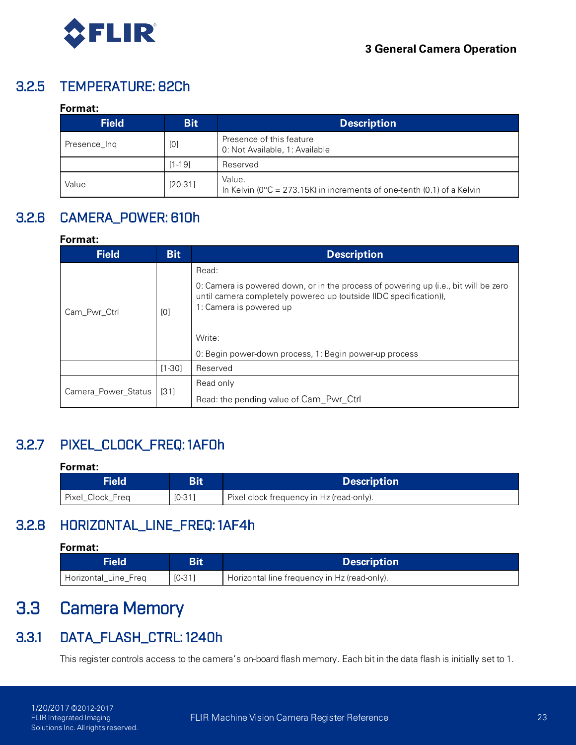### 3.2.5 TEMPERATURE: 82Ch

**Format:**

| Field | Bit | Description |
|---|---|---|
| Presence_Inq | [0] | Presence of this feature<br>0: Not Available, 1: Available |
| | [1-19] | Reserved |
| Value | [20-31] | Value.<br>In Kelvin (0°C = 273.15K) in increments of one-tenth (0.1) of a Kelvin |

### 3.2.6 CAMERA_POWER: 610h

**Format:**

| Field | Bit | Description |
|---|---|---|
| Cam_Pwr_Ctrl | [0] | Read:<br>0: Camera is powered down, or in the process of powering up (i.e., bit will be zero until camera completely powered up (outside IIDC specification)),<br>1: Camera is powered up<br><br>Write:<br>0: Begin power-down process, 1: Begin power-up process |
| | [1-30] | Reserved |
| Camera_Power_Status | [31] | Read only<br>Read: the pending value of Cam_Pwr_Ctrl |

### 3.2.7 PIXEL_CLOCK_FREQ: 1AF0h

**Format:**

| Field | Bit | Description |
|---|---|---|
| Pixel_Clock_Freq | [0-31] | Pixel clock frequency in Hz (read-only). |

### 3.2.8 HORIZONTAL_LINE_FREQ: 1AF4h

**Format:**

| Field | Bit | Description |
|---|---|---|
| Horizontal_Line_Freq | [0-31] | Horizontal line frequency in Hz (read-only). |

## 3.3 Camera Memory

### 3.3.1 DATA_FLASH_CTRL: 1240h

This register controls access to the camera's on-board flash memory. Each bit in the data flash is initially set to 1.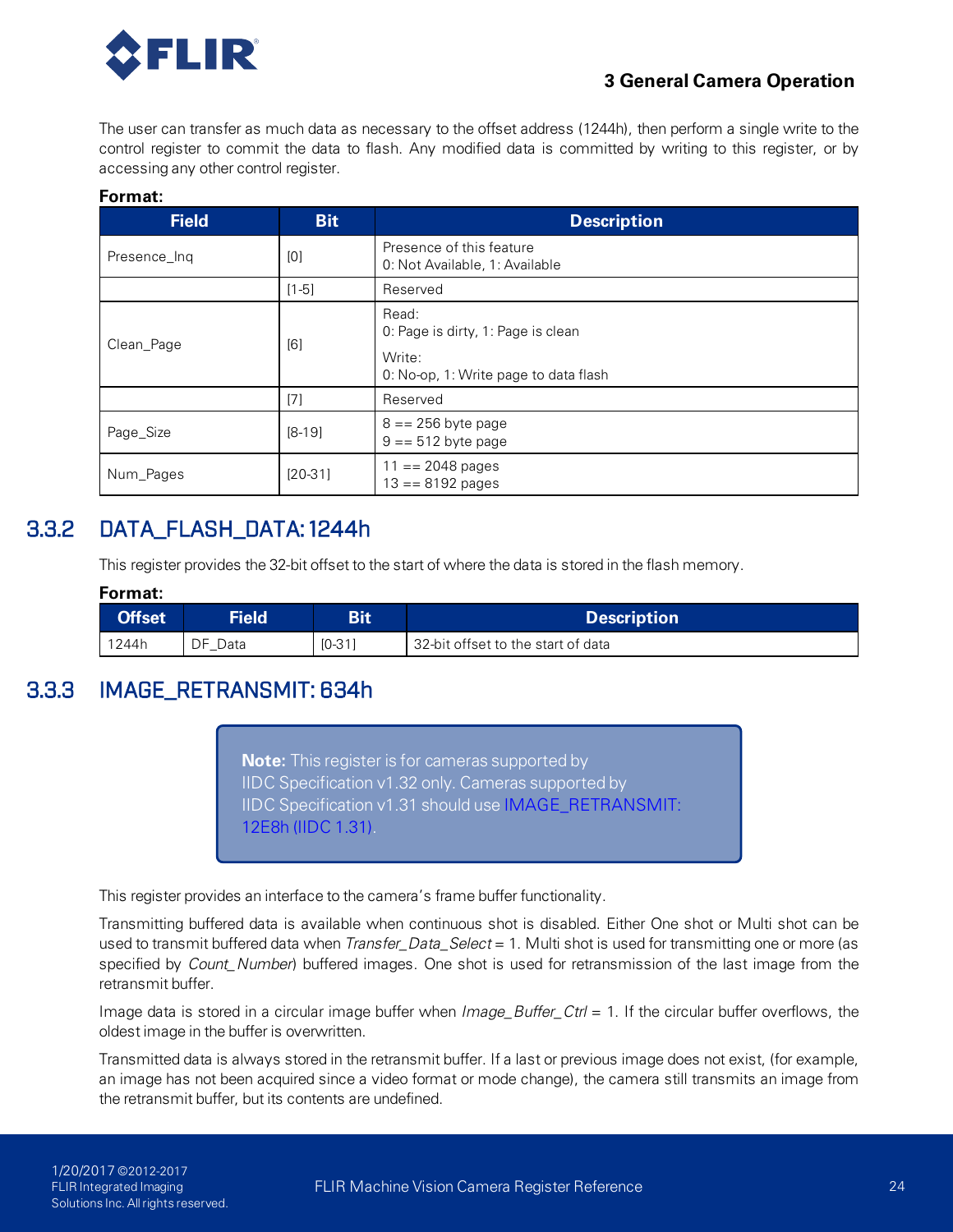The user can transfer as much data as necessary to the offset address (1244h), then perform a single write to the control register to commit the data to flash. Any modified data is committed by writing to this register, or by accessing any other control register.

**Format:**

| Field | Bit | Description |
|---|---|---|
| Presence_Inq | [0] | Presence of this feature<br>0: Not Available, 1: Available |
| | [1-5] | Reserved |
| Clean_Page | [6] | Read:<br>0: Page is dirty, 1: Page is clean<br>Write:<br>0: No-op, 1: Write page to data flash |
| | [7] | Reserved |
| Page_Size | [8-19] | 8 == 256 byte page<br>9 == 512 byte page |
| Num_Pages | [20-31] | 11 == 2048 pages<br>13 == 8192 pages |

## 3.3.2 DATA_FLASH_DATA: 1244h

This register provides the 32-bit offset to the start of where the data is stored in the flash memory.

**Format:**

| Offset | Field | Bit | Description |
|---|---|---|---|
| 1244h | DF_Data | [0-31] | 32-bit offset to the start of data |

## 3.3.3 IMAGE_RETRANSMIT: 634h

> **Note:** This register is for cameras supported by IIDC Specification v1.32 only. Cameras supported by IIDC Specification v1.31 should use IMAGE_RETRANSMIT: 12E8h (IIDC 1.31).

This register provides an interface to the camera's frame buffer functionality.

Transmitting buffered data is available when continuous shot is disabled. Either One shot or Multi shot can be used to transmit buffered data when *Transfer_Data_Select* = 1. Multi shot is used for transmitting one or more (as specified by *Count_Number*) buffered images. One shot is used for retransmission of the last image from the retransmit buffer.

Image data is stored in a circular image buffer when *Image_Buffer_Ctrl* = 1. If the circular buffer overflows, the oldest image in the buffer is overwritten.

Transmitted data is always stored in the retransmit buffer. If a last or previous image does not exist, (for example, an image has not been acquired since a video format or mode change), the camera still transmits an image from the retransmit buffer, but its contents are undefined.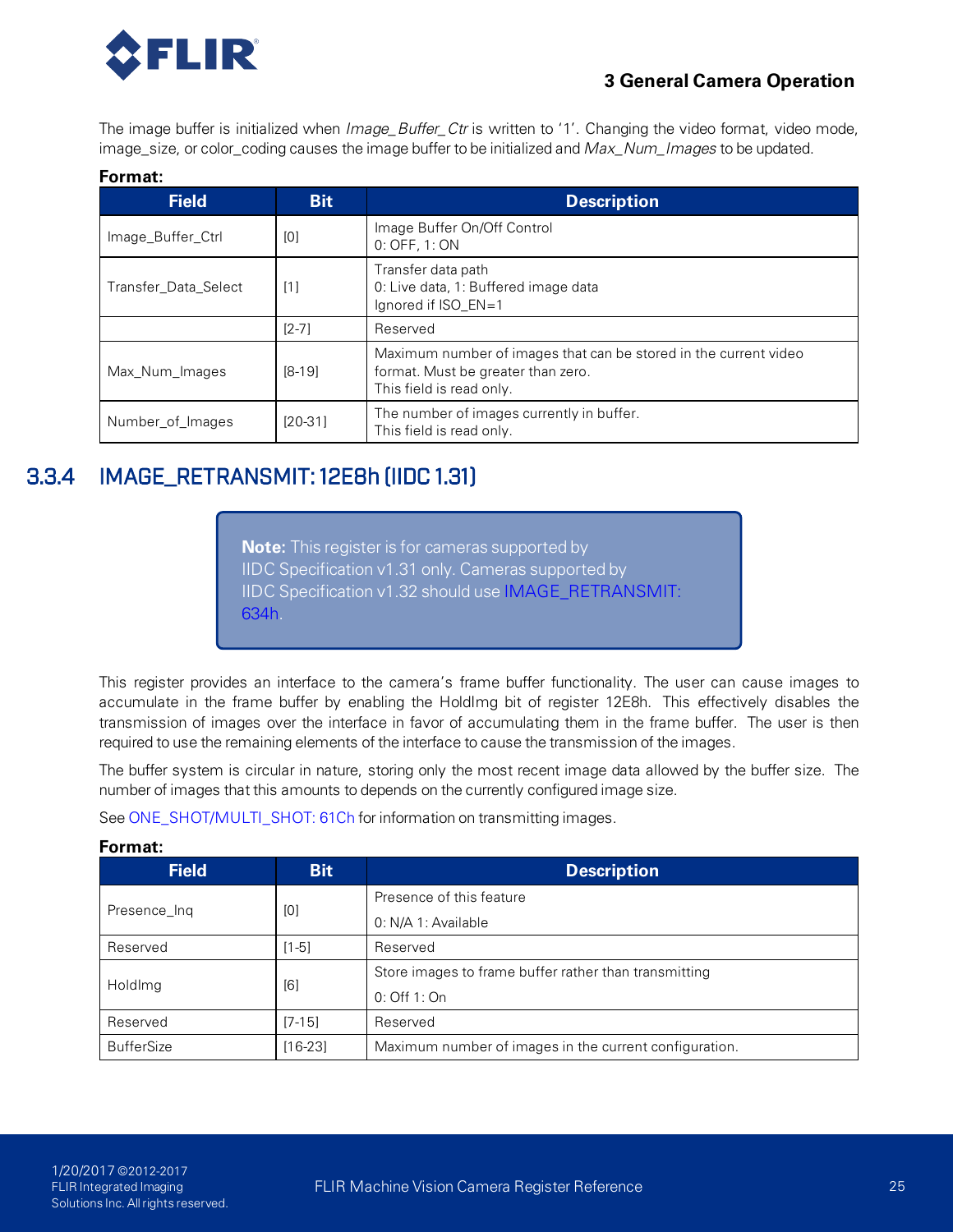The image buffer is initialized when *Image_Buffer_Ctr* is written to '1'. Changing the video format, video mode, image_size, or color_coding causes the image buffer to be initialized and *Max_Num_Images* to be updated.

**Format:**

| Field | Bit | Description |
|---|---|---|
| Image_Buffer_Ctrl | [0] | Image Buffer On/Off Control<br>0: OFF, 1: ON |
| Transfer_Data_Select | [1] | Transfer data path<br>0: Live data, 1: Buffered image data<br>Ignored if ISO_EN=1 |
| | [2-7] | Reserved |
| Max_Num_Images | [8-19] | Maximum number of images that can be stored in the current video format. Must be greater than zero.<br>This field is read only. |
| Number_of_Images | [20-31] | The number of images currently in buffer.<br>This field is read only. |

### 3.3.4 IMAGE_RETRANSMIT: 12E8h (IIDC 1.31)

> **Note:** This register is for cameras supported by IIDC Specification v1.31 only. Cameras supported by IIDC Specification v1.32 should use IMAGE_RETRANSMIT: 634h.

This register provides an interface to the camera's frame buffer functionality. The user can cause images to accumulate in the frame buffer by enabling the HoldImg bit of register 12E8h. This effectively disables the transmission of images over the interface in favor of accumulating them in the frame buffer. The user is then required to use the remaining elements of the interface to cause the transmission of the images.

The buffer system is circular in nature, storing only the most recent image data allowed by the buffer size. The number of images that this amounts to depends on the currently configured image size.

See ONE_SHOT/MULTI_SHOT: 61Ch for information on transmitting images.

**Format:**

| Field | Bit | Description |
|---|---|---|
| Presence_Inq | [0] | Presence of this feature<br>0: N/A 1: Available |
| Reserved | [1-5] | Reserved |
| HoldImg | [6] | Store images to frame buffer rather than transmitting<br>0: Off 1: On |
| Reserved | [7-15] | Reserved |
| BufferSize | [16-23] | Maximum number of images in the current configuration. |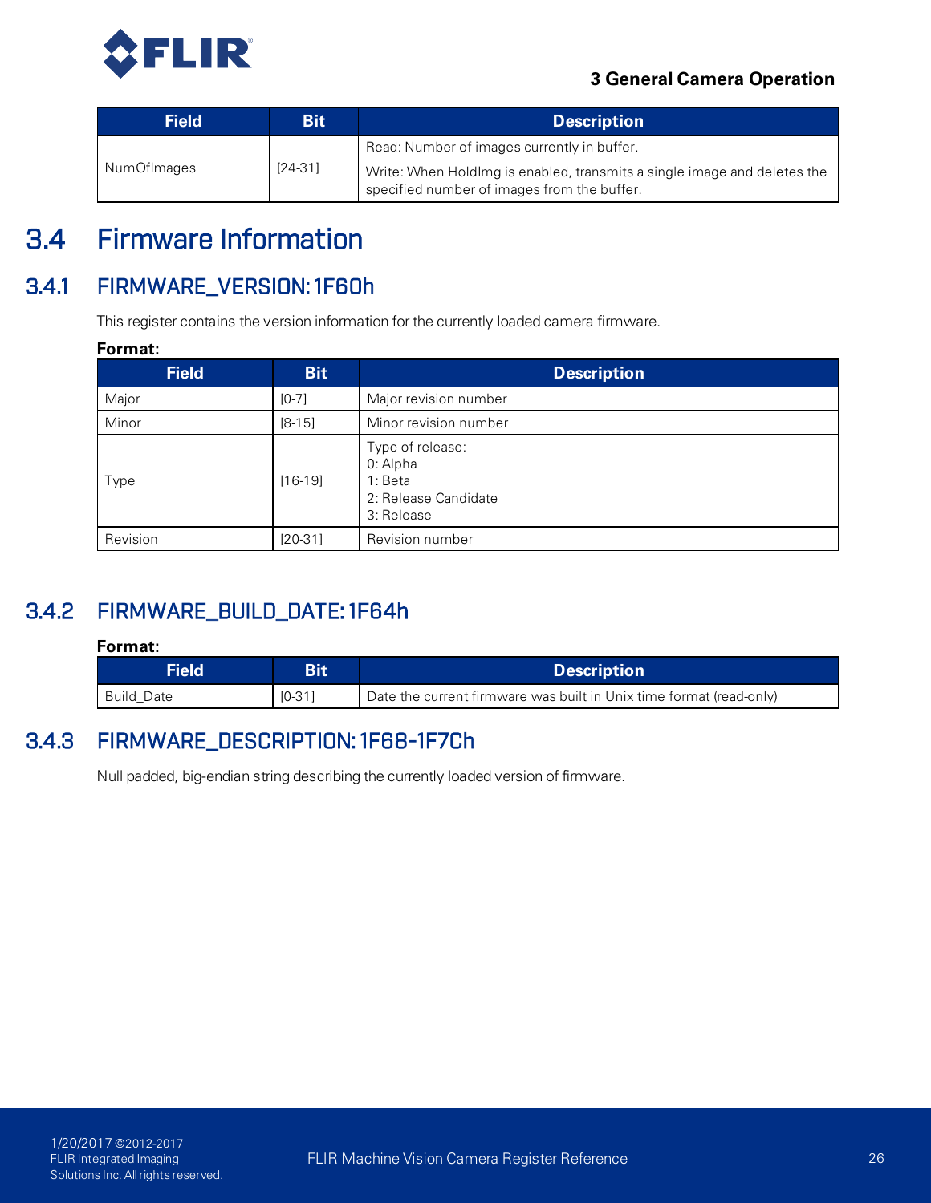| Field | Bit | Description |
| --- | --- | --- |
| NumOfImages | [24-31] | Read: Number of images currently in buffer.<br>Write: When HoldImg is enabled, transmits a single image and deletes the specified number of images from the buffer. |

## 3.4 Firmware Information

### 3.4.1 FIRMWARE_VERSION: 1F60h

This register contains the version information for the currently loaded camera firmware.

**Format:**

| Field | Bit | Description |
| --- | --- | --- |
| Major | [0-7] | Major revision number |
| Minor | [8-15] | Minor revision number |
| Type | [16-19] | Type of release:<br>0: Alpha<br>1: Beta<br>2: Release Candidate<br>3: Release |
| Revision | [20-31] | Revision number |

### 3.4.2 FIRMWARE_BUILD_DATE: 1F64h

**Format:**

| Field | Bit | Description |
| --- | --- | --- |
| Build_Date | [0-31] | Date the current firmware was built in Unix time format (read-only) |

### 3.4.3 FIRMWARE_DESCRIPTION: 1F68-1F7Ch

Null padded, big-endian string describing the currently loaded version of firmware.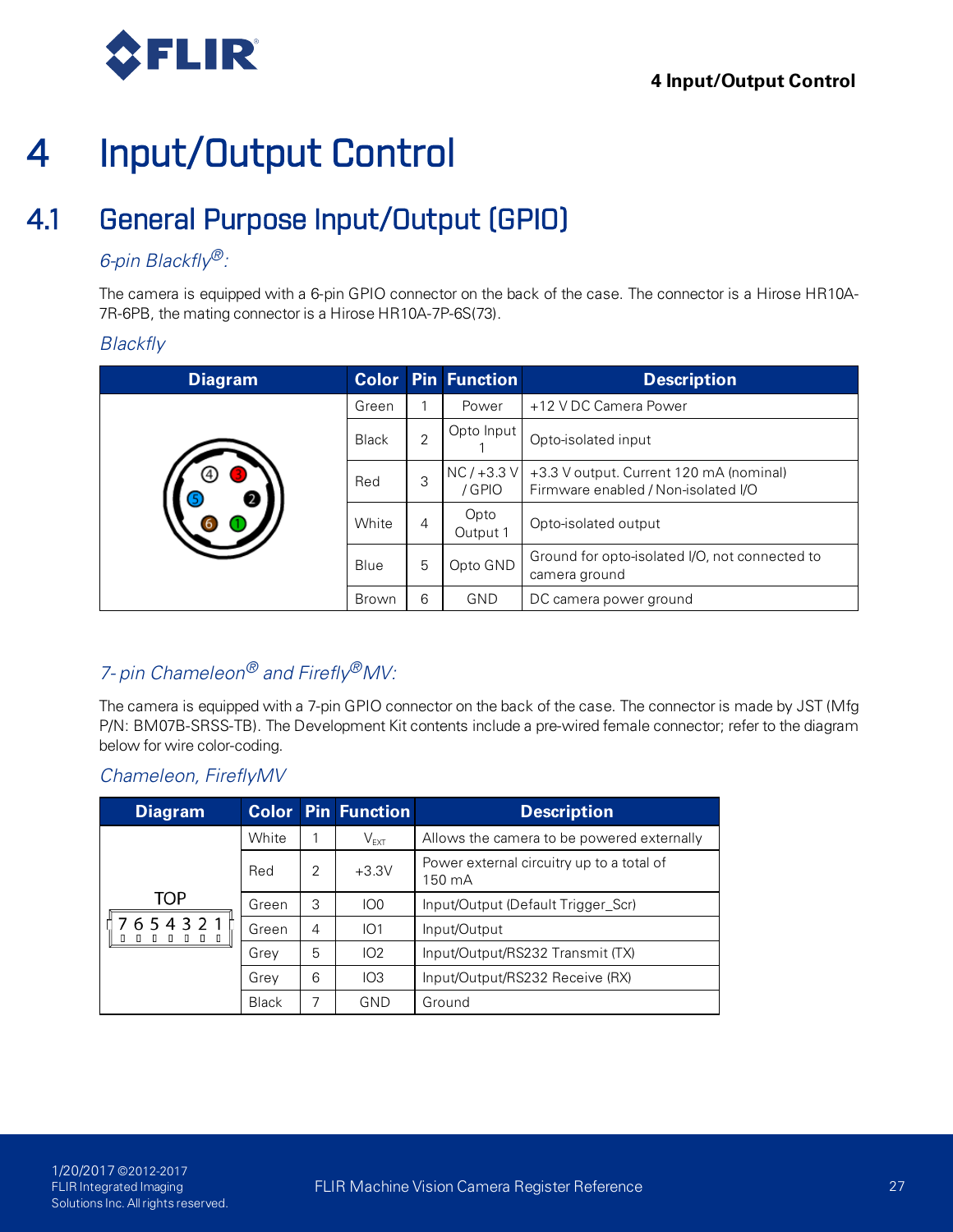# 4 Input/Output Control

## 4.1 General Purpose Input/Output (GPIO)

*6-pin Blackfly®:*

The camera is equipped with a 6-pin GPIO connector on the back of the case. The connector is a Hirose HR10A-7R-6PB, the mating connector is a Hirose HR10A-7P-6S(73).

*Blackfly*

| Diagram | Color | Pin | Function | Description |
|---|---|---|---|---|
| | Green | 1 | Power | +12 V DC Camera Power |
| | Black | 2 | Opto Input 1 | Opto-isolated input |
| | Red | 3 | NC / +3.3 V / GPIO | +3.3 V output. Current 120 mA (nominal) Firmware enabled / Non-isolated I/O |
| | White | 4 | Opto Output 1 | Opto-isolated output |
| | Blue | 5 | Opto GND | Ground for opto-isolated I/O, not connected to camera ground |
| | Brown | 6 | GND | DC camera power ground |

*7- pin Chameleon® and Firefly®MV:*

The camera is equipped with a 7-pin GPIO connector on the back of the case. The connector is made by JST (Mfg P/N: BM07B-SRSS-TB). The Development Kit contents include a pre-wired female connector; refer to the diagram below for wire color-coding.

*Chameleon, FireflyMV*

| Diagram | Color | Pin | Function | Description |
|---|---|---|---|---|
| TOP 7 6 5 4 3 2 1 | White | 1 | $V_{EXT}$ | Allows the camera to be powered externally |
| | Red | 2 | +3.3V | Power external circuitry up to a total of 150 mA |
| | Green | 3 | IO0 | Input/Output (Default Trigger_Scr) |
| | Green | 4 | IO1 | Input/Output |
| | Grey | 5 | IO2 | Input/Output/RS232 Transmit (TX) |
| | Grey | 6 | IO3 | Input/Output/RS232 Receive (RX) |
| | Black | 7 | GND | Ground |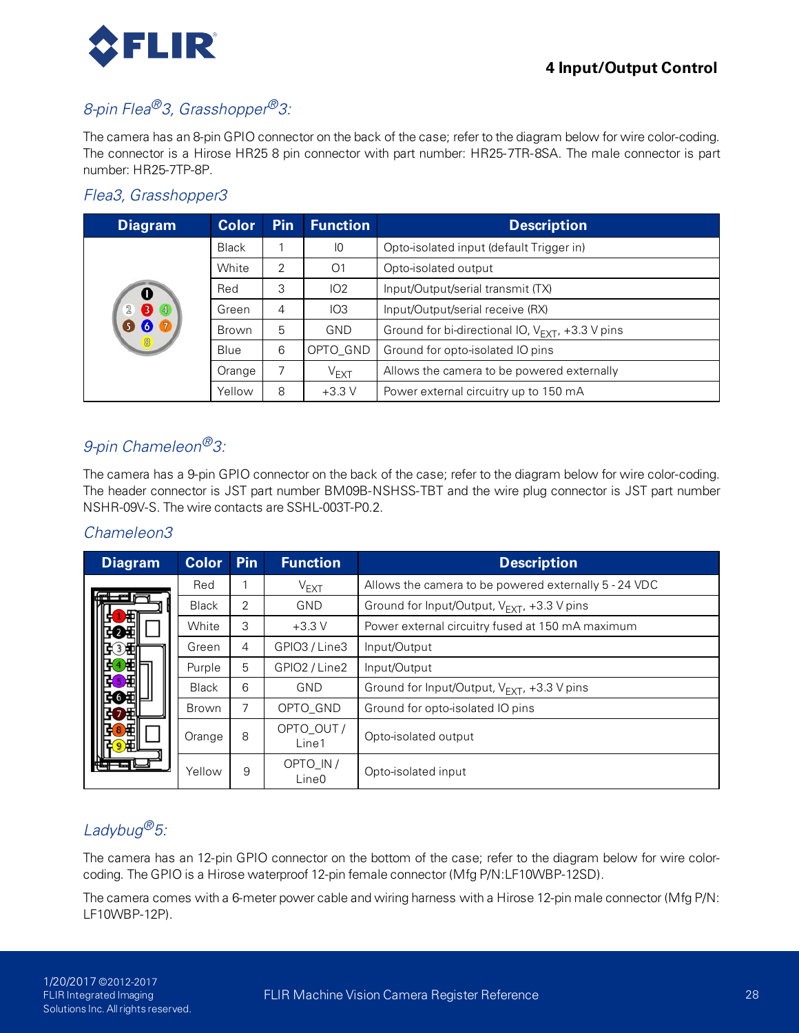## *8-pin Flea®3, Grasshopper®3:*

The camera has an 8-pin GPIO connector on the back of the case; refer to the diagram below for wire color-coding. The connector is a Hirose HR25 8 pin connector with part number: HR25-7TR-8SA. The male connector is part number: HR25-7TP-8P.

### *Flea3, Grasshopper3*

| Diagram | Color | Pin | Function | Description |
|---|---|---|---|---|
| | Black | 1 | I0 | Opto-isolated input (default Trigger in) |
| | White | 2 | O1 | Opto-isolated output |
| | Red | 3 | IO2 | Input/Output/serial transmit (TX) |
| | Green | 4 | IO3 | Input/Output/serial receive (RX) |
| | Brown | 5 | GND | Ground for bi-directional IO, $V_{EXT}$, +3.3 V pins |
| | Blue | 6 | OPTO_GND | Ground for opto-isolated IO pins |
| | Orange | 7 | $V_{EXT}$ | Allows the camera to be powered externally |
| | Yellow | 8 | +3.3 V | Power external circuitry up to 150 mA |

## *9-pin Chameleon®3:*

The camera has a 9-pin GPIO connector on the back of the case; refer to the diagram below for wire color-coding. The header connector is JST part number BM09B-NSHSS-TBT and the wire plug connector is JST part number NSHR-09V-S. The wire contacts are SSHL-003T-P0.2.

### *Chameleon3*

| Diagram | Color | Pin | Function | Description |
|---|---|---|---|---|
| | Red | 1 | $V_{EXT}$ | Allows the camera to be powered externally 5 - 24 VDC |
| | Black | 2 | GND | Ground for Input/Output, $V_{EXT}$, +3.3 V pins |
| | White | 3 | +3.3 V | Power external circuitry fused at 150 mA maximum |
| | Green | 4 | GPIO3 / Line3 | Input/Output |
| | Purple | 5 | GPIO2 / Line2 | Input/Output |
| | Black | 6 | GND | Ground for Input/Output, $V_{EXT}$, +3.3 V pins |
| | Brown | 7 | OPTO_GND | Ground for opto-isolated IO pins |
| | Orange | 8 | OPTO_OUT / Line1 | Opto-isolated output |
| | Yellow | 9 | OPTO_IN / Line0 | Opto-isolated input |

## *Ladybug®5:*

The camera has an 12-pin GPIO connector on the bottom of the case; refer to the diagram below for wire color-coding. The GPIO is a Hirose waterproof 12-pin female connector (Mfg P/N:LF10WBP-12SD).

The camera comes with a 6-meter power cable and wiring harness with a Hirose 12-pin male connector (Mfg P/N: LF10WBP-12P).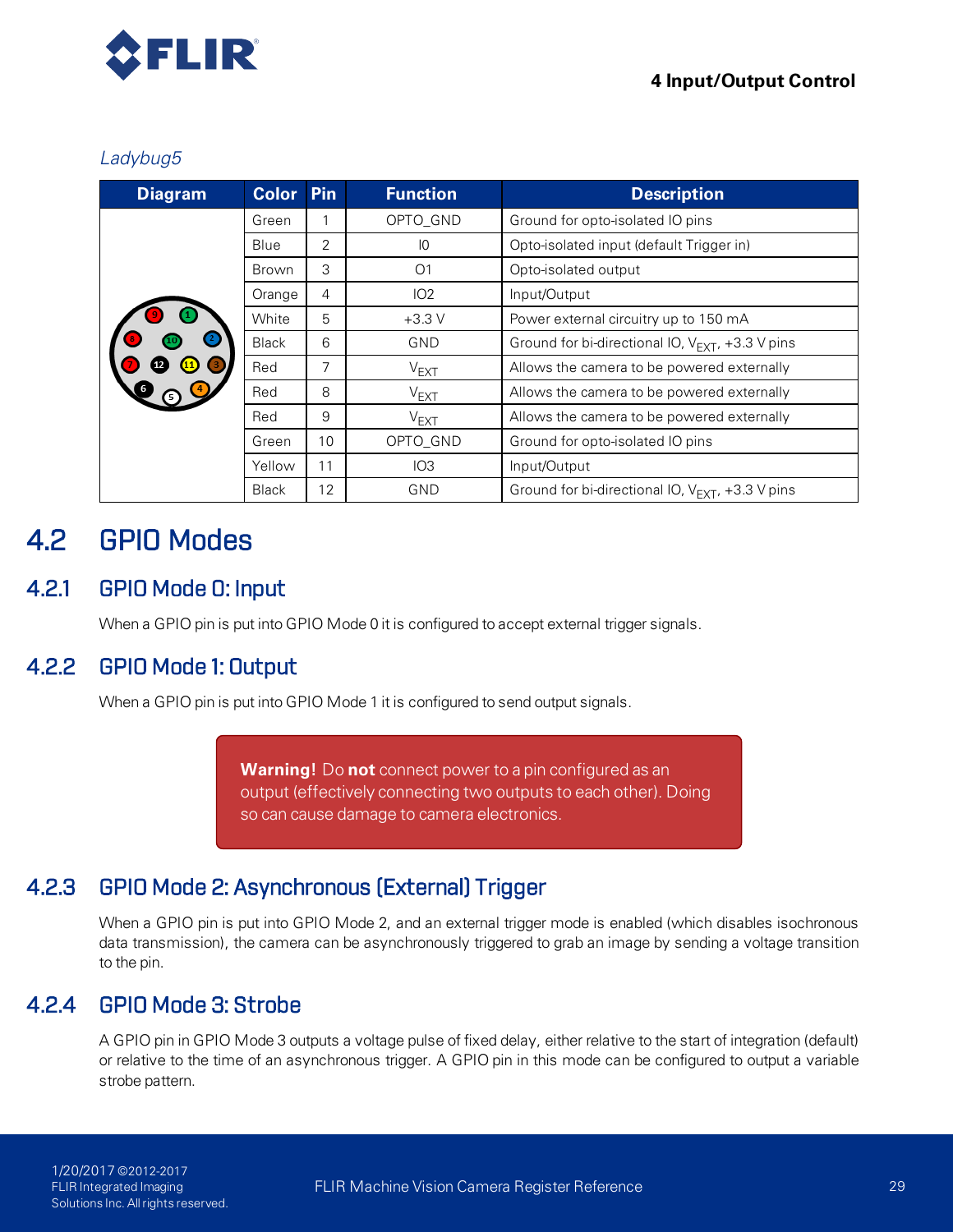*Ladybug5*

| Diagram | Color | Pin | Function | Description |
|---|---|---|---|---|
| | Green | 1 | OPTO_GND | Ground for opto-isolated IO pins |
| | Blue | 2 | I0 | Opto-isolated input (default Trigger in) |
| | Brown | 3 | O1 | Opto-isolated output |
| | Orange | 4 | IO2 | Input/Output |
| | White | 5 | +3.3 V | Power external circuitry up to 150 mA |
| | Black | 6 | GND | Ground for bi-directional IO, $V_{EXT}$, +3.3 V pins |
| | Red | 7 | $V_{EXT}$ | Allows the camera to be powered externally |
| | Red | 8 | $V_{EXT}$ | Allows the camera to be powered externally |
| | Red | 9 | $V_{EXT}$ | Allows the camera to be powered externally |
| | Green | 10 | OPTO_GND | Ground for opto-isolated IO pins |
| | Yellow | 11 | IO3 | Input/Output |
| | Black | 12 | GND | Ground for bi-directional IO, $V_{EXT}$, +3.3 V pins |

## 4.2 GPIO Modes

### 4.2.1 GPIO Mode 0: Input

When a GPIO pin is put into GPIO Mode 0 it is configured to accept external trigger signals.

### 4.2.2 GPIO Mode 1: Output

When a GPIO pin is put into GPIO Mode 1 it is configured to send output signals.

> **Warning!** Do **not** connect power to a pin configured as an output (effectively connecting two outputs to each other). Doing so can cause damage to camera electronics.

### 4.2.3 GPIO Mode 2: Asynchronous (External) Trigger

When a GPIO pin is put into GPIO Mode 2, and an external trigger mode is enabled (which disables isochronous data transmission), the camera can be asynchronously triggered to grab an image by sending a voltage transition to the pin.

### 4.2.4 GPIO Mode 3: Strobe

A GPIO pin in GPIO Mode 3 outputs a voltage pulse of fixed delay, either relative to the start of integration (default) or relative to the time of an asynchronous trigger. A GPIO pin in this mode can be configured to output a variable strobe pattern.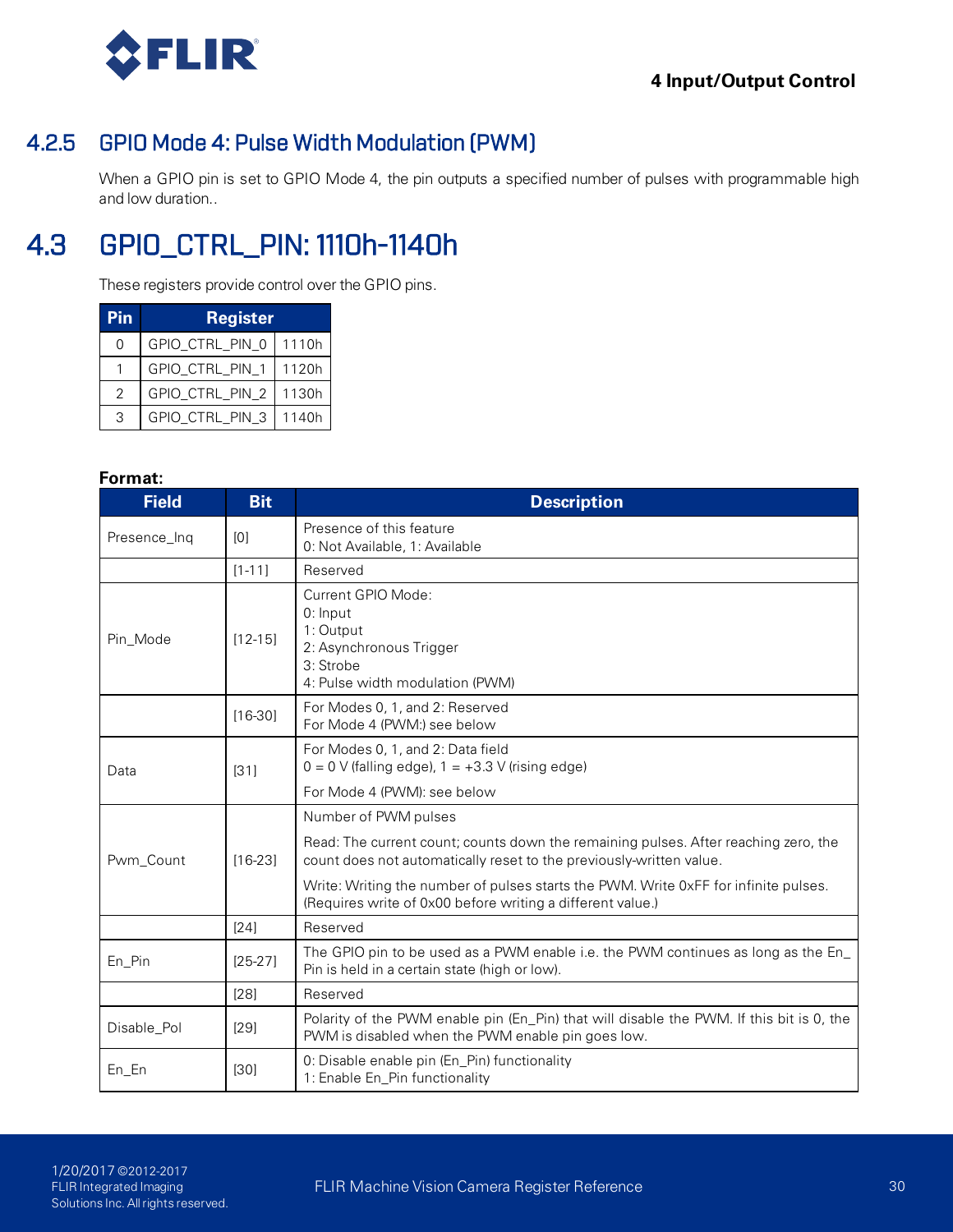### 4.2.5 GPIO Mode 4: Pulse Width Modulation (PWM)

When a GPIO pin is set to GPIO Mode 4, the pin outputs a specified number of pulses with programmable high and low duration..

## 4.3 GPIO_CTRL_PIN: 1110h-1140h

These registers provide control over the GPIO pins.

| Pin | Register | |
|---|---|---|
| 0 | GPIO_CTRL_PIN_0 | 1110h |
| 1 | GPIO_CTRL_PIN_1 | 1120h |
| 2 | GPIO_CTRL_PIN_2 | 1130h |
| 3 | GPIO_CTRL_PIN_3 | 1140h |

**Format:**

| Field | Bit | Description |
|---|---|---|
| Presence_Inq | [0] | Presence of this feature<br>0: Not Available, 1: Available |
| | [1-11] | Reserved |
| Pin_Mode | [12-15] | Current GPIO Mode:<br>0: Input<br>1: Output<br>2: Asynchronous Trigger<br>3: Strobe<br>4: Pulse width modulation (PWM) |
| | [16-30] | For Modes 0, 1, and 2: Reserved<br>For Mode 4 (PWM:) see below |
| Data | [31] | For Modes 0, 1, and 2: Data field<br>0 = 0 V (falling edge), 1 = +3.3 V (rising edge)<br>For Mode 4 (PWM): see below |
| Pwm_Count | [16-23] | Number of PWM pulses<br>Read: The current count; counts down the remaining pulses. After reaching zero, the count does not automatically reset to the previously-written value.<br>Write: Writing the number of pulses starts the PWM. Write 0xFF for infinite pulses. (Requires write of 0x00 before writing a different value.) |
| | [24] | Reserved |
| En_Pin | [25-27] | The GPIO pin to be used as a PWM enable i.e. the PWM continues as long as the En_Pin is held in a certain state (high or low). |
| | [28] | Reserved |
| Disable_Pol | [29] | Polarity of the PWM enable pin (En_Pin) that will disable the PWM. If this bit is 0, the PWM is disabled when the PWM enable pin goes low. |
| En_En | [30] | 0: Disable enable pin (En_Pin) functionality<br>1: Enable En_Pin functionality |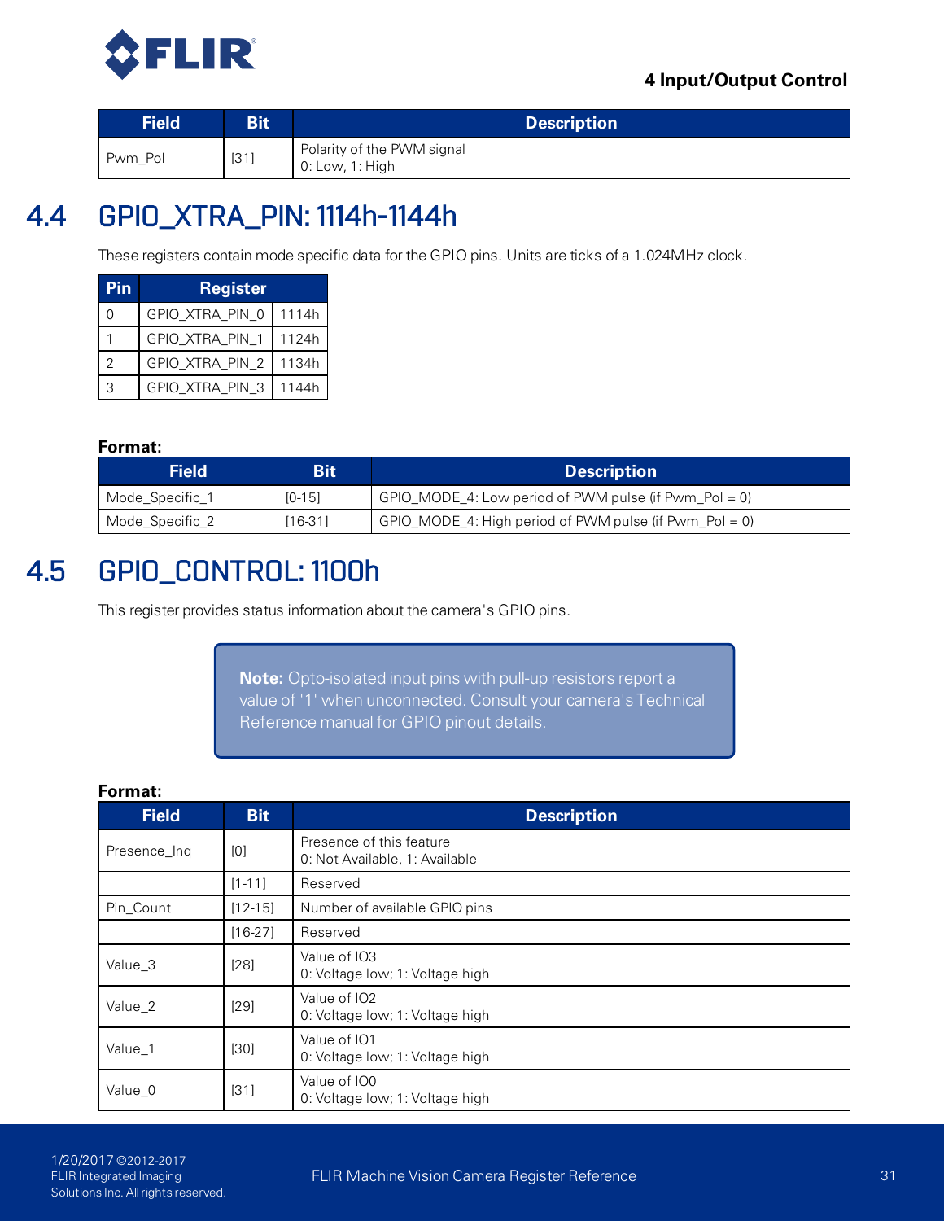| Field | Bit | Description |
| --- | --- | --- |
| Pwm_Pol | [31] | Polarity of the PWM signal<br>0: Low, 1: High |

## 4.4 GPIO_XTRA_PIN: 1114h-1144h

These registers contain mode specific data for the GPIO pins. Units are ticks of a 1.024MHz clock.

| Pin | Register | |
| --- | --- | --- |
| 0 | GPIO_XTRA_PIN_0 | 1114h |
| 1 | GPIO_XTRA_PIN_1 | 1124h |
| 2 | GPIO_XTRA_PIN_2 | 1134h |
| 3 | GPIO_XTRA_PIN_3 | 1144h |

**Format:**

| Field | Bit | Description |
| --- | --- | --- |
| Mode_Specific_1 | [0-15] | GPIO_MODE_4: Low period of PWM pulse (if Pwm_Pol = 0) |
| Mode_Specific_2 | [16-31] | GPIO_MODE_4: High period of PWM pulse (if Pwm_Pol = 0) |

## 4.5 GPIO_CONTROL: 1100h

This register provides status information about the camera's GPIO pins.

> **Note:** Opto-isolated input pins with pull-up resistors report a value of '1' when unconnected. Consult your camera's Technical Reference manual for GPIO pinout details.

**Format:**

| Field | Bit | Description |
| --- | --- | --- |
| Presence_Inq | [0] | Presence of this feature<br>0: Not Available, 1: Available |
| | [1-11] | Reserved |
| Pin_Count | [12-15] | Number of available GPIO pins |
| | [16-27] | Reserved |
| Value_3 | [28] | Value of IO3<br>0: Voltage low; 1: Voltage high |
| Value_2 | [29] | Value of IO2<br>0: Voltage low; 1: Voltage high |
| Value_1 | [30] | Value of IO1<br>0: Voltage low; 1: Voltage high |
| Value_0 | [31] | Value of IO0<br>0: Voltage low; 1: Voltage high |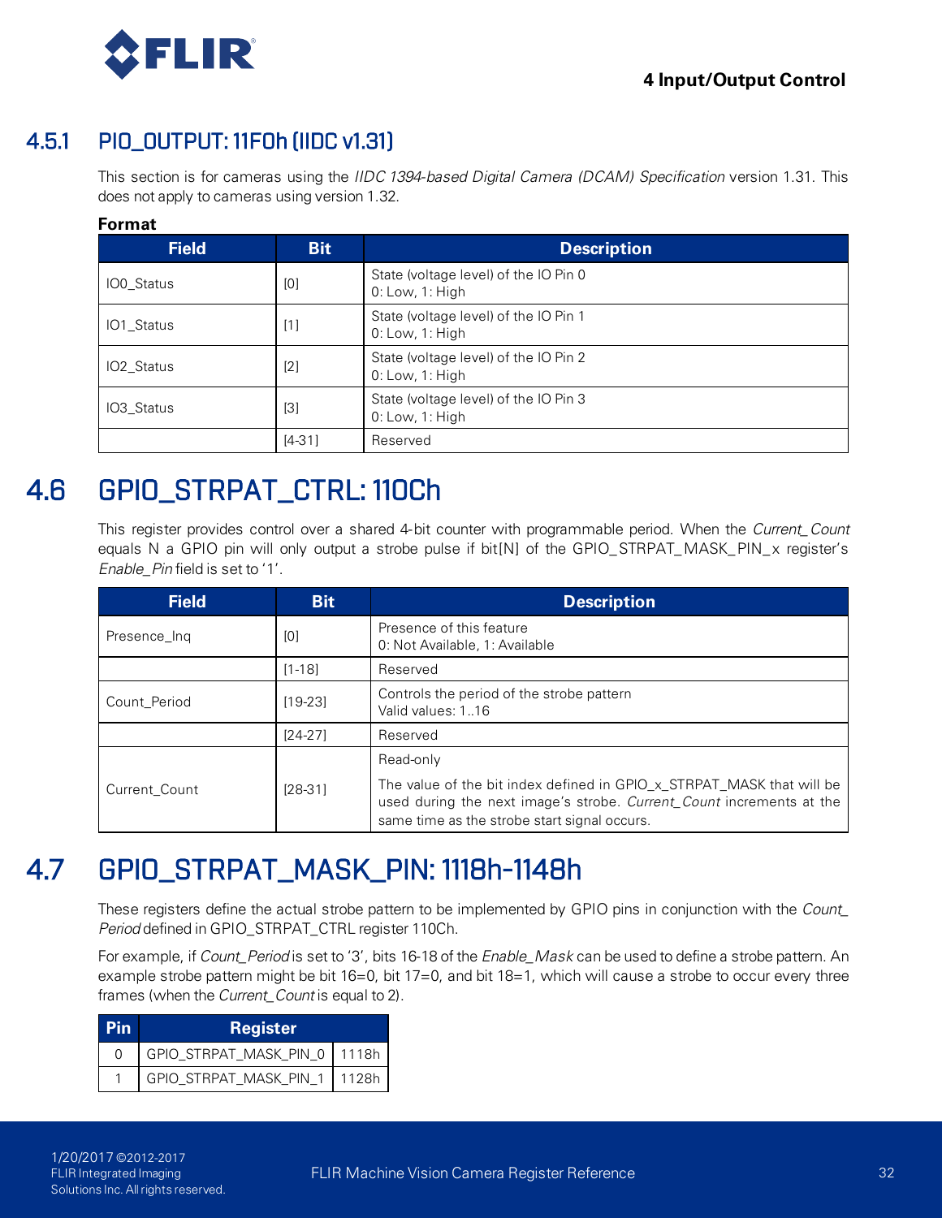### 4.5.1 PIO_OUTPUT: 11F0h (IIDC v1.31)

This section is for cameras using the *IIDC 1394-based Digital Camera (DCAM) Specification* version 1.31. This does not apply to cameras using version 1.32.

**Format**

| Field | Bit | Description |
|---|---|---|
| IO0_Status | [0] | State (voltage level) of the IO Pin 0<br>0: Low, 1: High |
| IO1_Status | [1] | State (voltage level) of the IO Pin 1<br>0: Low, 1: High |
| IO2_Status | [2] | State (voltage level) of the IO Pin 2<br>0: Low, 1: High |
| IO3_Status | [3] | State (voltage level) of the IO Pin 3<br>0: Low, 1: High |
| | [4-31] | Reserved |

## 4.6 GPIO_STRPAT_CTRL: 110Ch

This register provides control over a shared 4-bit counter with programmable period. When the *Current_Count* equals N a GPIO pin will only output a strobe pulse if bit[N] of the GPIO_STRPAT_MASK_PIN_x register's *Enable_Pin* field is set to '1'.

| Field | Bit | Description |
|---|---|---|
| Presence_Inq | [0] | Presence of this feature<br>0: Not Available, 1: Available |
| | [1-18] | Reserved |
| Count_Period | [19-23] | Controls the period of the strobe pattern<br>Valid values: 1..16 |
| | [24-27] | Reserved |
| Current_Count | [28-31] | Read-only<br>The value of the bit index defined in GPIO_x_STRPAT_MASK that will be used during the next image's strobe. *Current_Count* increments at the same time as the strobe start signal occurs. |

## 4.7 GPIO_STRPAT_MASK_PIN: 1118h-1148h

These registers define the actual strobe pattern to be implemented by GPIO pins in conjunction with the *Count_Period* defined in GPIO_STRPAT_CTRL register 110Ch.

For example, if *Count_Period* is set to '3', bits 16-18 of the *Enable_Mask* can be used to define a strobe pattern. An example strobe pattern might be bit 16=0, bit 17=0, and bit 18=1, which will cause a strobe to occur every three frames (when the *Current_Count* is equal to 2).

| Pin | Register | |
|---|---|---|
| 0 | GPIO_STRPAT_MASK_PIN_0 | 1118h |
| 1 | GPIO_STRPAT_MASK_PIN_1 | 1128h |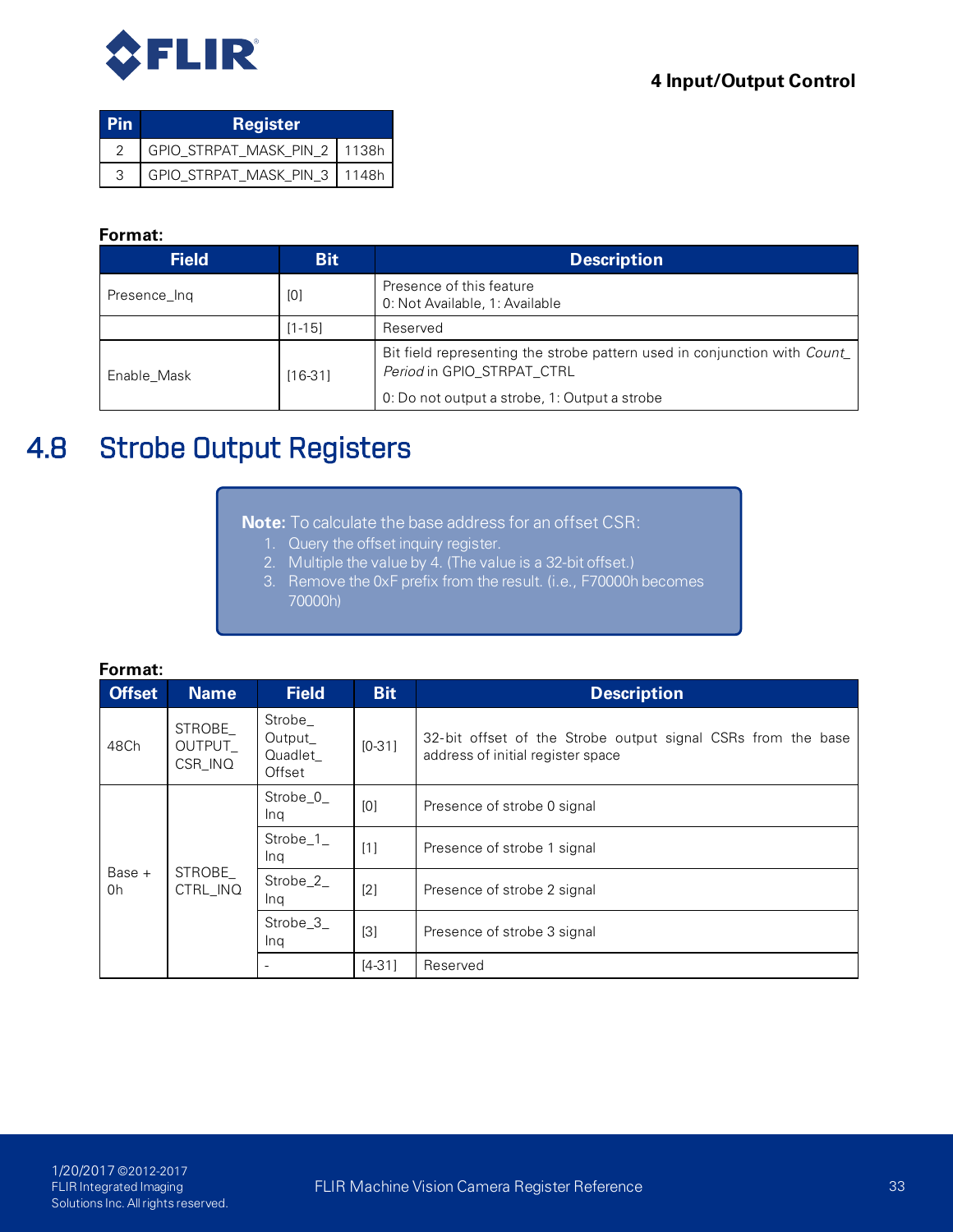| Pin | Register | |
|---|---|---|
| 2 | GPIO_STRPAT_MASK_PIN_2 | 1138h |
| 3 | GPIO_STRPAT_MASK_PIN_3 | 1148h |

**Format:**

| Field | Bit | Description |
|---|---|---|
| Presence_Inq | [0] | Presence of this feature<br>0: Not Available, 1: Available |
| | [1-15] | Reserved |
| Enable_Mask | [16-31] | Bit field representing the strobe pattern used in conjunction with *Count_Period* in GPIO_STRPAT_CTRL<br><br>0: Do not output a strobe, 1: Output a strobe |

## 4.8 Strobe Output Registers

> **Note:** To calculate the base address for an offset CSR:
> 1. Query the offset inquiry register.
> 2. Multiple the value by 4. (The value is a 32-bit offset.)
> 3. Remove the 0xF prefix from the result. (i.e., F70000h becomes 70000h)

**Format:**

| Offset | Name | Field | Bit | Description |
|---|---|---|---|---|
| 48Ch | STROBE_OUTPUT_CSR_INQ | Strobe_Output_Quadlet_Offset | [0-31] | 32-bit offset of the Strobe output signal CSRs from the base address of initial register space |
| Base + 0h | STROBE_CTRL_INQ | Strobe_0_Inq | [0] | Presence of strobe 0 signal |
| | | Strobe_1_Inq | [1] | Presence of strobe 1 signal |
| | | Strobe_2_Inq | [2] | Presence of strobe 2 signal |
| | | Strobe_3_Inq | [3] | Presence of strobe 3 signal |
| | | - | [4-31] | Reserved |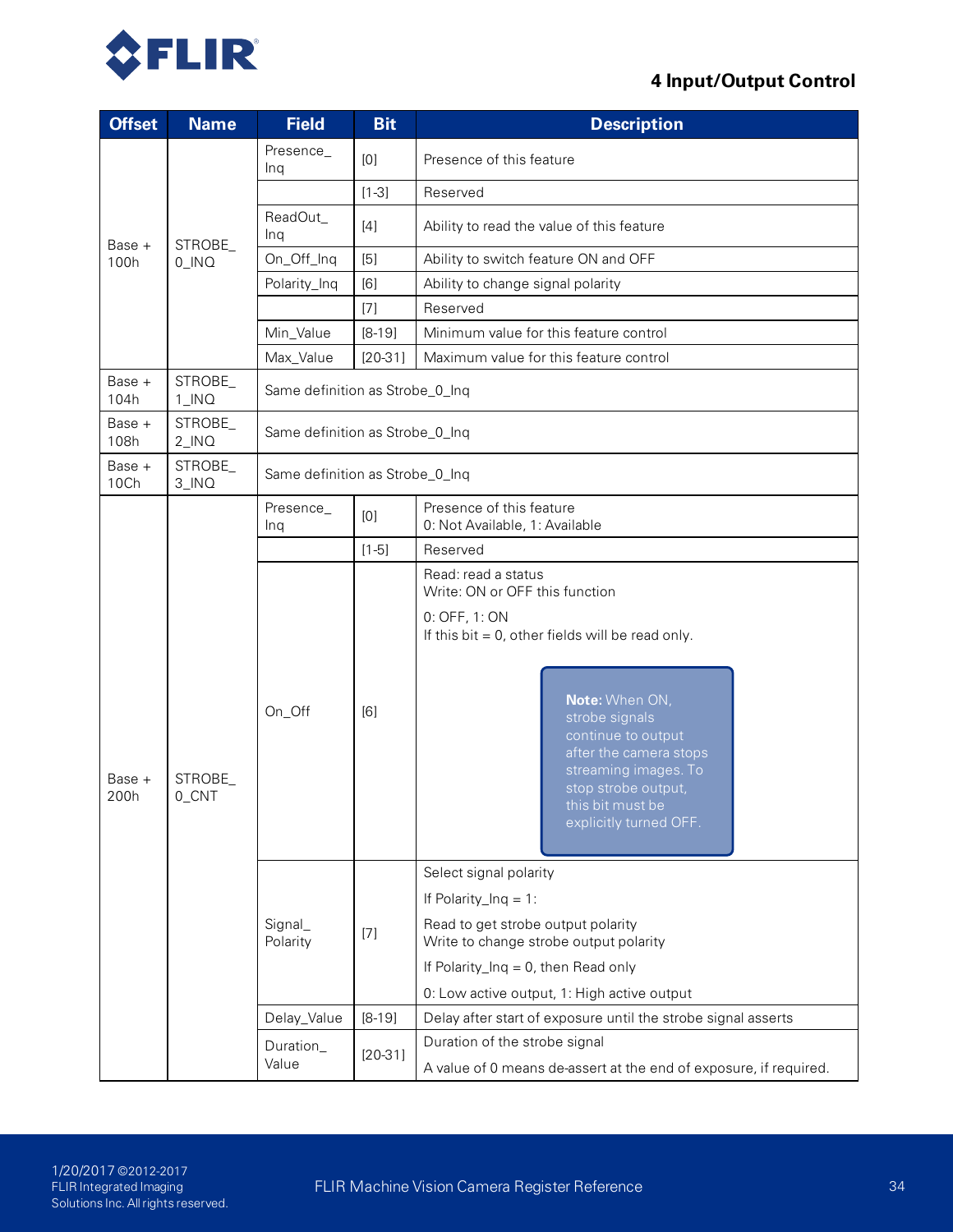| Offset | Name | Field | Bit | Description |
|---|---|---|---|---|
| Base + 100h | STROBE_0_INQ | Presence_Inq | [0] | Presence of this feature |
| | | | [1-3] | Reserved |
| | | ReadOut_Inq | [4] | Ability to read the value of this feature |
| | | On_Off_Inq | [5] | Ability to switch feature ON and OFF |
| | | Polarity_Inq | [6] | Ability to change signal polarity |
| | | | [7] | Reserved |
| | | Min_Value | [8-19] | Minimum value for this feature control |
| | | Max_Value | [20-31] | Maximum value for this feature control |
| Base + 104h | STROBE_1_INQ | Same definition as Strobe_0_Inq | | |
| Base + 108h | STROBE_2_INQ | Same definition as Strobe_0_Inq | | |
| Base + 10Ch | STROBE_3_INQ | Same definition as Strobe_0_Inq | | |
| Base + 200h | STROBE_0_CNT | Presence_Inq | [0] | Presence of this feature<br>0: Not Available, 1: Available |
| | | | [1-5] | Reserved |
| | | On_Off | [6] | Read: read a status<br>Write: ON or OFF this function<br>0: OFF, 1: ON<br>If this bit = 0, other fields will be read only.<br>**Note:** When ON, strobe signals continue to output after the camera stops streaming images. To stop strobe output, this bit must be explicitly turned OFF. |
| | | Signal_Polarity | [7] | Select signal polarity<br>If Polarity_Inq = 1:<br>Read to get strobe output polarity<br>Write to change strobe output polarity<br>If Polarity_Inq = 0, then Read only<br>0: Low active output, 1: High active output |
| | | Delay_Value | [8-19] | Delay after start of exposure until the strobe signal asserts |
| | | Duration_Value | [20-31] | Duration of the strobe signal<br>A value of 0 means de-assert at the end of exposure, if required. |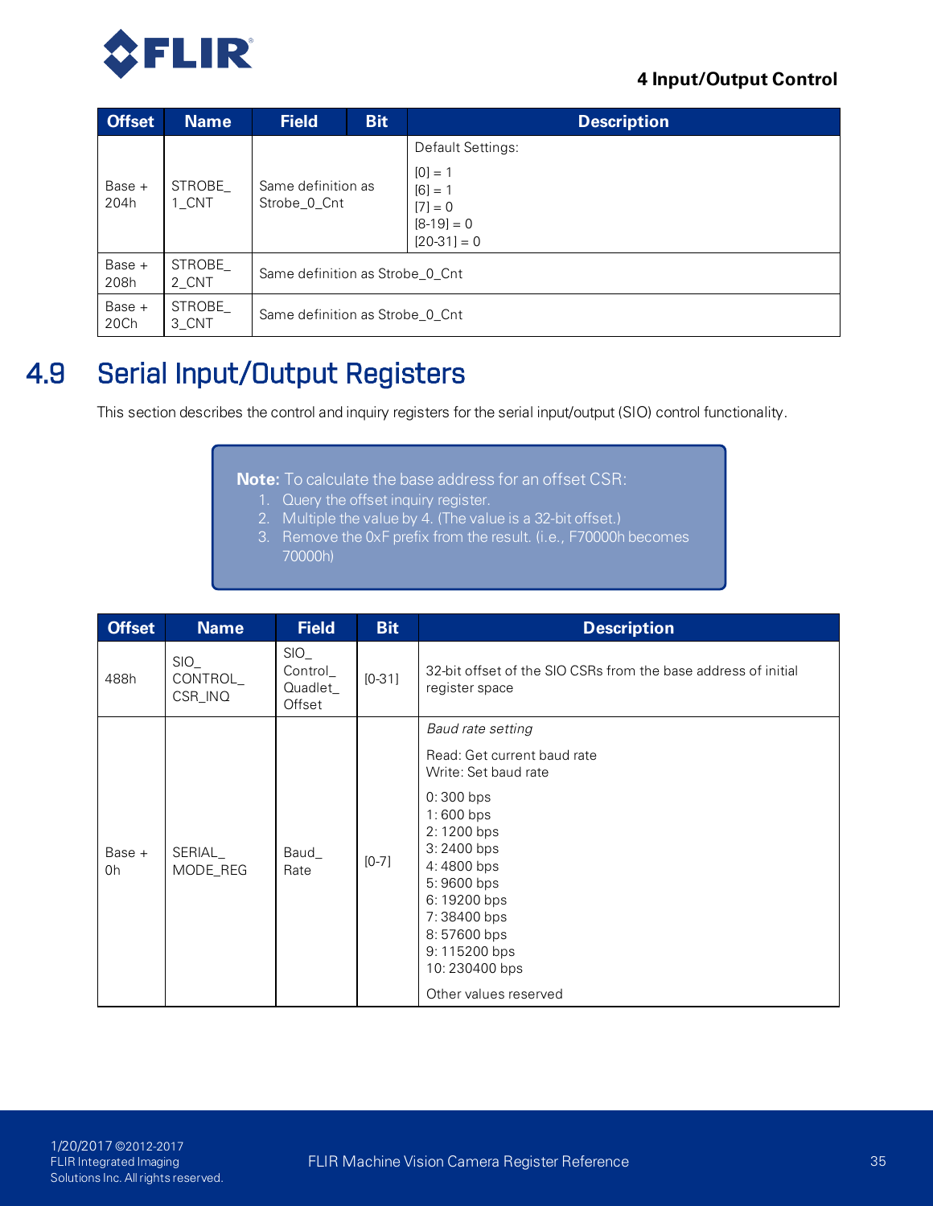| Offset | Name | Field | Bit | Description |
|---|---|---|---|---|
| Base + 204h | STROBE_1_CNT | Same definition as Strobe_0_Cnt | | Default Settings:<br>[0] = 1<br>[6] = 1<br>[7] = 0<br>[8-19] = 0<br>[20-31] = 0 |
| Base + 208h | STROBE_2_CNT | Same definition as Strobe_0_Cnt | | |
| Base + 20Ch | STROBE_3_CNT | Same definition as Strobe_0_Cnt | | |

## 4.9 Serial Input/Output Registers

This section describes the control and inquiry registers for the serial input/output (SIO) control functionality.

> **Note:** To calculate the base address for an offset CSR:
> 1. Query the offset inquiry register.
> 2. Multiple the value by 4. (The value is a 32-bit offset.)
> 3. Remove the 0xF prefix from the result. (i.e., F70000h becomes 70000h)

| Offset | Name | Field | Bit | Description |
|---|---|---|---|---|
| 488h | SIO_CONTROL_CSR_INQ | SIO_Control_Quadlet_Offset | [0-31] | 32-bit offset of the SIO CSRs from the base address of initial register space |
| Base + 0h | SERIAL_MODE_REG | Baud_Rate | [0-7] | *Baud rate setting*<br>Read: Get current baud rate<br>Write: Set baud rate<br>0: 300 bps<br>1: 600 bps<br>2: 1200 bps<br>3: 2400 bps<br>4: 4800 bps<br>5: 9600 bps<br>6: 19200 bps<br>7: 38400 bps<br>8: 57600 bps<br>9: 115200 bps<br>10: 230400 bps<br>Other values reserved |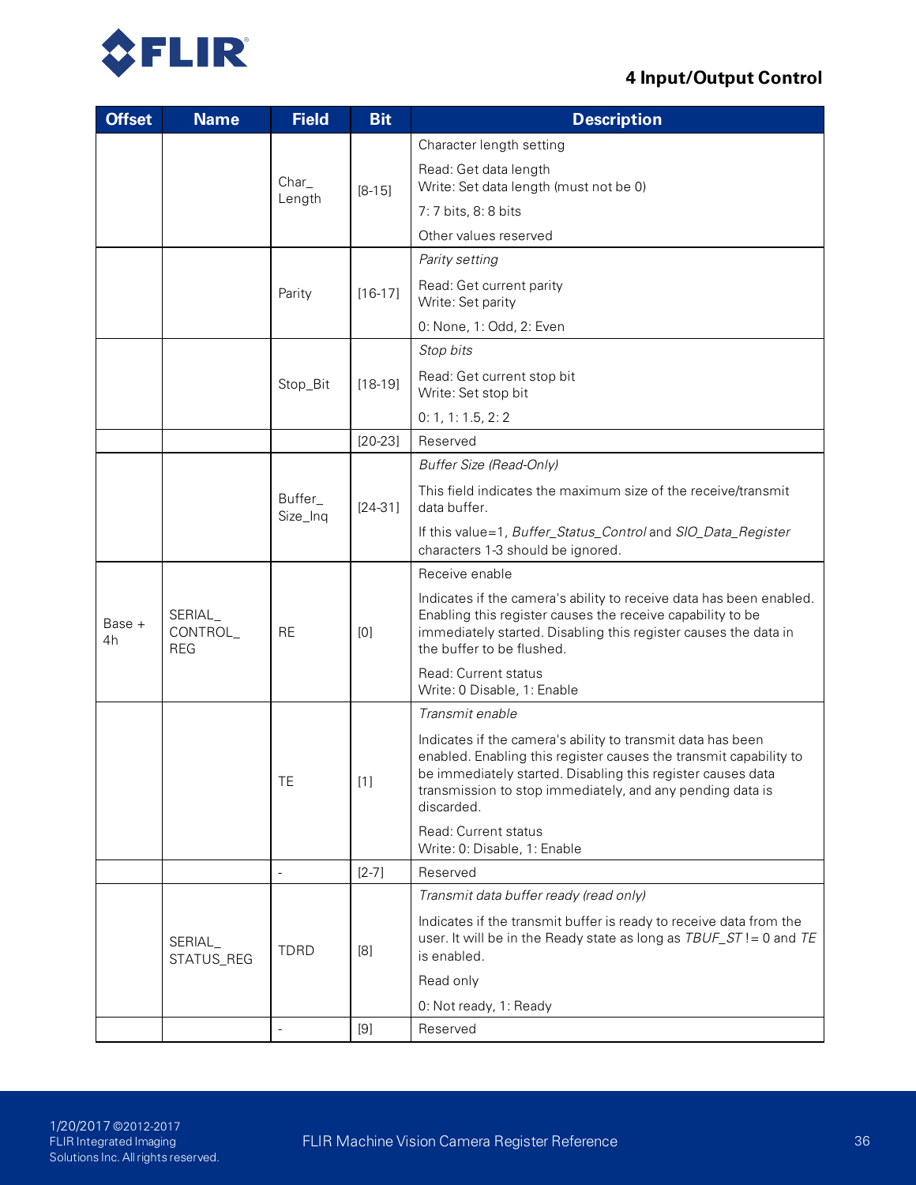| Offset | Name | Field | Bit | Description |
|---|---|---|---|---|
| | | Char_ Length | [8-15] | Character length setting<br><br>Read: Get data length<br>Write: Set data length (must not be 0)<br><br>7: 7 bits, 8: 8 bits<br><br>Other values reserved |
| | | Parity | [16-17] | *Parity setting*<br><br>Read: Get current parity<br>Write: Set parity<br><br>0: None, 1: Odd, 2: Even |
| | | Stop_Bit | [18-19] | *Stop bits*<br><br>Read: Get current stop bit<br>Write: Set stop bit<br><br>0: 1, 1: 1.5, 2: 2 |
| | | | [20-23] | Reserved |
| | | Buffer_ Size_Inq | [24-31] | *Buffer Size (Read-Only)*<br><br>This field indicates the maximum size of the receive/transmit data buffer.<br><br>If this value=1, *Buffer_Status_Control* and *SIO_Data_Register* characters 1-3 should be ignored. |
| Base + 4h | SERIAL_ CONTROL_ REG | RE | [0] | Receive enable<br><br>Indicates if the camera's ability to receive data has been enabled. Enabling this register causes the receive capability to be immediately started. Disabling this register causes the data in the buffer to be flushed.<br><br>Read: Current status<br>Write: 0 Disable, 1: Enable |
| | | TE | [1] | *Transmit enable*<br><br>Indicates if the camera's ability to transmit data has been enabled. Enabling this register causes the transmit capability to be immediately started. Disabling this register causes data transmission to stop immediately, and any pending data is discarded.<br><br>Read: Current status<br>Write: 0: Disable, 1: Enable |
| | | - | [2-7] | Reserved |
| | SERIAL_ STATUS_REG | TDRD | [8] | *Transmit data buffer ready (read only)*<br><br>Indicates if the transmit buffer is ready to receive data from the user. It will be in the Ready state as long as *TBUF_ST* != 0 and *TE* is enabled.<br><br>Read only<br><br>0: Not ready, 1: Ready |
| | | - | [9] | Reserved |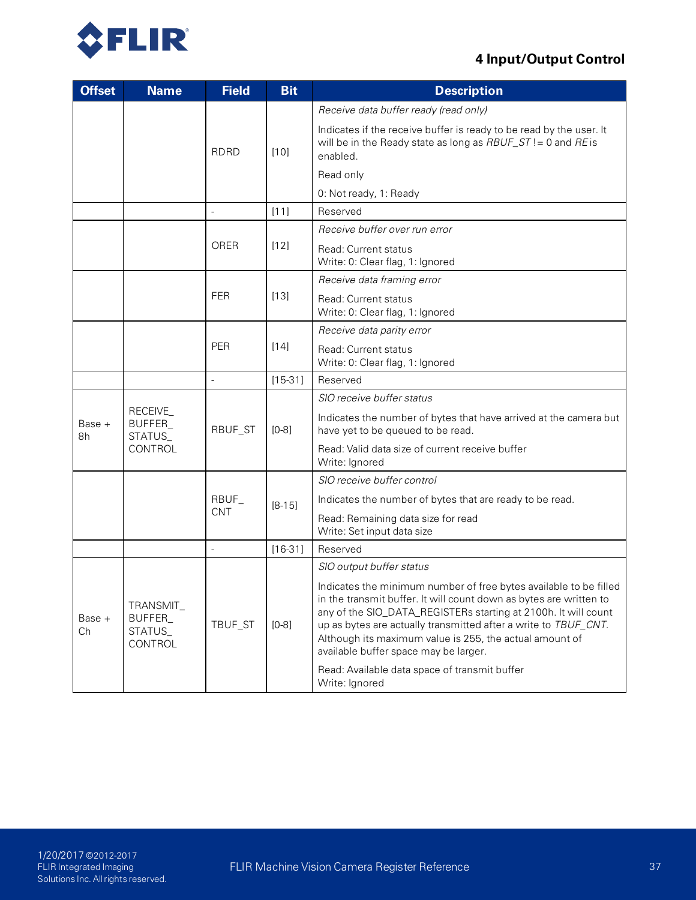| Offset | Name | Field | Bit | Description |
|---|---|---|---|---|
| | | RDRD | [10] | *Receive data buffer ready (read only)*<br><br>Indicates if the receive buffer is ready to be read by the user. It will be in the Ready state as long as *RBUF_ST* != 0 and *RE* is enabled.<br><br>Read only<br><br>0: Not ready, 1: Ready |
| | | - | [11] | Reserved |
| | | ORER | [12] | *Receive buffer over run error*<br><br>Read: Current status<br>Write: 0: Clear flag, 1: Ignored |
| | | FER | [13] | *Receive data framing error*<br><br>Read: Current status<br>Write: 0: Clear flag, 1: Ignored |
| | | PER | [14] | *Receive data parity error*<br><br>Read: Current status<br>Write: 0: Clear flag, 1: Ignored |
| | | - | [15-31] | Reserved |
| Base + 8h | RECEIVE_ BUFFER_ STATUS_ CONTROL | RBUF_ST | [0-8] | *SIO receive buffer status*<br><br>Indicates the number of bytes that have arrived at the camera but have yet to be queued to be read.<br><br>Read: Valid data size of current receive buffer<br>Write: Ignored |
| | | RBUF_ CNT | [8-15] | *SIO receive buffer control*<br><br>Indicates the number of bytes that are ready to be read.<br><br>Read: Remaining data size for read<br>Write: Set input data size |
| | | - | [16-31] | Reserved |
| Base + Ch | TRANSMIT_ BUFFER_ STATUS_ CONTROL | TBUF_ST | [0-8] | *SIO output buffer status*<br><br>Indicates the minimum number of free bytes available to be filled in the transmit buffer. It will count down as bytes are written to any of the SIO_DATA_REGISTERs starting at 2100h. It will count up as bytes are actually transmitted after a write to *TBUF_CNT*. Although its maximum value is 255, the actual amount of available buffer space may be larger.<br><br>Read: Available data space of transmit buffer<br>Write: Ignored |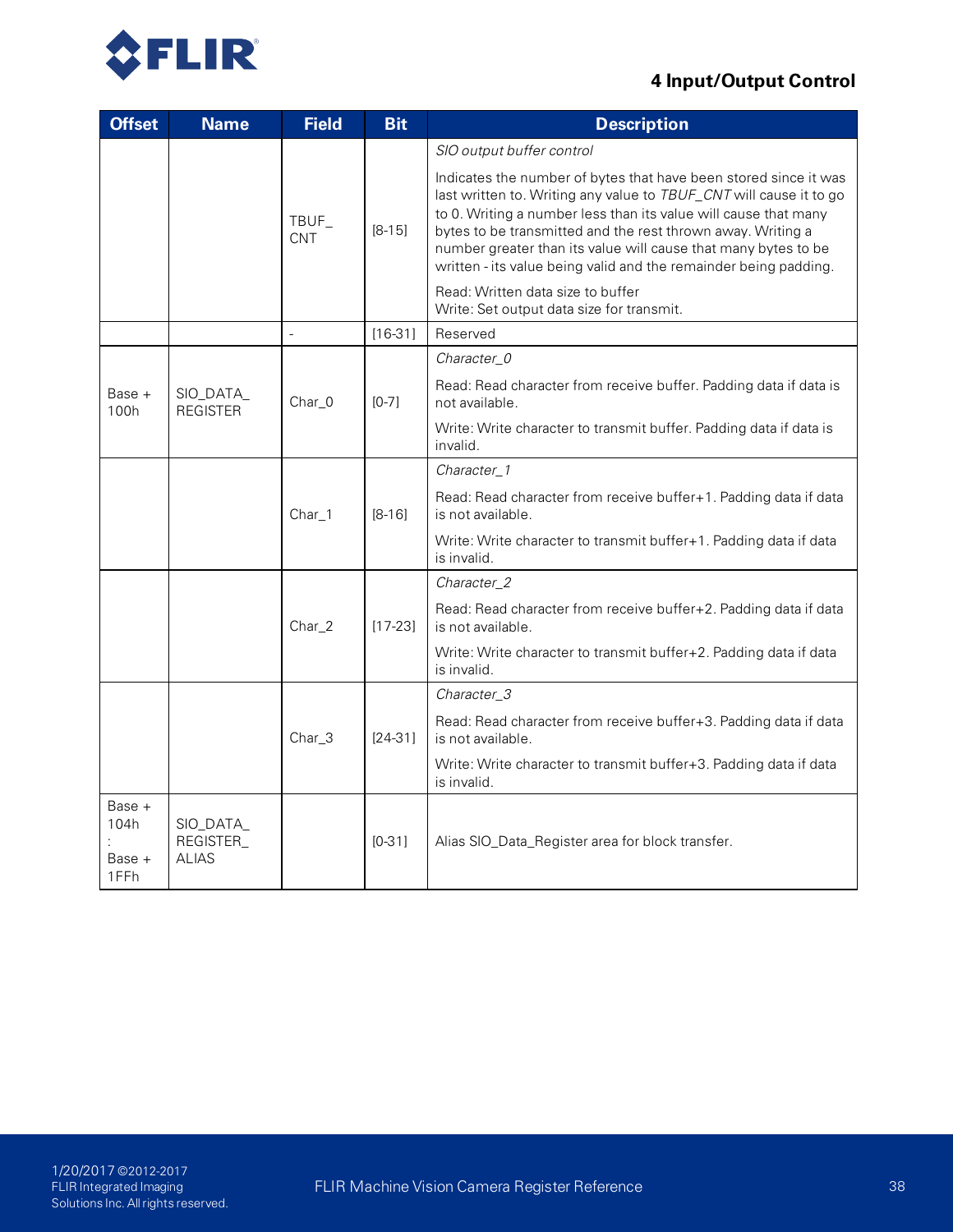| Offset | Name | Field | Bit | Description |
|---|---|---|---|---|
| | | TBUF_ CNT | [8-15] | *SIO output buffer control*<br><br>Indicates the number of bytes that have been stored since it was last written to. Writing any value to *TBUF_CNT* will cause it to go to 0. Writing a number less than its value will cause that many bytes to be transmitted and the rest thrown away. Writing a number greater than its value will cause that many bytes to be written - its value being valid and the remainder being padding.<br><br>Read: Written data size to buffer<br>Write: Set output data size for transmit. |
| | | - | [16-31] | Reserved |
| Base + 100h | SIO_DATA_ REGISTER | Char_0 | [0-7] | *Character_0*<br><br>Read: Read character from receive buffer. Padding data if data is not available.<br><br>Write: Write character to transmit buffer. Padding data if data is invalid. |
| | | Char_1 | [8-16] | *Character_1*<br><br>Read: Read character from receive buffer+1. Padding data if data is not available.<br><br>Write: Write character to transmit buffer+1. Padding data if data is invalid. |
| | | Char_2 | [17-23] | *Character_2*<br><br>Read: Read character from receive buffer+2. Padding data if data is not available.<br><br>Write: Write character to transmit buffer+2. Padding data if data is invalid. |
| | | Char_3 | [24-31] | *Character_3*<br><br>Read: Read character from receive buffer+3. Padding data if data is not available.<br><br>Write: Write character to transmit buffer+3. Padding data if data is invalid. |
| Base + 104h<br>:<br>Base + 1FFh | SIO_DATA_ REGISTER_ ALIAS | | [0-31] | Alias SIO_Data_Register area for block transfer. |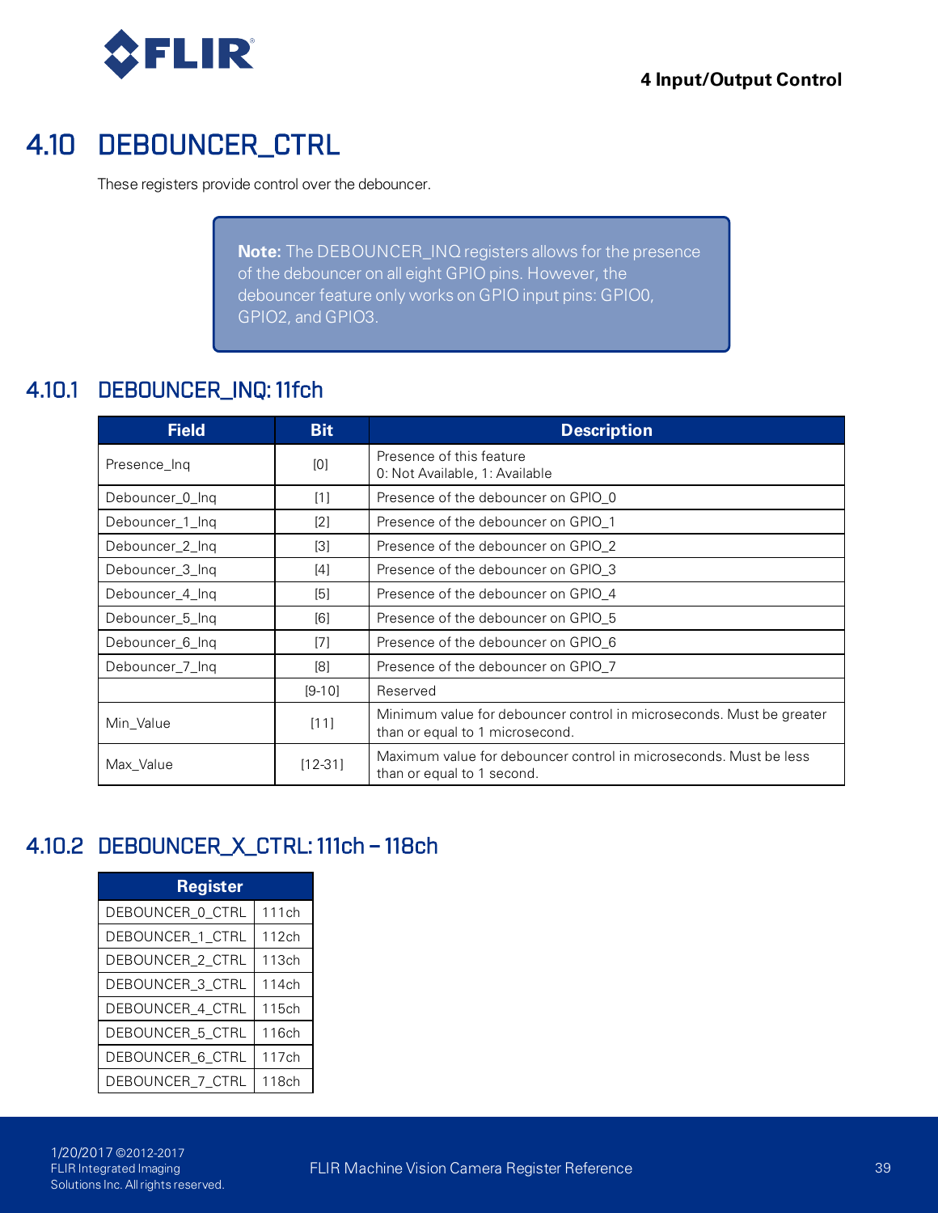## 4.10 DEBOUNCER_CTRL

These registers provide control over the debouncer.

> **Note:** The DEBOUNCER_INQ registers allows for the presence of the debouncer on all eight GPIO pins. However, the debouncer feature only works on GPIO input pins: GPIO0, GPIO2, and GPIO3.

### 4.10.1 DEBOUNCER_INQ: 11fch

| Field | Bit | Description |
|---|---|---|
| Presence_Inq | [0] | Presence of this feature<br>0: Not Available, 1: Available |
| Debouncer_0_Inq | [1] | Presence of the debouncer on GPIO_0 |
| Debouncer_1_Inq | [2] | Presence of the debouncer on GPIO_1 |
| Debouncer_2_Inq | [3] | Presence of the debouncer on GPIO_2 |
| Debouncer_3_Inq | [4] | Presence of the debouncer on GPIO_3 |
| Debouncer_4_Inq | [5] | Presence of the debouncer on GPIO_4 |
| Debouncer_5_Inq | [6] | Presence of the debouncer on GPIO_5 |
| Debouncer_6_Inq | [7] | Presence of the debouncer on GPIO_6 |
| Debouncer_7_Inq | [8] | Presence of the debouncer on GPIO_7 |
| | [9-10] | Reserved |
| Min_Value | [11] | Minimum value for debouncer control in microseconds. Must be greater than or equal to 1 microsecond. |
| Max_Value | [12-31] | Maximum value for debouncer control in microseconds. Must be less than or equal to 1 second. |

### 4.10.2 DEBOUNCER_X_CTRL: 111ch – 118ch

| Register | |
|---|---|
| DEBOUNCER_0_CTRL | 111ch |
| DEBOUNCER_1_CTRL | 112ch |
| DEBOUNCER_2_CTRL | 113ch |
| DEBOUNCER_3_CTRL | 114ch |
| DEBOUNCER_4_CTRL | 115ch |
| DEBOUNCER_5_CTRL | 116ch |
| DEBOUNCER_6_CTRL | 117ch |
| DEBOUNCER_7_CTRL | 118ch |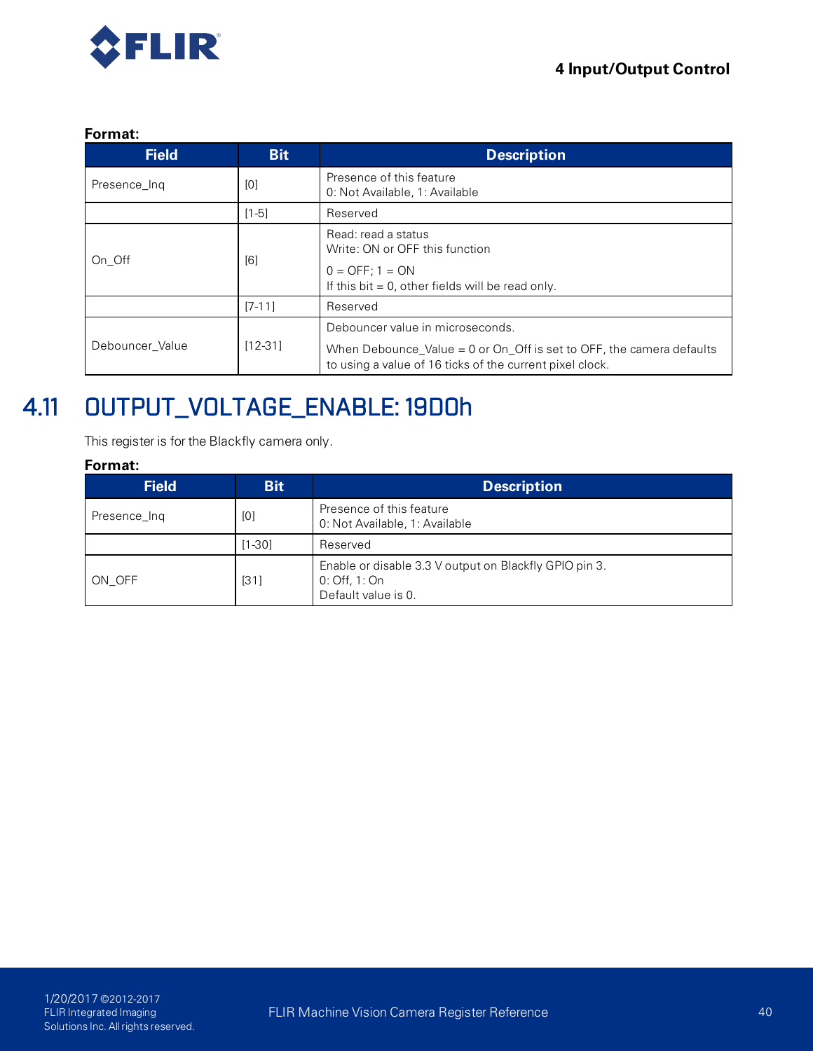**Format:**

| Field | Bit | Description |
| --- | --- | --- |
| Presence_Inq | [0] | Presence of this feature<br>0: Not Available, 1: Available |
| | [1-5] | Reserved |
| On_Off | [6] | Read: read a status<br>Write: ON or OFF this function<br>0 = OFF; 1 = ON<br>If this bit = 0, other fields will be read only. |
| | [7-11] | Reserved |
| Debouncer_Value | [12-31] | Debouncer value in microseconds.<br>When Debounce_Value = 0 or On_Off is set to OFF, the camera defaults to using a value of 16 ticks of the current pixel clock. |

## 4.11 OUTPUT_VOLTAGE_ENABLE: 19D0h

This register is for the Blackfly camera only.

**Format:**

| Field | Bit | Description |
| --- | --- | --- |
| Presence_Inq | [0] | Presence of this feature<br>0: Not Available, 1: Available |
| | [1-30] | Reserved |
| ON_OFF | [31] | Enable or disable 3.3 V output on Blackfly GPIO pin 3.<br>0: Off, 1: On<br>Default value is 0. |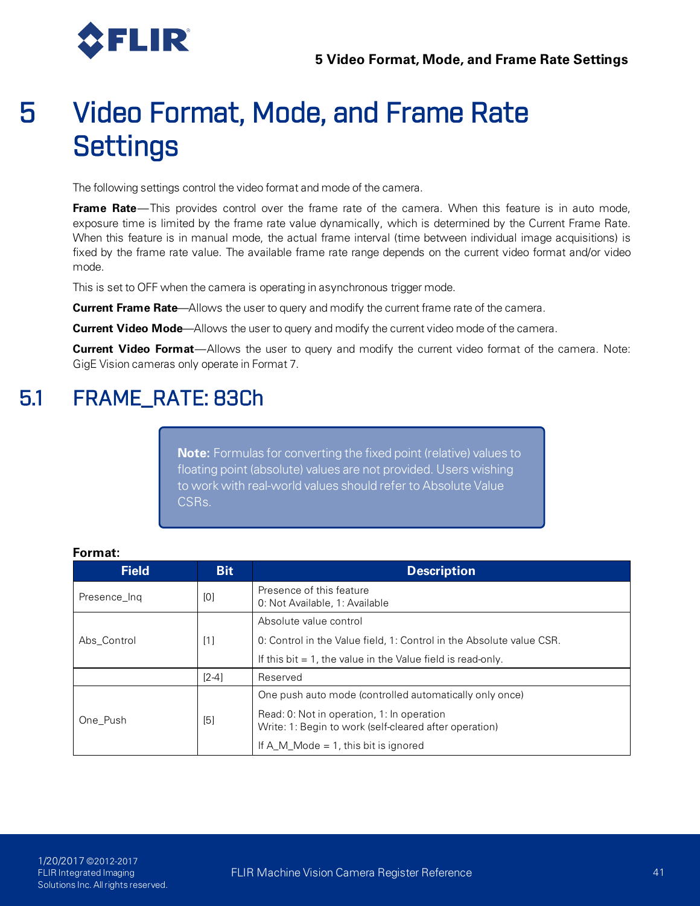# 5 Video Format, Mode, and Frame Rate Settings

The following settings control the video format and mode of the camera.

**Frame Rate**—This provides control over the frame rate of the camera. When this feature is in auto mode, exposure time is limited by the frame rate value dynamically, which is determined by the Current Frame Rate. When this feature is in manual mode, the actual frame interval (time between individual image acquisitions) is fixed by the frame rate value. The available frame rate range depends on the current video format and/or video mode.

This is set to OFF when the camera is operating in asynchronous trigger mode.

**Current Frame Rate**—Allows the user to query and modify the current frame rate of the camera.

**Current Video Mode**—Allows the user to query and modify the current video mode of the camera.

**Current Video Format**—Allows the user to query and modify the current video format of the camera. Note: GigE Vision cameras only operate in Format 7.

## 5.1 FRAME_RATE: 83Ch

> **Note:** Formulas for converting the fixed point (relative) values to floating point (absolute) values are not provided. Users wishing to work with real-world values should refer to Absolute Value CSRs.

**Format:**

| Field | Bit | Description |
|---|---|---|
| Presence_Inq | [0] | Presence of this feature<br>0: Not Available, 1: Available |
| Abs_Control | [1] | Absolute value control<br>0: Control in the Value field, 1: Control in the Absolute value CSR.<br>If this bit = 1, the value in the Value field is read-only. |
| | [2-4] | Reserved |
| One_Push | [5] | One push auto mode (controlled automatically only once)<br>Read: 0: Not in operation, 1: In operation<br>Write: 1: Begin to work (self-cleared after operation)<br>If A_M_Mode = 1, this bit is ignored |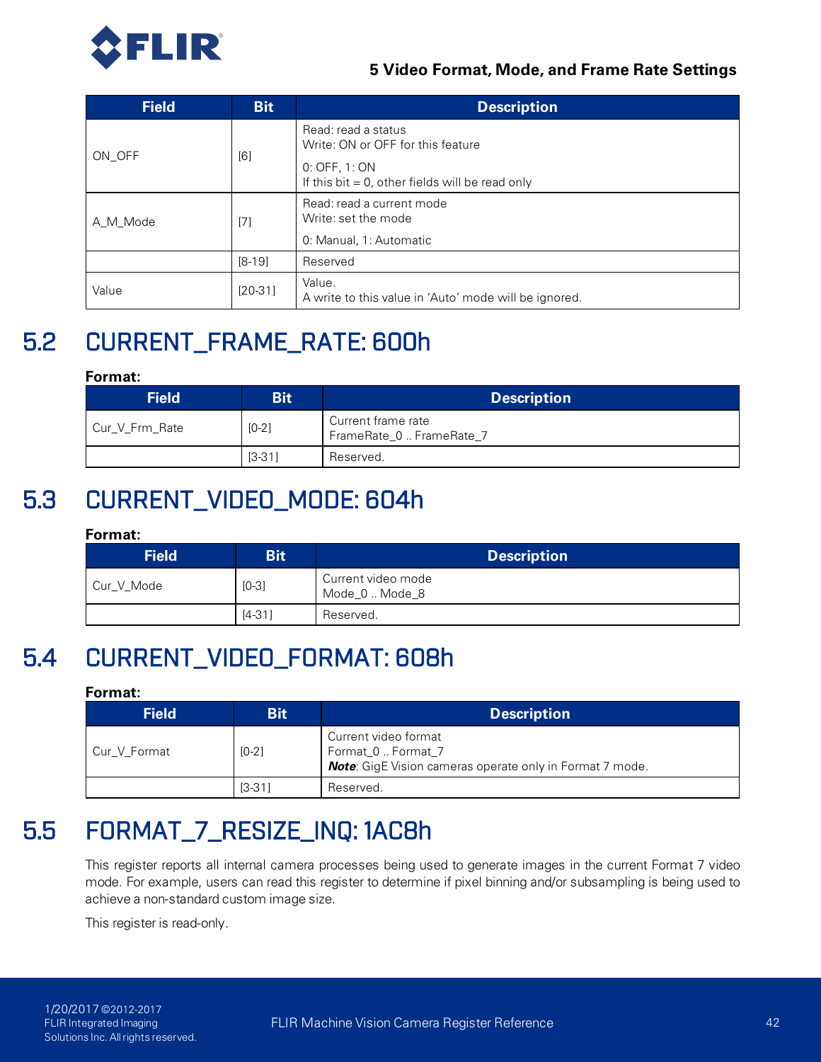| Field | Bit | Description |
|---|---|---|
| ON_OFF | [6] | Read: read a status<br>Write: ON or OFF for this feature<br>0: OFF, 1: ON<br>If this bit = 0, other fields will be read only |
| A_M_Mode | [7] | Read: read a current mode<br>Write: set the mode<br>0: Manual, 1: Automatic |
| | [8-19] | Reserved |
| Value | [20-31] | Value.<br>A write to this value in 'Auto' mode will be ignored. |

## 5.2 CURRENT_FRAME_RATE: 600h

**Format:**

| Field | Bit | Description |
|---|---|---|
| Cur_V_Frm_Rate | [0-2] | Current frame rate<br>FrameRate_0 .. FrameRate_7 |
| | [3-31] | Reserved. |

## 5.3 CURRENT_VIDEO_MODE: 604h

**Format:**

| Field | Bit | Description |
|---|---|---|
| Cur_V_Mode | [0-3] | Current video mode<br>Mode_0 .. Mode_8 |
| | [4-31] | Reserved. |

## 5.4 CURRENT_VIDEO_FORMAT: 608h

**Format:**

| Field | Bit | Description |
|---|---|---|
| Cur_V_Format | [0-2] | Current video format<br>Format_0 .. Format_7<br>***Note***: GigE Vision cameras operate only in Format 7 mode. |
| | [3-31] | Reserved. |

## 5.5 FORMAT_7_RESIZE_INQ: 1AC8h

This register reports all internal camera processes being used to generate images in the current Format 7 video mode. For example, users can read this register to determine if pixel binning and/or subsampling is being used to achieve a non-standard custom image size.

This register is read-only.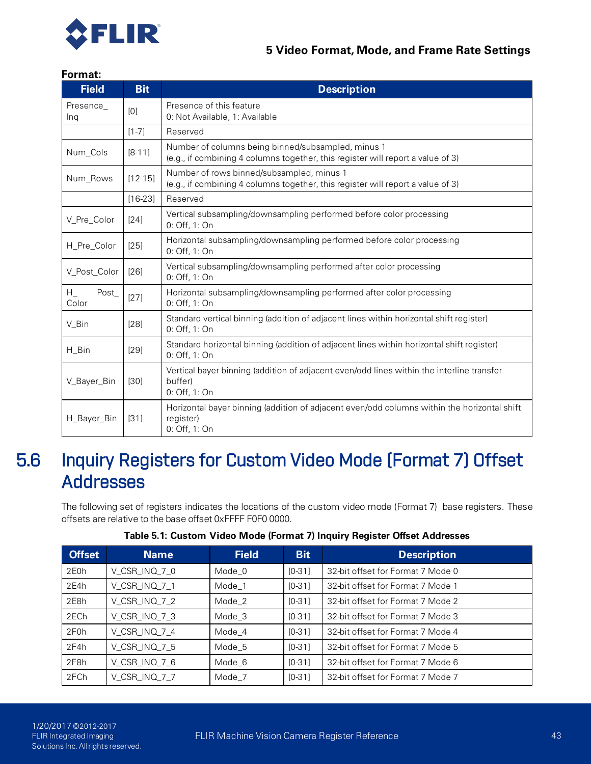**Format:**

| Field | Bit | Description |
|---|---|---|
| Presence_Inq | [0] | Presence of this feature<br>0: Not Available, 1: Available |
| | [1-7] | Reserved |
| Num_Cols | [8-11] | Number of columns being binned/subsampled, minus 1<br>(e.g., if combining 4 columns together, this register will report a value of 3) |
| Num_Rows | [12-15] | Number of rows binned/subsampled, minus 1<br>(e.g., if combining 4 columns together, this register will report a value of 3) |
| | [16-23] | Reserved |
| V_Pre_Color | [24] | Vertical subsampling/downsampling performed before color processing<br>0: Off, 1: On |
| H_Pre_Color | [25] | Horizontal subsampling/downsampling performed before color processing<br>0: Off, 1: On |
| V_Post_Color | [26] | Vertical subsampling/downsampling performed after color processing<br>0: Off, 1: On |
| H_Post_Color | [27] | Horizontal subsampling/downsampling performed after color processing<br>0: Off, 1: On |
| V_Bin | [28] | Standard vertical binning (addition of adjacent lines within horizontal shift register)<br>0: Off, 1: On |
| H_Bin | [29] | Standard horizontal binning (addition of adjacent lines within horizontal shift register)<br>0: Off, 1: On |
| V_Bayer_Bin | [30] | Vertical bayer binning (addition of adjacent even/odd lines within the interline transfer buffer)<br>0: Off, 1: On |
| H_Bayer_Bin | [31] | Horizontal bayer binning (addition of adjacent even/odd columns within the horizontal shift register)<br>0: Off, 1: On |

## 5.6 Inquiry Registers for Custom Video Mode (Format 7) Offset Addresses

The following set of registers indicates the locations of the custom video mode (Format 7) base registers. These offsets are relative to the base offset 0xFFFF F0F0 0000.

**Table 5.1: Custom Video Mode (Format 7) Inquiry Register Offset Addresses**

| Offset | Name | Field | Bit | Description |
|---|---|---|---|---|
| 2E0h | V_CSR_INQ_7_0 | Mode_0 | [0-31] | 32-bit offset for Format 7 Mode 0 |
| 2E4h | V_CSR_INQ_7_1 | Mode_1 | [0-31] | 32-bit offset for Format 7 Mode 1 |
| 2E8h | V_CSR_INQ_7_2 | Mode_2 | [0-31] | 32-bit offset for Format 7 Mode 2 |
| 2ECh | V_CSR_INQ_7_3 | Mode_3 | [0-31] | 32-bit offset for Format 7 Mode 3 |
| 2F0h | V_CSR_INQ_7_4 | Mode_4 | [0-31] | 32-bit offset for Format 7 Mode 4 |
| 2F4h | V_CSR_INQ_7_5 | Mode_5 | [0-31] | 32-bit offset for Format 7 Mode 5 |
| 2F8h | V_CSR_INQ_7_6 | Mode_6 | [0-31] | 32-bit offset for Format 7 Mode 6 |
| 2FCh | V_CSR_INQ_7_7 | Mode_7 | [0-31] | 32-bit offset for Format 7 Mode 7 |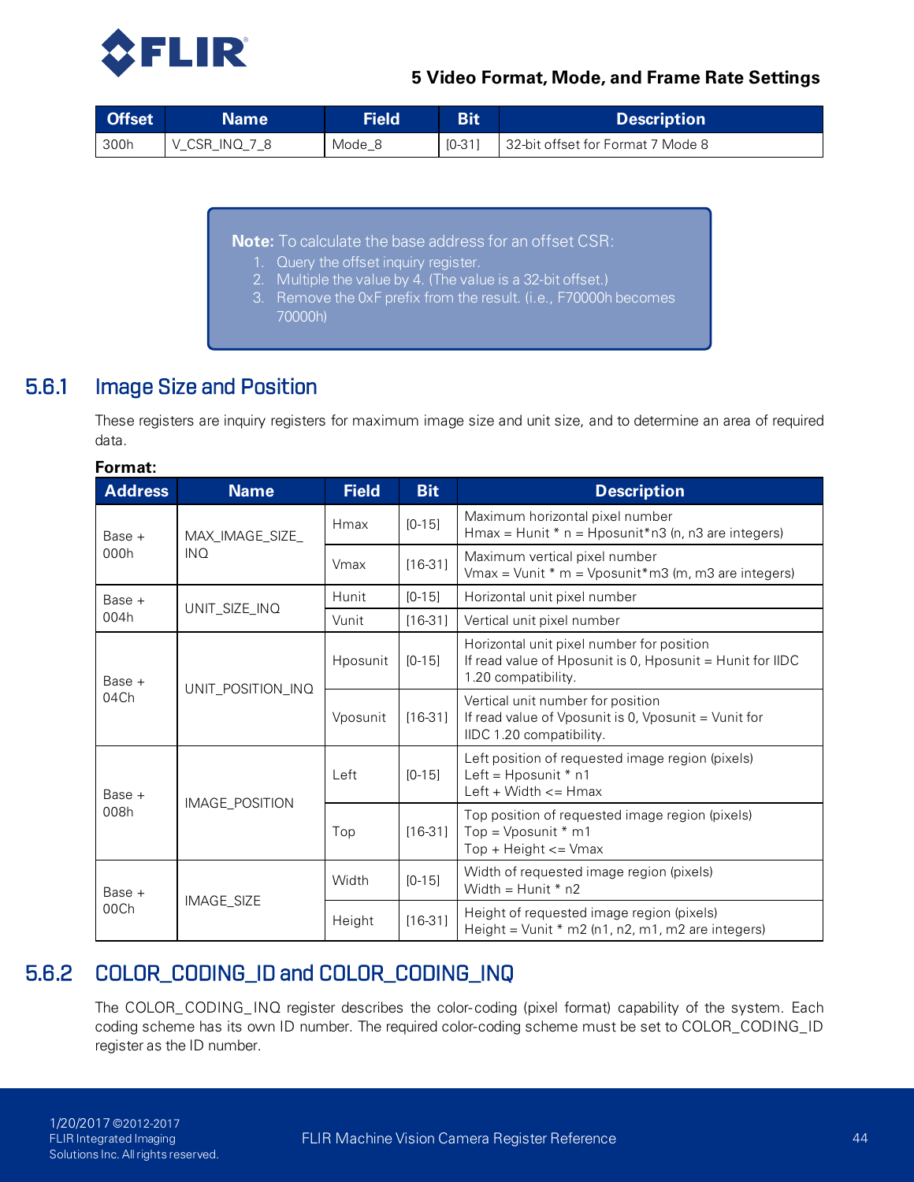| Offset | Name | Field | Bit | Description |
|---|---|---|---|---|
| 300h | V_CSR_INQ_7_8 | Mode_8 | [0-31] | 32-bit offset for Format 7 Mode 8 |

> **Note:** To calculate the base address for an offset CSR:
> 1. Query the offset inquiry register.
> 2. Multiple the value by 4. (The value is a 32-bit offset.)
> 3. Remove the 0xF prefix from the result. (i.e., F70000h becomes 70000h)

### 5.6.1 Image Size and Position

These registers are inquiry registers for maximum image size and unit size, and to determine an area of required data.

**Format:**

| Address | Name | Field | Bit | Description |
|---|---|---|---|---|
| Base + 000h | MAX_IMAGE_SIZE_INQ | Hmax | [0-15] | Maximum horizontal pixel number<br>Hmax = Hunit * n = Hposunit*n3 (n, n3 are integers) |
| | | Vmax | [16-31] | Maximum vertical pixel number<br>Vmax = Vunit * m = Vposunit*m3 (m, m3 are integers) |
| Base + 004h | UNIT_SIZE_INQ | Hunit | [0-15] | Horizontal unit pixel number |
| | | Vunit | [16-31] | Vertical unit pixel number |
| Base + 04Ch | UNIT_POSITION_INQ | Hposunit | [0-15] | Horizontal unit pixel number for position<br>If read value of Hposunit is 0, Hposunit = Hunit for IIDC 1.20 compatibility. |
| | | Vposunit | [16-31] | Vertical unit number for position<br>If read value of Vposunit is 0, Vposunit = Vunit for IIDC 1.20 compatibility. |
| Base + 008h | IMAGE_POSITION | Left | [0-15] | Left position of requested image region (pixels)<br>Left = Hposunit * n1<br>Left + Width <= Hmax |
| | | Top | [16-31] | Top position of requested image region (pixels)<br>Top = Vposunit * m1<br>Top + Height <= Vmax |
| Base + 00Ch | IMAGE_SIZE | Width | [0-15] | Width of requested image region (pixels)<br>Width = Hunit * n2 |
| | | Height | [16-31] | Height of requested image region (pixels)<br>Height = Vunit * m2 (n1, n2, m1, m2 are integers) |

### 5.6.2 COLOR_CODING_ID and COLOR_CODING_INQ

The COLOR_CODING_INQ register describes the color-coding (pixel format) capability of the system. Each coding scheme has its own ID number. The required color-coding scheme must be set to COLOR_CODING_ID register as the ID number.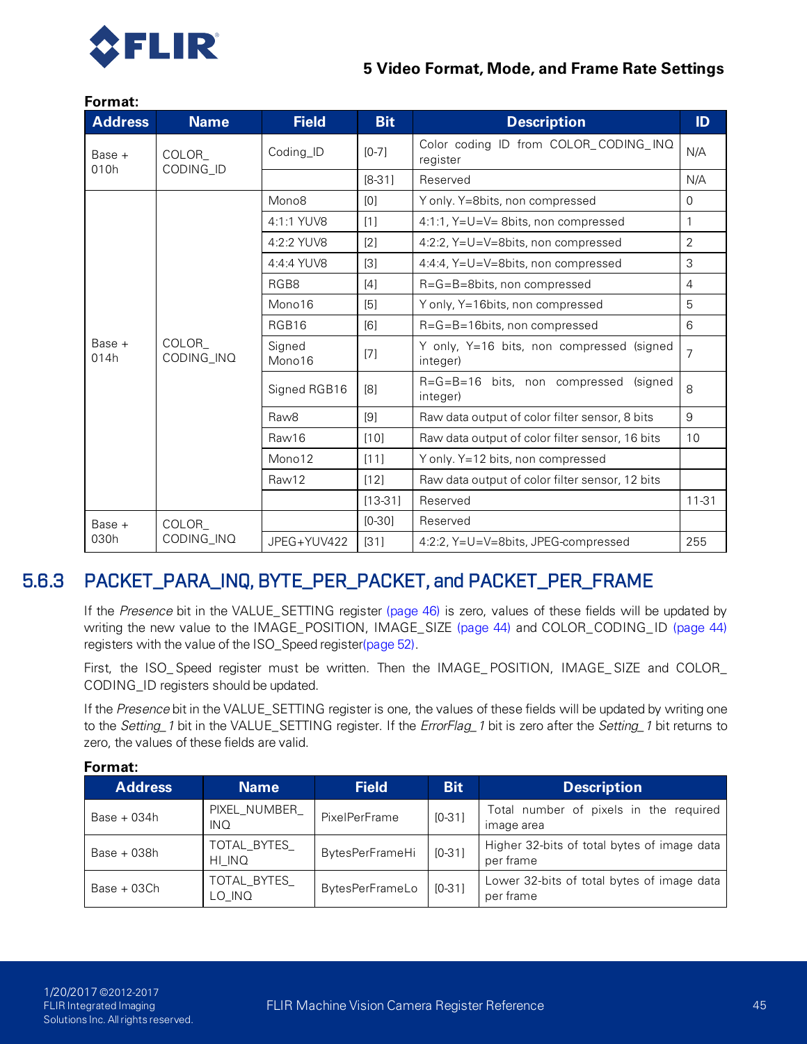**Format:**

| Address | Name | Field | Bit | Description | ID |
|---|---|---|---|---|---|
| Base + 010h | COLOR_CODING_ID | Coding_ID | [0-7] | Color coding ID from COLOR_CODING_INQ register | N/A |
| | | | [8-31] | Reserved | N/A |
| Base + 014h | COLOR_CODING_INQ | Mono8 | [0] | Y only. Y=8bits, non compressed | 0 |
| | | 4:1:1 YUV8 | [1] | 4:1:1, Y=U=V= 8bits, non compressed | 1 |
| | | 4:2:2 YUV8 | [2] | 4:2:2, Y=U=V=8bits, non compressed | 2 |
| | | 4:4:4 YUV8 | [3] | 4:4:4, Y=U=V=8bits, non compressed | 3 |
| | | RGB8 | [4] | R=G=B=8bits, non compressed | 4 |
| | | Mono16 | [5] | Y only, Y=16bits, non compressed | 5 |
| | | RGB16 | [6] | R=G=B=16bits, non compressed | 6 |
| | | Signed Mono16 | [7] | Y only, Y=16 bits, non compressed (signed integer) | 7 |
| | | Signed RGB16 | [8] | R=G=B=16 bits, non compressed (signed integer) | 8 |
| | | Raw8 | [9] | Raw data output of color filter sensor, 8 bits | 9 |
| | | Raw16 | [10] | Raw data output of color filter sensor, 16 bits | 10 |
| | | Mono12 | [11] | Y only. Y=12 bits, non compressed | |
| | | Raw12 | [12] | Raw data output of color filter sensor, 12 bits | |
| | | | [13-31] | Reserved | 11-31 |
| Base + 030h | COLOR_CODING_INQ | | [0-30] | Reserved | |
| | | JPEG+YUV422 | [31] | 4:2:2, Y=U=V=8bits, JPEG-compressed | 255 |

### 5.6.3 PACKET_PARA_INQ, BYTE_PER_PACKET, and PACKET_PER_FRAME

If the *Presence* bit in the VALUE_SETTING register (page 46) is zero, values of these fields will be updated by writing the new value to the IMAGE_POSITION, IMAGE_SIZE (page 44) and COLOR_CODING_ID (page 44) registers with the value of the ISO_Speed register(page 52).

First, the ISO_Speed register must be written. Then the IMAGE_POSITION, IMAGE_SIZE and COLOR_CODING_ID registers should be updated.

If the *Presence* bit in the VALUE_SETTING register is one, the values of these fields will be updated by writing one to the *Setting_1* bit in the VALUE_SETTING register. If the *ErrorFlag_1* bit is zero after the *Setting_1* bit returns to zero, the values of these fields are valid.

**Format:**

| Address | Name | Field | Bit | Description |
|---|---|---|---|---|
| Base + 034h | PIXEL_NUMBER_INQ | PixelPerFrame | [0-31] | Total number of pixels in the required image area |
| Base + 038h | TOTAL_BYTES_HI_INQ | BytesPerFrameHi | [0-31] | Higher 32-bits of total bytes of image data per frame |
| Base + 03Ch | TOTAL_BYTES_LO_INQ | BytesPerFrameLo | [0-31] | Lower 32-bits of total bytes of image data per frame |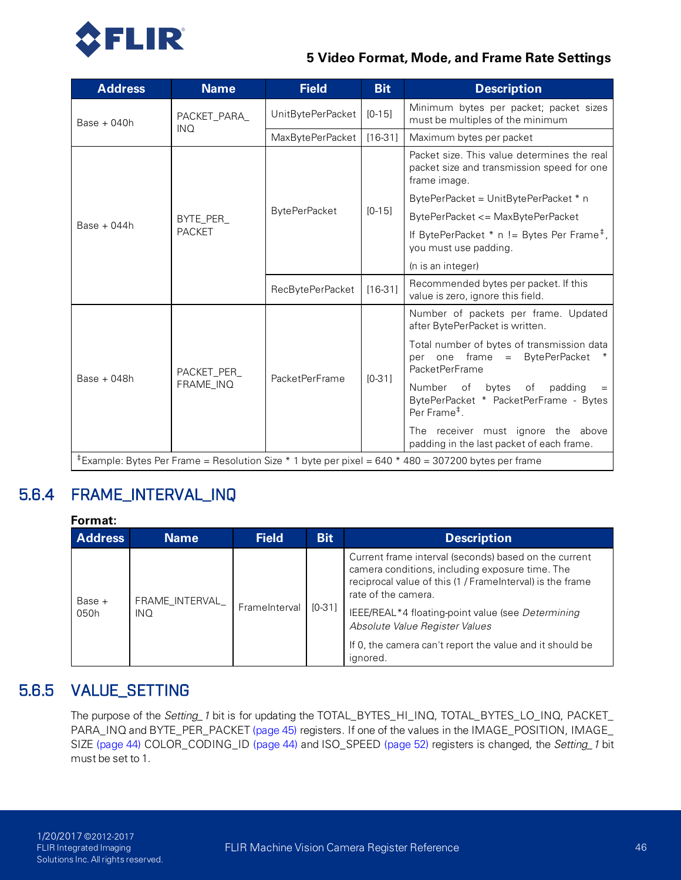| Address | Name | Field | Bit | Description |
|---|---|---|---|---|
| Base + 040h | PACKET_PARA_INQ | UnitBytePerPacket | [0-15] | Minimum bytes per packet; packet sizes must be multiples of the minimum |
| | | MaxBytePerPacket | [16-31] | Maximum bytes per packet |
| Base + 044h | BYTE_PER_PACKET | BytePerPacket | [0-15] | Packet size. This value determines the real packet size and transmission speed for one frame image.<br><br>BytePerPacket = UnitBytePerPacket * n<br><br>BytePerPacket <= MaxBytePerPacket<br><br>If BytePerPacket * n != Bytes Per Frame‡, you must use padding.<br><br>(n is an integer) |
| | | RecBytePerPacket | [16-31] | Recommended bytes per packet. If this value is zero, ignore this field. |
| Base + 048h | PACKET_PER_FRAME_INQ | PacketPerFrame | [0-31] | Number of packets per frame. Updated after BytePerPacket is written.<br><br>Total number of bytes of transmission data per one frame = BytePerPacket * PacketPerFrame<br><br>Number of bytes of padding = BytePerPacket * PacketPerFrame - Bytes Per Frame‡.<br><br>The receiver must ignore the above padding in the last packet of each frame. |
| ‡Example: Bytes Per Frame = Resolution Size * 1 byte per pixel = 640 * 480 = 307200 bytes per frame | | | | |

## 5.6.4 FRAME_INTERVAL_INQ

**Format:**

| Address | Name | Field | Bit | Description |
|---|---|---|---|---|
| Base + 050h | FRAME_INTERVAL_INQ | FrameInterval | [0-31] | Current frame interval (seconds) based on the current camera conditions, including exposure time. The reciprocal value of this (1 / FrameInterval) is the frame rate of the camera.<br><br>IEEE/REAL*4 floating-point value (see *Determining Absolute Value Register Values*<br><br>If 0, the camera can't report the value and it should be ignored. |

## 5.6.5 VALUE_SETTING

The purpose of the *Setting_1* bit is for updating the TOTAL_BYTES_HI_INQ, TOTAL_BYTES_LO_INQ, PACKET_PARA_INQ and BYTE_PER_PACKET (page 45) registers. If one of the values in the IMAGE_POSITION, IMAGE_SIZE (page 44) COLOR_CODING_ID (page 44) and ISO_SPEED (page 52) registers is changed, the *Setting_1* bit must be set to 1.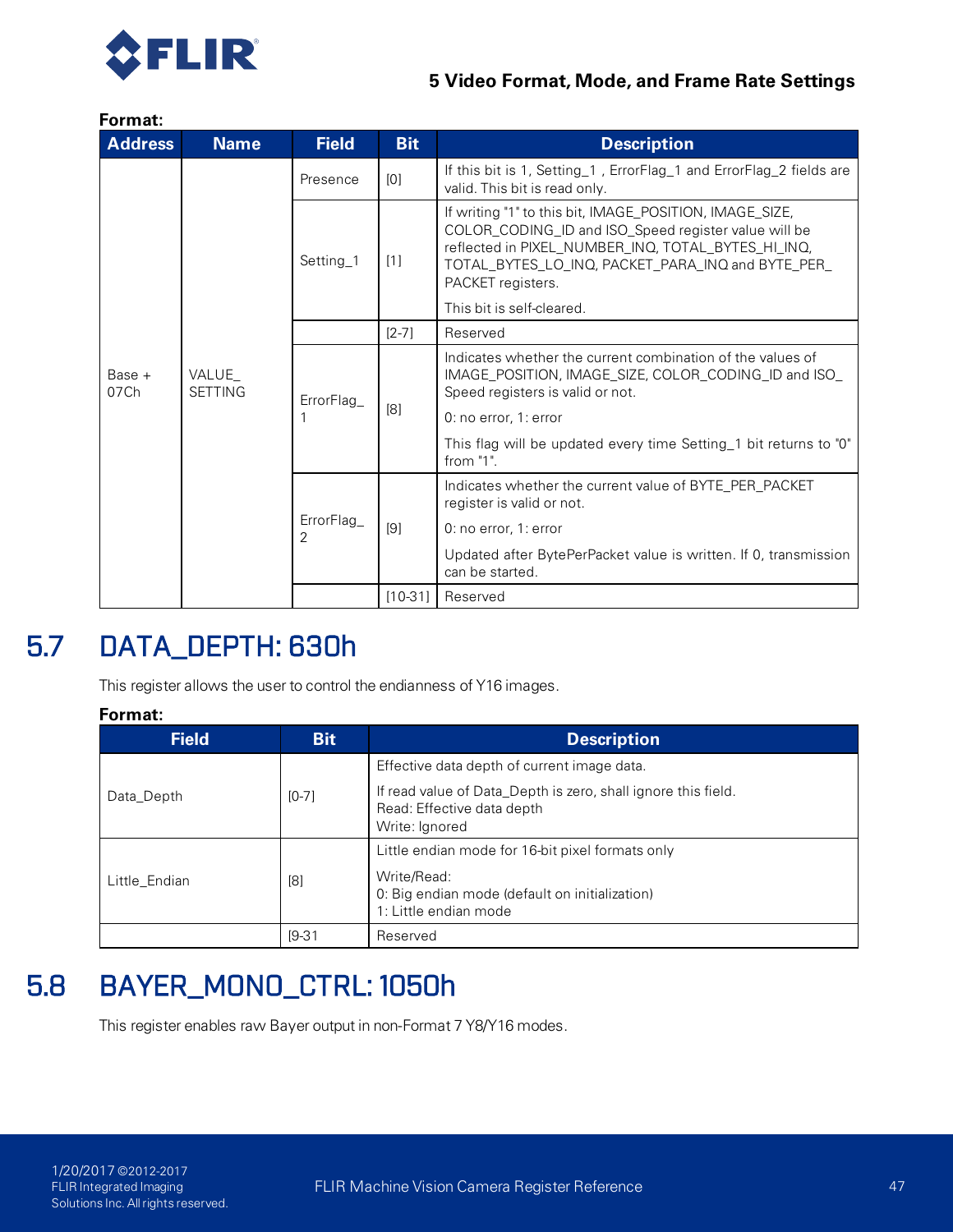**Format:**

| Address | Name | Field | Bit | Description |
|---|---|---|---|---|
| Base + 07Ch | VALUE_ SETTING | Presence | [0] | If this bit is 1, Setting_1 , ErrorFlag_1 and ErrorFlag_2 fields are valid. This bit is read only. |
| | | Setting_1 | [1] | If writing "1" to this bit, IMAGE_POSITION, IMAGE_SIZE, COLOR_CODING_ID and ISO_Speed register value will be reflected in PIXEL_NUMBER_INQ, TOTAL_BYTES_HI_INQ, TOTAL_BYTES_LO_INQ, PACKET_PARA_INQ and BYTE_PER_ PACKET registers.<br><br>This bit is self-cleared. |
| | | | [2-7] | Reserved |
| | | ErrorFlag_ 1 | [8] | Indicates whether the current combination of the values of IMAGE_POSITION, IMAGE_SIZE, COLOR_CODING_ID and ISO_ Speed registers is valid or not.<br><br>0: no error, 1: error<br><br>This flag will be updated every time Setting_1 bit returns to "0" from "1". |
| | | ErrorFlag_ 2 | [9] | Indicates whether the current value of BYTE_PER_PACKET register is valid or not.<br><br>0: no error, 1: error<br><br>Updated after BytePerPacket value is written. If 0, transmission can be started. |
| | | | [10-31] | Reserved |

## 5.7 DATA_DEPTH: 630h

This register allows the user to control the endianness of Y16 images.

**Format:**

| Field | Bit | Description |
|---|---|---|
| Data_Depth | [0-7] | Effective data depth of current image data.<br><br>If read value of Data_Depth is zero, shall ignore this field.<br>Read: Effective data depth<br>Write: Ignored |
| Little_Endian | [8] | Little endian mode for 16-bit pixel formats only<br><br>Write/Read:<br>0: Big endian mode (default on initialization)<br>1: Little endian mode |
| | [9-31 | Reserved |

## 5.8 BAYER_MONO_CTRL: 1050h

This register enables raw Bayer output in non-Format 7 Y8/Y16 modes.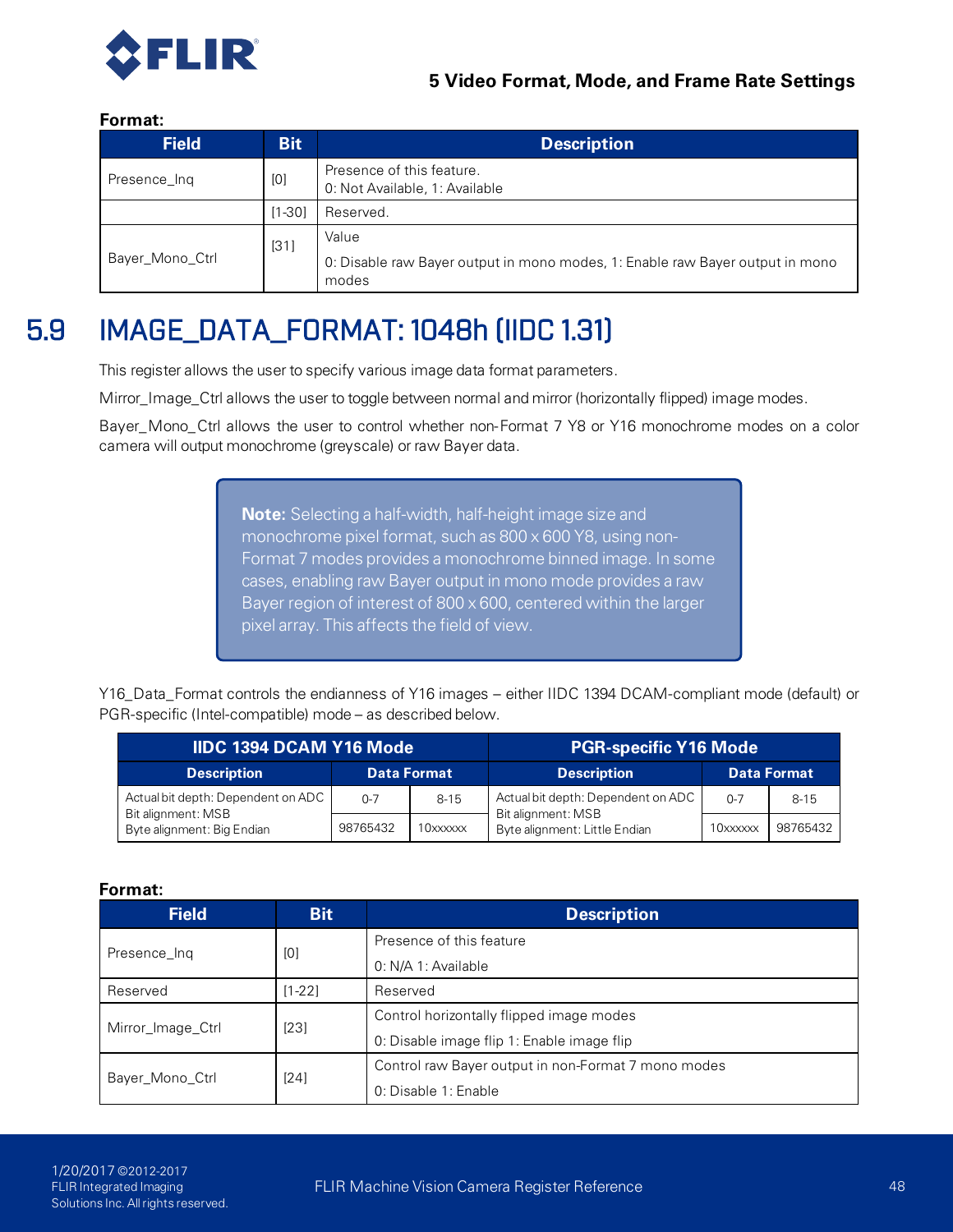**Format:**

| Field | Bit | Description |
|---|---|---|
| Presence_Inq | [0] | Presence of this feature.<br>0: Not Available, 1: Available |
| | [1-30] | Reserved. |
| Bayer_Mono_Ctrl | [31] | Value<br>0: Disable raw Bayer output in mono modes, 1: Enable raw Bayer output in mono modes |

## 5.9 IMAGE_DATA_FORMAT: 1048h (IIDC 1.31)

This register allows the user to specify various image data format parameters.

Mirror_Image_Ctrl allows the user to toggle between normal and mirror (horizontally flipped) image modes.

Bayer_Mono_Ctrl allows the user to control whether non-Format 7 Y8 or Y16 monochrome modes on a color camera will output monochrome (greyscale) or raw Bayer data.

> **Note:** Selecting a half-width, half-height image size and monochrome pixel format, such as 800 x 600 Y8, using non-Format 7 modes provides a monochrome binned image. In some cases, enabling raw Bayer output in mono mode provides a raw Bayer region of interest of 800 x 600, centered within the larger pixel array. This affects the field of view.

Y16_Data_Format controls the endianness of Y16 images – either IIDC 1394 DCAM-compliant mode (default) or PGR-specific (Intel-compatible) mode – as described below.

| IIDC 1394 DCAM Y16 Mode | | | PGR-specific Y16 Mode | | |
|---|---|---|---|---|---|
| Description | Data Format | | Description | Data Format | |
| Actual bit depth: Dependent on ADC<br>Bit alignment: MSB<br>Byte alignment: Big Endian | 0-7 | 8-15 | Actual bit depth: Dependent on ADC<br>Bit alignment: MSB<br>Byte alignment: Little Endian | 0-7 | 8-15 |
| | 98765432 | 10xxxxxx | | 10xxxxxx | 98765432 |

**Format:**

| Field | Bit | Description |
|---|---|---|
| Presence_Inq | [0] | Presence of this feature<br>0: N/A 1: Available |
| Reserved | [1-22] | Reserved |
| Mirror_Image_Ctrl | [23] | Control horizontally flipped image modes<br>0: Disable image flip 1: Enable image flip |
| Bayer_Mono_Ctrl | [24] | Control raw Bayer output in non-Format 7 mono modes<br>0: Disable 1: Enable |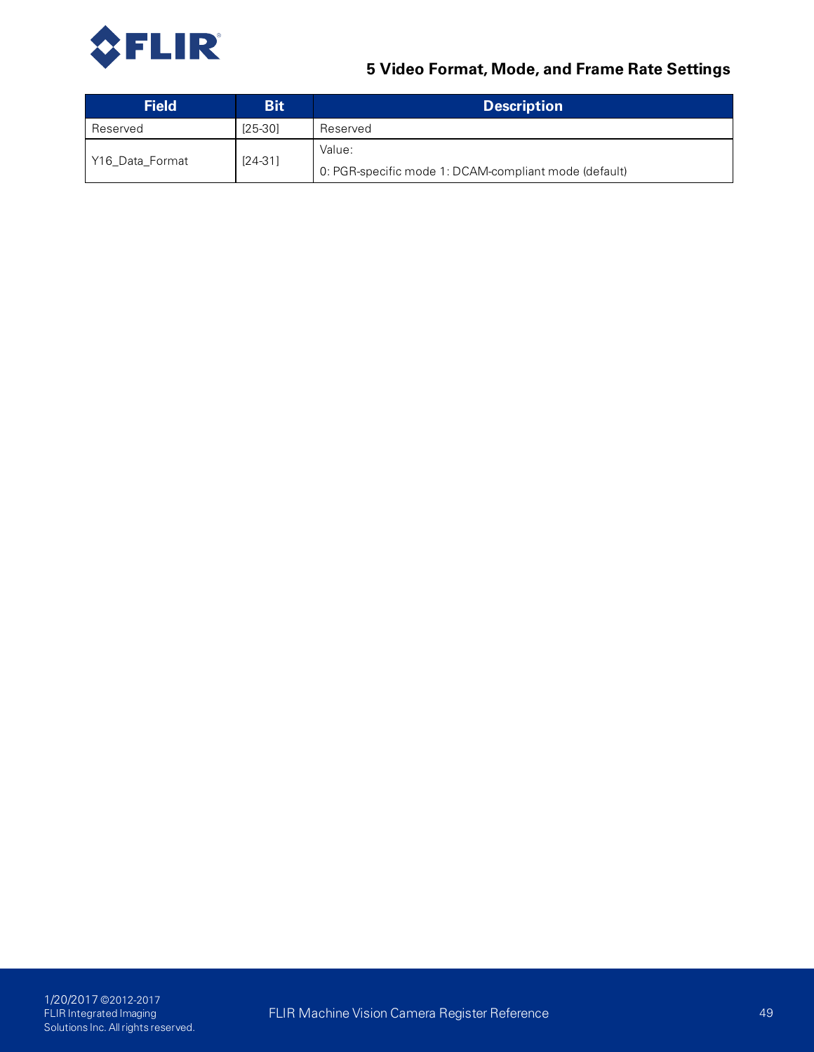| Field | Bit | Description |
| --- | --- | --- |
| Reserved | [25-30] | Reserved |
| Y16_Data_Format | [24-31] | Value:<br>0: PGR-specific mode 1: DCAM-compliant mode (default) |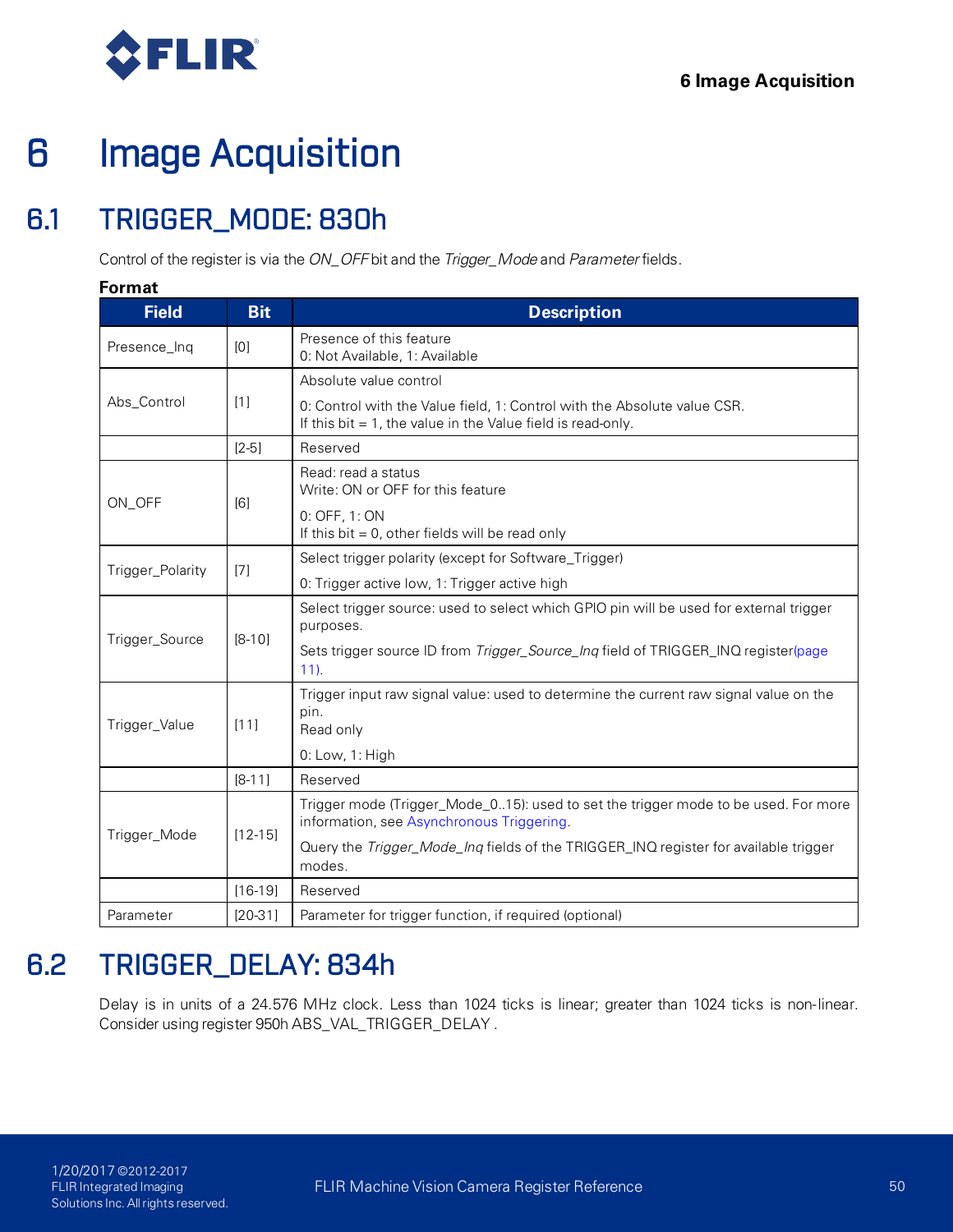# 6 Image Acquisition

## 6.1 TRIGGER_MODE: 830h

Control of the register is via the *ON_OFF* bit and the *Trigger_Mode* and *Parameter* fields.

**Format**

| Field | Bit | Description |
|---|---|---|
| Presence_Inq | [0] | Presence of this feature<br>0: Not Available, 1: Available |
| Abs_Control | [1] | Absolute value control<br>0: Control with the Value field, 1: Control with the Absolute value CSR.<br>If this bit = 1, the value in the Value field is read-only. |
| | [2-5] | Reserved |
| ON_OFF | [6] | Read: read a status<br>Write: ON or OFF for this feature<br>0: OFF, 1: ON<br>If this bit = 0, other fields will be read only |
| Trigger_Polarity | [7] | Select trigger polarity (except for Software_Trigger)<br>0: Trigger active low, 1: Trigger active high |
| Trigger_Source | [8-10] | Select trigger source: used to select which GPIO pin will be used for external trigger purposes.<br>Sets trigger source ID from *Trigger_Source_Inq* field of TRIGGER_INQ register(page 11). |
| Trigger_Value | [11] | Trigger input raw signal value: used to determine the current raw signal value on the pin.<br>Read only<br>0: Low, 1: High |
| | [8-11] | Reserved |
| Trigger_Mode | [12-15] | Trigger mode (Trigger_Mode_0..15): used to set the trigger mode to be used. For more information, see Asynchronous Triggering.<br>Query the *Trigger_Mode_Inq* fields of the TRIGGER_INQ register for available trigger modes. |
| | [16-19] | Reserved |
| Parameter | [20-31] | Parameter for trigger function, if required (optional) |

## 6.2 TRIGGER_DELAY: 834h

Delay is in units of a 24.576 MHz clock. Less than 1024 ticks is linear; greater than 1024 ticks is non-linear. Consider using register 950h ABS_VAL_TRIGGER_DELAY .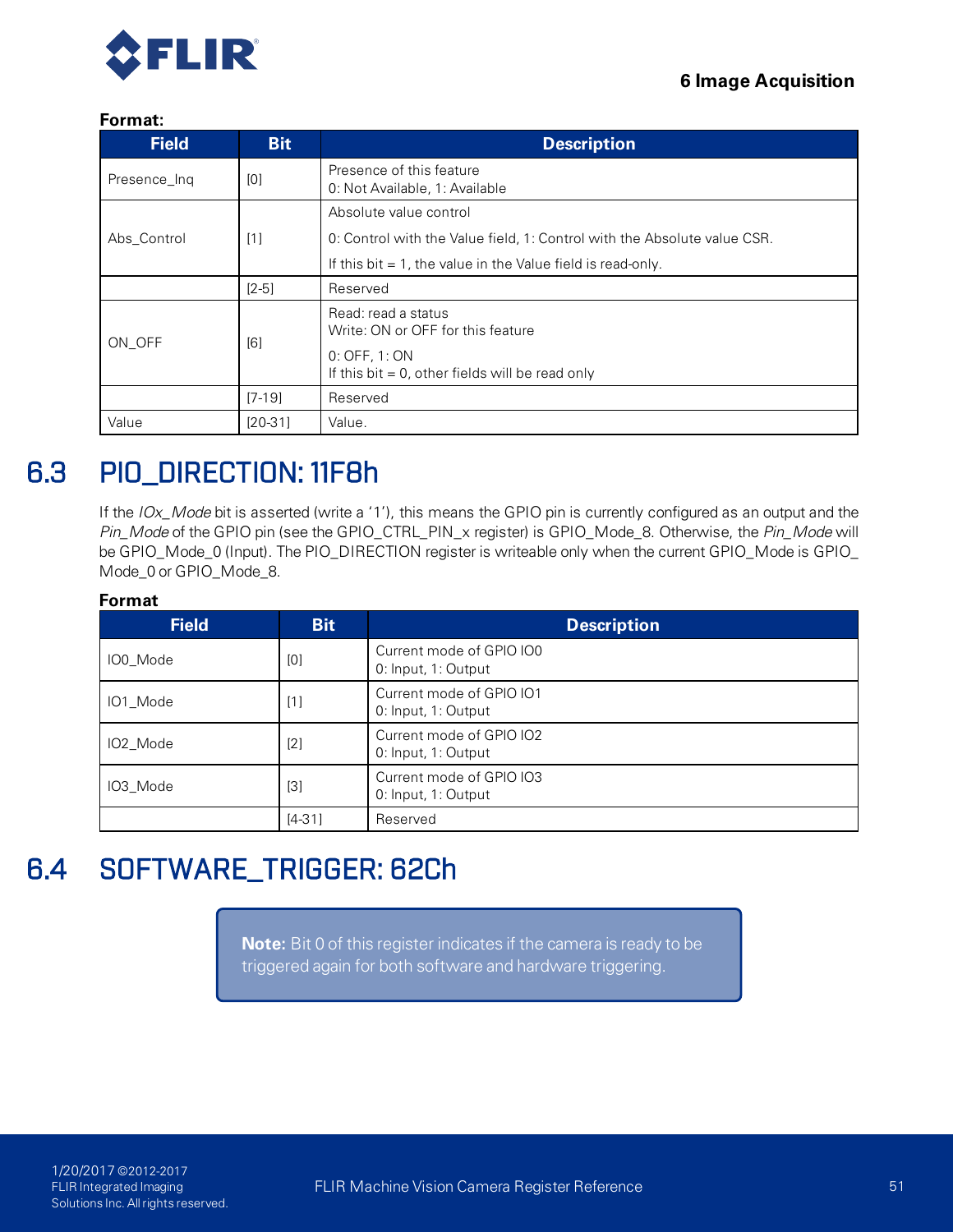**Format:**

| Field | Bit | Description |
|---|---|---|
| Presence_Inq | [0] | Presence of this feature<br>0: Not Available, 1: Available |
| Abs_Control | [1] | Absolute value control<br>0: Control with the Value field, 1: Control with the Absolute value CSR.<br>If this bit = 1, the value in the Value field is read-only. |
| | [2-5] | Reserved |
| ON_OFF | [6] | Read: read a status<br>Write: ON or OFF for this feature<br>0: OFF, 1: ON<br>If this bit = 0, other fields will be read only |
| | [7-19] | Reserved |
| Value | [20-31] | Value. |

## 6.3 PIO_DIRECTION: 11F8h

If the *IOx_Mode* bit is asserted (write a '1'), this means the GPIO pin is currently configured as an output and the *Pin_Mode* of the GPIO pin (see the GPIO_CTRL_PIN_x register) is GPIO_Mode_8. Otherwise, the *Pin_Mode* will be GPIO_Mode_0 (Input). The PIO_DIRECTION register is writeable only when the current GPIO_Mode is GPIO_Mode_0 or GPIO_Mode_8.

**Format**

| Field | Bit | Description |
|---|---|---|
| IO0_Mode | [0] | Current mode of GPIO IO0<br>0: Input, 1: Output |
| IO1_Mode | [1] | Current mode of GPIO IO1<br>0: Input, 1: Output |
| IO2_Mode | [2] | Current mode of GPIO IO2<br>0: Input, 1: Output |
| IO3_Mode | [3] | Current mode of GPIO IO3<br>0: Input, 1: Output |
| | [4-31] | Reserved |

## 6.4 SOFTWARE_TRIGGER: 62Ch

> **Note:** Bit 0 of this register indicates if the camera is ready to be triggered again for both software and hardware triggering.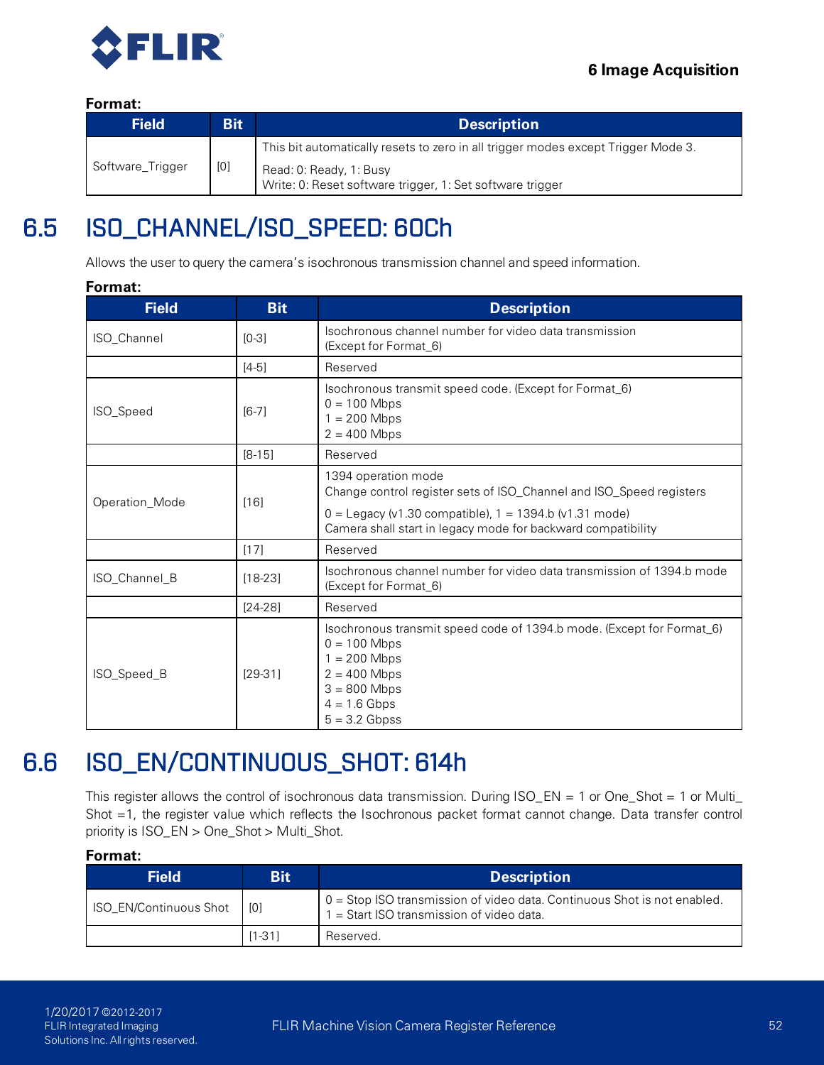**Format:**

| Field | Bit | Description |
|---|---|---|
| Software_Trigger | [0] | This bit automatically resets to zero in all trigger modes except Trigger Mode 3.<br>Read: 0: Ready, 1: Busy<br>Write: 0: Reset software trigger, 1: Set software trigger |

## 6.5 ISO_CHANNEL/ISO_SPEED: 60Ch

Allows the user to query the camera's isochronous transmission channel and speed information.

**Format:**

| Field | Bit | Description |
|---|---|---|
| ISO_Channel | [0-3] | Isochronous channel number for video data transmission (Except for Format_6) |
| | [4-5] | Reserved |
| ISO_Speed | [6-7] | Isochronous transmit speed code. (Except for Format_6)<br>0 = 100 Mbps<br>1 = 200 Mbps<br>2 = 400 Mbps |
| | [8-15] | Reserved |
| Operation_Mode | [16] | 1394 operation mode<br>Change control register sets of ISO_Channel and ISO_Speed registers<br>0 = Legacy (v1.30 compatible), 1 = 1394.b (v1.31 mode)<br>Camera shall start in legacy mode for backward compatibility |
| | [17] | Reserved |
| ISO_Channel_B | [18-23] | Isochronous channel number for video data transmission of 1394.b mode (Except for Format_6) |
| | [24-28] | Reserved |
| ISO_Speed_B | [29-31] | Isochronous transmit speed code of 1394.b mode. (Except for Format_6)<br>0 = 100 Mbps<br>1 = 200 Mbps<br>2 = 400 Mbps<br>3 = 800 Mbps<br>4 = 1.6 Gbps<br>5 = 3.2 Gbpss |

## 6.6 ISO_EN/CONTINUOUS_SHOT: 614h

This register allows the control of isochronous data transmission. During ISO_EN = 1 or One_Shot = 1 or Multi_Shot =1, the register value which reflects the Isochronous packet format cannot change. Data transfer control priority is ISO_EN > One_Shot > Multi_Shot.

**Format:**

| Field | Bit | Description |
|---|---|---|
| ISO_EN/Continuous Shot | [0] | 0 = Stop ISO transmission of video data. Continuous Shot is not enabled.<br>1 = Start ISO transmission of video data. |
| | [1-31] | Reserved. |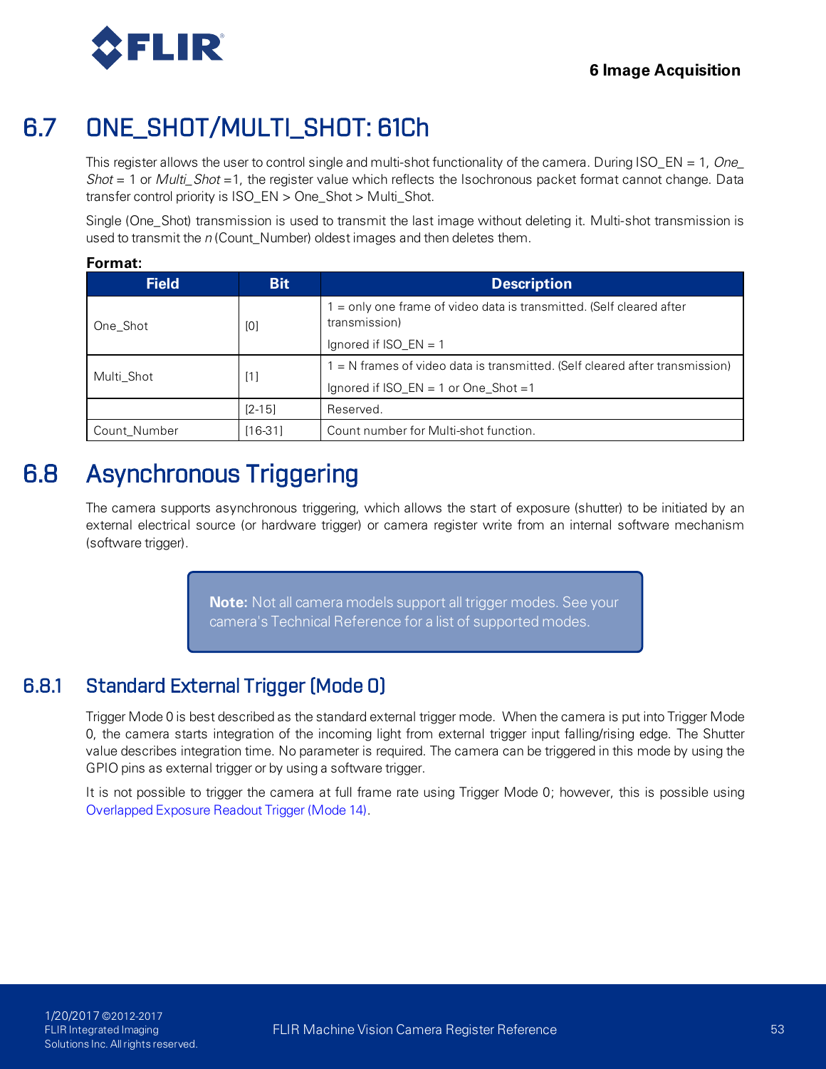## 6.7 ONE_SHOT/MULTI_SHOT: 61Ch

This register allows the user to control single and multi-shot functionality of the camera. During ISO_EN = 1, *One_Shot* = 1 or *Multi_Shot* =1, the register value which reflects the Isochronous packet format cannot change. Data transfer control priority is ISO_EN > One_Shot > Multi_Shot.

Single (One_Shot) transmission is used to transmit the last image without deleting it. Multi-shot transmission is used to transmit the *n* (Count_Number) oldest images and then deletes them.

**Format:**

| Field | Bit | Description |
|---|---|---|
| One_Shot | [0] | 1 = only one frame of video data is transmitted. (Self cleared after transmission)<br>Ignored if ISO_EN = 1 |
| Multi_Shot | [1] | 1 = N frames of video data is transmitted. (Self cleared after transmission)<br>Ignored if ISO_EN = 1 or One_Shot =1 |
| | [2-15] | Reserved. |
| Count_Number | [16-31] | Count number for Multi-shot function. |

## 6.8 Asynchronous Triggering

The camera supports asynchronous triggering, which allows the start of exposure (shutter) to be initiated by an external electrical source (or hardware trigger) or camera register write from an internal software mechanism (software trigger).

> **Note:** Not all camera models support all trigger modes. See your camera's Technical Reference for a list of supported modes.

### 6.8.1 Standard External Trigger (Mode 0)

Trigger Mode 0 is best described as the standard external trigger mode. When the camera is put into Trigger Mode 0, the camera starts integration of the incoming light from external trigger input falling/rising edge. The Shutter value describes integration time. No parameter is required. The camera can be triggered in this mode by using the GPIO pins as external trigger or by using a software trigger.

It is not possible to trigger the camera at full frame rate using Trigger Mode 0; however, this is possible using Overlapped Exposure Readout Trigger (Mode 14).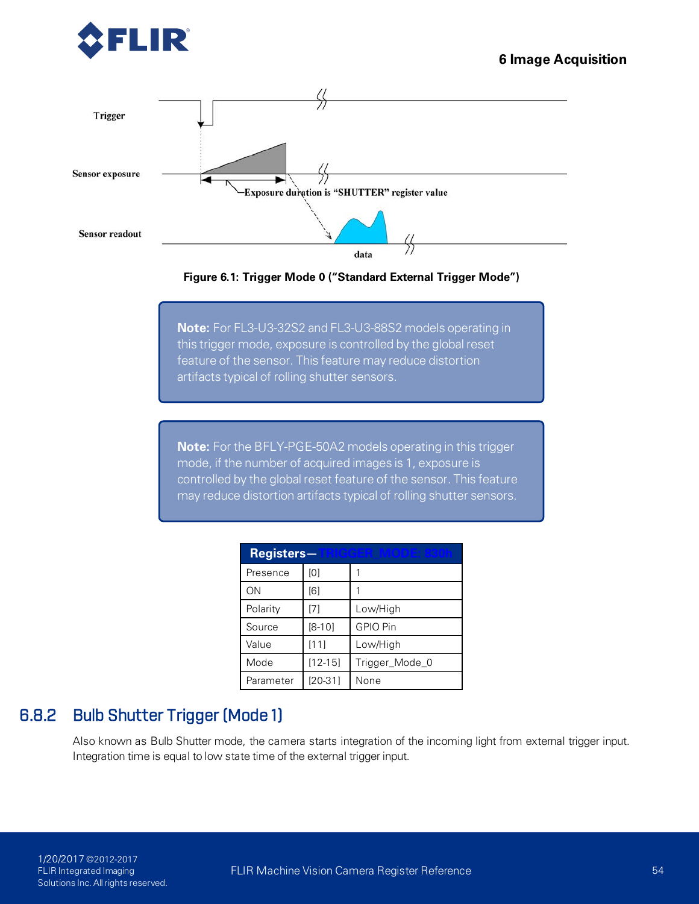Figure 6.1: Trigger Mode 0 ("Standard External Trigger Mode")

> **Note:** For FL3-U3-32S2 and FL3-U3-88S2 models operating in this trigger mode, exposure is controlled by the global reset feature of the sensor. This feature may reduce distortion artifacts typical of rolling shutter sensors.

> **Note:** For the BFLY-PGE-50A2 models operating in this trigger mode, if the number of acquired images is 1, exposure is controlled by the global reset feature of the sensor. This feature may reduce distortion artifacts typical of rolling shutter sensors.

| Registers—TRIGGER_MODE: 830h | | |
|---|---|---|
| Presence | [0] | 1 |
| ON | [6] | 1 |
| Polarity | [7] | Low/High |
| Source | [8-10] | GPIO Pin |
| Value | [11] | Low/High |
| Mode | [12-15] | Trigger_Mode_0 |
| Parameter | [20-31] | None |

## 6.8.2 Bulb Shutter Trigger (Mode 1)

Also known as Bulb Shutter mode, the camera starts integration of the incoming light from external trigger input. Integration time is equal to low state time of the external trigger input.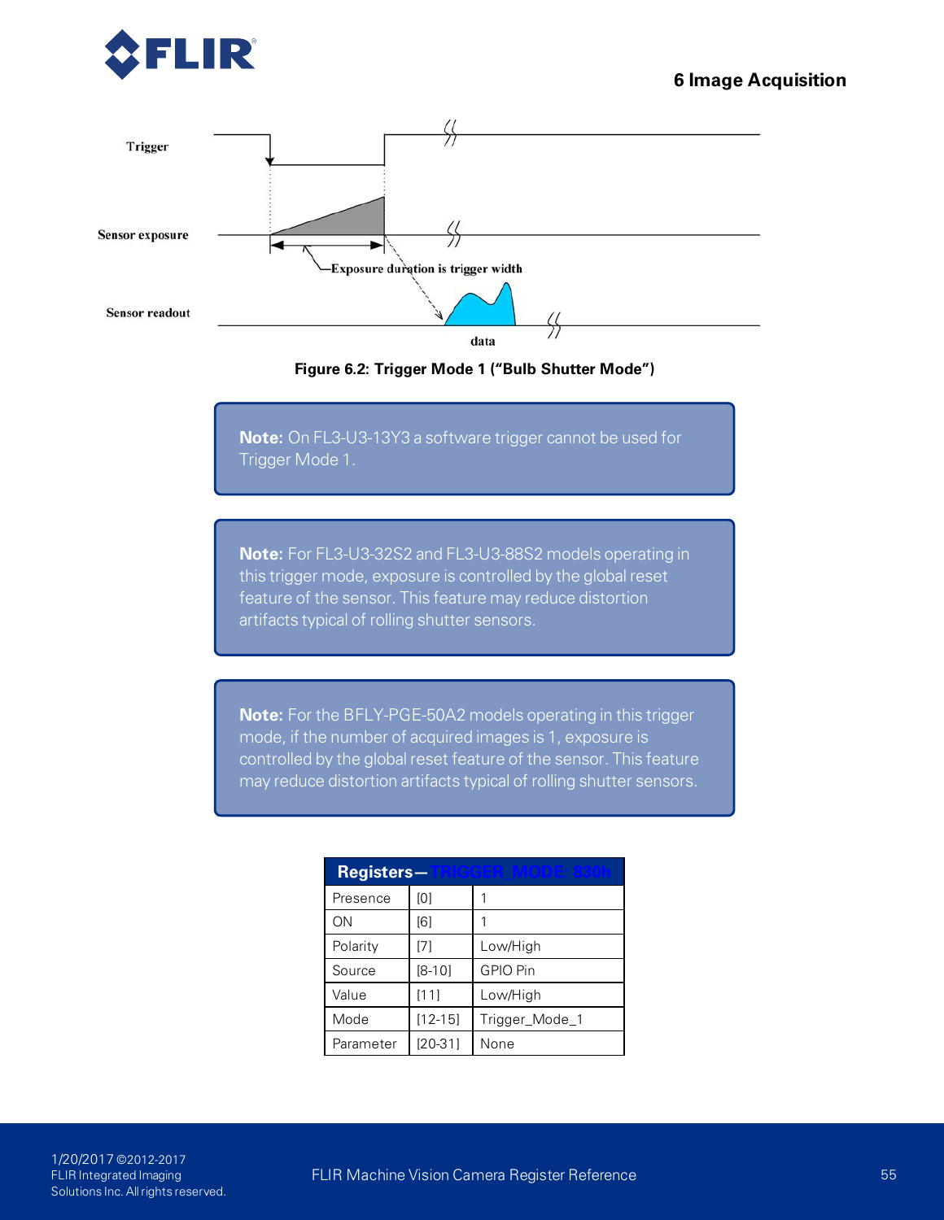Trigger

Sensor exposure

Exposure duration is trigger width

Sensor readout

data

**Figure 6.2: Trigger Mode 1 ("Bulb Shutter Mode")**

**Note:** On FL3-U3-13Y3 a software trigger cannot be used for Trigger Mode 1.

**Note:** For FL3-U3-32S2 and FL3-U3-88S2 models operating in this trigger mode, exposure is controlled by the global reset feature of the sensor. This feature may reduce distortion artifacts typical of rolling shutter sensors.

**Note:** For the BFLY-PGE-50A2 models operating in this trigger mode, if the number of acquired images is 1, exposure is controlled by the global reset feature of the sensor. This feature may reduce distortion artifacts typical of rolling shutter sensors.

| Registers—TRIGGER_MODE: 830h | | |
|---|---|---|
| Presence | [0] | 1 |
| ON | [6] | 1 |
| Polarity | [7] | Low/High |
| Source | [8-10] | GPIO Pin |
| Value | [11] | Low/High |
| Mode | [12-15] | Trigger_Mode_1 |
| Parameter | [20-31] | None |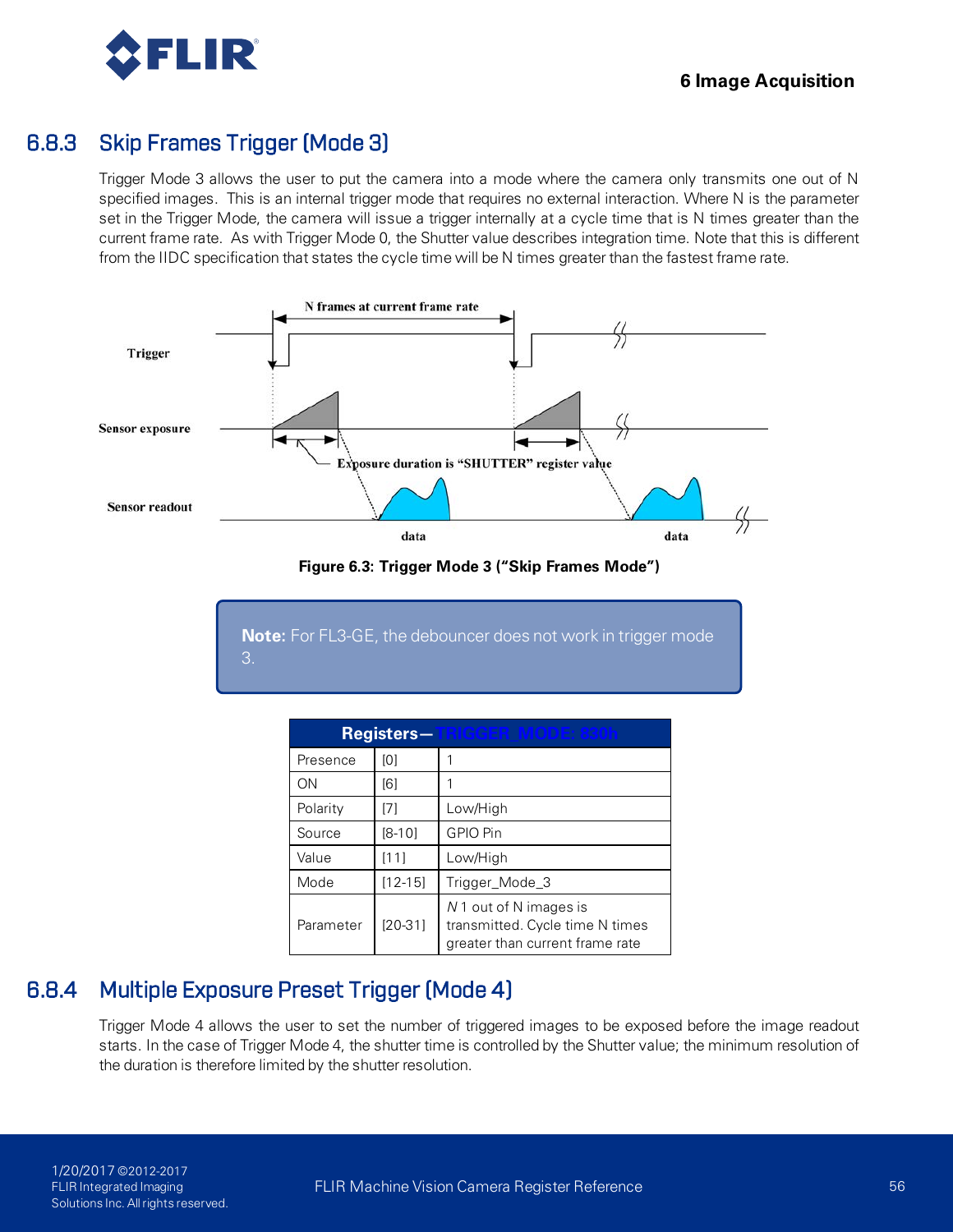## 6.8.3 Skip Frames Trigger (Mode 3)

Trigger Mode 3 allows the user to put the camera into a mode where the camera only transmits one out of N specified images. This is an internal trigger mode that requires no external interaction. Where N is the parameter set in the Trigger Mode, the camera will issue a trigger internally at a cycle time that is N times greater than the current frame rate. As with Trigger Mode 0, the Shutter value describes integration time. Note that this is different from the IIDC specification that states the cycle time will be N times greater than the fastest frame rate.

**Figure 6.3: Trigger Mode 3 ("Skip Frames Mode")**

> **Note:** For FL3-GE, the debouncer does not work in trigger mode 3.

| Registers—TRIGGER_MODE: 830h | | |
|---|---|---|
| Presence | [0] | 1 |
| ON | [6] | 1 |
| Polarity | [7] | Low/High |
| Source | [8-10] | GPIO Pin |
| Value | [11] | Low/High |
| Mode | [12-15] | Trigger_Mode_3 |
| Parameter | [20-31] | *N* 1 out of N images is transmitted. Cycle time N times greater than current frame rate |

## 6.8.4 Multiple Exposure Preset Trigger (Mode 4)

Trigger Mode 4 allows the user to set the number of triggered images to be exposed before the image readout starts. In the case of Trigger Mode 4, the shutter time is controlled by the Shutter value; the minimum resolution of the duration is therefore limited by the shutter resolution.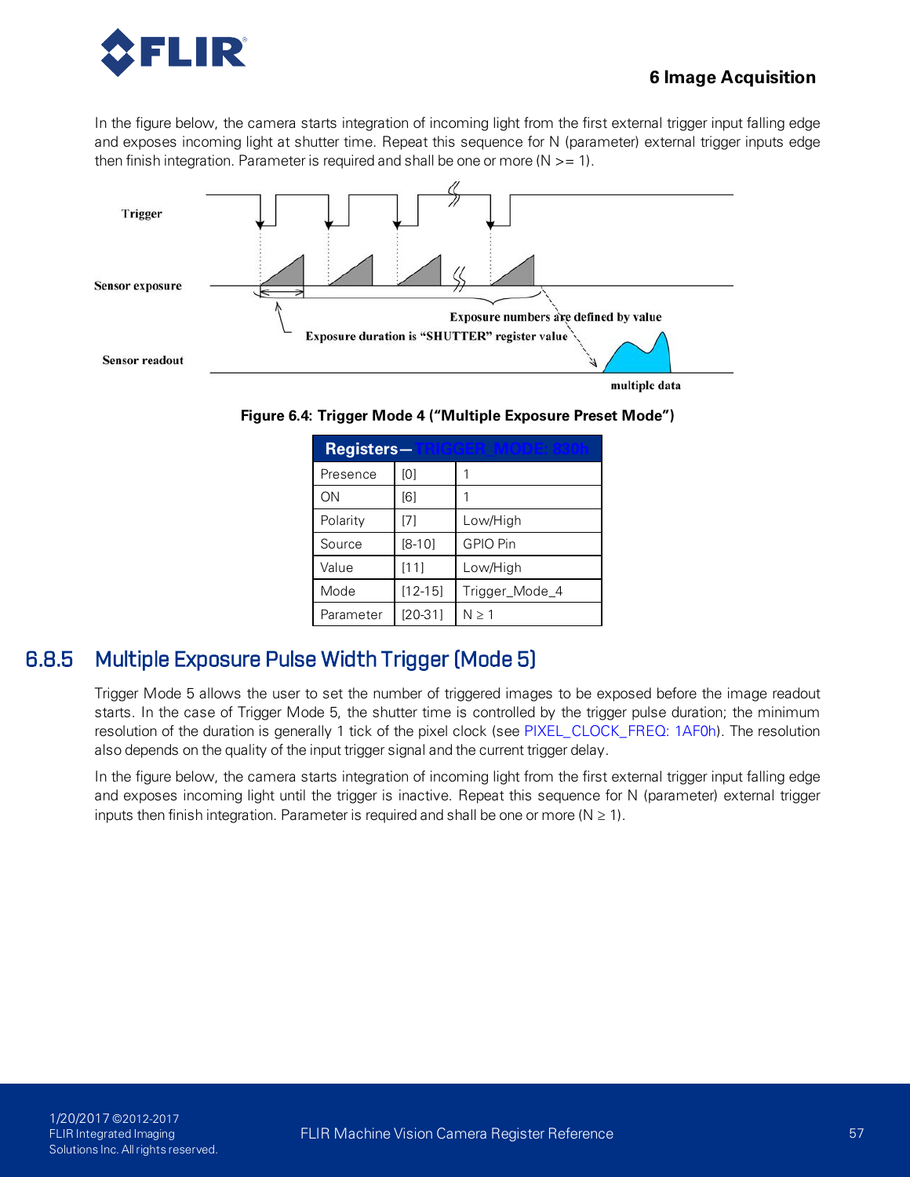In the figure below, the camera starts integration of incoming light from the first external trigger input falling edge and exposes incoming light at shutter time. Repeat this sequence for N (parameter) external trigger inputs edge then finish integration. Parameter is required and shall be one or more (N >= 1).

Trigger

Sensor exposure

Exposure numbers are defined by value

Exposure duration is "SHUTTER" register value

Sensor readout

multiple data

**Figure 6.4: Trigger Mode 4 ("Multiple Exposure Preset Mode")**

| Registers—TRIGGER_MODE: 830h | | |
|---|---|---|
| Presence | [0] | 1 |
| ON | [6] | 1 |
| Polarity | [7] | Low/High |
| Source | [8-10] | GPIO Pin |
| Value | [11] | Low/High |
| Mode | [12-15] | Trigger_Mode_4 |
| Parameter | [20-31] | N ≥ 1 |

## 6.8.5 Multiple Exposure Pulse Width Trigger (Mode 5)

Trigger Mode 5 allows the user to set the number of triggered images to be exposed before the image readout starts. In the case of Trigger Mode 5, the shutter time is controlled by the trigger pulse duration; the minimum resolution of the duration is generally 1 tick of the pixel clock (see PIXEL_CLOCK_FREQ: 1AF0h). The resolution also depends on the quality of the input trigger signal and the current trigger delay.

In the figure below, the camera starts integration of incoming light from the first external trigger input falling edge and exposes incoming light until the trigger is inactive. Repeat this sequence for N (parameter) external trigger inputs then finish integration. Parameter is required and shall be one or more (N ≥ 1).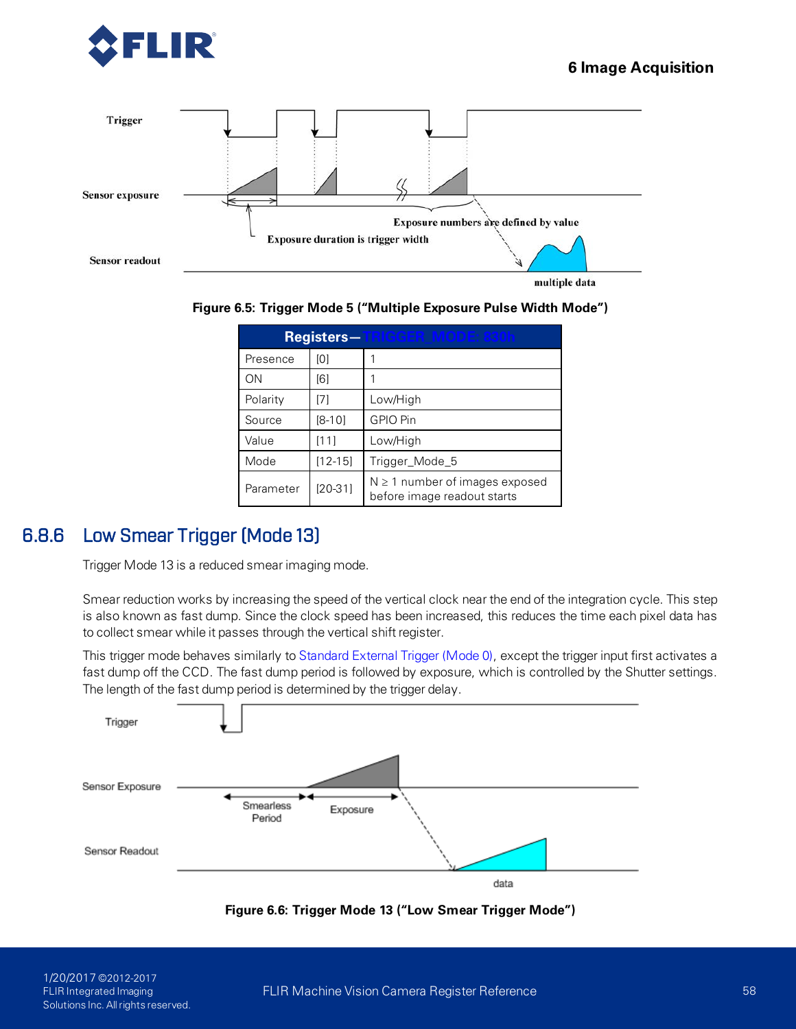Figure 6.5: Trigger Mode 5 ("Multiple Exposure Pulse Width Mode")

| Registers—TRIGGER_MODE: 830h | | |
|---|---|---|
| Presence | [0] | 1 |
| ON | [6] | 1 |
| Polarity | [7] | Low/High |
| Source | [8-10] | GPIO Pin |
| Value | [11] | Low/High |
| Mode | [12-15] | Trigger_Mode_5 |
| Parameter | [20-31] | N ≥ 1 number of images exposed before image readout starts |

## 6.8.6 Low Smear Trigger (Mode 13)

Trigger Mode 13 is a reduced smear imaging mode.

Smear reduction works by increasing the speed of the vertical clock near the end of the integration cycle. This step is also known as fast dump. Since the clock speed has been increased, this reduces the time each pixel data has to collect smear while it passes through the vertical shift register.

This trigger mode behaves similarly to Standard External Trigger (Mode 0), except the trigger input first activates a fast dump off the CCD. The fast dump period is followed by exposure, which is controlled by the Shutter settings. The length of the fast dump period is determined by the trigger delay.

Figure 6.6: Trigger Mode 13 ("Low Smear Trigger Mode")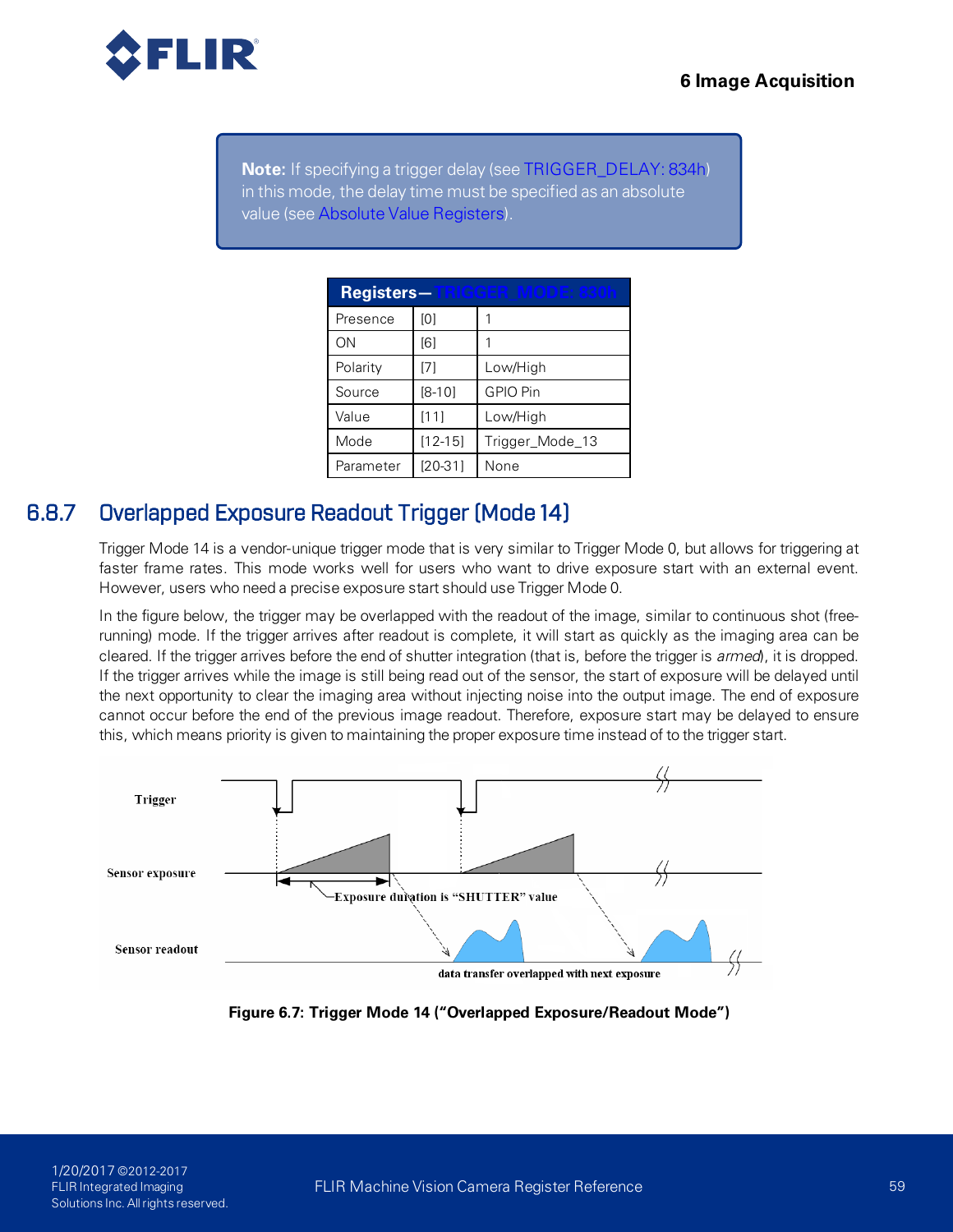> **Note:** If specifying a trigger delay (see TRIGGER_DELAY: 834h) in this mode, the delay time must be specified as an absolute value (see Absolute Value Registers).

| Registers— TRIGGER_MODE: 830h | | |
|---|---|---|
| Presence | [0] | 1 |
| ON | [6] | 1 |
| Polarity | [7] | Low/High |
| Source | [8-10] | GPIO Pin |
| Value | [11] | Low/High |
| Mode | [12-15] | Trigger_Mode_13 |
| Parameter | [20-31] | None |

### 6.8.7 Overlapped Exposure Readout Trigger (Mode 14)

Trigger Mode 14 is a vendor-unique trigger mode that is very similar to Trigger Mode 0, but allows for triggering at faster frame rates. This mode works well for users who want to drive exposure start with an external event. However, users who need a precise exposure start should use Trigger Mode 0.

In the figure below, the trigger may be overlapped with the readout of the image, similar to continuous shot (free-running) mode. If the trigger arrives after readout is complete, it will start as quickly as the imaging area can be cleared. If the trigger arrives before the end of shutter integration (that is, before the trigger is *armed*), it is dropped. If the trigger arrives while the image is still being read out of the sensor, the start of exposure will be delayed until the next opportunity to clear the imaging area without injecting noise into the output image. The end of exposure cannot occur before the end of the previous image readout. Therefore, exposure start may be delayed to ensure this, which means priority is given to maintaining the proper exposure time instead of to the trigger start.

Trigger

Sensor exposure

Exposure duration is "SHUTTER" value

Sensor readout

data transfer overlapped with next exposure

**Figure 6.7: Trigger Mode 14 ("Overlapped Exposure/Readout Mode")**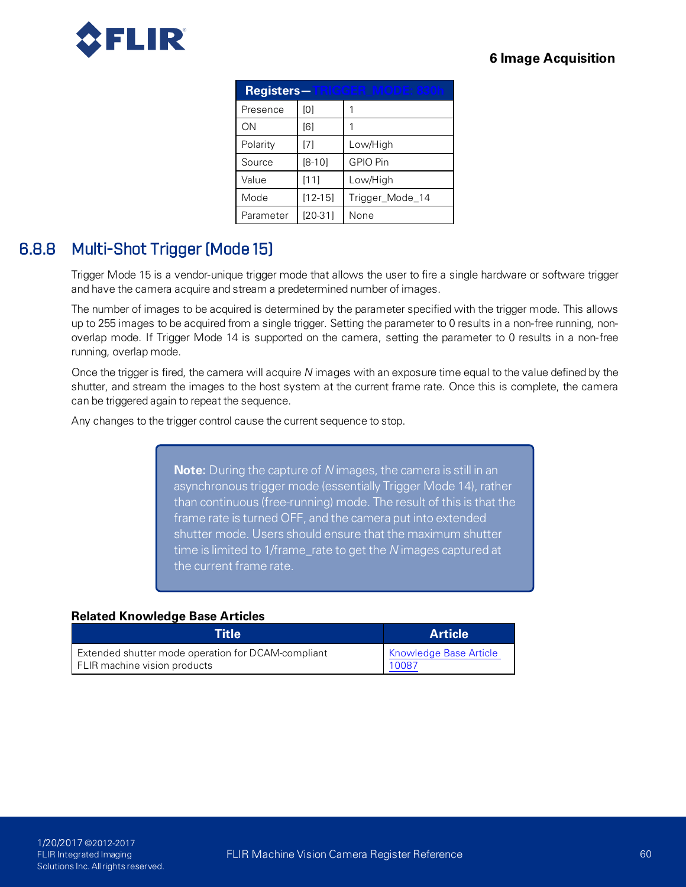| Registers—TRIGGER_MODE: 830h | | |
|---|---|---|
| Presence | [0] | 1 |
| ON | [6] | 1 |
| Polarity | [7] | Low/High |
| Source | [8-10] | GPIO Pin |
| Value | [11] | Low/High |
| Mode | [12-15] | Trigger_Mode_14 |
| Parameter | [20-31] | None |

## 6.8.8 Multi-Shot Trigger (Mode 15)

Trigger Mode 15 is a vendor-unique trigger mode that allows the user to fire a single hardware or software trigger and have the camera acquire and stream a predetermined number of images.

The number of images to be acquired is determined by the parameter specified with the trigger mode. This allows up to 255 images to be acquired from a single trigger. Setting the parameter to 0 results in a non-free running, non-overlap mode. If Trigger Mode 14 is supported on the camera, setting the parameter to 0 results in a non-free running, overlap mode.

Once the trigger is fired, the camera will acquire *N* images with an exposure time equal to the value defined by the shutter, and stream the images to the host system at the current frame rate. Once this is complete, the camera can be triggered again to repeat the sequence.

Any changes to the trigger control cause the current sequence to stop.

> **Note:** During the capture of *N* images, the camera is still in an asynchronous trigger mode (essentially Trigger Mode 14), rather than continuous (free-running) mode. The result of this is that the frame rate is turned OFF, and the camera put into extended shutter mode. Users should ensure that the maximum shutter time is limited to 1/frame_rate to get the *N* images captured at the current frame rate.

**Related Knowledge Base Articles**

| Title | Article |
|---|---|
| Extended shutter mode operation for DCAM-compliant FLIR machine vision products | Knowledge Base Article 10087 |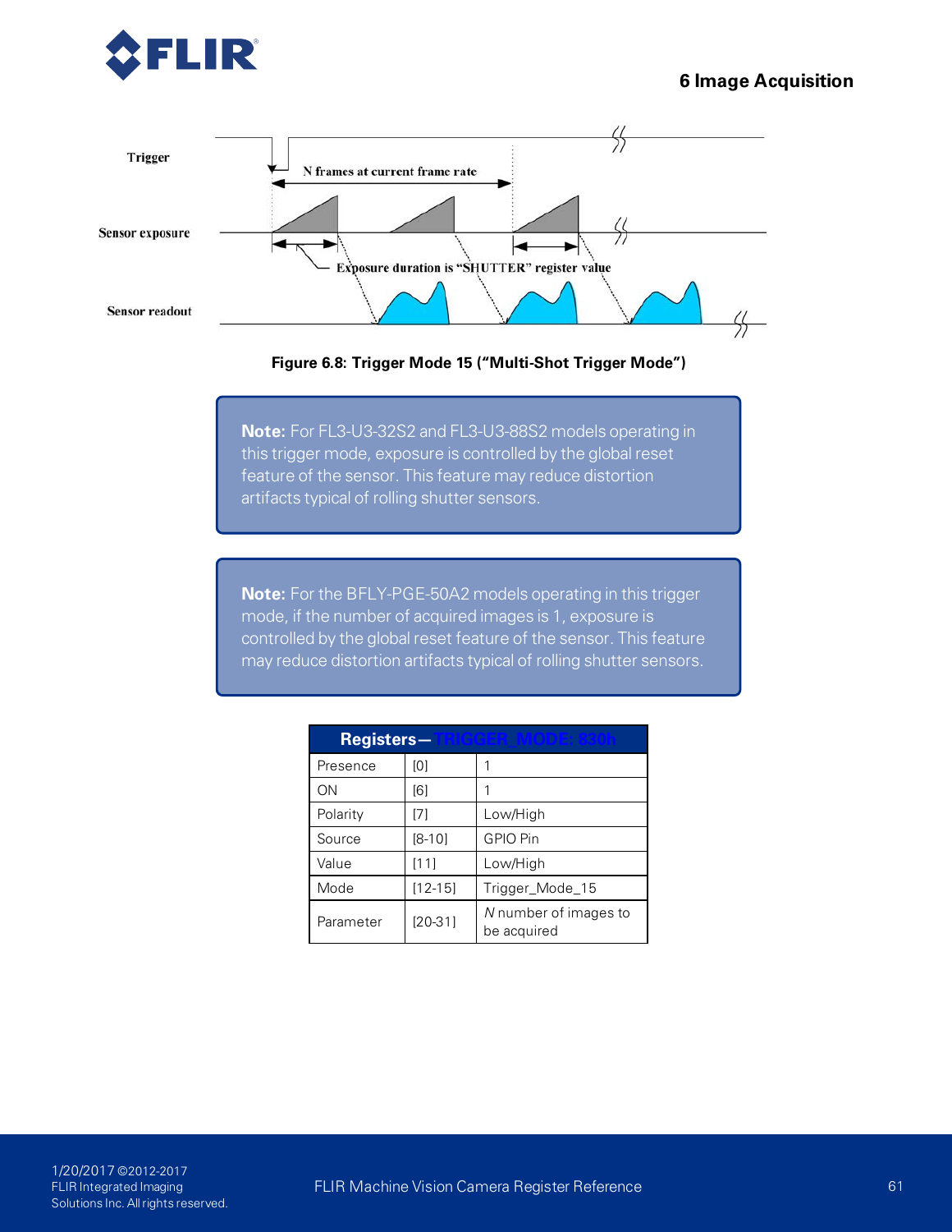Figure 6.8: Trigger Mode 15 ("Multi-Shot Trigger Mode")

**Note:** For FL3-U3-32S2 and FL3-U3-88S2 models operating in this trigger mode, exposure is controlled by the global reset feature of the sensor. This feature may reduce distortion artifacts typical of rolling shutter sensors.

**Note:** For the BFLY-PGE-50A2 models operating in this trigger mode, if the number of acquired images is 1, exposure is controlled by the global reset feature of the sensor. This feature may reduce distortion artifacts typical of rolling shutter sensors.

| Registers—TRIGGER_MODE: 830h | | |
|---|---|---|
| Presence | [0] | 1 |
| ON | [6] | 1 |
| Polarity | [7] | Low/High |
| Source | [8-10] | GPIO Pin |
| Value | [11] | Low/High |
| Mode | [12-15] | Trigger_Mode_15 |
| Parameter | [20-31] | *N* number of images to be acquired |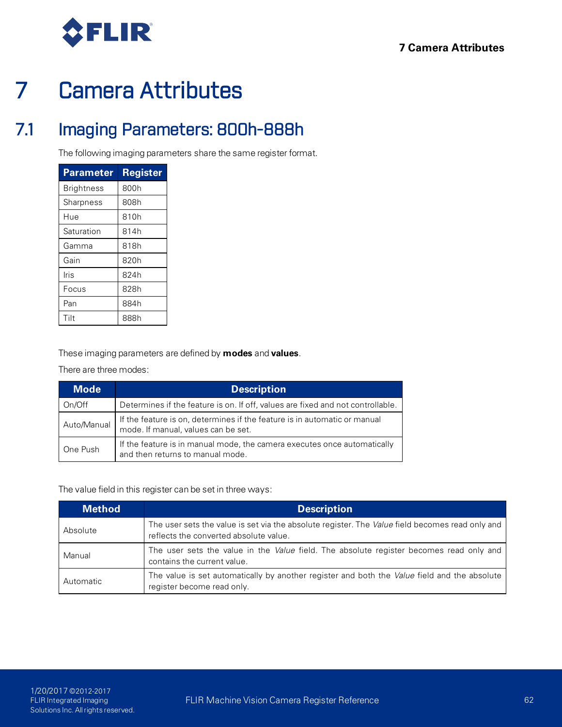// Page 72 of 103. Running header "7 Camera Attributes" and footer omitted per rules.

# 7 Camera Attributes

## 7.1 Imaging Parameters: 800h-888h

The following imaging parameters share the same register format.

| Parameter | Register |
|---|---|
| Brightness | 800h |
| Sharpness | 808h |
| Hue | 810h |
| Saturation | 814h |
| Gamma | 818h |
| Gain | 820h |
| Iris | 824h |
| Focus | 828h |
| Pan | 884h |
| Tilt | 888h |

These imaging parameters are defined by **modes** and **values**.

There are three modes:

| Mode | Description |
|---|---|
| On/Off | Determines if the feature is on. If off, values are fixed and not controllable. |
| Auto/Manual | If the feature is on, determines if the feature is in automatic or manual mode. If manual, values can be set. |
| One Push | If the feature is in manual mode, the camera executes once automatically and then returns to manual mode. |

The value field in this register can be set in three ways:

| Method | Description |
|---|---|
| Absolute | The user sets the value is set via the absolute register. The *Value* field becomes read only and reflects the converted absolute value. |
| Manual | The user sets the value in the *Value* field. The absolute register becomes read only and contains the current value. |
| Automatic | The value is set automatically by another register and both the *Value* field and the absolute register become read only. |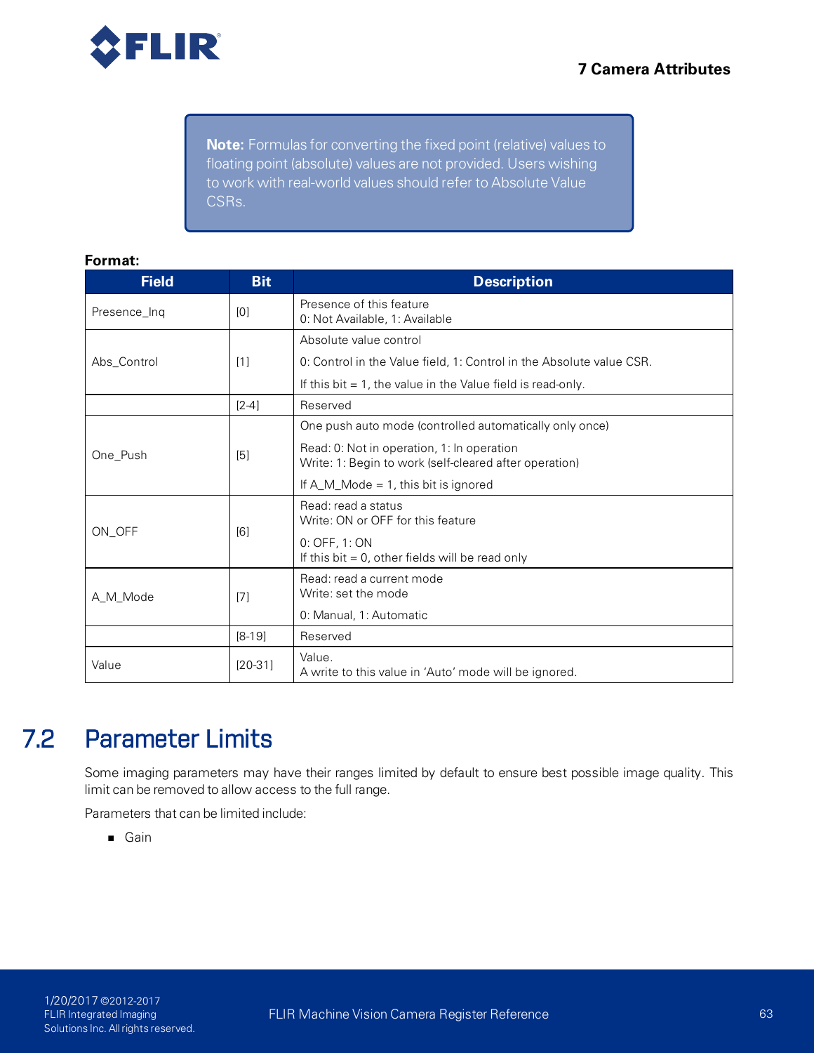> **Note:** Formulas for converting the fixed point (relative) values to floating point (absolute) values are not provided. Users wishing to work with real-world values should refer to Absolute Value CSRs.

**Format:**

| Field | Bit | Description |
| --- | --- | --- |
| Presence_Inq | [0] | Presence of this feature<br>0: Not Available, 1: Available |
| Abs_Control | [1] | Absolute value control<br>0: Control in the Value field, 1: Control in the Absolute value CSR.<br>If this bit = 1, the value in the Value field is read-only. |
| | [2-4] | Reserved |
| One_Push | [5] | One push auto mode (controlled automatically only once)<br>Read: 0: Not in operation, 1: In operation<br>Write: 1: Begin to work (self-cleared after operation)<br>If A_M_Mode = 1, this bit is ignored |
| ON_OFF | [6] | Read: read a status<br>Write: ON or OFF for this feature<br>0: OFF, 1: ON<br>If this bit = 0, other fields will be read only |
| A_M_Mode | [7] | Read: read a current mode<br>Write: set the mode<br>0: Manual, 1: Automatic |
| | [8-19] | Reserved |
| Value | [20-31] | Value.<br>A write to this value in 'Auto' mode will be ignored. |

## 7.2 Parameter Limits

Some imaging parameters may have their ranges limited by default to ensure best possible image quality. This limit can be removed to allow access to the full range.

Parameters that can be limited include:

- Gain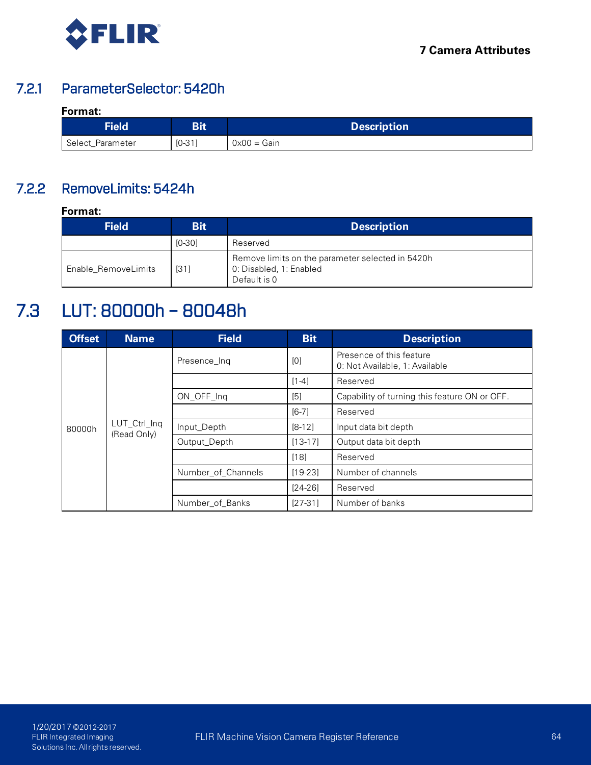### 7.2.1 ParameterSelector: 5420h

**Format:**

| Field | Bit | Description |
|---|---|---|
| Select_Parameter | [0-31] | 0x00 = Gain |

### 7.2.2 RemoveLimits: 5424h

**Format:**

| Field | Bit | Description |
|---|---|---|
| | [0-30] | Reserved |
| Enable_RemoveLimits | [31] | Remove limits on the parameter selected in 5420h<br>0: Disabled, 1: Enabled<br>Default is 0 |

## 7.3 LUT: 80000h – 80048h

| Offset | Name | Field | Bit | Description |
|---|---|---|---|---|
| 80000h | LUT_Ctrl_Inq (Read Only) | Presence_Inq | [0] | Presence of this feature<br>0: Not Available, 1: Available |
| | | | [1-4] | Reserved |
| | | ON_OFF_Inq | [5] | Capability of turning this feature ON or OFF. |
| | | | [6-7] | Reserved |
| | | Input_Depth | [8-12] | Input data bit depth |
| | | Output_Depth | [13-17] | Output data bit depth |
| | | | [18] | Reserved |
| | | Number_of_Channels | [19-23] | Number of channels |
| | | | [24-26] | Reserved |
| | | Number_of_Banks | [27-31] | Number of banks |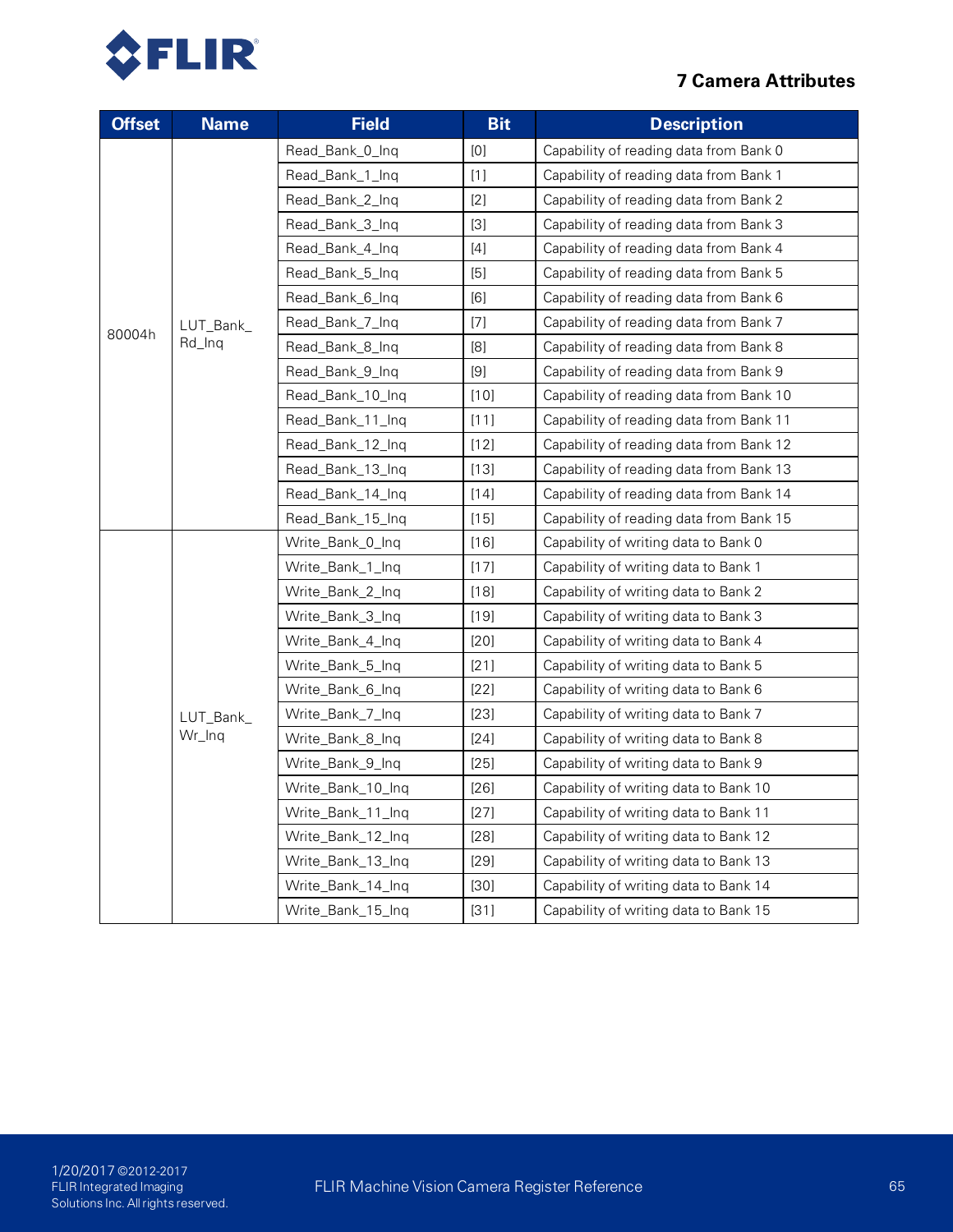| Offset | Name | Field | Bit | Description |
|---|---|---|---|---|
| 80004h | LUT_Bank_Rd_Inq | Read_Bank_0_Inq | [0] | Capability of reading data from Bank 0 |
| | | Read_Bank_1_Inq | [1] | Capability of reading data from Bank 1 |
| | | Read_Bank_2_Inq | [2] | Capability of reading data from Bank 2 |
| | | Read_Bank_3_Inq | [3] | Capability of reading data from Bank 3 |
| | | Read_Bank_4_Inq | [4] | Capability of reading data from Bank 4 |
| | | Read_Bank_5_Inq | [5] | Capability of reading data from Bank 5 |
| | | Read_Bank_6_Inq | [6] | Capability of reading data from Bank 6 |
| | | Read_Bank_7_Inq | [7] | Capability of reading data from Bank 7 |
| | | Read_Bank_8_Inq | [8] | Capability of reading data from Bank 8 |
| | | Read_Bank_9_Inq | [9] | Capability of reading data from Bank 9 |
| | | Read_Bank_10_Inq | [10] | Capability of reading data from Bank 10 |
| | | Read_Bank_11_Inq | [11] | Capability of reading data from Bank 11 |
| | | Read_Bank_12_Inq | [12] | Capability of reading data from Bank 12 |
| | | Read_Bank_13_Inq | [13] | Capability of reading data from Bank 13 |
| | | Read_Bank_14_Inq | [14] | Capability of reading data from Bank 14 |
| | | Read_Bank_15_Inq | [15] | Capability of reading data from Bank 15 |
| | LUT_Bank_Wr_Inq | Write_Bank_0_Inq | [16] | Capability of writing data to Bank 0 |
| | | Write_Bank_1_Inq | [17] | Capability of writing data to Bank 1 |
| | | Write_Bank_2_Inq | [18] | Capability of writing data to Bank 2 |
| | | Write_Bank_3_Inq | [19] | Capability of writing data to Bank 3 |
| | | Write_Bank_4_Inq | [20] | Capability of writing data to Bank 4 |
| | | Write_Bank_5_Inq | [21] | Capability of writing data to Bank 5 |
| | | Write_Bank_6_Inq | [22] | Capability of writing data to Bank 6 |
| | | Write_Bank_7_Inq | [23] | Capability of writing data to Bank 7 |
| | | Write_Bank_8_Inq | [24] | Capability of writing data to Bank 8 |
| | | Write_Bank_9_Inq | [25] | Capability of writing data to Bank 9 |
| | | Write_Bank_10_Inq | [26] | Capability of writing data to Bank 10 |
| | | Write_Bank_11_Inq | [27] | Capability of writing data to Bank 11 |
| | | Write_Bank_12_Inq | [28] | Capability of writing data to Bank 12 |
| | | Write_Bank_13_Inq | [29] | Capability of writing data to Bank 13 |
| | | Write_Bank_14_Inq | [30] | Capability of writing data to Bank 14 |
| | | Write_Bank_15_Inq | [31] | Capability of writing data to Bank 15 |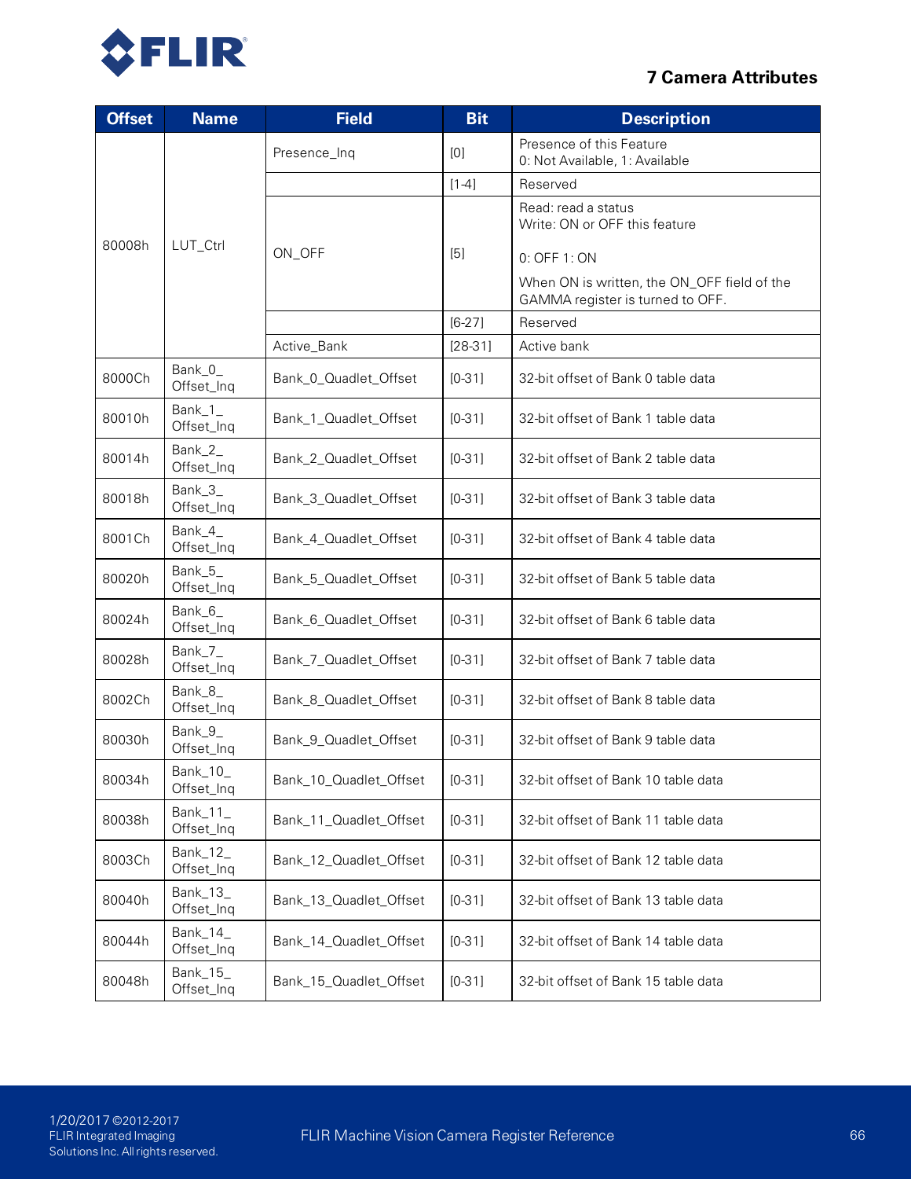| Offset | Name | Field | Bit | Description |
|---|---|---|---|---|
| 80008h | LUT_Ctrl | Presence_Inq | [0] | Presence of this Feature<br>0: Not Available, 1: Available |
| | | | [1-4] | Reserved |
| | | ON_OFF | [5] | Read: read a status<br>Write: ON or OFF this feature<br><br>0: OFF 1: ON<br><br>When ON is written, the ON_OFF field of the GAMMA register is turned to OFF. |
| | | | [6-27] | Reserved |
| | | Active_Bank | [28-31] | Active bank |
| 8000Ch | Bank_0_ Offset_Inq | Bank_0_Quadlet_Offset | [0-31] | 32-bit offset of Bank 0 table data |
| 80010h | Bank_1_ Offset_Inq | Bank_1_Quadlet_Offset | [0-31] | 32-bit offset of Bank 1 table data |
| 80014h | Bank_2_ Offset_Inq | Bank_2_Quadlet_Offset | [0-31] | 32-bit offset of Bank 2 table data |
| 80018h | Bank_3_ Offset_Inq | Bank_3_Quadlet_Offset | [0-31] | 32-bit offset of Bank 3 table data |
| 8001Ch | Bank_4_ Offset_Inq | Bank_4_Quadlet_Offset | [0-31] | 32-bit offset of Bank 4 table data |
| 80020h | Bank_5_ Offset_Inq | Bank_5_Quadlet_Offset | [0-31] | 32-bit offset of Bank 5 table data |
| 80024h | Bank_6_ Offset_Inq | Bank_6_Quadlet_Offset | [0-31] | 32-bit offset of Bank 6 table data |
| 80028h | Bank_7_ Offset_Inq | Bank_7_Quadlet_Offset | [0-31] | 32-bit offset of Bank 7 table data |
| 8002Ch | Bank_8_ Offset_Inq | Bank_8_Quadlet_Offset | [0-31] | 32-bit offset of Bank 8 table data |
| 80030h | Bank_9_ Offset_Inq | Bank_9_Quadlet_Offset | [0-31] | 32-bit offset of Bank 9 table data |
| 80034h | Bank_10_ Offset_Inq | Bank_10_Quadlet_Offset | [0-31] | 32-bit offset of Bank 10 table data |
| 80038h | Bank_11_ Offset_Inq | Bank_11_Quadlet_Offset | [0-31] | 32-bit offset of Bank 11 table data |
| 8003Ch | Bank_12_ Offset_Inq | Bank_12_Quadlet_Offset | [0-31] | 32-bit offset of Bank 12 table data |
| 80040h | Bank_13_ Offset_Inq | Bank_13_Quadlet_Offset | [0-31] | 32-bit offset of Bank 13 table data |
| 80044h | Bank_14_ Offset_Inq | Bank_14_Quadlet_Offset | [0-31] | 32-bit offset of Bank 14 table data |
| 80048h | Bank_15_ Offset_Inq | Bank_15_Quadlet_Offset | [0-31] | 32-bit offset of Bank 15 table data |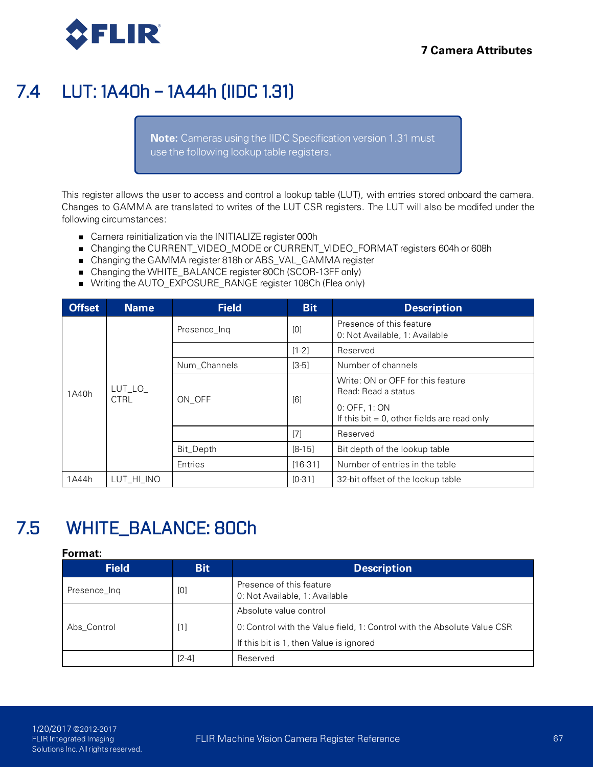## 7.4 LUT: 1A40h – 1A44h (IIDC 1.31)

> **Note:** Cameras using the IIDC Specification version 1.31 must use the following lookup table registers.

This register allows the user to access and control a lookup table (LUT), with entries stored onboard the camera. Changes to GAMMA are translated to writes of the LUT CSR registers. The LUT will also be modifed under the following circumstances:

- Camera reinitialization via the INITIALIZE register 000h
- Changing the CURRENT_VIDEO_MODE or CURRENT_VIDEO_FORMAT registers 604h or 608h
- Changing the GAMMA register 818h or ABS_VAL_GAMMA register
- Changing the WHITE_BALANCE register 80Ch (SCOR-13FF only)
- Writing the AUTO_EXPOSURE_RANGE register 108Ch (Flea only)

| Offset | Name | Field | Bit | Description |
|---|---|---|---|---|
| 1A40h | LUT_LO_CTRL | Presence_Inq | [0] | Presence of this feature<br>0: Not Available, 1: Available |
| | | | [1-2] | Reserved |
| | | Num_Channels | [3-5] | Number of channels |
| | | ON_OFF | [6] | Write: ON or OFF for this feature<br>Read: Read a status<br>0: OFF, 1: ON<br>If this bit = 0, other fields are read only |
| | | | [7] | Reserved |
| | | Bit_Depth | [8-15] | Bit depth of the lookup table |
| | | Entries | [16-31] | Number of entries in the table |
| 1A44h | LUT_HI_INQ | | [0-31] | 32-bit offset of the lookup table |

## 7.5 WHITE_BALANCE: 80Ch

**Format:**

| Field | Bit | Description |
|---|---|---|
| Presence_Inq | [0] | Presence of this feature<br>0: Not Available, 1: Available |
| Abs_Control | [1] | Absolute value control<br>0: Control with the Value field, 1: Control with the Absolute Value CSR<br>If this bit is 1, then Value is ignored |
| | [2-4] | Reserved |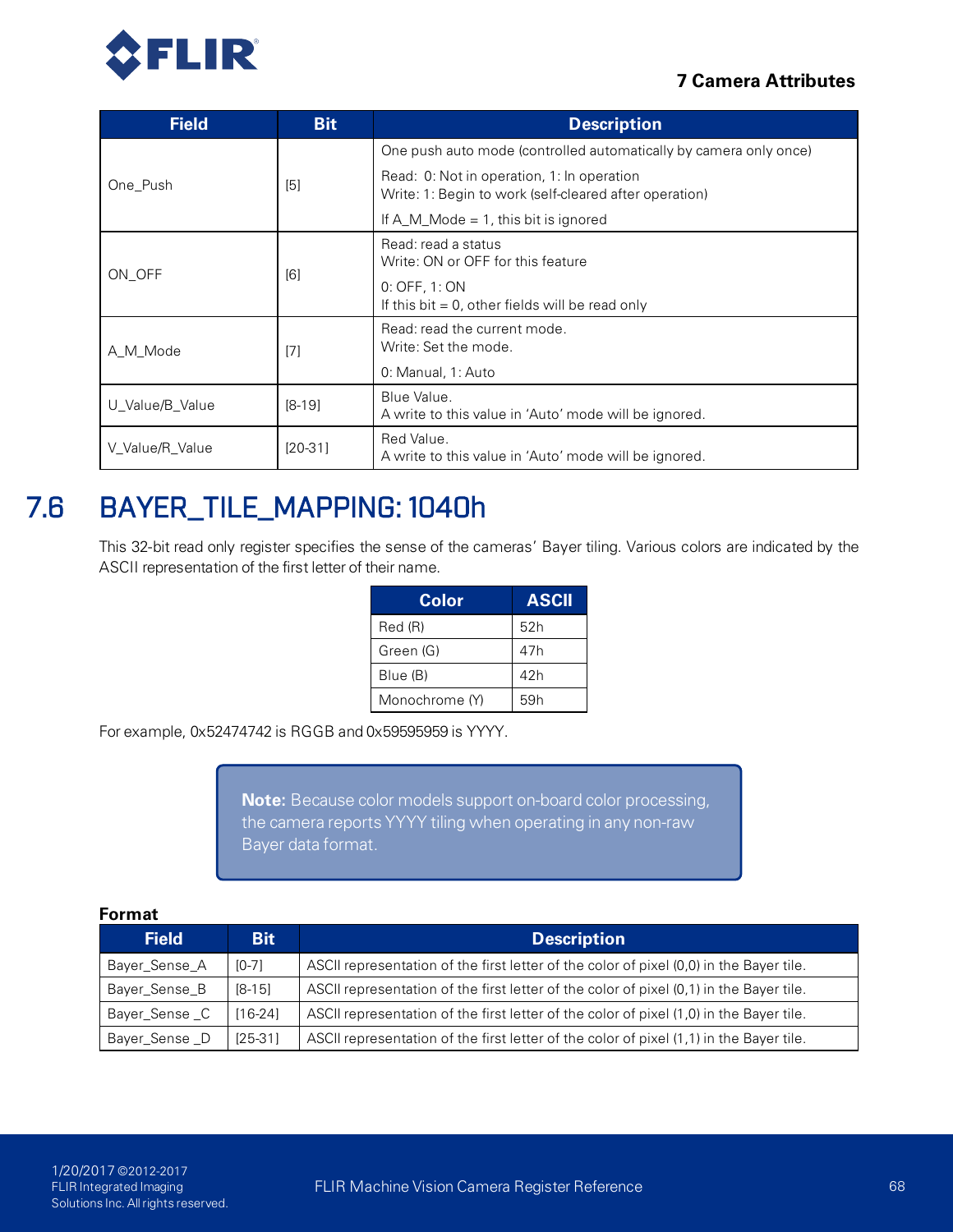| Field | Bit | Description |
| --- | --- | --- |
| One_Push | [5] | One push auto mode (controlled automatically by camera only once)<br>Read: 0: Not in operation, 1: In operation<br>Write: 1: Begin to work (self-cleared after operation)<br>If A_M_Mode = 1, this bit is ignored |
| ON_OFF | [6] | Read: read a status<br>Write: ON or OFF for this feature<br>0: OFF, 1: ON<br>If this bit = 0, other fields will be read only |
| A_M_Mode | [7] | Read: read the current mode.<br>Write: Set the mode.<br>0: Manual, 1: Auto |
| U_Value/B_Value | [8-19] | Blue Value.<br>A write to this value in 'Auto' mode will be ignored. |
| V_Value/R_Value | [20-31] | Red Value.<br>A write to this value in 'Auto' mode will be ignored. |

## 7.6 BAYER_TILE_MAPPING: 1040h

This 32-bit read only register specifies the sense of the cameras' Bayer tiling. Various colors are indicated by the ASCII representation of the first letter of their name.

| Color | ASCII |
| --- | --- |
| Red (R) | 52h |
| Green (G) | 47h |
| Blue (B) | 42h |
| Monochrome (Y) | 59h |

For example, 0x52474742 is RGGB and 0x59595959 is YYYY.

> **Note:** Because color models support on-board color processing, the camera reports YYYY tiling when operating in any non-raw Bayer data format.

**Format**

| Field | Bit | Description |
| --- | --- | --- |
| Bayer_Sense_A | [0-7] | ASCII representation of the first letter of the color of pixel (0,0) in the Bayer tile. |
| Bayer_Sense_B | [8-15] | ASCII representation of the first letter of the color of pixel (0,1) in the Bayer tile. |
| Bayer_Sense _C | [16-24] | ASCII representation of the first letter of the color of pixel (1,0) in the Bayer tile. |
| Bayer_Sense _D | [25-31] | ASCII representation of the first letter of the color of pixel (1,1) in the Bayer tile. |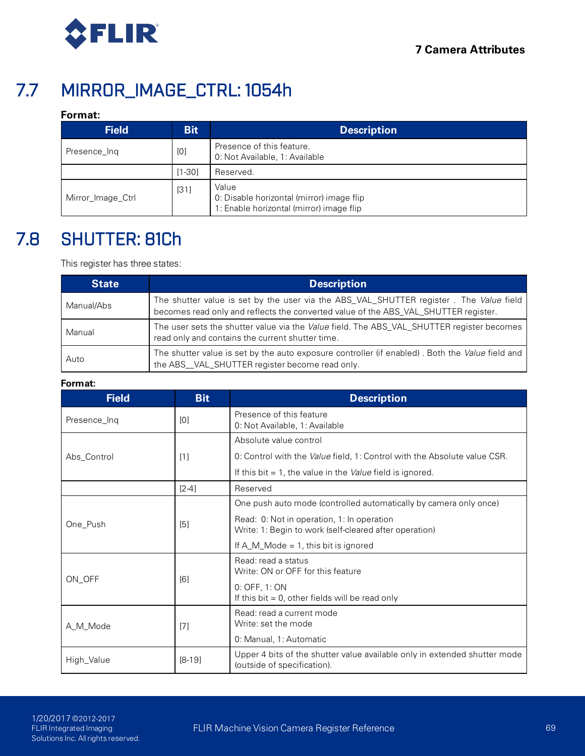## 7.7 MIRROR_IMAGE_CTRL: 1054h

**Format:**

| Field | Bit | Description |
|---|---|---|
| Presence_Inq | [0] | Presence of this feature.<br>0: Not Available, 1: Available |
| | [1-30] | Reserved. |
| Mirror_Image_Ctrl | [31] | Value<br>0: Disable horizontal (mirror) image flip<br>1: Enable horizontal (mirror) image flip |

## 7.8 SHUTTER: 81Ch

This register has three states:

| State | Description |
|---|---|
| Manual/Abs | The shutter value is set by the user via the ABS_VAL_SHUTTER register . The *Value* field becomes read only and reflects the converted value of the ABS_VAL_SHUTTER register. |
| Manual | The user sets the shutter value via the *Value* field. The ABS_VAL_SHUTTER register becomes read only and contains the current shutter time. |
| Auto | The shutter value is set by the auto exposure controller (if enabled) . Both the *Value* field and the ABS__VAL_SHUTTER register become read only. |

**Format:**

| Field | Bit | Description |
|---|---|---|
| Presence_Inq | [0] | Presence of this feature<br>0: Not Available, 1: Available |
| Abs_Control | [1] | Absolute value control<br>0: Control with the *Value* field, 1: Control with the Absolute value CSR.<br>If this bit = 1, the value in the *Value* field is ignored. |
| | [2-4] | Reserved |
| One_Push | [5] | One push auto mode (controlled automatically by camera only once)<br>Read: 0: Not in operation, 1: In operation<br>Write: 1: Begin to work (self-cleared after operation)<br>If A_M_Mode = 1, this bit is ignored |
| ON_OFF | [6] | Read: read a status<br>Write: ON or OFF for this feature<br>0: OFF, 1: ON<br>If this bit = 0, other fields will be read only |
| A_M_Mode | [7] | Read: read a current mode<br>Write: set the mode<br>0: Manual, 1: Automatic |
| High_Value | [8-19] | Upper 4 bits of the shutter value available only in extended shutter mode (outside of specification). |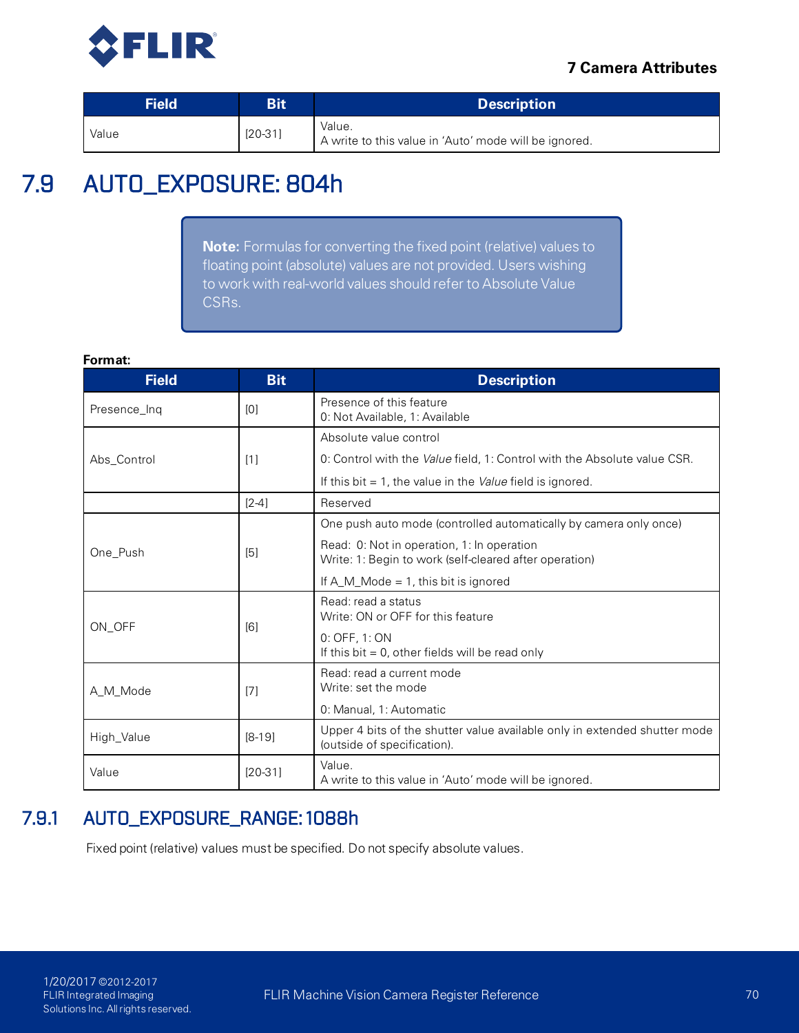| Field | Bit | Description |
|---|---|---|
| Value | [20-31] | Value.<br>A write to this value in 'Auto' mode will be ignored. |

## 7.9 AUTO_EXPOSURE: 804h

> **Note:** Formulas for converting the fixed point (relative) values to floating point (absolute) values are not provided. Users wishing to work with real-world values should refer to Absolute Value CSRs.

**Format:**

| Field | Bit | Description |
|---|---|---|
| Presence_Inq | [0] | Presence of this feature<br>0: Not Available, 1: Available |
| Abs_Control | [1] | Absolute value control<br>0: Control with the *Value* field, 1: Control with the Absolute value CSR.<br>If this bit = 1, the value in the *Value* field is ignored. |
| | [2-4] | Reserved |
| One_Push | [5] | One push auto mode (controlled automatically by camera only once)<br>Read: 0: Not in operation, 1: In operation<br>Write: 1: Begin to work (self-cleared after operation)<br>If A_M_Mode = 1, this bit is ignored |
| ON_OFF | [6] | Read: read a status<br>Write: ON or OFF for this feature<br>0: OFF, 1: ON<br>If this bit = 0, other fields will be read only |
| A_M_Mode | [7] | Read: read a current mode<br>Write: set the mode<br>0: Manual, 1: Automatic |
| High_Value | [8-19] | Upper 4 bits of the shutter value available only in extended shutter mode (outside of specification). |
| Value | [20-31] | Value.<br>A write to this value in 'Auto' mode will be ignored. |

### 7.9.1 AUTO_EXPOSURE_RANGE: 1088h

Fixed point (relative) values must be specified. Do not specify absolute values.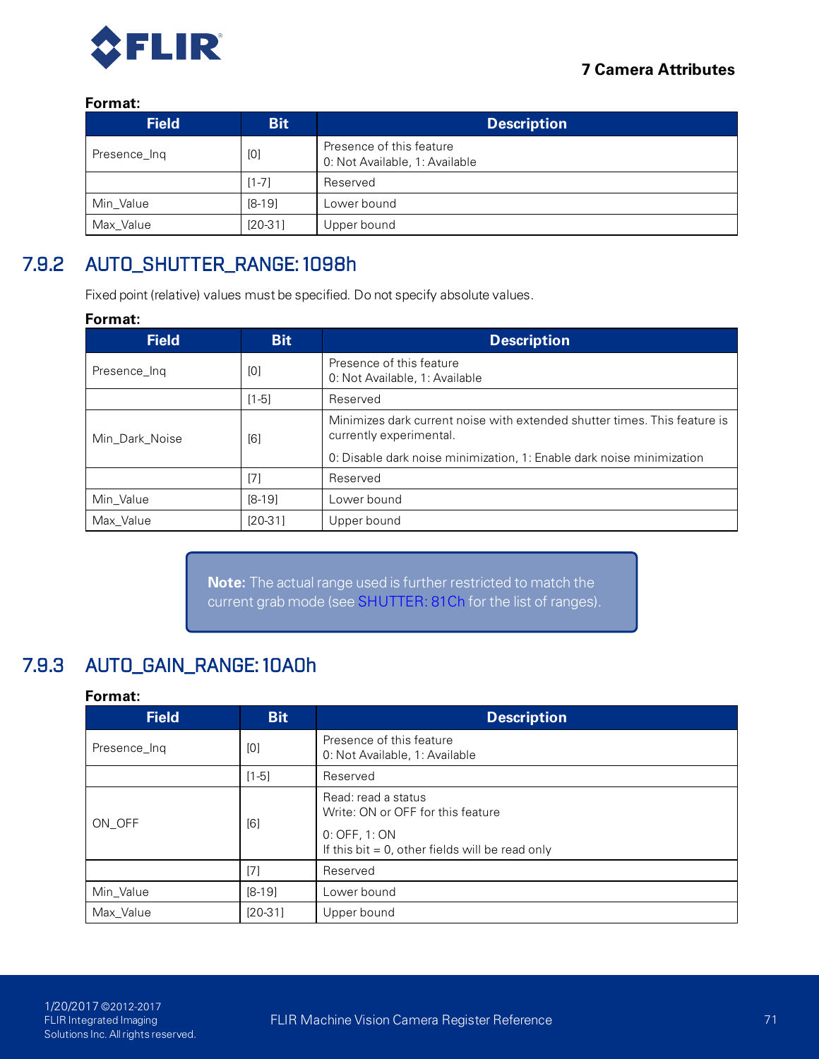**Format:**

| Field | Bit | Description |
|---|---|---|
| Presence_Inq | [0] | Presence of this feature<br>0: Not Available, 1: Available |
| | [1-7] | Reserved |
| Min_Value | [8-19] | Lower bound |
| Max_Value | [20-31] | Upper bound |

### 7.9.2 AUTO_SHUTTER_RANGE: 1098h

Fixed point (relative) values must be specified. Do not specify absolute values.

**Format:**

| Field | Bit | Description |
|---|---|---|
| Presence_Inq | [0] | Presence of this feature<br>0: Not Available, 1: Available |
| | [1-5] | Reserved |
| Min_Dark_Noise | [6] | Minimizes dark current noise with extended shutter times. This feature is currently experimental.<br>0: Disable dark noise minimization, 1: Enable dark noise minimization |
| | [7] | Reserved |
| Min_Value | [8-19] | Lower bound |
| Max_Value | [20-31] | Upper bound |

> **Note:** The actual range used is further restricted to match the current grab mode (see SHUTTER: 81Ch for the list of ranges).

### 7.9.3 AUTO_GAIN_RANGE: 10A0h

**Format:**

| Field | Bit | Description |
|---|---|---|
| Presence_Inq | [0] | Presence of this feature<br>0: Not Available, 1: Available |
| | [1-5] | Reserved |
| ON_OFF | [6] | Read: read a status<br>Write: ON or OFF for this feature<br>0: OFF, 1: ON<br>If this bit = 0, other fields will be read only |
| | [7] | Reserved |
| Min_Value | [8-19] | Lower bound |
| Max_Value | [20-31] | Upper bound |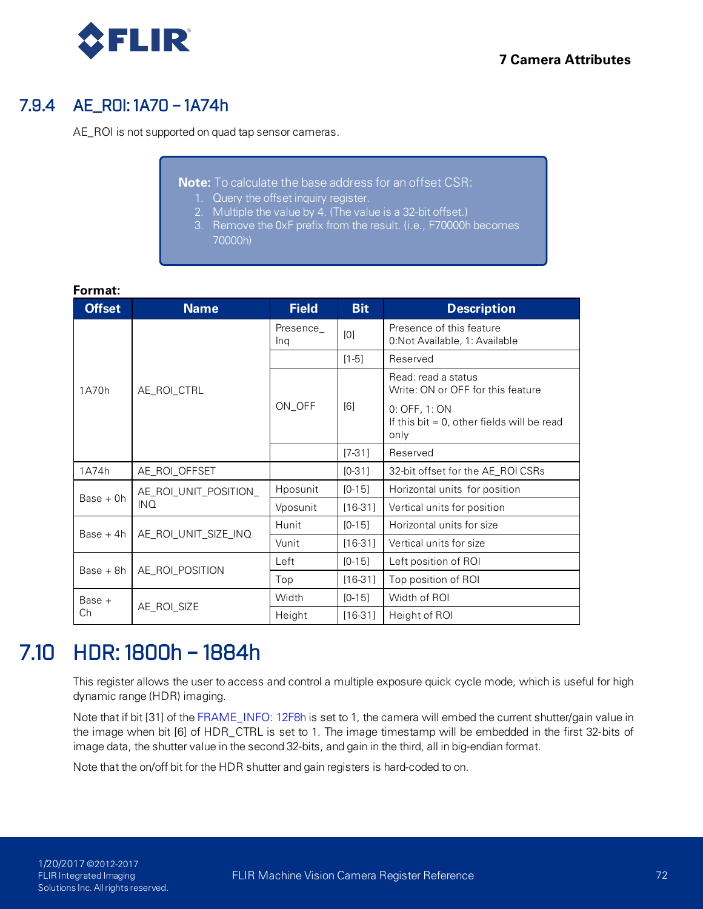### 7.9.4 AE_ROI: 1A70 – 1A74h

AE_ROI is not supported on quad tap sensor cameras.

> **Note:** To calculate the base address for an offset CSR:
> 1. Query the offset inquiry register.
> 2. Multiple the value by 4. (The value is a 32-bit offset.)
> 3. Remove the 0xF prefix from the result. (i.e., F70000h becomes 70000h)

**Format:**

| Offset | Name | Field | Bit | Description |
|---|---|---|---|---|
| 1A70h | AE_ROI_CTRL | Presence_Inq | [0] | Presence of this feature<br>0:Not Available, 1: Available |
| | | | [1-5] | Reserved |
| | | ON_OFF | [6] | Read: read a status<br>Write: ON or OFF for this feature<br>0: OFF, 1: ON<br>If this bit = 0, other fields will be read only |
| | | | [7-31] | Reserved |
| 1A74h | AE_ROI_OFFSET | | [0-31] | 32-bit offset for the AE_ROI CSRs |
| Base + 0h | AE_ROI_UNIT_POSITION_INQ | Hposunit | [0-15] | Horizontal units for position |
| | | Vposunit | [16-31] | Vertical units for position |
| Base + 4h | AE_ROI_UNIT_SIZE_INQ | Hunit | [0-15] | Horizontal units for size |
| | | Vunit | [16-31] | Vertical units for size |
| Base + 8h | AE_ROI_POSITION | Left | [0-15] | Left position of ROI |
| | | Top | [16-31] | Top position of ROI |
| Base + Ch | AE_ROI_SIZE | Width | [0-15] | Width of ROI |
| | | Height | [16-31] | Height of ROI |

## 7.10 HDR: 1800h – 1884h

This register allows the user to access and control a multiple exposure quick cycle mode, which is useful for high dynamic range (HDR) imaging.

Note that if bit [31] of the FRAME_INFO: 12F8h is set to 1, the camera will embed the current shutter/gain value in the image when bit [6] of HDR_CTRL is set to 1. The image timestamp will be embedded in the first 32-bits of image data, the shutter value in the second 32-bits, and gain in the third, all in big-endian format.

Note that the on/off bit for the HDR shutter and gain registers is hard-coded to on.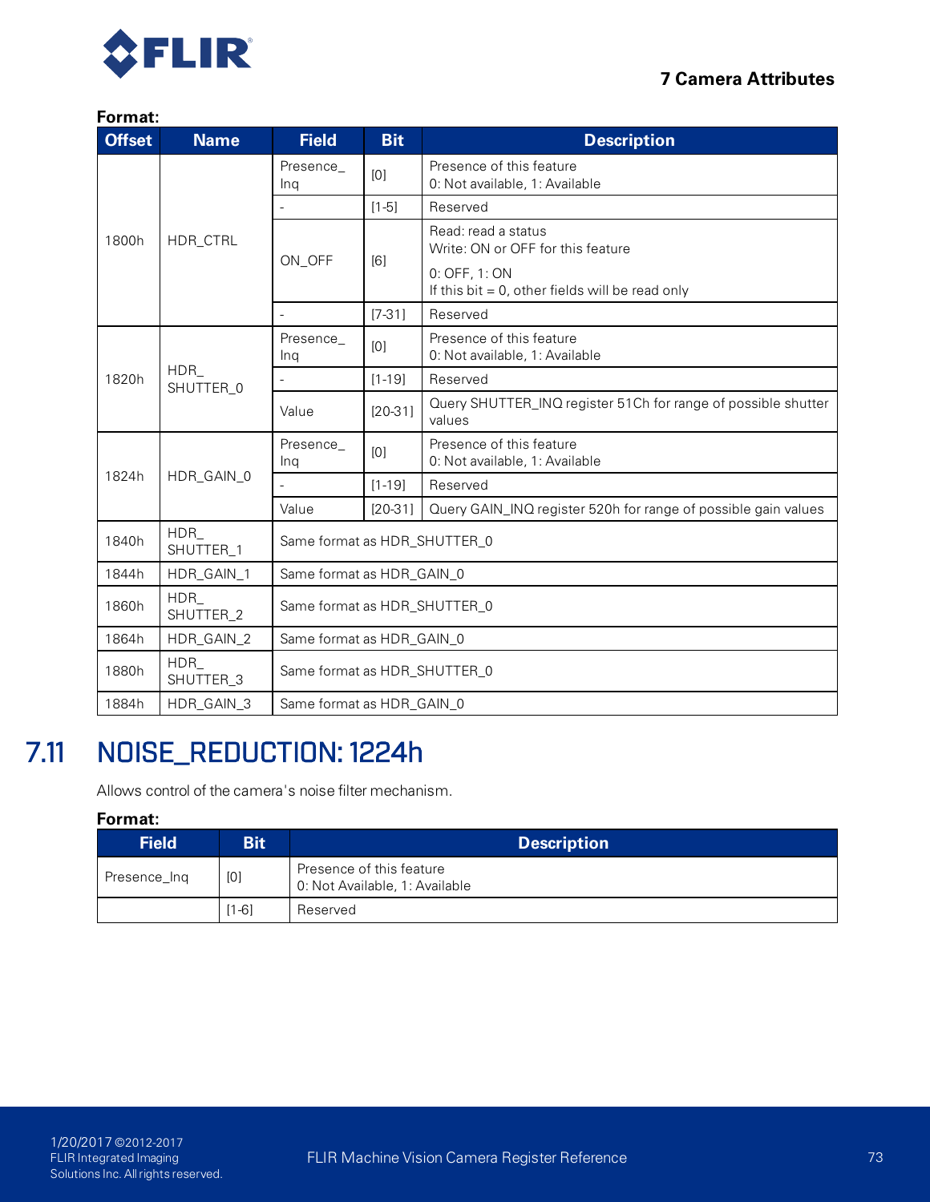**Format:**

| Offset | Name | Field | Bit | Description |
|---|---|---|---|---|
| 1800h | HDR_CTRL | Presence_Inq | [0] | Presence of this feature<br>0: Not available, 1: Available |
| | | - | [1-5] | Reserved |
| | | ON_OFF | [6] | Read: read a status<br>Write: ON or OFF for this feature<br>0: OFF, 1: ON<br>If this bit = 0, other fields will be read only |
| | | - | [7-31] | Reserved |
| 1820h | HDR_SHUTTER_0 | Presence_Inq | [0] | Presence of this feature<br>0: Not available, 1: Available |
| | | - | [1-19] | Reserved |
| | | Value | [20-31] | Query SHUTTER_INQ register 51Ch for range of possible shutter values |
| 1824h | HDR_GAIN_0 | Presence_Inq | [0] | Presence of this feature<br>0: Not available, 1: Available |
| | | - | [1-19] | Reserved |
| | | Value | [20-31] | Query GAIN_INQ register 520h for range of possible gain values |
| 1840h | HDR_SHUTTER_1 | Same format as HDR_SHUTTER_0 | | |
| 1844h | HDR_GAIN_1 | Same format as HDR_GAIN_0 | | |
| 1860h | HDR_SHUTTER_2 | Same format as HDR_SHUTTER_0 | | |
| 1864h | HDR_GAIN_2 | Same format as HDR_GAIN_0 | | |
| 1880h | HDR_SHUTTER_3 | Same format as HDR_SHUTTER_0 | | |
| 1884h | HDR_GAIN_3 | Same format as HDR_GAIN_0 | | |

## 7.11 NOISE_REDUCTION: 1224h

Allows control of the camera's noise filter mechanism.

**Format:**

| Field | Bit | Description |
|---|---|---|
| Presence_Inq | [0] | Presence of this feature<br>0: Not Available, 1: Available |
| | [1-6] | Reserved |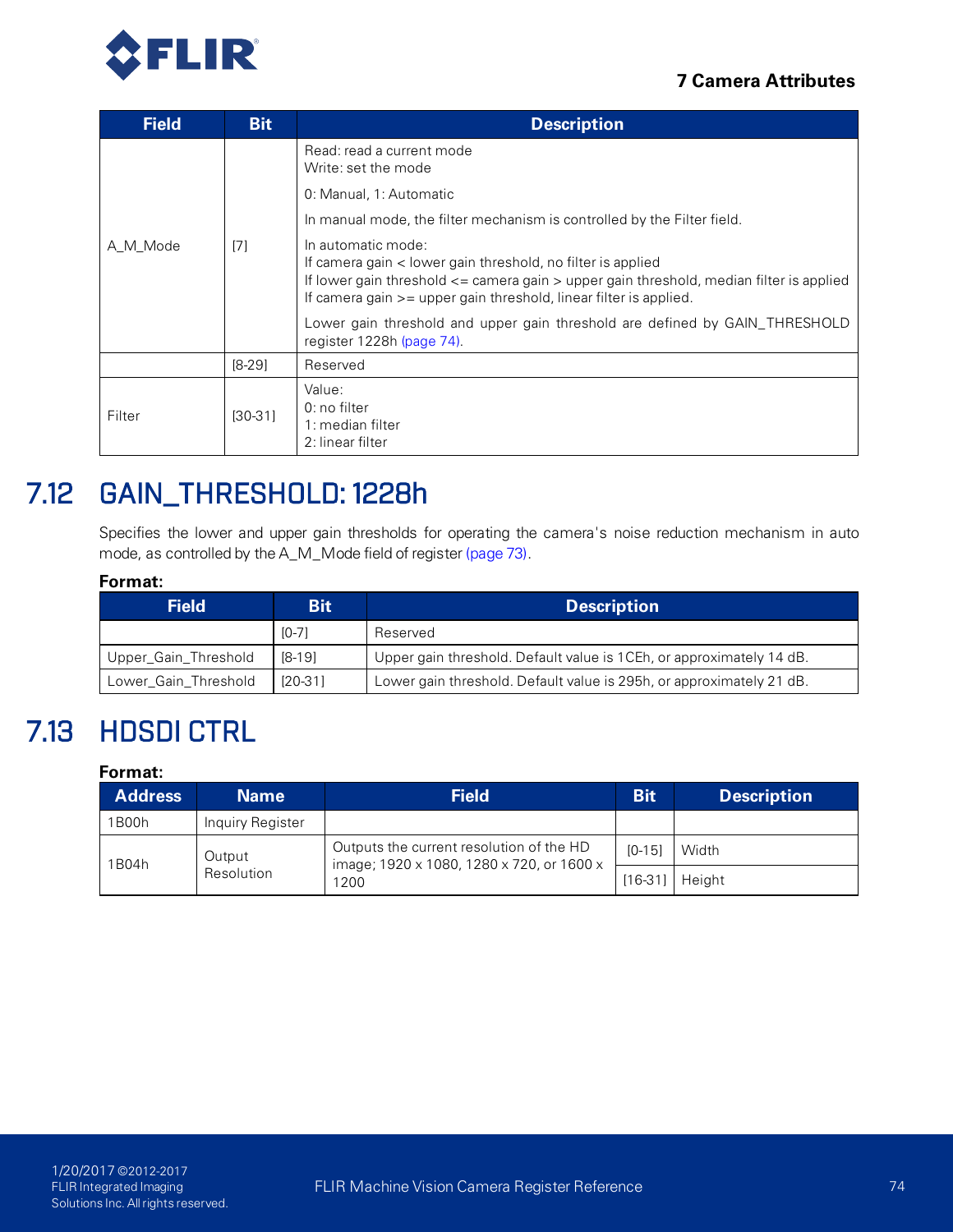| Field | Bit | Description |
|---|---|---|
| A_M_Mode | [7] | Read: read a current mode<br>Write: set the mode<br>0: Manual, 1: Automatic<br>In manual mode, the filter mechanism is controlled by the Filter field.<br>In automatic mode:<br>If camera gain < lower gain threshold, no filter is applied<br>If lower gain threshold <= camera gain > upper gain threshold, median filter is applied<br>If camera gain >= upper gain threshold, linear filter is applied.<br>Lower gain threshold and upper gain threshold are defined by GAIN_THRESHOLD register 1228h (page 74). |
| | [8-29] | Reserved |
| Filter | [30-31] | Value:<br>0: no filter<br>1: median filter<br>2: linear filter |

## 7.12 GAIN_THRESHOLD: 1228h

Specifies the lower and upper gain thresholds for operating the camera's noise reduction mechanism in auto mode, as controlled by the A_M_Mode field of register (page 73).

**Format:**

| Field | Bit | Description |
|---|---|---|
| | [0-7] | Reserved |
| Upper_Gain_Threshold | [8-19] | Upper gain threshold. Default value is 1CEh, or approximately 14 dB. |
| Lower_Gain_Threshold | [20-31] | Lower gain threshold. Default value is 295h, or approximately 21 dB. |

## 7.13 HDSDI CTRL

**Format:**

| Address | Name | Field | Bit | Description |
|---|---|---|---|---|
| 1B00h | Inquiry Register | | | |
| 1B04h | Output Resolution | Outputs the current resolution of the HD image; 1920 x 1080, 1280 x 720, or 1600 x 1200 | [0-15] | Width |
| | | | [16-31] | Height |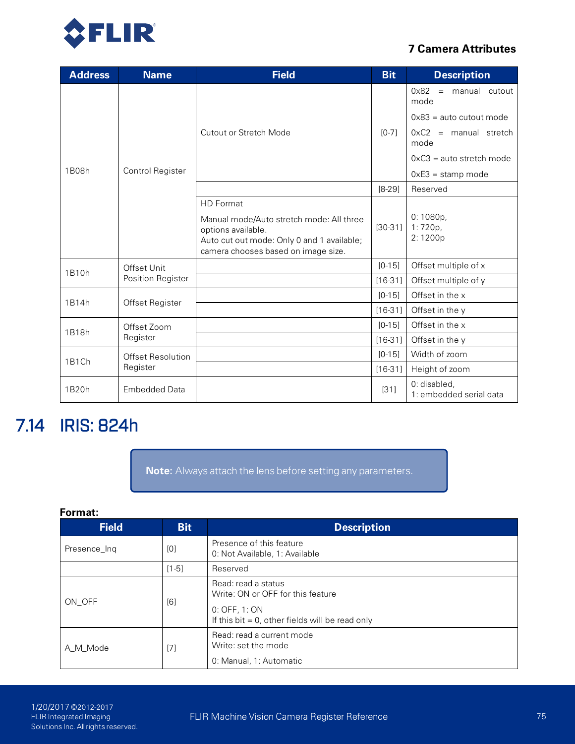| Address | Name | Field | Bit | Description |
| --- | --- | --- | --- | --- |
| 1B08h | Control Register | Cutout or Stretch Mode | [0-7] | 0x82 = manual cutout mode<br>0x83 = auto cutout mode<br>0xC2 = manual stretch mode<br>0xC3 = auto stretch mode<br>0xE3 = stamp mode |
| | | | [8-29] | Reserved |
| | | HD Format<br>Manual mode/Auto stretch mode: All three options available.<br>Auto cut out mode: Only 0 and 1 available; camera chooses based on image size. | [30-31] | 0: 1080p,<br>1: 720p,<br>2: 1200p |
| 1B10h | Offset Unit Position Register | | [0-15] | Offset multiple of x |
| | | | [16-31] | Offset multiple of y |
| 1B14h | Offset Register | | [0-15] | Offset in the x |
| | | | [16-31] | Offset in the y |
| 1B18h | Offset Zoom Register | | [0-15] | Offset in the x |
| | | | [16-31] | Offset in the y |
| 1B1Ch | Offset Resolution Register | | [0-15] | Width of zoom |
| | | | [16-31] | Height of zoom |
| 1B20h | Embedded Data | | [31] | 0: disabled,<br>1: embedded serial data |

## 7.14 IRIS: 824h

**Note:** Always attach the lens before setting any parameters.

**Format:**

| Field | Bit | Description |
| --- | --- | --- |
| Presence_Inq | [0] | Presence of this feature<br>0: Not Available, 1: Available |
| | [1-5] | Reserved |
| ON_OFF | [6] | Read: read a status<br>Write: ON or OFF for this feature<br>0: OFF, 1: ON<br>If this bit = 0, other fields will be read only |
| A_M_Mode | [7] | Read: read a current mode<br>Write: set the mode<br>0: Manual, 1: Automatic |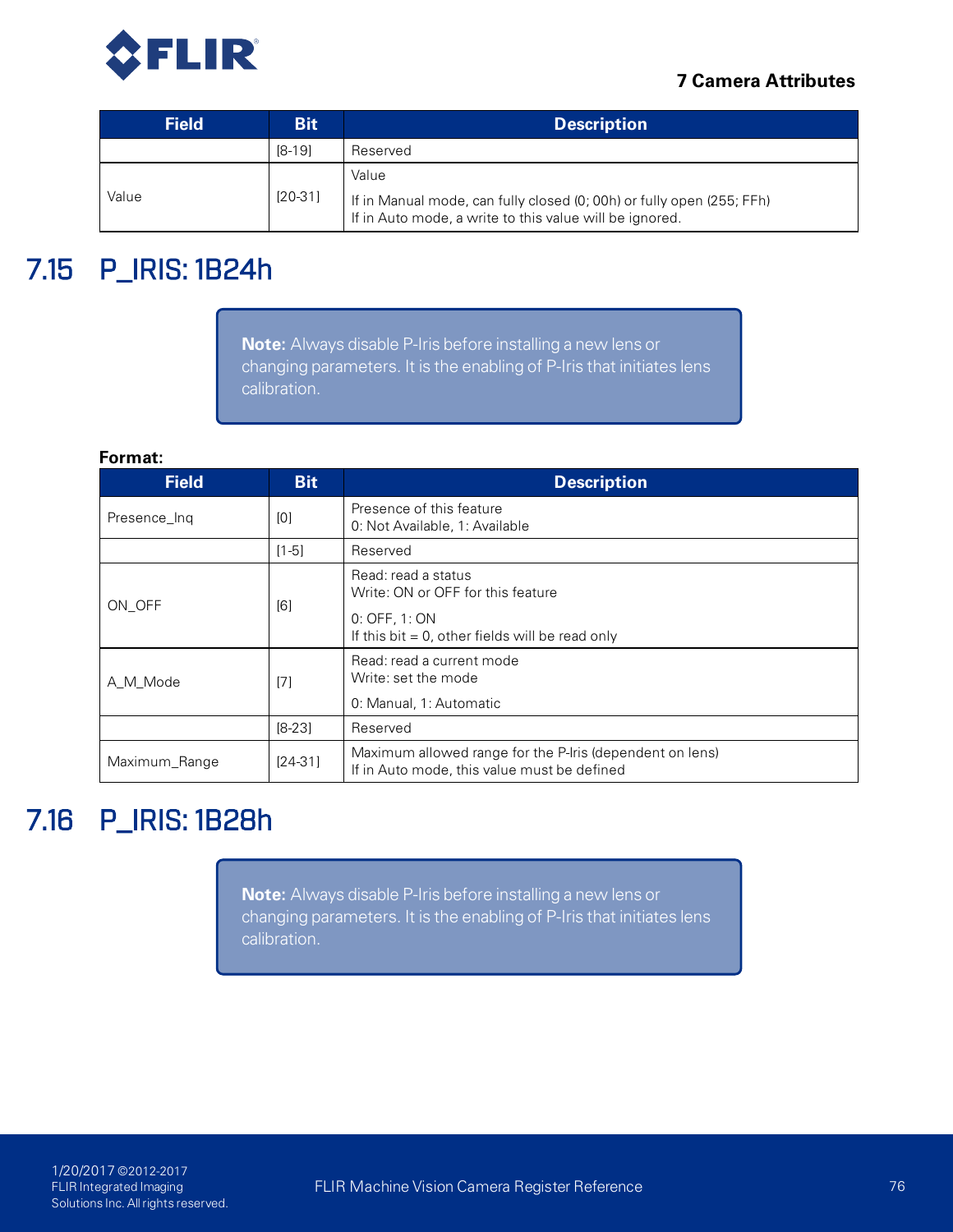| Field | Bit | Description |
|---|---|---|
| | [8-19] | Reserved |
| Value | [20-31] | Value<br>If in Manual mode, can fully closed (0; 00h) or fully open (255; FFh)<br>If in Auto mode, a write to this value will be ignored. |

## 7.15 P_IRIS: 1B24h

> **Note:** Always disable P-Iris before installing a new lens or changing parameters. It is the enabling of P-Iris that initiates lens calibration.

**Format:**

| Field | Bit | Description |
|---|---|---|
| Presence_Inq | [0] | Presence of this feature<br>0: Not Available, 1: Available |
| | [1-5] | Reserved |
| ON_OFF | [6] | Read: read a status<br>Write: ON or OFF for this feature<br>0: OFF, 1: ON<br>If this bit = 0, other fields will be read only |
| A_M_Mode | [7] | Read: read a current mode<br>Write: set the mode<br>0: Manual, 1: Automatic |
| | [8-23] | Reserved |
| Maximum_Range | [24-31] | Maximum allowed range for the P-Iris (dependent on lens)<br>If in Auto mode, this value must be defined |

## 7.16 P_IRIS: 1B28h

> **Note:** Always disable P-Iris before installing a new lens or changing parameters. It is the enabling of P-Iris that initiates lens calibration.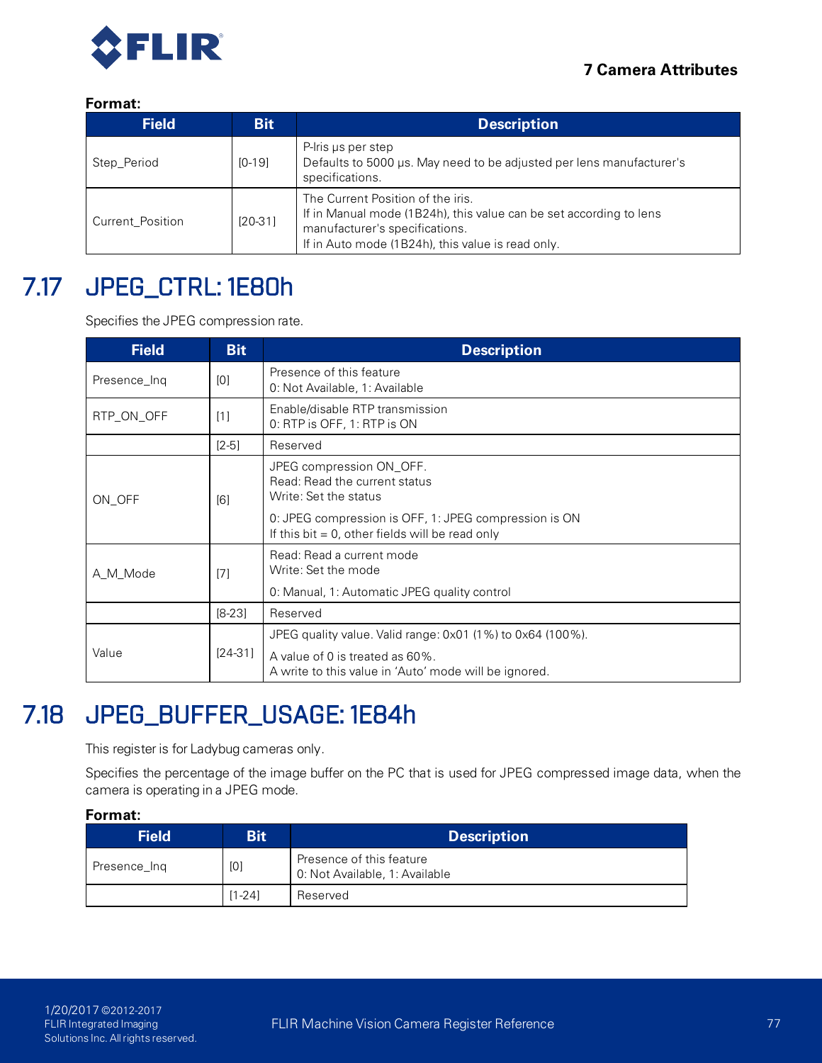**Format:**

| Field | Bit | Description |
|---|---|---|
| Step_Period | [0-19] | P-Iris µs per step<br>Defaults to 5000 µs. May need to be adjusted per lens manufacturer's specifications. |
| Current_Position | [20-31] | The Current Position of the iris.<br>If in Manual mode (1B24h), this value can be set according to lens manufacturer's specifications.<br>If in Auto mode (1B24h), this value is read only. |

## 7.17 JPEG_CTRL: 1E80h

Specifies the JPEG compression rate.

| Field | Bit | Description |
|---|---|---|
| Presence_Inq | [0] | Presence of this feature<br>0: Not Available, 1: Available |
| RTP_ON_OFF | [1] | Enable/disable RTP transmission<br>0: RTP is OFF, 1: RTP is ON |
| | [2-5] | Reserved |
| ON_OFF | [6] | JPEG compression ON_OFF.<br>Read: Read the current status<br>Write: Set the status<br>0: JPEG compression is OFF, 1: JPEG compression is ON<br>If this bit = 0, other fields will be read only |
| A_M_Mode | [7] | Read: Read a current mode<br>Write: Set the mode<br>0: Manual, 1: Automatic JPEG quality control |
| | [8-23] | Reserved |
| Value | [24-31] | JPEG quality value. Valid range: 0x01 (1%) to 0x64 (100%).<br>A value of 0 is treated as 60%.<br>A write to this value in 'Auto' mode will be ignored. |

## 7.18 JPEG_BUFFER_USAGE: 1E84h

This register is for Ladybug cameras only.

Specifies the percentage of the image buffer on the PC that is used for JPEG compressed image data, when the camera is operating in a JPEG mode.

**Format:**

| Field | Bit | Description |
|---|---|---|
| Presence_Inq | [0] | Presence of this feature<br>0: Not Available, 1: Available |
| | [1-24] | Reserved |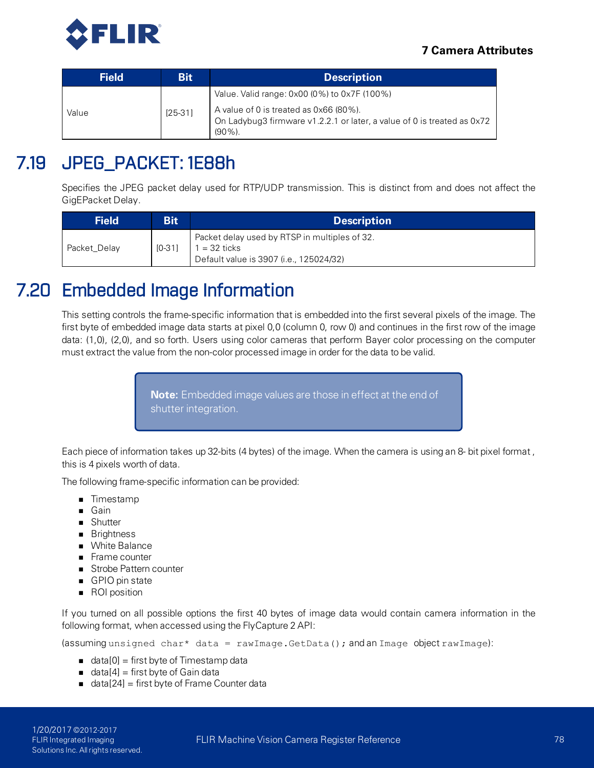| Field | Bit | Description |
|---|---|---|
| Value | [25-31] | Value. Valid range: 0x00 (0%) to 0x7F (100%)<br><br>A value of 0 is treated as 0x66 (80%).<br>On Ladybug3 firmware v1.2.2.1 or later, a value of 0 is treated as 0x72 (90%). |

## 7.19 JPEG_PACKET: 1E88h

Specifies the JPEG packet delay used for RTP/UDP transmission. This is distinct from and does not affect the GigEPacket Delay.

| Field | Bit | Description |
|---|---|---|
| Packet_Delay | [0-31] | Packet delay used by RTSP in multiples of 32.<br>1 = 32 ticks<br>Default value is 3907 (i.e., 125024/32) |

## 7.20 Embedded Image Information

This setting controls the frame-specific information that is embedded into the first several pixels of the image. The first byte of embedded image data starts at pixel 0,0 (column 0, row 0) and continues in the first row of the image data: (1,0), (2,0), and so forth. Users using color cameras that perform Bayer color processing on the computer must extract the value from the non-color processed image in order for the data to be valid.

> **Note:** Embedded image values are those in effect at the end of shutter integration.

Each piece of information takes up 32-bits (4 bytes) of the image. When the camera is using an 8- bit pixel format , this is 4 pixels worth of data.

The following frame-specific information can be provided:

- Timestamp
- Gain
- Shutter
- Brightness
- White Balance
- Frame counter
- Strobe Pattern counter
- GPIO pin state
- ROI position

If you turned on all possible options the first 40 bytes of image data would contain camera information in the following format, when accessed using the FlyCapture 2 API:

(assuming `unsigned char* data = rawImage.GetData();` and an `Image` object `rawImage`):

- data[0] = first byte of Timestamp data
- data[4] = first byte of Gain data
- data[24] = first byte of Frame Counter data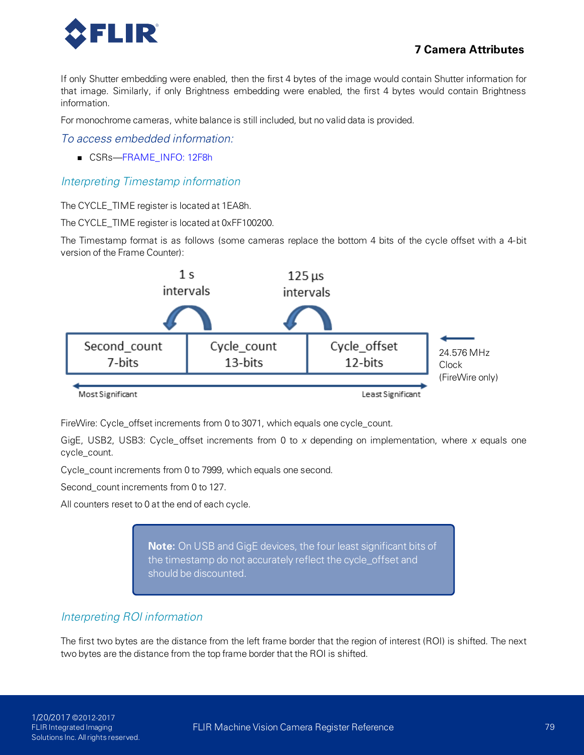If only Shutter embedding were enabled, then the first 4 bytes of the image would contain Shutter information for that image. Similarly, if only Brightness embedding were enabled, the first 4 bytes would contain Brightness information.

For monochrome cameras, white balance is still included, but no valid data is provided.

### *To access embedded information:*

- CSRs—FRAME_INFO: 12F8h

### *Interpreting Timestamp information*

The CYCLE_TIME register is located at 1EA8h.

The CYCLE_TIME register is located at 0xFF100200.

The Timestamp format is as follows (some cameras replace the bottom 4 bits of the cycle offset with a 4-bit version of the Frame Counter):

| Second_count 7-bits | Cycle_count 13-bits | Cycle_offset 12-bits |
|---|---|---|

1 s intervals (Cycle_count → Second_count); 125 µs intervals (Cycle_offset → Cycle_count); 24.576 MHz Clock (FireWire only) → Cycle_offset

Most Significant ← → Least Significant

FireWire: Cycle_offset increments from 0 to 3071, which equals one cycle_count.

GigE, USB2, USB3: Cycle_offset increments from 0 to *x* depending on implementation, where *x* equals one cycle_count.

Cycle_count increments from 0 to 7999, which equals one second.

Second_count increments from 0 to 127.

All counters reset to 0 at the end of each cycle.

> **Note:** On USB and GigE devices, the four least significant bits of the timestamp do not accurately reflect the cycle_offset and should be discounted.

### *Interpreting ROI information*

The first two bytes are the distance from the left frame border that the region of interest (ROI) is shifted. The next two bytes are the distance from the top frame border that the ROI is shifted.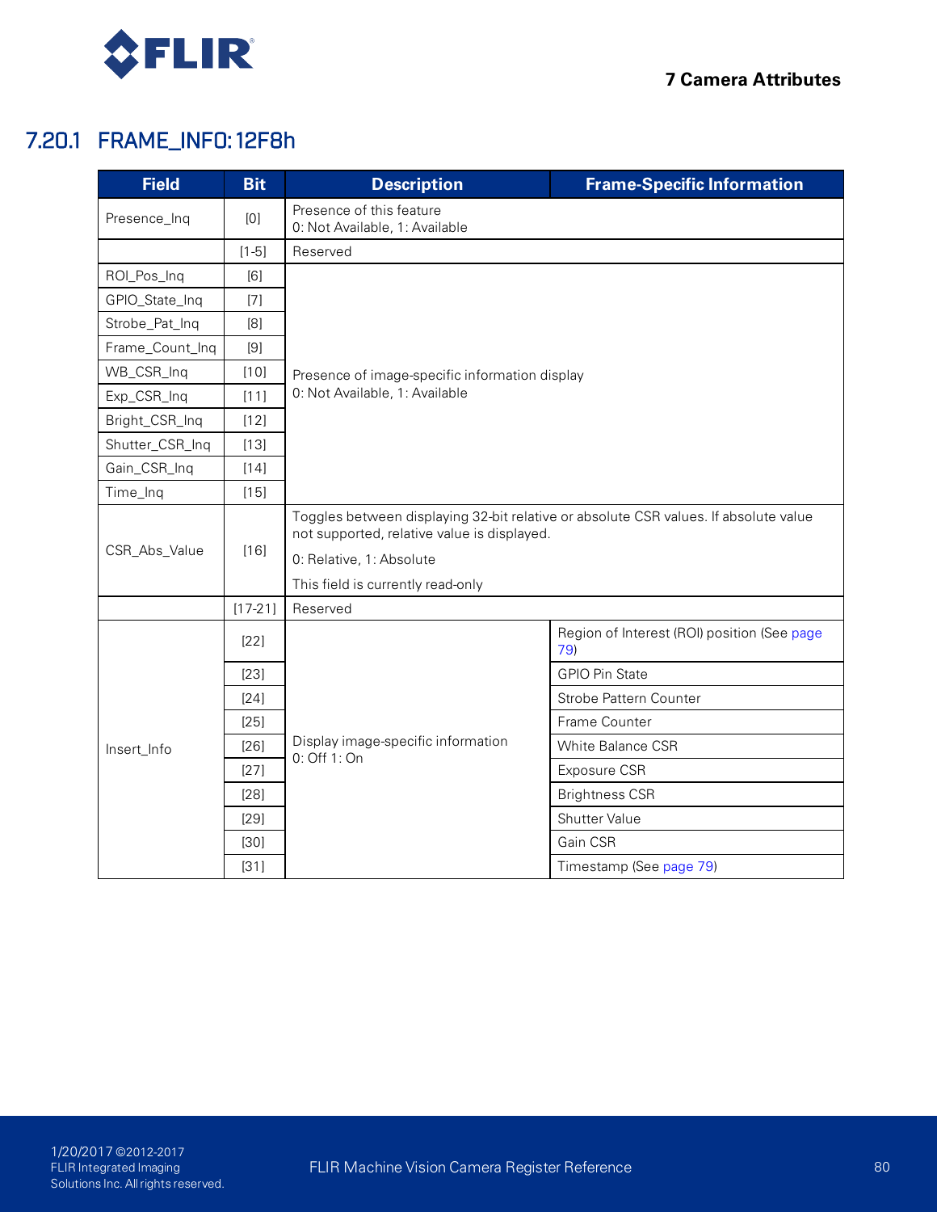### 7.20.1 FRAME_INFO: 12F8h

| Field | Bit | Description | Frame-Specific Information |
|---|---|---|---|
| Presence_Inq | [0] | Presence of this feature<br>0: Not Available, 1: Available | |
| | [1-5] | Reserved | |
| ROI_Pos_Inq | [6] | Presence of image-specific information display<br>0: Not Available, 1: Available | |
| GPIO_State_Inq | [7] | | |
| Strobe_Pat_Inq | [8] | | |
| Frame_Count_Inq | [9] | | |
| WB_CSR_Inq | [10] | | |
| Exp_CSR_Inq | [11] | | |
| Bright_CSR_Inq | [12] | | |
| Shutter_CSR_Inq | [13] | | |
| Gain_CSR_Inq | [14] | | |
| Time_Inq | [15] | | |
| CSR_Abs_Value | [16] | Toggles between displaying 32-bit relative or absolute CSR values. If absolute value not supported, relative value is displayed.<br>0: Relative, 1: Absolute<br>This field is currently read-only | |
| | [17-21] | Reserved | |
| Insert_Info | [22] | Display image-specific information<br>0: Off 1: On | Region of Interest (ROI) position (See page 79) |
| | [23] | | GPIO Pin State |
| | [24] | | Strobe Pattern Counter |
| | [25] | | Frame Counter |
| | [26] | | White Balance CSR |
| | [27] | | Exposure CSR |
| | [28] | | Brightness CSR |
| | [29] | | Shutter Value |
| | [30] | | Gain CSR |
| | [31] | | Timestamp (See page 79) |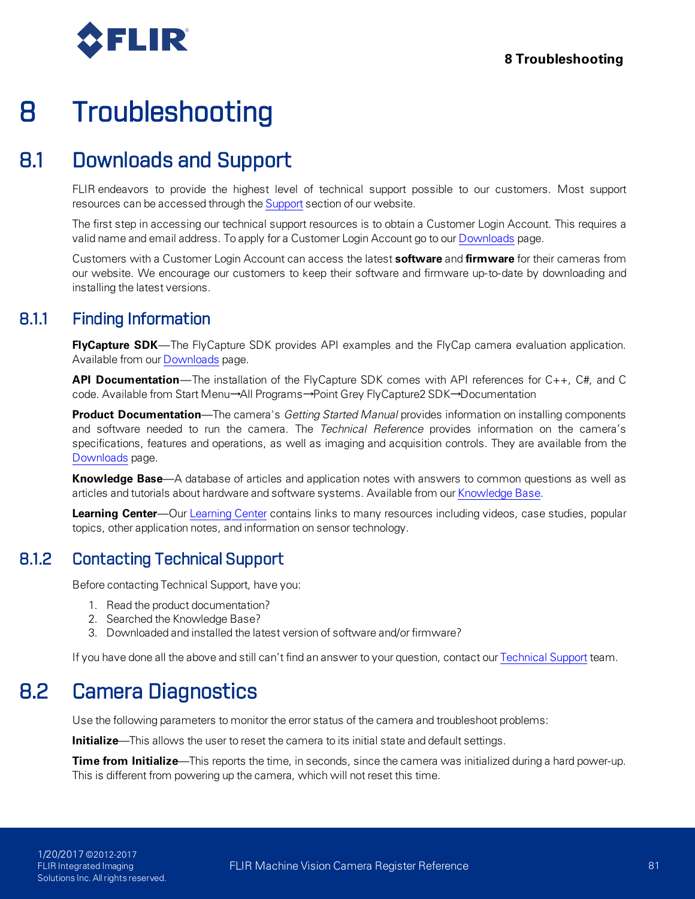# 8 Troubleshooting

## 8.1 Downloads and Support

FLIR endeavors to provide the highest level of technical support possible to our customers. Most support resources can be accessed through the Support section of our website.

The first step in accessing our technical support resources is to obtain a Customer Login Account. This requires a valid name and email address. To apply for a Customer Login Account go to our Downloads page.

Customers with a Customer Login Account can access the latest **software** and **firmware** for their cameras from our website. We encourage our customers to keep their software and firmware up-to-date by downloading and installing the latest versions.

### 8.1.1 Finding Information

**FlyCapture SDK**—The FlyCapture SDK provides API examples and the FlyCap camera evaluation application. Available from our Downloads page.

**API Documentation**—The installation of the FlyCapture SDK comes with API references for C++, C#, and C code. Available from Start Menu→All Programs→Point Grey FlyCapture2 SDK→Documentation

**Product Documentation**—The camera's *Getting Started Manual* provides information on installing components and software needed to run the camera. The *Technical Reference* provides information on the camera's specifications, features and operations, as well as imaging and acquisition controls. They are available from the Downloads page.

**Knowledge Base**—A database of articles and application notes with answers to common questions as well as articles and tutorials about hardware and software systems. Available from our Knowledge Base.

**Learning Center**—Our Learning Center contains links to many resources including videos, case studies, popular topics, other application notes, and information on sensor technology.

### 8.1.2 Contacting Technical Support

Before contacting Technical Support, have you:

1. Read the product documentation?
2. Searched the Knowledge Base?
3. Downloaded and installed the latest version of software and/or firmware?

If you have done all the above and still can't find an answer to your question, contact our Technical Support team.

## 8.2 Camera Diagnostics

Use the following parameters to monitor the error status of the camera and troubleshoot problems:

**Initialize**—This allows the user to reset the camera to its initial state and default settings.

**Time from Initialize**—This reports the time, in seconds, since the camera was initialized during a hard power-up. This is different from powering up the camera, which will not reset this time.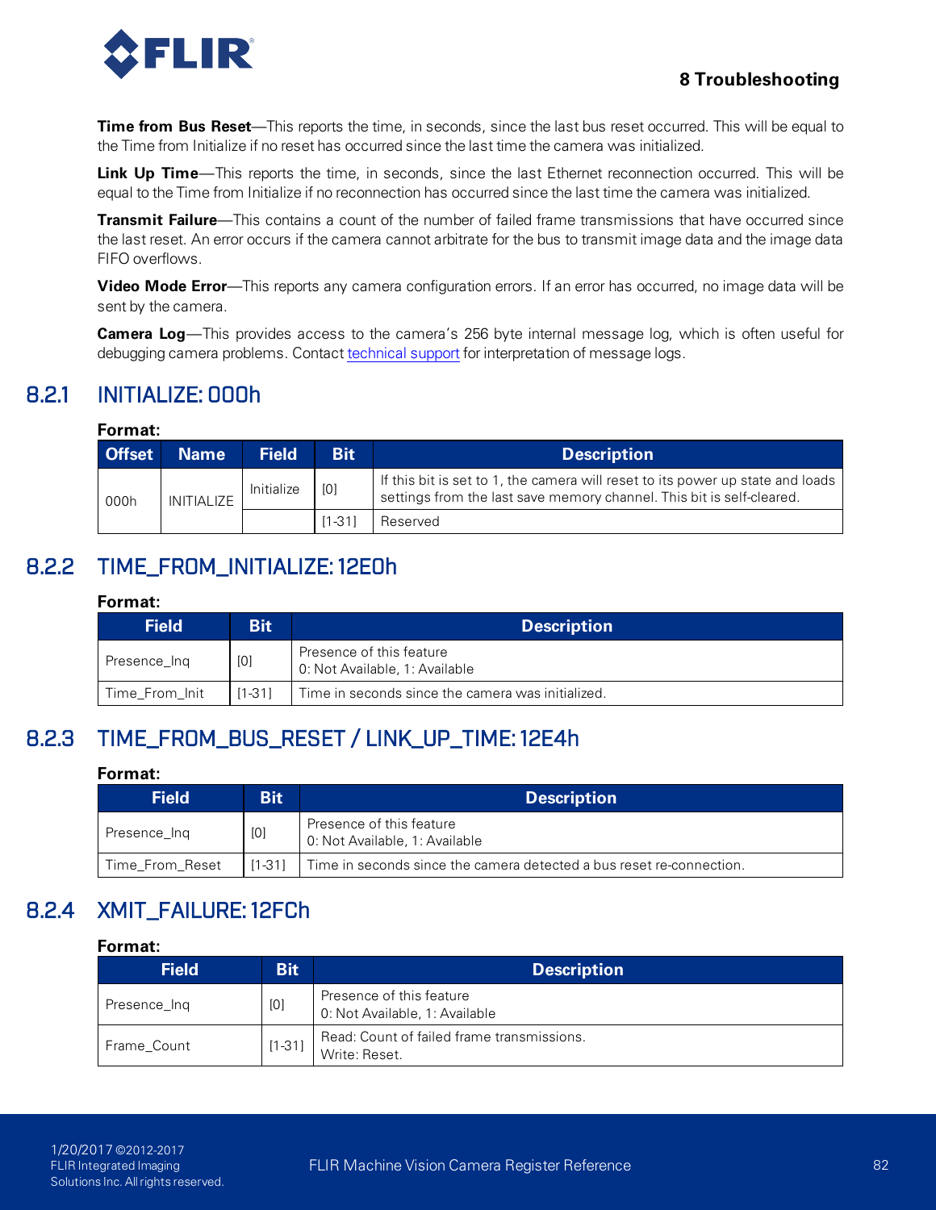**Time from Bus Reset**—This reports the time, in seconds, since the last bus reset occurred. This will be equal to the Time from Initialize if no reset has occurred since the last time the camera was initialized.

**Link Up Time**—This reports the time, in seconds, since the last Ethernet reconnection occurred. This will be equal to the Time from Initialize if no reconnection has occurred since the last time the camera was initialized.

**Transmit Failure**—This contains a count of the number of failed frame transmissions that have occurred since the last reset. An error occurs if the camera cannot arbitrate for the bus to transmit image data and the image data FIFO overflows.

**Video Mode Error**—This reports any camera configuration errors. If an error has occurred, no image data will be sent by the camera.

**Camera Log**—This provides access to the camera's 256 byte internal message log, which is often useful for debugging camera problems. Contact technical support for interpretation of message logs.

## 8.2.1 INITIALIZE: 000h

**Format:**

| Offset | Name | Field | Bit | Description |
|---|---|---|---|---|
| 000h | INITIALIZE | Initialize | [0] | If this bit is set to 1, the camera will reset to its power up state and loads settings from the last save memory channel. This bit is self-cleared. |
| | | | [1-31] | Reserved |

## 8.2.2 TIME_FROM_INITIALIZE: 12E0h

**Format:**

| Field | Bit | Description |
|---|---|---|
| Presence_Inq | [0] | Presence of this feature<br>0: Not Available, 1: Available |
| Time_From_Init | [1-31] | Time in seconds since the camera was initialized. |

## 8.2.3 TIME_FROM_BUS_RESET / LINK_UP_TIME: 12E4h

**Format:**

| Field | Bit | Description |
|---|---|---|
| Presence_Inq | [0] | Presence of this feature<br>0: Not Available, 1: Available |
| Time_From_Reset | [1-31] | Time in seconds since the camera detected a bus reset re-connection. |

## 8.2.4 XMIT_FAILURE: 12FCh

**Format:**

| Field | Bit | Description |
|---|---|---|
| Presence_Inq | [0] | Presence of this feature<br>0: Not Available, 1: Available |
| Frame_Count | [1-31] | Read: Count of failed frame transmissions.<br>Write: Reset. |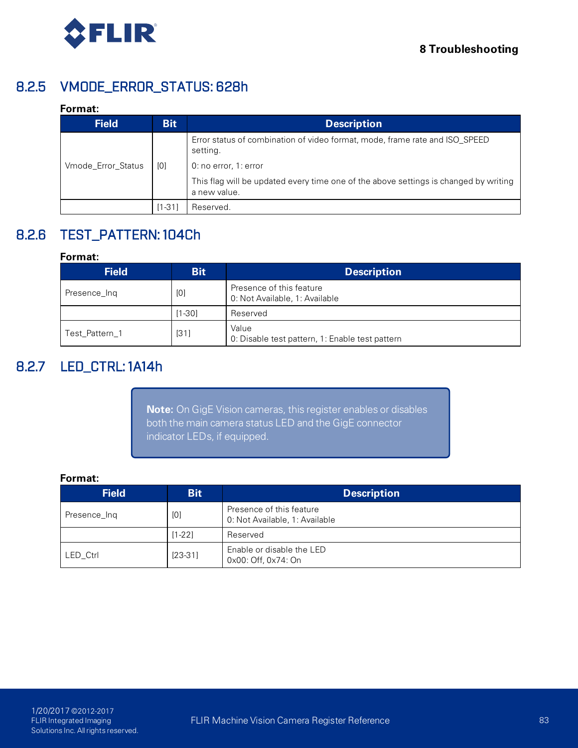### 8.2.5 VMODE_ERROR_STATUS: 628h

**Format:**

| Field | Bit | Description |
|---|---|---|
| Vmode_Error_Status | [0] | Error status of combination of video format, mode, frame rate and ISO_SPEED setting.<br>0: no error, 1: error<br>This flag will be updated every time one of the above settings is changed by writing a new value. |
| | [1-31] | Reserved. |

### 8.2.6 TEST_PATTERN: 104Ch

**Format:**

| Field | Bit | Description |
|---|---|---|
| Presence_Inq | [0] | Presence of this feature<br>0: Not Available, 1: Available |
| | [1-30] | Reserved |
| Test_Pattern_1 | [31] | Value<br>0: Disable test pattern, 1: Enable test pattern |

### 8.2.7 LED_CTRL: 1A14h

> **Note:** On GigE Vision cameras, this register enables or disables both the main camera status LED and the GigE connector indicator LEDs, if equipped.

**Format:**

| Field | Bit | Description |
|---|---|---|
| Presence_Inq | [0] | Presence of this feature<br>0: Not Available, 1: Available |
| | [1-22] | Reserved |
| LED_Ctrl | [23-31] | Enable or disable the LED<br>0x00: Off, 0x74: On |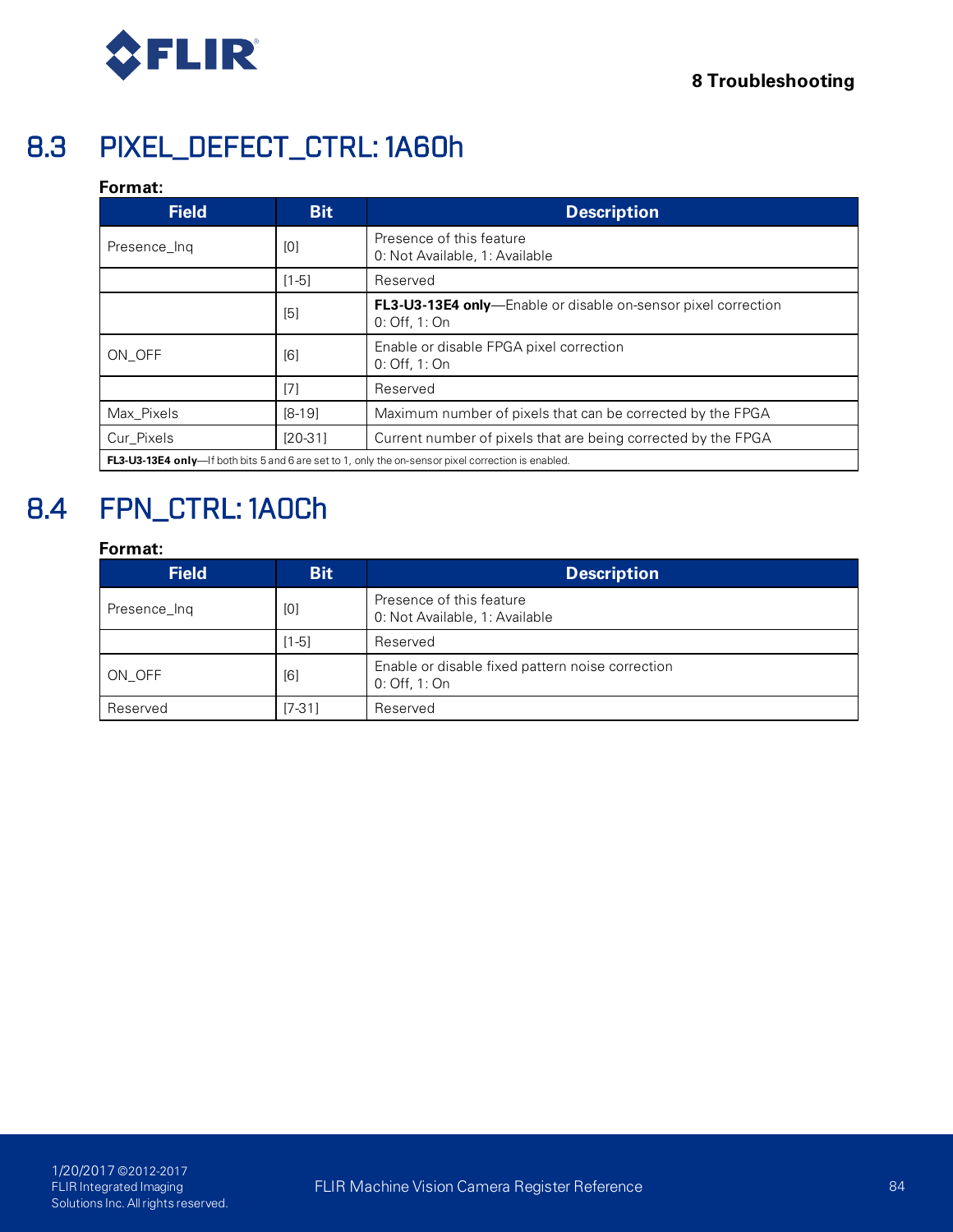## 8.3 PIXEL_DEFECT_CTRL: 1A60h

**Format:**

| Field | Bit | Description |
|---|---|---|
| Presence_Inq | [0] | Presence of this feature<br>0: Not Available, 1: Available |
| | [1-5] | Reserved |
| | [5] | **FL3-U3-13E4 only**—Enable or disable on-sensor pixel correction<br>0: Off, 1: On |
| ON_OFF | [6] | Enable or disable FPGA pixel correction<br>0: Off, 1: On |
| | [7] | Reserved |
| Max_Pixels | [8-19] | Maximum number of pixels that can be corrected by the FPGA |
| Cur_Pixels | [20-31] | Current number of pixels that are being corrected by the FPGA |
| **FL3-U3-13E4 only**—If both bits 5 and 6 are set to 1, only the on-sensor pixel correction is enabled. | | |

## 8.4 FPN_CTRL: 1A0Ch

**Format:**

| Field | Bit | Description |
|---|---|---|
| Presence_Inq | [0] | Presence of this feature<br>0: Not Available, 1: Available |
| | [1-5] | Reserved |
| ON_OFF | [6] | Enable or disable fixed pattern noise correction<br>0: Off, 1: On |
| Reserved | [7-31] | Reserved |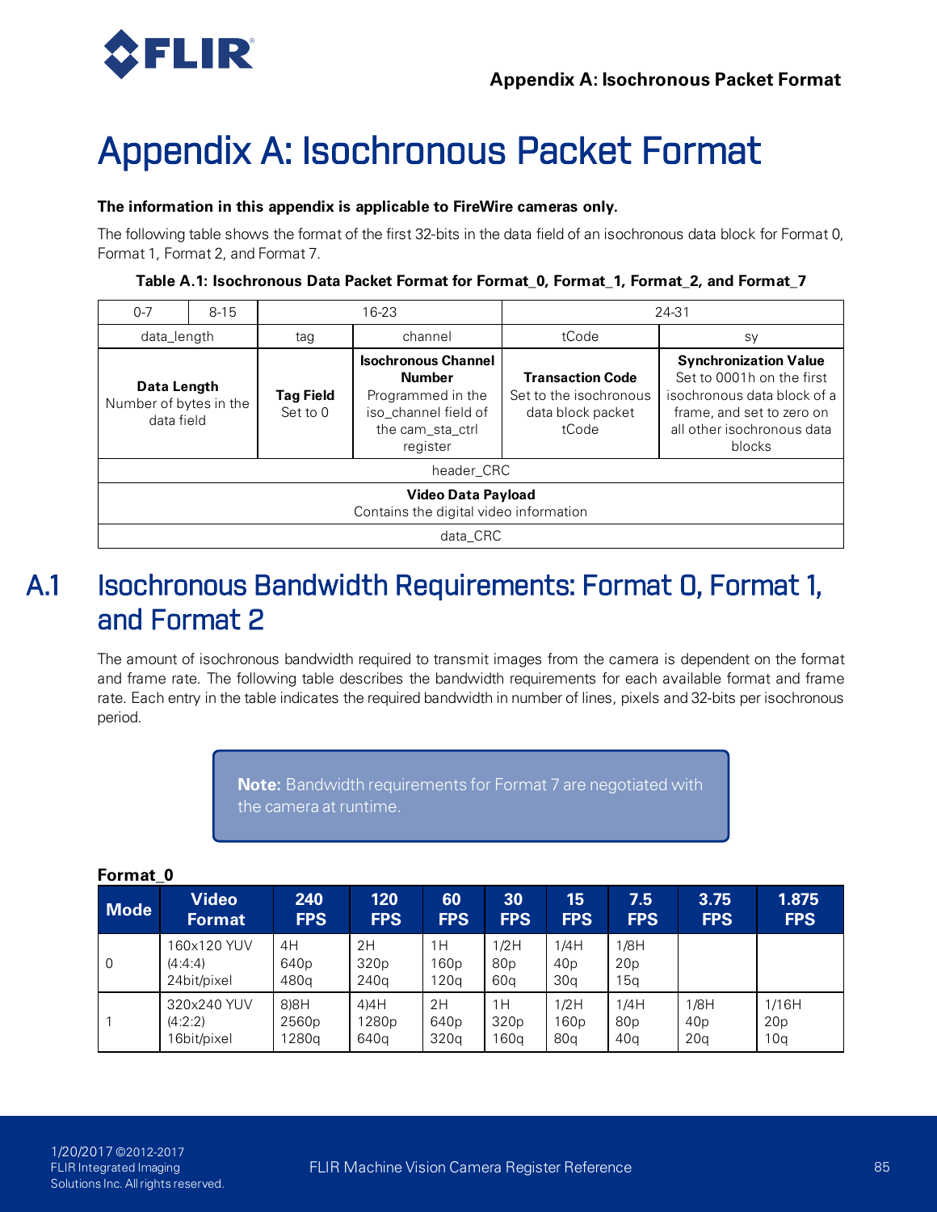# Appendix A: Isochronous Packet Format

**The information in this appendix is applicable to FireWire cameras only.**

The following table shows the format of the first 32-bits in the data field of an isochronous data block for Format 0, Format 1, Format 2, and Format 7.

**Table A.1: Isochronous Data Packet Format for Format_0, Format_1, Format_2, and Format_7**

| 0-7 | 8-15 | 16-23 | | 24-31 | |
|---|---|---|---|---|---|
| data_length | | tag | channel | tCode | sy |
| **Data Length** Number of bytes in the data field | | **Tag Field** Set to 0 | **Isochronous Channel Number** Programmed in the iso_channel field of the cam_sta_ctrl register | **Transaction Code** Set to the isochronous data block packet tCode | **Synchronization Value** Set to 0001h on the first isochronous data block of a frame, and set to zero on all other isochronous data blocks |
| header_CRC | | | | | |
| **Video Data Payload** Contains the digital video information | | | | | |
| data_CRC | | | | | |

## A.1 Isochronous Bandwidth Requirements: Format 0, Format 1, and Format 2

The amount of isochronous bandwidth required to transmit images from the camera is dependent on the format and frame rate. The following table describes the bandwidth requirements for each available format and frame rate. Each entry in the table indicates the required bandwidth in number of lines, pixels and 32-bits per isochronous period.

> **Note:** Bandwidth requirements for Format 7 are negotiated with the camera at runtime.

**Format_0**

| Mode | Video Format | 240 FPS | 120 FPS | 60 FPS | 30 FPS | 15 FPS | 7.5 FPS | 3.75 FPS | 1.875 FPS |
|---|---|---|---|---|---|---|---|---|---|
| 0 | 160x120 YUV (4:4:4) 24bit/pixel | 4H 640p 480q | 2H 320p 240q | 1H 160p 120q | 1/2H 80p 60q | 1/4H 40p 30q | 1/8H 20p 15q | | |
| 1 | 320x240 YUV (4:2:2) 16bit/pixel | 8)8H 2560p 1280q | 4)4H 1280p 640q | 2H 640p 320q | 1H 320p 160q | 1/2H 160p 80q | 1/4H 80p 40q | 1/8H 40p 20q | 1/16H 20p 10q |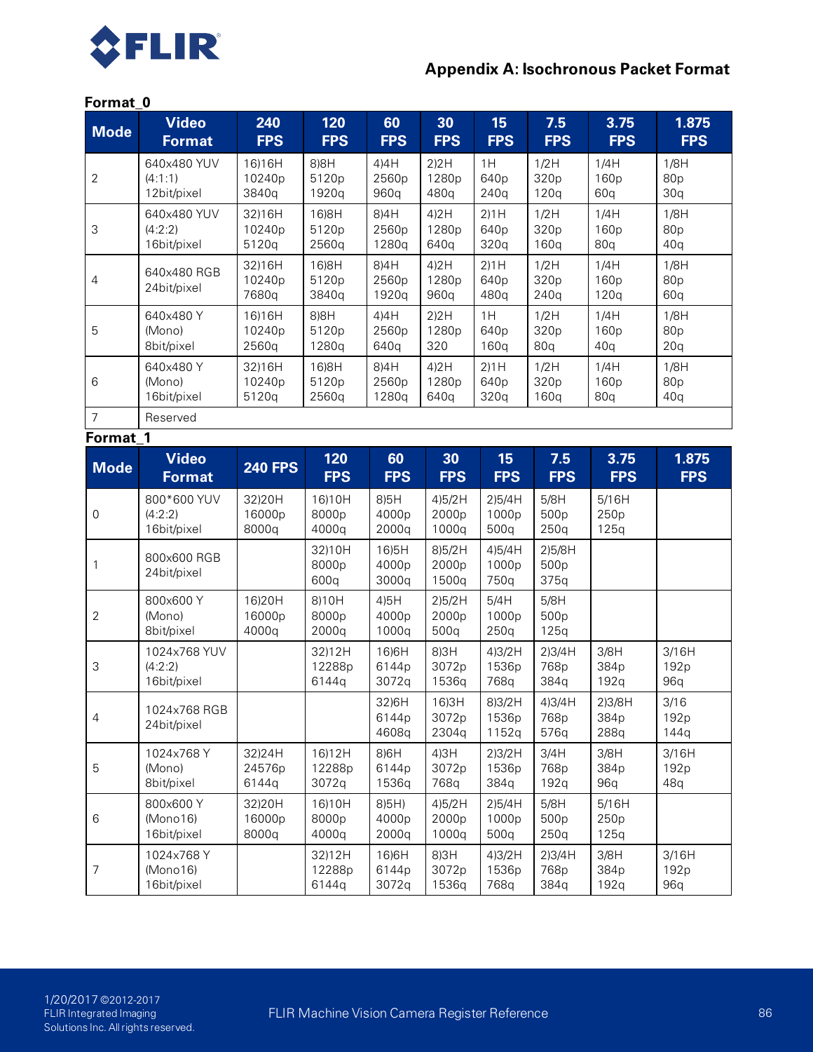## Appendix A: Isochronous Packet Format

**Format_0**

| Mode | Video Format | 240 FPS | 120 FPS | 60 FPS | 30 FPS | 15 FPS | 7.5 FPS | 3.75 FPS | 1.875 FPS |
|---|---|---|---|---|---|---|---|---|---|
| 2 | 640x480 YUV (4:1:1) 12bit/pixel | 16)16H 10240p 3840q | 8)8H 5120p 1920q | 4)4H 2560p 960q | 2)2H 1280p 480q | 1H 640p 240q | 1/2H 320p 120q | 1/4H 160p 60q | 1/8H 80p 30q |
| 3 | 640x480 YUV (4:2:2) 16bit/pixel | 32)16H 10240p 5120q | 16)8H 5120p 2560q | 8)4H 2560p 1280q | 4)2H 1280p 640q | 2)1H 640p 320q | 1/2H 320p 160q | 1/4H 160p 80q | 1/8H 80p 40q |
| 4 | 640x480 RGB 24bit/pixel | 32)16H 10240p 7680q | 16)8H 5120p 3840q | 8)4H 2560p 1920q | 4)2H 1280p 960q | 2)1H 640p 480q | 1/2H 320p 240q | 1/4H 160p 120q | 1/8H 80p 60q |
| 5 | 640x480 Y (Mono) 8bit/pixel | 16)16H 10240p 2560q | 8)8H 5120p 1280q | 4)4H 2560p 640q | 2)2H 1280p 320 | 1H 640p 160q | 1/2H 320p 80q | 1/4H 160p 40q | 1/8H 80p 20q |
| 6 | 640x480 Y (Mono) 16bit/pixel | 32)16H 10240p 5120q | 16)8H 5120p 2560q | 8)4H 2560p 1280q | 4)2H 1280p 640q | 2)1H 640p 320q | 1/2H 320p 160q | 1/4H 160p 80q | 1/8H 80p 40q |
| 7 | Reserved | | | | | | | | |

**Format_1**

| Mode | Video Format | 240 FPS | 120 FPS | 60 FPS | 30 FPS | 15 FPS | 7.5 FPS | 3.75 FPS | 1.875 FPS |
|---|---|---|---|---|---|---|---|---|---|
| 0 | 800*600 YUV (4:2:2) 16bit/pixel | 32)20H 16000p 8000q | 16)10H 8000p 4000q | 8)5H 4000p 2000q | 4)5/2H 2000p 1000q | 2)5/4H 1000p 500q | 5/8H 500p 250q | 5/16H 250p 125q | |
| 1 | 800x600 RGB 24bit/pixel | | 32)10H 8000p 600q | 16)5H 4000p 3000q | 8)5/2H 2000p 1500q | 4)5/4H 1000p 750q | 2)5/8H 500p 375q | | |
| 2 | 800x600 Y (Mono) 8bit/pixel | 16)20H 16000p 4000q | 8)10H 8000p 2000q | 4)5H 4000p 1000q | 2)5/2H 2000p 500q | 5/4H 1000p 250q | 5/8H 500p 125q | | |
| 3 | 1024x768 YUV (4:2:2) 16bit/pixel | | 32)12H 12288p 6144q | 16)6H 6144p 3072q | 8)3H 3072p 1536q | 4)3/2H 1536p 768q | 2)3/4H 768p 384q | 3/8H 384p 192q | 3/16H 192p 96q |
| 4 | 1024x768 RGB 24bit/pixel | | | 32)6H 6144p 4608q | 16)3H 3072p 2304q | 8)3/2H 1536p 1152q | 4)3/4H 768p 576q | 2)3/8H 384p 288q | 3/16 192p 144q |
| 5 | 1024x768 Y (Mono) 8bit/pixel | 32)24H 24576p 6144q | 16)12H 12288p 3072q | 8)6H 6144p 1536q | 4)3H 3072p 768q | 2)3/2H 1536p 384q | 3/4H 768p 192q | 3/8H 384p 96q | 3/16H 192p 48q |
| 6 | 800x600 Y (Mono16) 16bit/pixel | 32)20H 16000p 8000q | 16)10H 8000p 4000q | 8)5H) 4000p 2000q | 4)5/2H 2000p 1000q | 2)5/4H 1000p 500q | 5/8H 500p 250q | 5/16H 250p 125q | |
| 7 | 1024x768 Y (Mono16) 16bit/pixel | | 32)12H 12288p 6144q | 16)6H 6144p 3072q | 8)3H 3072p 1536q | 4)3/2H 1536p 768q | 2)3/4H 768p 384q | 3/8H 384p 192q | 3/16H 192p 96q |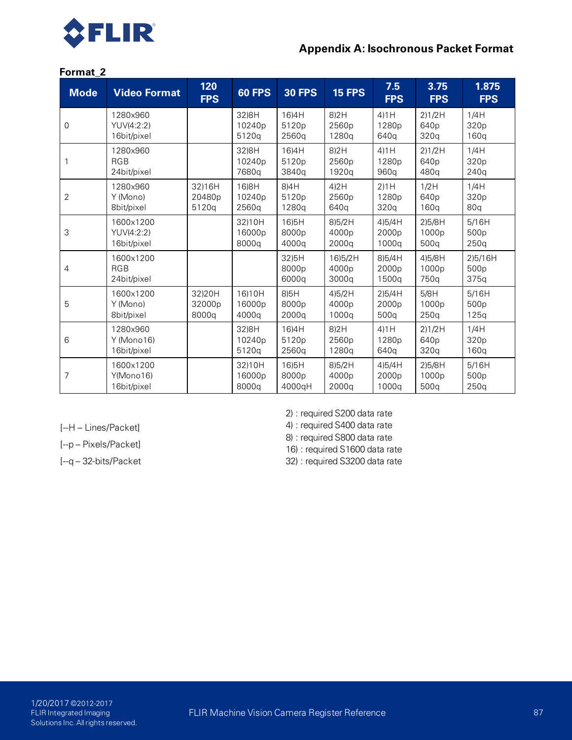**Format_2**

| Mode | Video Format | 120 FPS | 60 FPS | 30 FPS | 15 FPS | 7.5 FPS | 3.75 FPS | 1.875 FPS |
|---|---|---|---|---|---|---|---|---|
| 0 | 1280x960<br>YUV(4:2:2)<br>16bit/pixel | | 32)8H<br>10240p<br>5120q | 16)4H<br>5120p<br>2560q | 8)2H<br>2560p<br>1280q | 4)1H<br>1280p<br>640q | 2)1/2H<br>640p<br>320q | 1/4H<br>320p<br>160q |
| 1 | 1280x960<br>RGB<br>24bit/pixel | | 32)8H<br>10240p<br>7680q | 16)4H<br>5120p<br>3840q | 8)2H<br>2560p<br>1920q | 4)1H<br>1280p<br>960q | 2)1/2H<br>640p<br>480q | 1/4H<br>320p<br>240q |
| 2 | 1280x960<br>Y (Mono)<br>8bit/pixel | 32)16H<br>20480p<br>5120q | 16)8H<br>10240p<br>2560q | 8)4H<br>5120p<br>1280q | 4)2H<br>2560p<br>640q | 2)1H<br>1280p<br>320q | 1/2H<br>640p<br>160q | 1/4H<br>320p<br>80q |
| 3 | 1600x1200<br>YUV(4:2:2)<br>16bit/pixel | | 32)10H<br>16000p<br>8000q | 16)5H<br>8000p<br>4000q | 8)5/2H<br>4000p<br>2000q | 4)5/4H<br>2000p<br>1000q | 2)5/8H<br>1000p<br>500q | 5/16H<br>500p<br>250q |
| 4 | 1600x1200<br>RGB<br>24bit/pixel | | | 32)5H<br>8000p<br>6000q | 16)5/2H<br>4000p<br>3000q | 8)5/4H<br>2000p<br>1500q | 4)5/8H<br>1000p<br>750q | 2)5/16H<br>500p<br>375q |
| 5 | 1600x1200<br>Y (Mono)<br>8bit/pixel | 32)20H<br>32000p<br>8000q | 16)10H<br>16000p<br>4000q | 8)5H<br>8000p<br>2000q | 4)5/2H<br>4000p<br>1000q | 2)5/4H<br>2000p<br>500q | 5/8H<br>1000p<br>250q | 5/16H<br>500p<br>125q |
| 6 | 1280x960<br>Y (Mono16)<br>16bit/pixel | | 32)8H<br>10240p<br>5120q | 16)4H<br>5120p<br>2560q | 8)2H<br>2560p<br>1280q | 4)1H<br>1280p<br>640q | 2)1/2H<br>640p<br>320q | 1/4H<br>320p<br>160q |
| 7 | 1600x1200<br>Y(Mono16)<br>16bit/pixel | | 32)10H<br>16000p<br>8000q | 16)5H<br>8000p<br>4000qH | 8)5/2H<br>4000p<br>2000q | 4)5/4H<br>2000p<br>1000q | 2)5/8H<br>1000p<br>500q | 5/16H<br>500p<br>250q |

[--H – Lines/Packet]

[--p – Pixels/Packet]

[--q – 32-bits/Packet

2) : required S200 data rate
4) : required S400 data rate
8) : required S800 data rate
16) : required S1600 data rate
32) : required S3200 data rate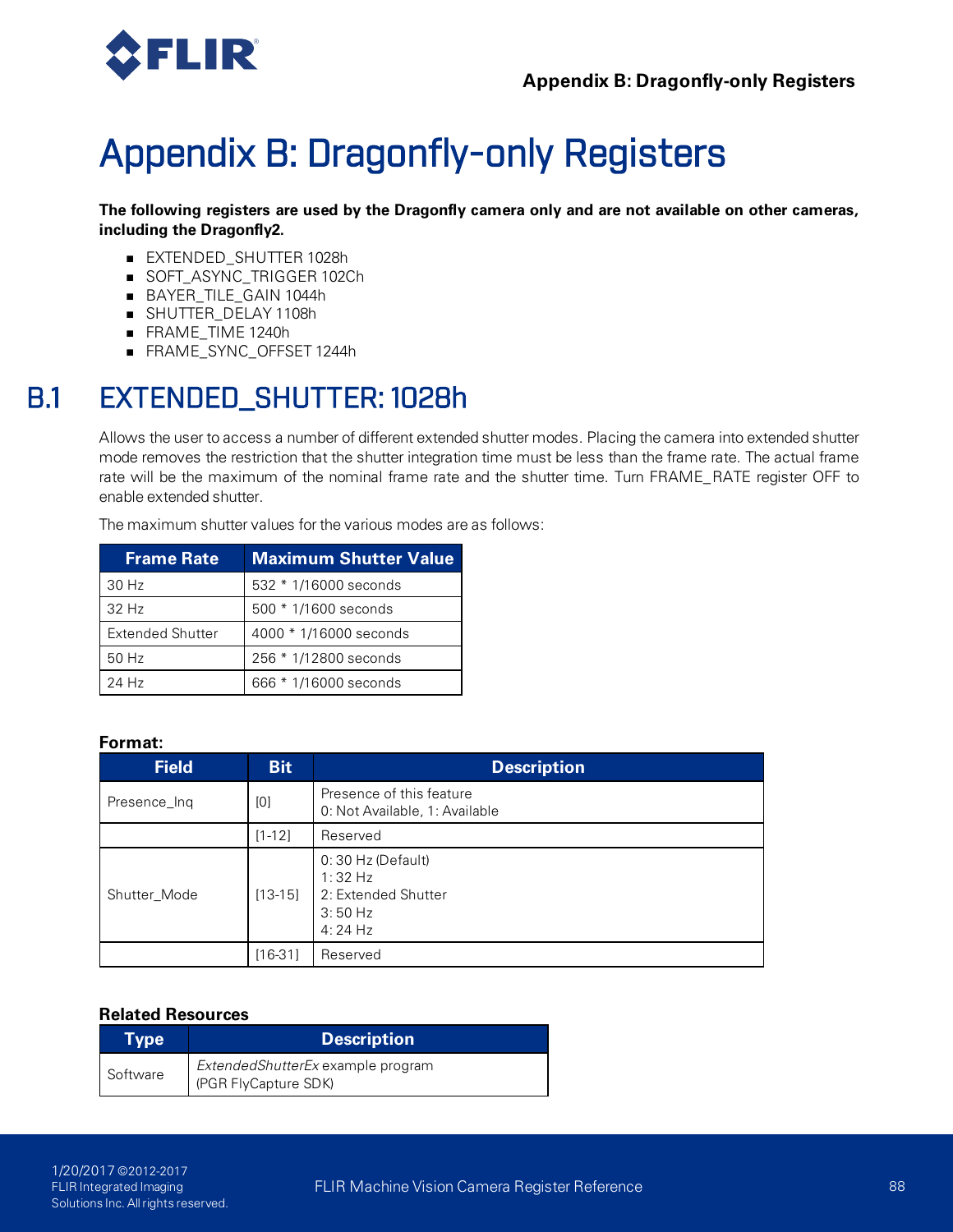# Appendix B: Dragonfly-only Registers

**The following registers are used by the Dragonfly camera only and are not available on other cameras, including the Dragonfly2.**

- EXTENDED_SHUTTER 1028h
- SOFT_ASYNC_TRIGGER 102Ch
- BAYER_TILE_GAIN 1044h
- SHUTTER_DELAY 1108h
- FRAME_TIME 1240h
- FRAME_SYNC_OFFSET 1244h

## B.1 EXTENDED_SHUTTER: 1028h

Allows the user to access a number of different extended shutter modes. Placing the camera into extended shutter mode removes the restriction that the shutter integration time must be less than the frame rate. The actual frame rate will be the maximum of the nominal frame rate and the shutter time. Turn FRAME_RATE register OFF to enable extended shutter.

The maximum shutter values for the various modes are as follows:

| Frame Rate | Maximum Shutter Value |
|---|---|
| 30 Hz | 532 * 1/16000 seconds |
| 32 Hz | 500 * 1/1600 seconds |
| Extended Shutter | 4000 * 1/16000 seconds |
| 50 Hz | 256 * 1/12800 seconds |
| 24 Hz | 666 * 1/16000 seconds |

**Format:**

| Field | Bit | Description |
|---|---|---|
| Presence_Inq | [0] | Presence of this feature<br>0: Not Available, 1: Available |
| | [1-12] | Reserved |
| Shutter_Mode | [13-15] | 0: 30 Hz (Default)<br>1: 32 Hz<br>2: Extended Shutter<br>3: 50 Hz<br>4: 24 Hz |
| | [16-31] | Reserved |

**Related Resources**

| Type | Description |
|---|---|
| Software | *ExtendedShutterEx* example program<br>(PGR FlyCapture SDK) |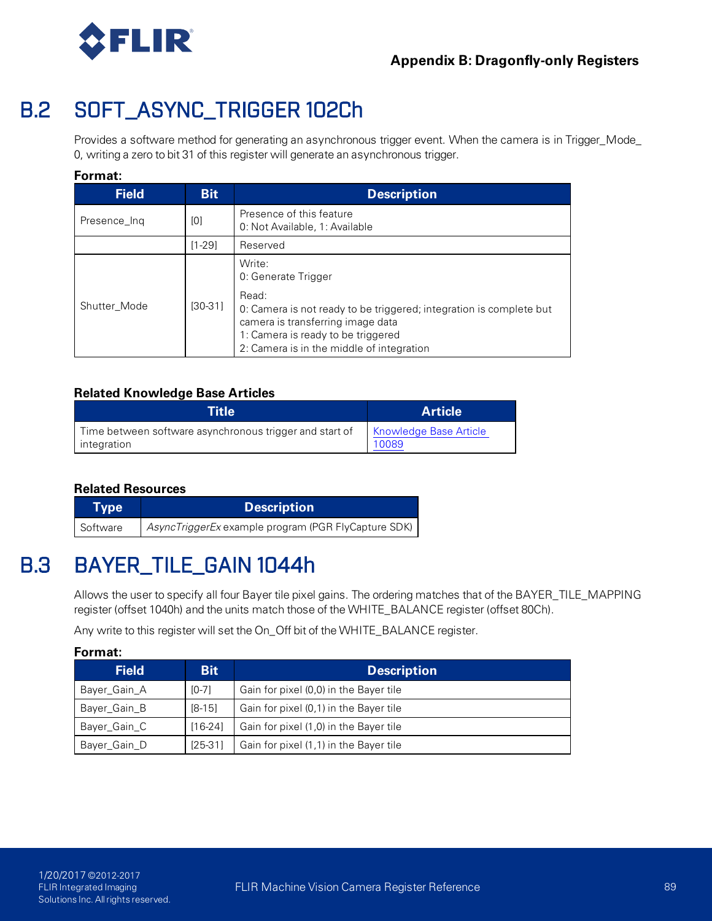## B.2 SOFT_ASYNC_TRIGGER 102Ch

Provides a software method for generating an asynchronous trigger event. When the camera is in Trigger_Mode_0, writing a zero to bit 31 of this register will generate an asynchronous trigger.

**Format:**

| Field | Bit | Description |
|---|---|---|
| Presence_Inq | [0] | Presence of this feature<br>0: Not Available, 1: Available |
| | [1-29] | Reserved |
| Shutter_Mode | [30-31] | Write:<br>0: Generate Trigger<br><br>Read:<br>0: Camera is not ready to be triggered; integration is complete but camera is transferring image data<br>1: Camera is ready to be triggered<br>2: Camera is in the middle of integration |

**Related Knowledge Base Articles**

| Title | Article |
|---|---|
| Time between software asynchronous trigger and start of integration | Knowledge Base Article 10089 |

**Related Resources**

| Type | Description |
|---|---|
| Software | *AsyncTriggerEx* example program (PGR FlyCapture SDK) |

## B.3 BAYER_TILE_GAIN 1044h

Allows the user to specify all four Bayer tile pixel gains. The ordering matches that of the BAYER_TILE_MAPPING register (offset 1040h) and the units match those of the WHITE_BALANCE register (offset 80Ch).

Any write to this register will set the On_Off bit of the WHITE_BALANCE register.

**Format:**

| Field | Bit | Description |
|---|---|---|
| Bayer_Gain_A | [0-7] | Gain for pixel (0,0) in the Bayer tile |
| Bayer_Gain_B | [8-15] | Gain for pixel (0,1) in the Bayer tile |
| Bayer_Gain_C | [16-24] | Gain for pixel (1,0) in the Bayer tile |
| Bayer_Gain_D | [25-31] | Gain for pixel (1,1) in the Bayer tile |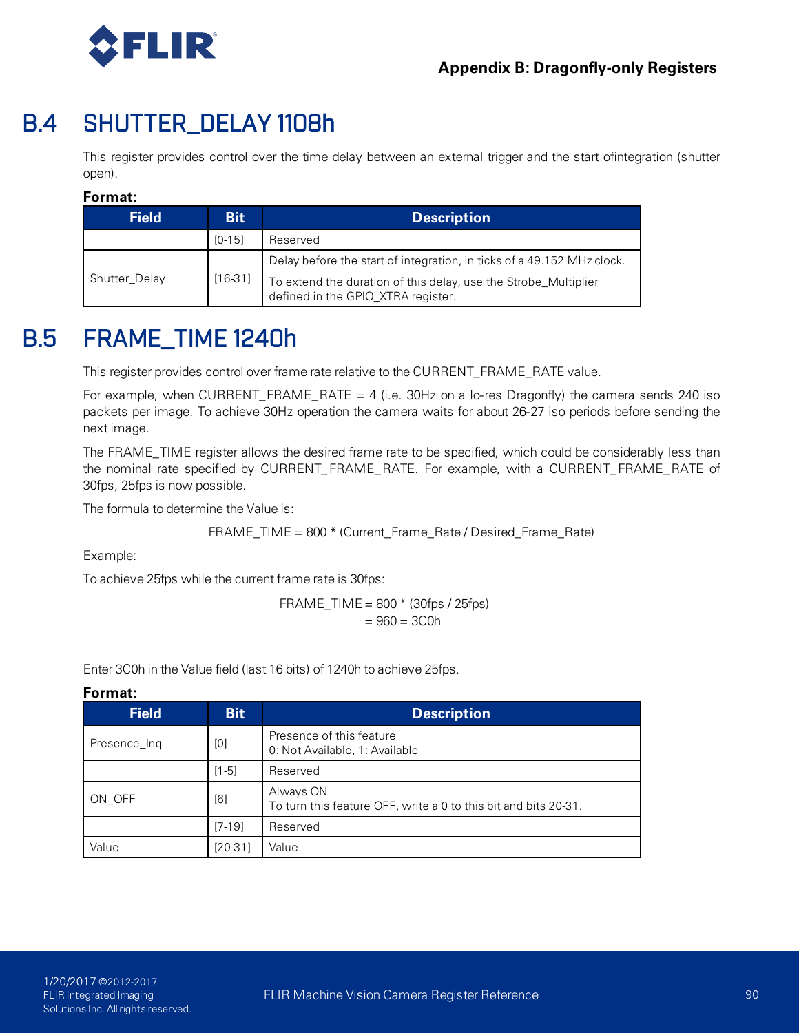## B.4 SHUTTER_DELAY 1108h

This register provides control over the time delay between an external trigger and the start ofintegration (shutter open).

**Format:**

| Field | Bit | Description |
|---|---|---|
| | [0-15] | Reserved |
| Shutter_Delay | [16-31] | Delay before the start of integration, in ticks of a 49.152 MHz clock.<br>To extend the duration of this delay, use the Strobe_Multiplier defined in the GPIO_XTRA register. |

## B.5 FRAME_TIME 1240h

This register provides control over frame rate relative to the CURRENT_FRAME_RATE value.

For example, when CURRENT_FRAME_RATE = 4 (i.e. 30Hz on a lo-res Dragonfly) the camera sends 240 iso packets per image. To achieve 30Hz operation the camera waits for about 26-27 iso periods before sending the next image.

The FRAME_TIME register allows the desired frame rate to be specified, which could be considerably less than the nominal rate specified by CURRENT_FRAME_RATE. For example, with a CURRENT_FRAME_RATE of 30fps, 25fps is now possible.

The formula to determine the Value is:

FRAME_TIME = 800 * (Current_Frame_Rate / Desired_Frame_Rate)

Example:

To achieve 25fps while the current frame rate is 30fps:

FRAME_TIME = 800 * (30fps / 25fps)
= 960 = 3C0h

Enter 3C0h in the Value field (last 16 bits) of 1240h to achieve 25fps.

**Format:**

| Field | Bit | Description |
|---|---|---|
| Presence_Inq | [0] | Presence of this feature<br>0: Not Available, 1: Available |
| | [1-5] | Reserved |
| ON_OFF | [6] | Always ON<br>To turn this feature OFF, write a 0 to this bit and bits 20-31. |
| | [7-19] | Reserved |
| Value | [20-31] | Value. |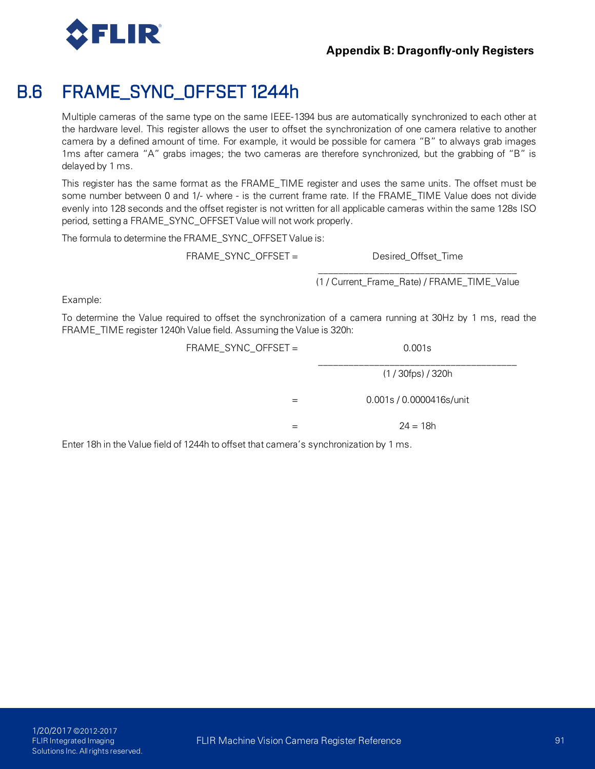## B.6 FRAME_SYNC_OFFSET 1244h

Multiple cameras of the same type on the same IEEE-1394 bus are automatically synchronized to each other at the hardware level. This register allows the user to offset the synchronization of one camera relative to another camera by a defined amount of time. For example, it would be possible for camera "B" to always grab images 1ms after camera "A" grabs images; the two cameras are therefore synchronized, but the grabbing of "B" is delayed by 1 ms.

This register has the same format as the FRAME_TIME register and uses the same units. The offset must be some number between 0 and 1/- where - is the current frame rate. If the FRAME_TIME Value does not divide evenly into 128 seconds and the offset register is not written for all applicable cameras within the same 128s ISO period, setting a FRAME_SYNC_OFFSET Value will not work properly.

The formula to determine the FRAME_SYNC_OFFSET Value is:

$$\text{FRAME\_SYNC\_OFFSET} = \frac{\text{Desired\_Offset\_Time}}{(1 / \text{Current\_Frame\_Rate}) / \text{FRAME\_TIME\_Value}}$$

Example:

To determine the Value required to offset the synchronization of a camera running at 30Hz by 1 ms, read the FRAME_TIME register 1240h Value field. Assuming the Value is 320h:

$$\text{FRAME\_SYNC\_OFFSET} = \frac{0.001\text{s}}{(1 / 30\text{fps}) / 320\text{h}}$$

$$= 0.001\text{s} / 0.0000416\text{s/unit}$$

$$= 24 = 18\text{h}$$

Enter 18h in the Value field of 1244h to offset that camera's synchronization by 1 ms.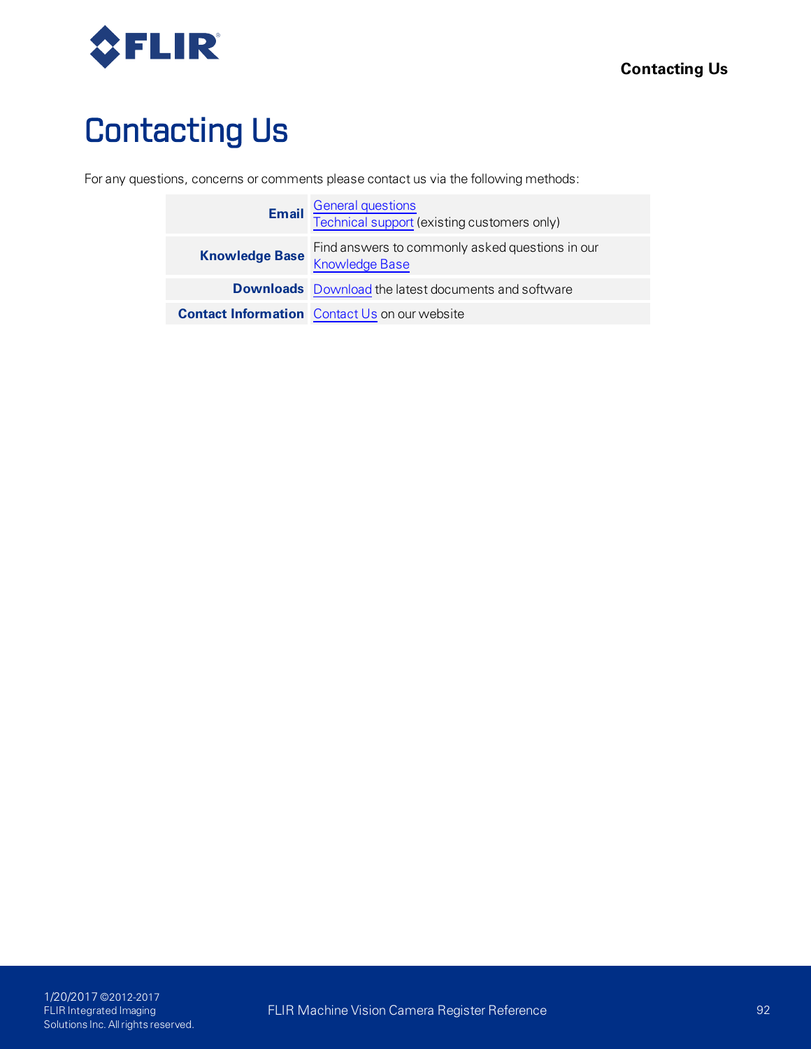# Contacting Us

For any questions, concerns or comments please contact us via the following methods:

| | |
|---|---|
| **Email** | General questions<br>Technical support (existing customers only) |
| **Knowledge Base** | Find answers to commonly asked questions in our Knowledge Base |
| **Downloads** | Download the latest documents and software |
| **Contact Information** | Contact Us on our website |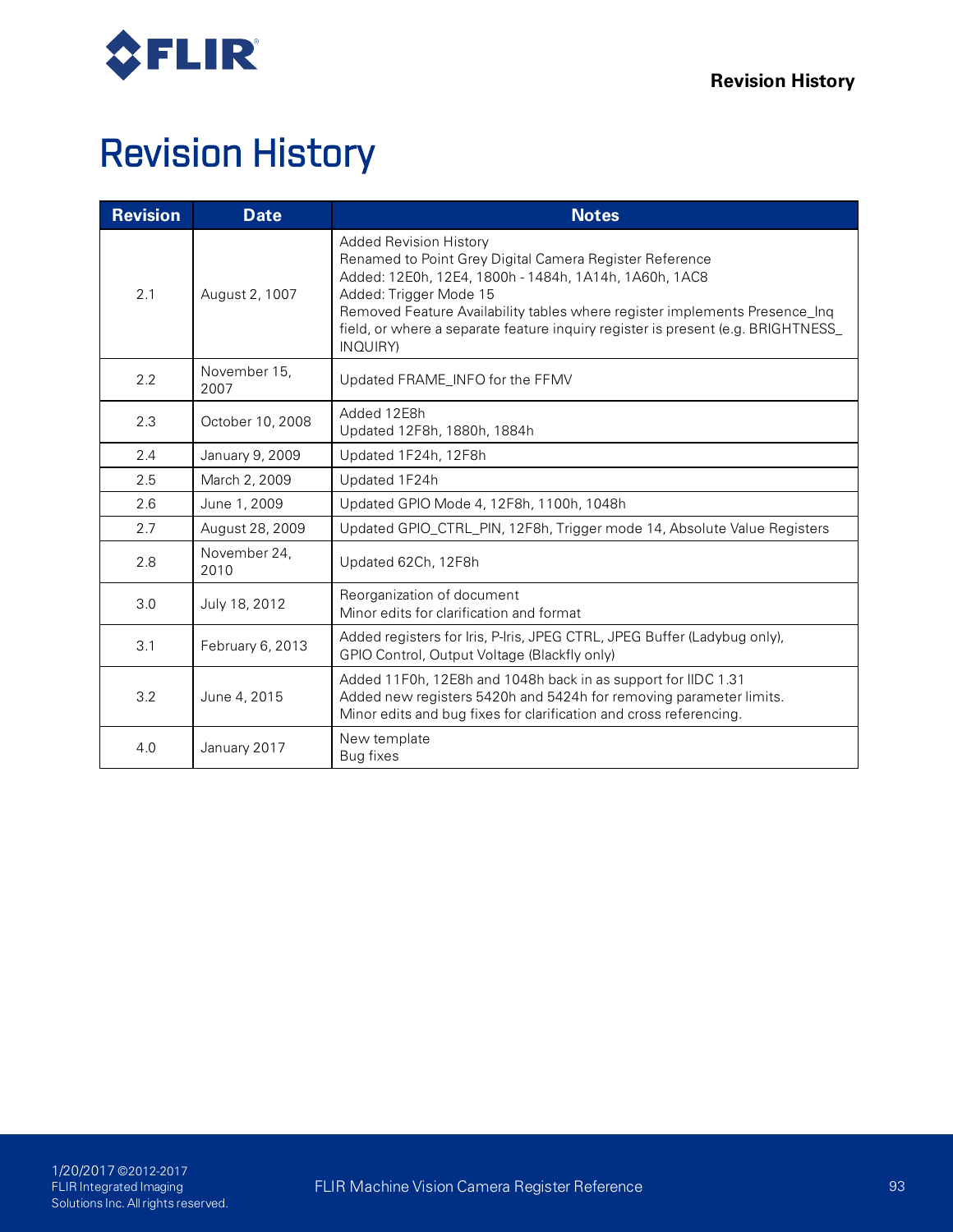# Revision History

| Revision | Date | Notes |
|---|---|---|
| 2.1 | August 2, 1007 | Added Revision History<br>Renamed to Point Grey Digital Camera Register Reference<br>Added: 12E0h, 12E4, 1800h - 1484h, 1A14h, 1A60h, 1AC8<br>Added: Trigger Mode 15<br>Removed Feature Availability tables where register implements Presence_Inq field, or where a separate feature inquiry register is present (e.g. BRIGHTNESS_INQUIRY) |
| 2.2 | November 15, 2007 | Updated FRAME_INFO for the FFMV |
| 2.3 | October 10, 2008 | Added 12E8h<br>Updated 12F8h, 1880h, 1884h |
| 2.4 | January 9, 2009 | Updated 1F24h, 12F8h |
| 2.5 | March 2, 2009 | Updated 1F24h |
| 2.6 | June 1, 2009 | Updated GPIO Mode 4, 12F8h, 1100h, 1048h |
| 2.7 | August 28, 2009 | Updated GPIO_CTRL_PIN, 12F8h, Trigger mode 14, Absolute Value Registers |
| 2.8 | November 24, 2010 | Updated 62Ch, 12F8h |
| 3.0 | July 18, 2012 | Reorganization of document<br>Minor edits for clarification and format |
| 3.1 | February 6, 2013 | Added registers for Iris, P-Iris, JPEG CTRL, JPEG Buffer (Ladybug only), GPIO Control, Output Voltage (Blackfly only) |
| 3.2 | June 4, 2015 | Added 11F0h, 12E8h and 1048h back in as support for IIDC 1.31<br>Added new registers 5420h and 5424h for removing parameter limits.<br>Minor edits and bug fixes for clarification and cross referencing. |
| 4.0 | January 2017 | New template<br>Bug fixes |